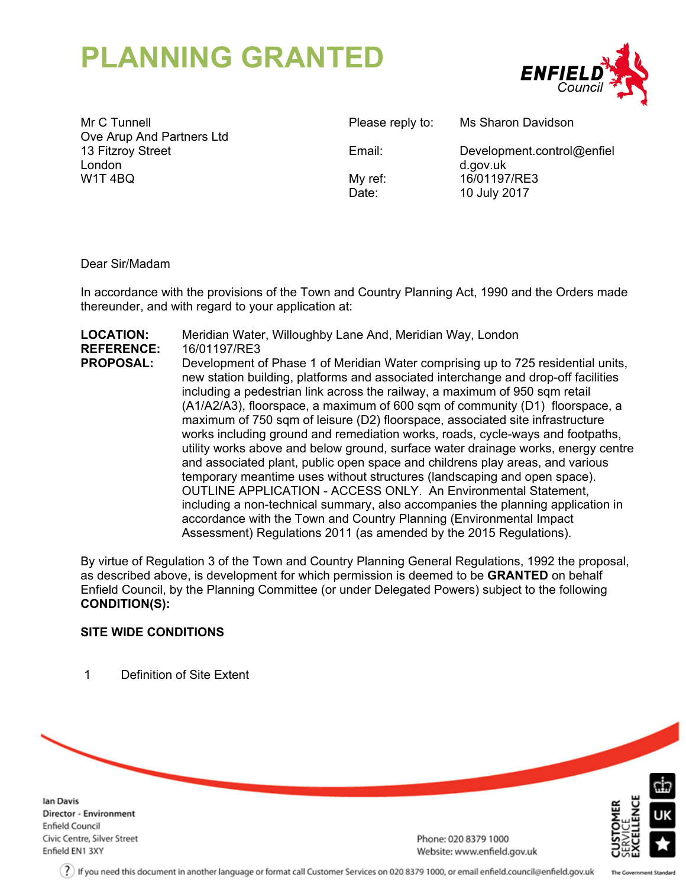# PLANNING GRANTED

Mr C Tunnell
Ove Arup And Partners Ltd
13 Fitzroy Street
London
W1T 4BQ

Please reply to: Ms Sharon Davidson
Email: Development.control@enfield.gov.uk
My ref: 16/01197/RE3
Date: 10 July 2017

Dear Sir/Madam

In accordance with the provisions of the Town and Country Planning Act, 1990 and the Orders made thereunder, and with regard to your application at:

**LOCATION:** Meridian Water, Willoughby Lane And, Meridian Way, London
**REFERENCE:** 16/01197/RE3
**PROPOSAL:** Development of Phase 1 of Meridian Water comprising up to 725 residential units, new station building, platforms and associated interchange and drop-off facilities including a pedestrian link across the railway, a maximum of 950 sqm retail (A1/A2/A3), floorspace, a maximum of 600 sqm of community (D1) floorspace, a maximum of 750 sqm of leisure (D2) floorspace, associated site infrastructure works including ground and remediation works, roads, cycle-ways and footpaths, utility works above and below ground, surface water drainage works, energy centre and associated plant, public open space and childrens play areas, and various temporary meantime uses without structures (landscaping and open space). OUTLINE APPLICATION - ACCESS ONLY. An Environmental Statement, including a non-technical summary, also accompanies the planning application in accordance with the Town and Country Planning (Environmental Impact Assessment) Regulations 2011 (as amended by the 2015 Regulations).

By virtue of Regulation 3 of the Town and Country Planning General Regulations, 1992 the proposal, as described above, is development for which permission is deemed to be **GRANTED** on behalf Enfield Council, by the Planning Committee (or under Delegated Powers) subject to the following **CONDITION(S):**

**SITE WIDE CONDITIONS**

1 Definition of Site Extent

Ian Davis
Director - Environment
Enfield Council
Civic Centre, Silver Street
Enfield EN1 3XY

Phone: 020 8379 1000
Website: www.enfield.gov.uk

If you need this document in another language or format call Customer Services on 020 8379 1000, or email enfield.council@enfield.gov.uk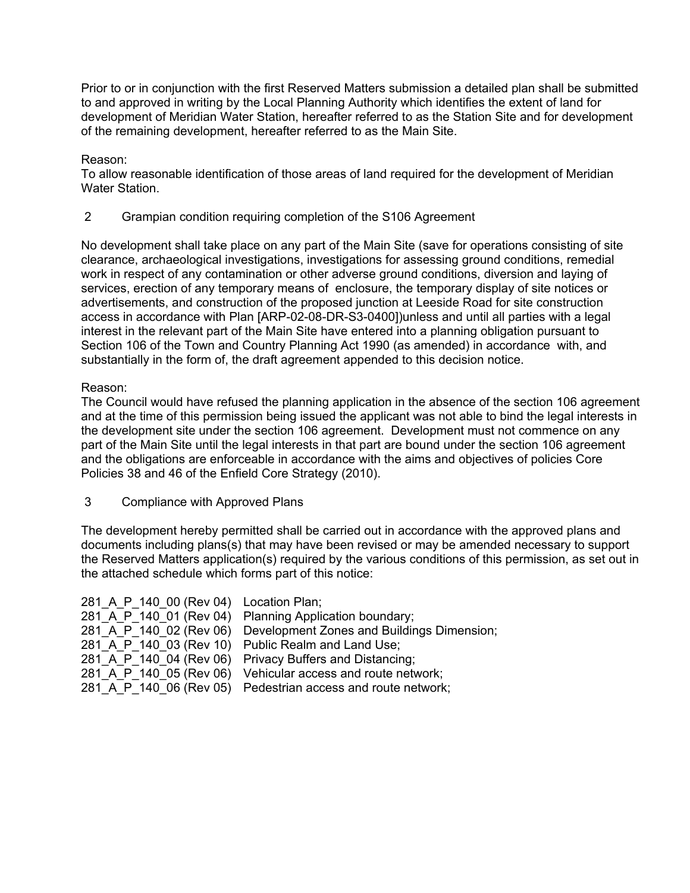Prior to or in conjunction with the first Reserved Matters submission a detailed plan shall be submitted to and approved in writing by the Local Planning Authority which identifies the extent of land for development of Meridian Water Station, hereafter referred to as the Station Site and for development of the remaining development, hereafter referred to as the Main Site.

Reason:
To allow reasonable identification of those areas of land required for the development of Meridian Water Station.

2 Grampian condition requiring completion of the S106 Agreement

No development shall take place on any part of the Main Site (save for operations consisting of site clearance, archaeological investigations, investigations for assessing ground conditions, remedial work in respect of any contamination or other adverse ground conditions, diversion and laying of services, erection of any temporary means of enclosure, the temporary display of site notices or advertisements, and construction of the proposed junction at Leeside Road for site construction access in accordance with Plan [ARP-02-08-DR-S3-0400])unless and until all parties with a legal interest in the relevant part of the Main Site have entered into a planning obligation pursuant to Section 106 of the Town and Country Planning Act 1990 (as amended) in accordance with, and substantially in the form of, the draft agreement appended to this decision notice.

Reason:
The Council would have refused the planning application in the absence of the section 106 agreement and at the time of this permission being issued the applicant was not able to bind the legal interests in the development site under the section 106 agreement. Development must not commence on any part of the Main Site until the legal interests in that part are bound under the section 106 agreement and the obligations are enforceable in accordance with the aims and objectives of policies Core Policies 38 and 46 of the Enfield Core Strategy (2010).

3 Compliance with Approved Plans

The development hereby permitted shall be carried out in accordance with the approved plans and documents including plans(s) that may have been revised or may be amended necessary to support the Reserved Matters application(s) required by the various conditions of this permission, as set out in the attached schedule which forms part of this notice:

281_A_P_140_00 (Rev 04) Location Plan;
281_A_P_140_01 (Rev 04) Planning Application boundary;
281_A_P_140_02 (Rev 06) Development Zones and Buildings Dimension;
281_A_P_140_03 (Rev 10) Public Realm and Land Use;
281_A_P_140_04 (Rev 06) Privacy Buffers and Distancing;
281_A_P_140_05 (Rev 06) Vehicular access and route network;
281_A_P_140_06 (Rev 05) Pedestrian access and route network;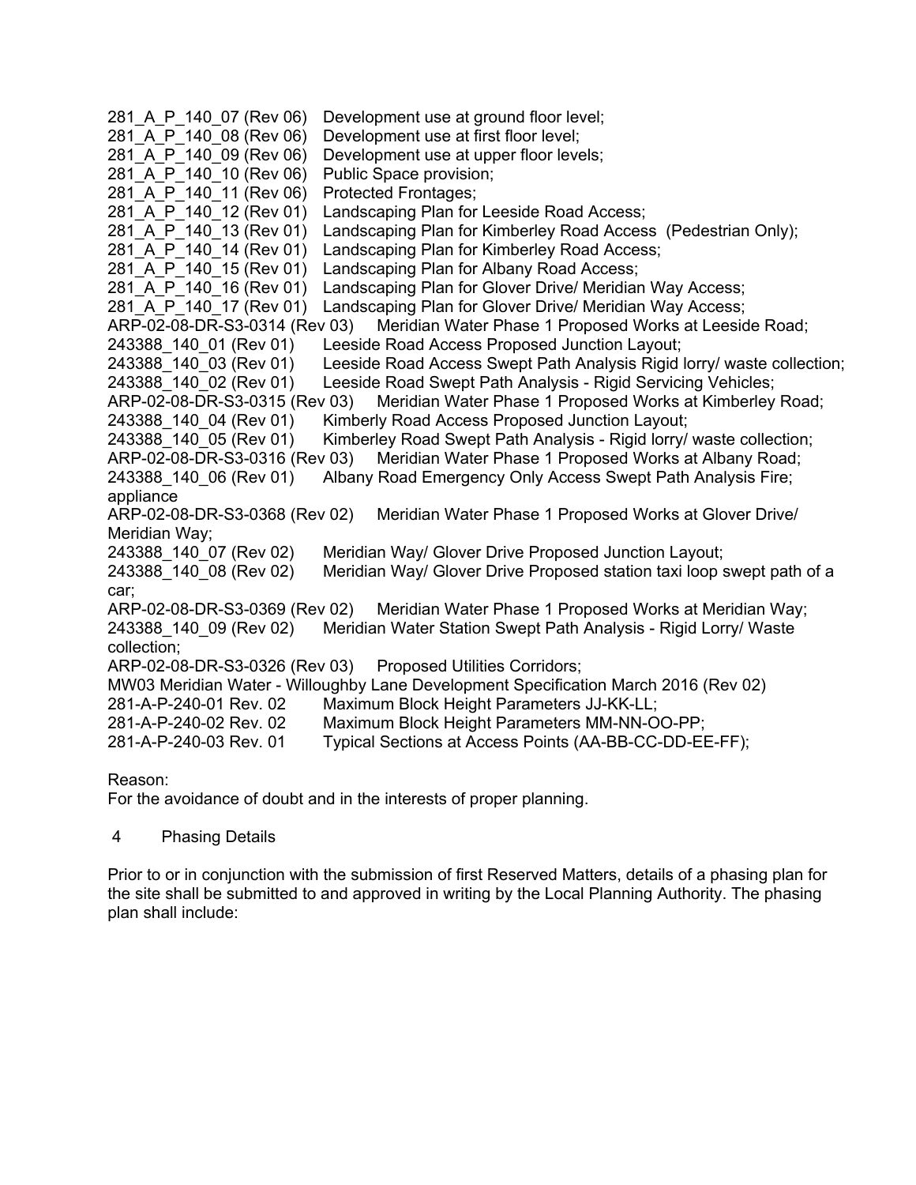281_A_P_140_07 (Rev 06) Development use at ground floor level;
281_A_P_140_08 (Rev 06) Development use at first floor level;
281_A_P_140_09 (Rev 06) Development use at upper floor levels;
281_A_P_140_10 (Rev 06) Public Space provision;
281_A_P_140_11 (Rev 06) Protected Frontages;
281_A_P_140_12 (Rev 01) Landscaping Plan for Leeside Road Access;
281_A_P_140_13 (Rev 01) Landscaping Plan for Kimberley Road Access (Pedestrian Only);
281_A_P_140_14 (Rev 01) Landscaping Plan for Kimberley Road Access;
281_A_P_140_15 (Rev 01) Landscaping Plan for Albany Road Access;
281_A_P_140_16 (Rev 01) Landscaping Plan for Glover Drive/ Meridian Way Access;
281_A_P_140_17 (Rev 01) Landscaping Plan for Glover Drive/ Meridian Way Access;
ARP-02-08-DR-S3-0314 (Rev 03) Meridian Water Phase 1 Proposed Works at Leeside Road;
243388_140_01 (Rev 01) Leeside Road Access Proposed Junction Layout;
243388_140_03 (Rev 01) Leeside Road Access Swept Path Analysis Rigid lorry/ waste collection;
243388_140_02 (Rev 01) Leeside Road Swept Path Analysis - Rigid Servicing Vehicles;
ARP-02-08-DR-S3-0315 (Rev 03) Meridian Water Phase 1 Proposed Works at Kimberley Road;
243388_140_04 (Rev 01) Kimberly Road Access Proposed Junction Layout;
243388_140_05 (Rev 01) Kimberley Road Swept Path Analysis - Rigid lorry/ waste collection;
ARP-02-08-DR-S3-0316 (Rev 03) Meridian Water Phase 1 Proposed Works at Albany Road;
243388_140_06 (Rev 01) Albany Road Emergency Only Access Swept Path Analysis Fire; appliance
ARP-02-08-DR-S3-0368 (Rev 02) Meridian Water Phase 1 Proposed Works at Glover Drive/ Meridian Way;
243388_140_07 (Rev 02) Meridian Way/ Glover Drive Proposed Junction Layout;
243388_140_08 (Rev 02) Meridian Way/ Glover Drive Proposed station taxi loop swept path of a car;
ARP-02-08-DR-S3-0369 (Rev 02) Meridian Water Phase 1 Proposed Works at Meridian Way;
243388_140_09 (Rev 02) Meridian Water Station Swept Path Analysis - Rigid Lorry/ Waste collection;
ARP-02-08-DR-S3-0326 (Rev 03) Proposed Utilities Corridors;
MW03 Meridian Water - Willoughby Lane Development Specification March 2016 (Rev 02)
281-A-P-240-01 Rev. 02 Maximum Block Height Parameters JJ-KK-LL;
281-A-P-240-02 Rev. 02 Maximum Block Height Parameters MM-NN-OO-PP;
281-A-P-240-03 Rev. 01 Typical Sections at Access Points (AA-BB-CC-DD-EE-FF);

Reason:
For the avoidance of doubt and in the interests of proper planning.

4 Phasing Details

Prior to or in conjunction with the submission of first Reserved Matters, details of a phasing plan for the site shall be submitted to and approved in writing by the Local Planning Authority. The phasing plan shall include: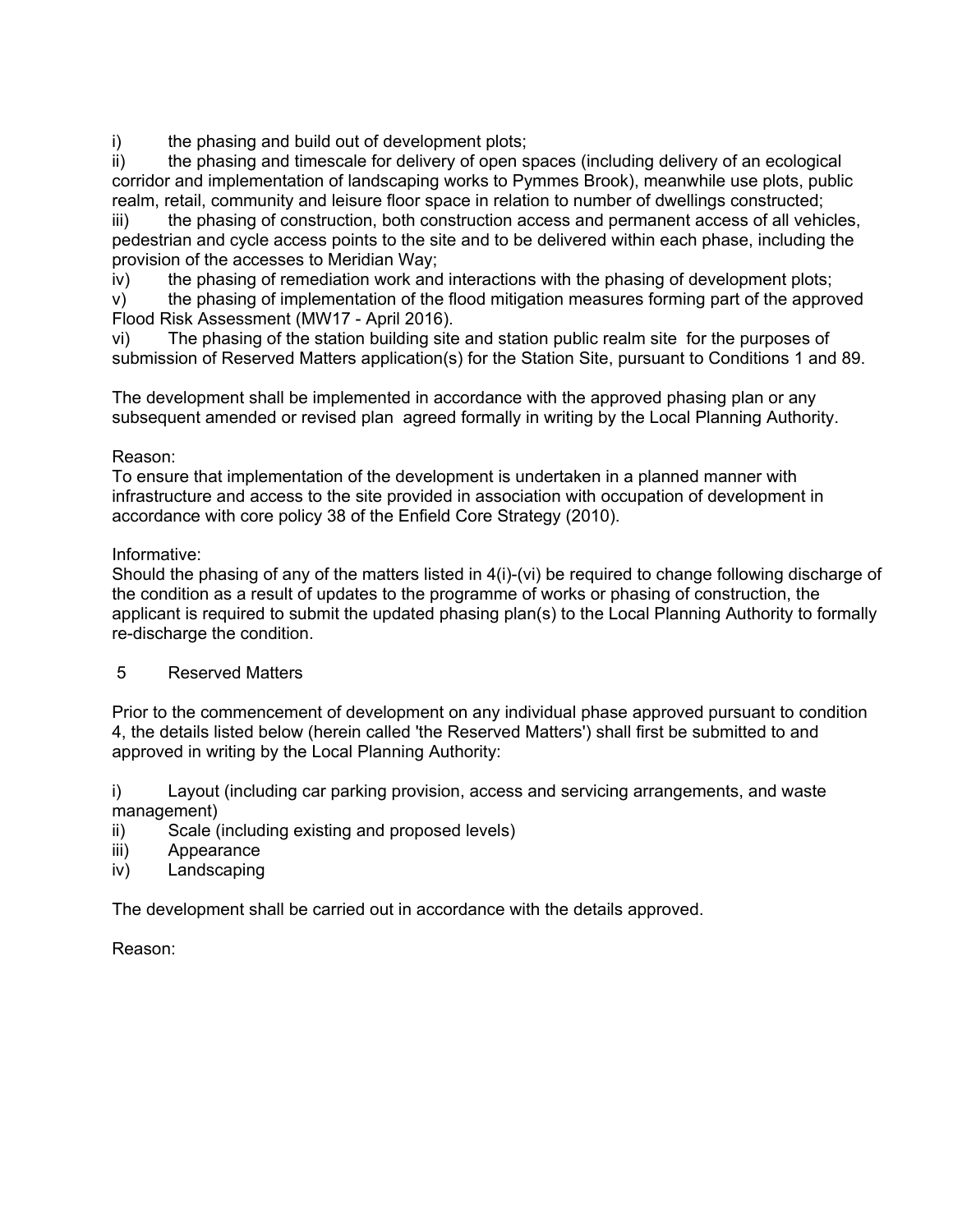i) the phasing and build out of development plots;

ii) the phasing and timescale for delivery of open spaces (including delivery of an ecological corridor and implementation of landscaping works to Pymmes Brook), meanwhile use plots, public realm, retail, community and leisure floor space in relation to number of dwellings constructed;

iii) the phasing of construction, both construction access and permanent access of all vehicles, pedestrian and cycle access points to the site and to be delivered within each phase, including the provision of the accesses to Meridian Way;

iv) the phasing of remediation work and interactions with the phasing of development plots;

v) the phasing of implementation of the flood mitigation measures forming part of the approved Flood Risk Assessment (MW17 - April 2016).

vi) The phasing of the station building site and station public realm site for the purposes of submission of Reserved Matters application(s) for the Station Site, pursuant to Conditions 1 and 89.

The development shall be implemented in accordance with the approved phasing plan or any subsequent amended or revised plan agreed formally in writing by the Local Planning Authority.

Reason:
To ensure that implementation of the development is undertaken in a planned manner with infrastructure and access to the site provided in association with occupation of development in accordance with core policy 38 of the Enfield Core Strategy (2010).

Informative:
Should the phasing of any of the matters listed in 4(i)-(vi) be required to change following discharge of the condition as a result of updates to the programme of works or phasing of construction, the applicant is required to submit the updated phasing plan(s) to the Local Planning Authority to formally re-discharge the condition.

5 Reserved Matters

Prior to the commencement of development on any individual phase approved pursuant to condition 4, the details listed below (herein called 'the Reserved Matters') shall first be submitted to and approved in writing by the Local Planning Authority:

i) Layout (including car parking provision, access and servicing arrangements, and waste management)

ii) Scale (including existing and proposed levels)

iii) Appearance

iv) Landscaping

The development shall be carried out in accordance with the details approved.

Reason: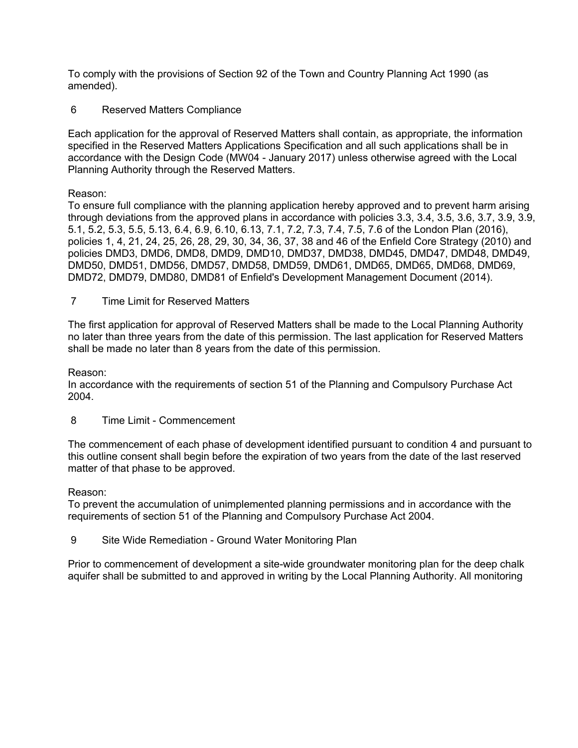To comply with the provisions of Section 92 of the Town and Country Planning Act 1990 (as amended).

6 Reserved Matters Compliance

Each application for the approval of Reserved Matters shall contain, as appropriate, the information specified in the Reserved Matters Applications Specification and all such applications shall be in accordance with the Design Code (MW04 - January 2017) unless otherwise agreed with the Local Planning Authority through the Reserved Matters.

Reason:
To ensure full compliance with the planning application hereby approved and to prevent harm arising through deviations from the approved plans in accordance with policies 3.3, 3.4, 3.5, 3.6, 3.7, 3.9, 3.9, 5.1, 5.2, 5.3, 5.5, 5.13, 6.4, 6.9, 6.10, 6.13, 7.1, 7.2, 7.3, 7.4, 7.5, 7.6 of the London Plan (2016), policies 1, 4, 21, 24, 25, 26, 28, 29, 30, 34, 36, 37, 38 and 46 of the Enfield Core Strategy (2010) and policies DMD3, DMD6, DMD8, DMD9, DMD10, DMD37, DMD38, DMD45, DMD47, DMD48, DMD49, DMD50, DMD51, DMD56, DMD57, DMD58, DMD59, DMD61, DMD65, DMD65, DMD68, DMD69, DMD72, DMD79, DMD80, DMD81 of Enfield's Development Management Document (2014).

7 Time Limit for Reserved Matters

The first application for approval of Reserved Matters shall be made to the Local Planning Authority no later than three years from the date of this permission. The last application for Reserved Matters shall be made no later than 8 years from the date of this permission.

Reason:
In accordance with the requirements of section 51 of the Planning and Compulsory Purchase Act 2004.

8 Time Limit - Commencement

The commencement of each phase of development identified pursuant to condition 4 and pursuant to this outline consent shall begin before the expiration of two years from the date of the last reserved matter of that phase to be approved.

Reason:
To prevent the accumulation of unimplemented planning permissions and in accordance with the requirements of section 51 of the Planning and Compulsory Purchase Act 2004.

9 Site Wide Remediation - Ground Water Monitoring Plan

Prior to commencement of development a site-wide groundwater monitoring plan for the deep chalk aquifer shall be submitted to and approved in writing by the Local Planning Authority. All monitoring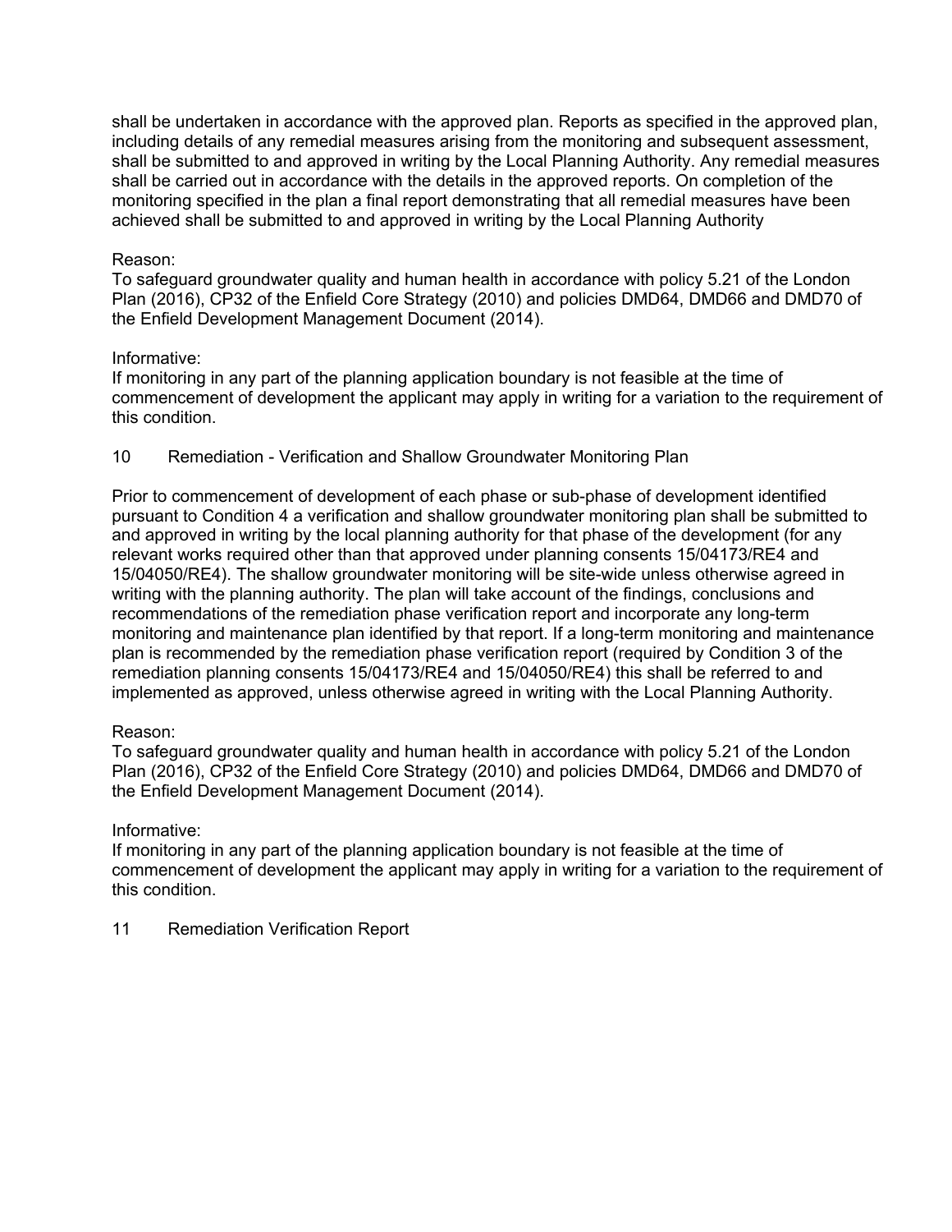shall be undertaken in accordance with the approved plan. Reports as specified in the approved plan, including details of any remedial measures arising from the monitoring and subsequent assessment, shall be submitted to and approved in writing by the Local Planning Authority. Any remedial measures shall be carried out in accordance with the details in the approved reports. On completion of the monitoring specified in the plan a final report demonstrating that all remedial measures have been achieved shall be submitted to and approved in writing by the Local Planning Authority

Reason:
To safeguard groundwater quality and human health in accordance with policy 5.21 of the London Plan (2016), CP32 of the Enfield Core Strategy (2010) and policies DMD64, DMD66 and DMD70 of the Enfield Development Management Document (2014).

Informative:
If monitoring in any part of the planning application boundary is not feasible at the time of commencement of development the applicant may apply in writing for a variation to the requirement of this condition.

10 Remediation - Verification and Shallow Groundwater Monitoring Plan

Prior to commencement of development of each phase or sub-phase of development identified pursuant to Condition 4 a verification and shallow groundwater monitoring plan shall be submitted to and approved in writing by the local planning authority for that phase of the development (for any relevant works required other than that approved under planning consents 15/04173/RE4 and 15/04050/RE4). The shallow groundwater monitoring will be site-wide unless otherwise agreed in writing with the planning authority. The plan will take account of the findings, conclusions and recommendations of the remediation phase verification report and incorporate any long-term monitoring and maintenance plan identified by that report. If a long-term monitoring and maintenance plan is recommended by the remediation phase verification report (required by Condition 3 of the remediation planning consents 15/04173/RE4 and 15/04050/RE4) this shall be referred to and implemented as approved, unless otherwise agreed in writing with the Local Planning Authority.

Reason:
To safeguard groundwater quality and human health in accordance with policy 5.21 of the London Plan (2016), CP32 of the Enfield Core Strategy (2010) and policies DMD64, DMD66 and DMD70 of the Enfield Development Management Document (2014).

Informative:
If monitoring in any part of the planning application boundary is not feasible at the time of commencement of development the applicant may apply in writing for a variation to the requirement of this condition.

11 Remediation Verification Report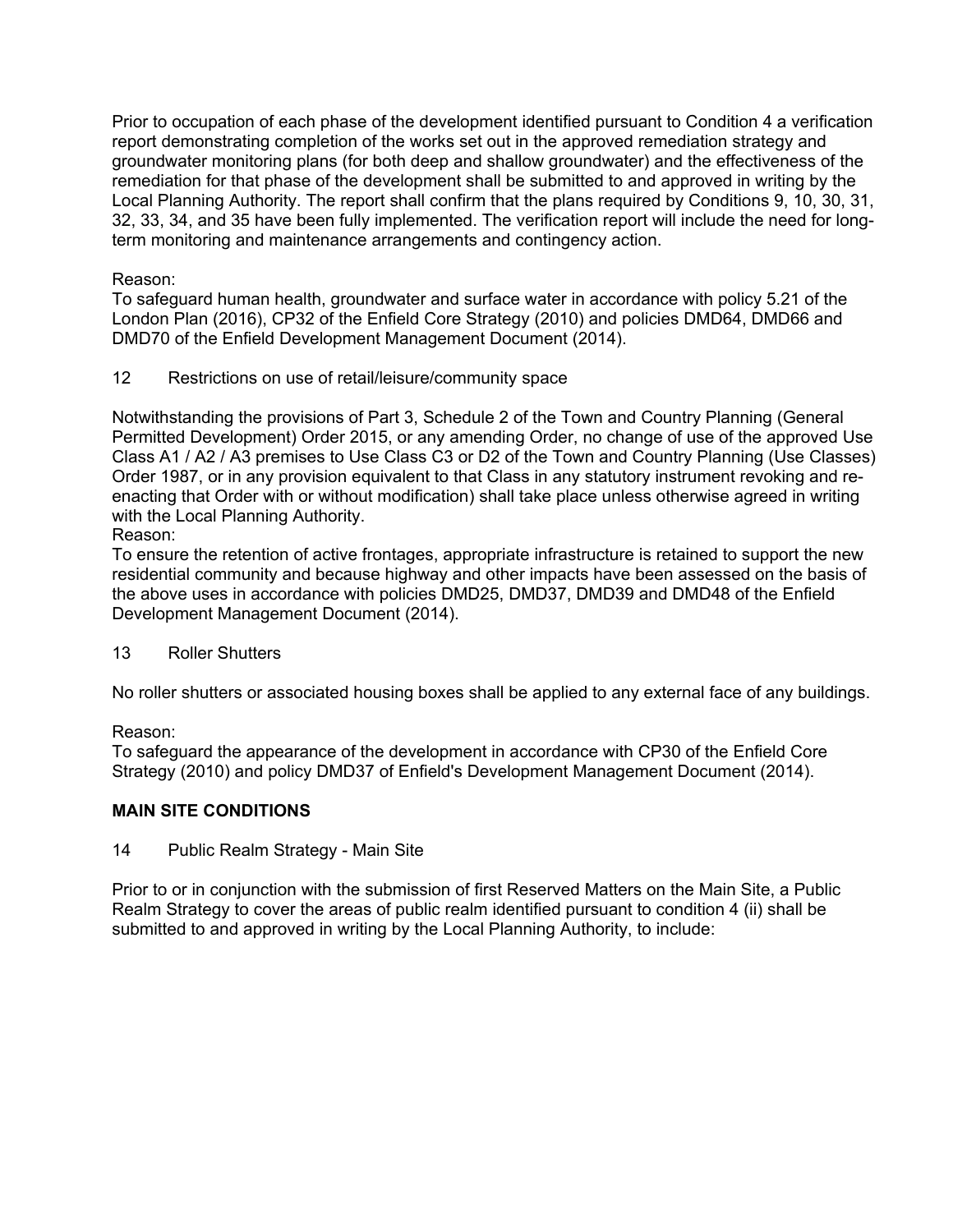Prior to occupation of each phase of the development identified pursuant to Condition 4 a verification report demonstrating completion of the works set out in the approved remediation strategy and groundwater monitoring plans (for both deep and shallow groundwater) and the effectiveness of the remediation for that phase of the development shall be submitted to and approved in writing by the Local Planning Authority. The report shall confirm that the plans required by Conditions 9, 10, 30, 31, 32, 33, 34, and 35 have been fully implemented. The verification report will include the need for long-term monitoring and maintenance arrangements and contingency action.

Reason:
To safeguard human health, groundwater and surface water in accordance with policy 5.21 of the London Plan (2016), CP32 of the Enfield Core Strategy (2010) and policies DMD64, DMD66 and DMD70 of the Enfield Development Management Document (2014).

12 Restrictions on use of retail/leisure/community space

Notwithstanding the provisions of Part 3, Schedule 2 of the Town and Country Planning (General Permitted Development) Order 2015, or any amending Order, no change of use of the approved Use Class A1 / A2 / A3 premises to Use Class C3 or D2 of the Town and Country Planning (Use Classes) Order 1987, or in any provision equivalent to that Class in any statutory instrument revoking and re-enacting that Order with or without modification) shall take place unless otherwise agreed in writing with the Local Planning Authority.
Reason:
To ensure the retention of active frontages, appropriate infrastructure is retained to support the new residential community and because highway and other impacts have been assessed on the basis of the above uses in accordance with policies DMD25, DMD37, DMD39 and DMD48 of the Enfield Development Management Document (2014).

13 Roller Shutters

No roller shutters or associated housing boxes shall be applied to any external face of any buildings.

Reason:
To safeguard the appearance of the development in accordance with CP30 of the Enfield Core Strategy (2010) and policy DMD37 of Enfield's Development Management Document (2014).

**MAIN SITE CONDITIONS**

14 Public Realm Strategy - Main Site

Prior to or in conjunction with the submission of first Reserved Matters on the Main Site, a Public Realm Strategy to cover the areas of public realm identified pursuant to condition 4 (ii) shall be submitted to and approved in writing by the Local Planning Authority, to include: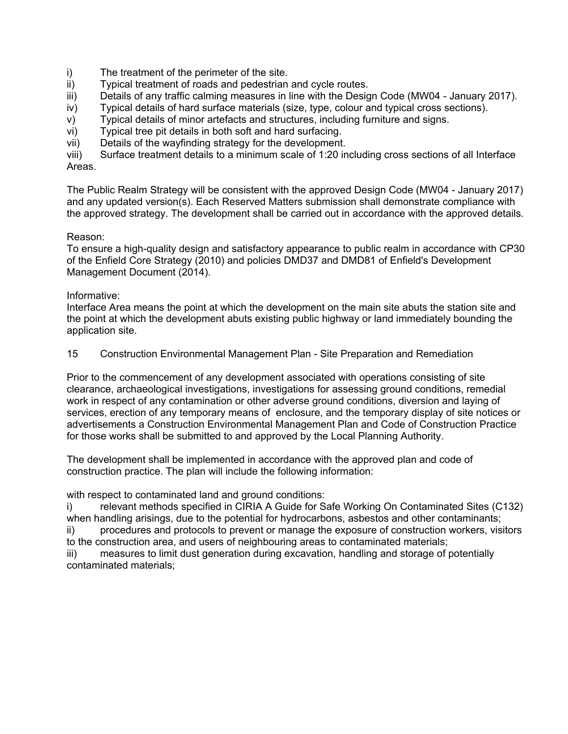i) The treatment of the perimeter of the site.
ii) Typical treatment of roads and pedestrian and cycle routes.
iii) Details of any traffic calming measures in line with the Design Code (MW04 - January 2017).
iv) Typical details of hard surface materials (size, type, colour and typical cross sections).
v) Typical details of minor artefacts and structures, including furniture and signs.
vi) Typical tree pit details in both soft and hard surfacing.
vii) Details of the wayfinding strategy for the development.
viii) Surface treatment details to a minimum scale of 1:20 including cross sections of all Interface Areas.

The Public Realm Strategy will be consistent with the approved Design Code (MW04 - January 2017) and any updated version(s). Each Reserved Matters submission shall demonstrate compliance with the approved strategy. The development shall be carried out in accordance with the approved details.

Reason:
To ensure a high-quality design and satisfactory appearance to public realm in accordance with CP30 of the Enfield Core Strategy (2010) and policies DMD37 and DMD81 of Enfield's Development Management Document (2014).

Informative:
Interface Area means the point at which the development on the main site abuts the station site and the point at which the development abuts existing public highway or land immediately bounding the application site.

15 Construction Environmental Management Plan - Site Preparation and Remediation

Prior to the commencement of any development associated with operations consisting of site clearance, archaeological investigations, investigations for assessing ground conditions, remedial work in respect of any contamination or other adverse ground conditions, diversion and laying of services, erection of any temporary means of enclosure, and the temporary display of site notices or advertisements a Construction Environmental Management Plan and Code of Construction Practice for those works shall be submitted to and approved by the Local Planning Authority.

The development shall be implemented in accordance with the approved plan and code of construction practice. The plan will include the following information:

with respect to contaminated land and ground conditions:
i) relevant methods specified in CIRIA A Guide for Safe Working On Contaminated Sites (C132) when handling arisings, due to the potential for hydrocarbons, asbestos and other contaminants;
ii) procedures and protocols to prevent or manage the exposure of construction workers, visitors to the construction area, and users of neighbouring areas to contaminated materials;
iii) measures to limit dust generation during excavation, handling and storage of potentially contaminated materials;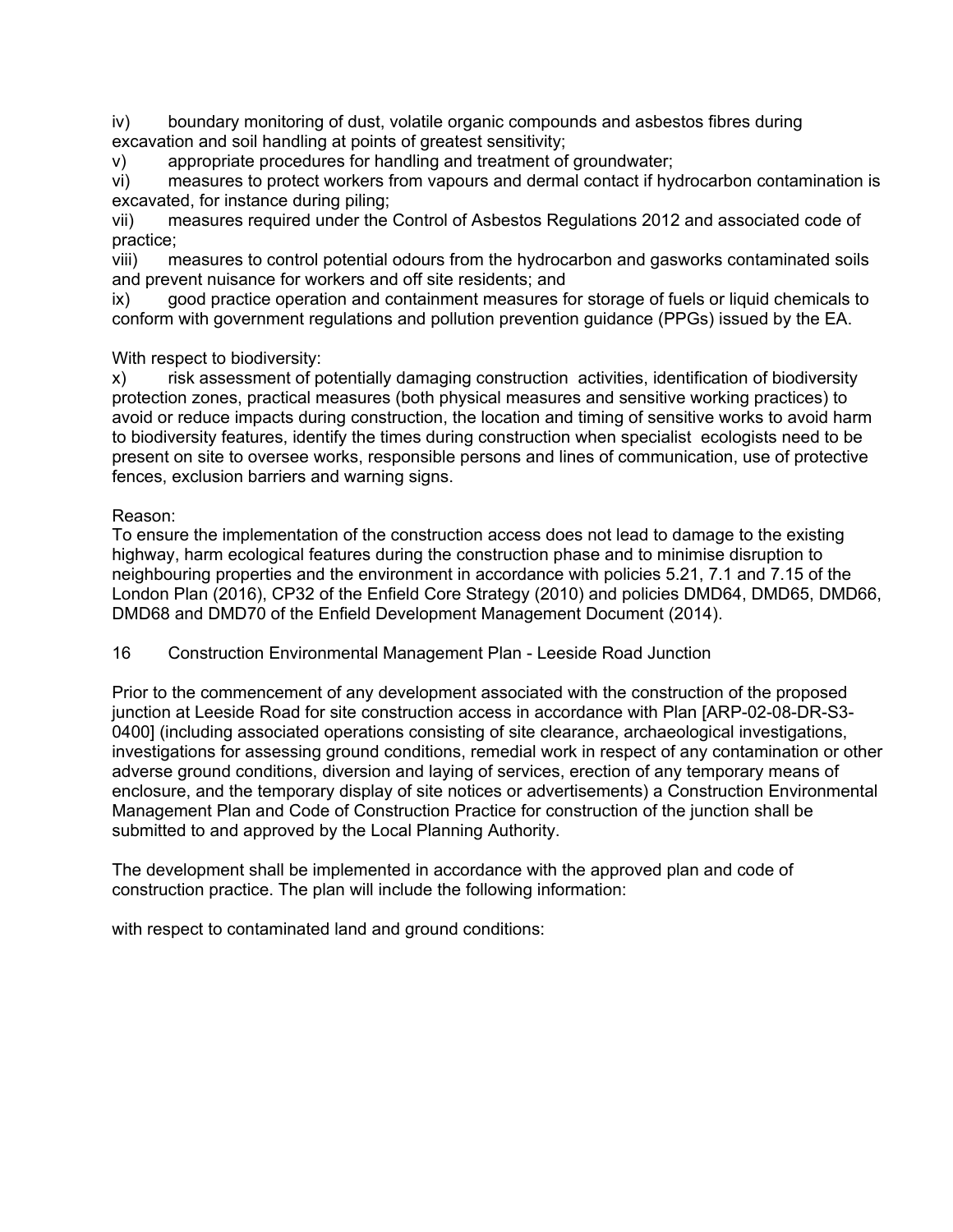iv) boundary monitoring of dust, volatile organic compounds and asbestos fibres during excavation and soil handling at points of greatest sensitivity;

v) appropriate procedures for handling and treatment of groundwater;

vi) measures to protect workers from vapours and dermal contact if hydrocarbon contamination is excavated, for instance during piling;

vii) measures required under the Control of Asbestos Regulations 2012 and associated code of practice;

viii) measures to control potential odours from the hydrocarbon and gasworks contaminated soils and prevent nuisance for workers and off site residents; and

ix) good practice operation and containment measures for storage of fuels or liquid chemicals to conform with government regulations and pollution prevention guidance (PPGs) issued by the EA.

With respect to biodiversity:

x) risk assessment of potentially damaging construction activities, identification of biodiversity protection zones, practical measures (both physical measures and sensitive working practices) to avoid or reduce impacts during construction, the location and timing of sensitive works to avoid harm to biodiversity features, identify the times during construction when specialist ecologists need to be present on site to oversee works, responsible persons and lines of communication, use of protective fences, exclusion barriers and warning signs.

Reason:

To ensure the implementation of the construction access does not lead to damage to the existing highway, harm ecological features during the construction phase and to minimise disruption to neighbouring properties and the environment in accordance with policies 5.21, 7.1 and 7.15 of the London Plan (2016), CP32 of the Enfield Core Strategy (2010) and policies DMD64, DMD65, DMD66, DMD68 and DMD70 of the Enfield Development Management Document (2014).

16 Construction Environmental Management Plan - Leeside Road Junction

Prior to the commencement of any development associated with the construction of the proposed junction at Leeside Road for site construction access in accordance with Plan [ARP-02-08-DR-S3-0400] (including associated operations consisting of site clearance, archaeological investigations, investigations for assessing ground conditions, remedial work in respect of any contamination or other adverse ground conditions, diversion and laying of services, erection of any temporary means of enclosure, and the temporary display of site notices or advertisements) a Construction Environmental Management Plan and Code of Construction Practice for construction of the junction shall be submitted to and approved by the Local Planning Authority.

The development shall be implemented in accordance with the approved plan and code of construction practice. The plan will include the following information:

with respect to contaminated land and ground conditions: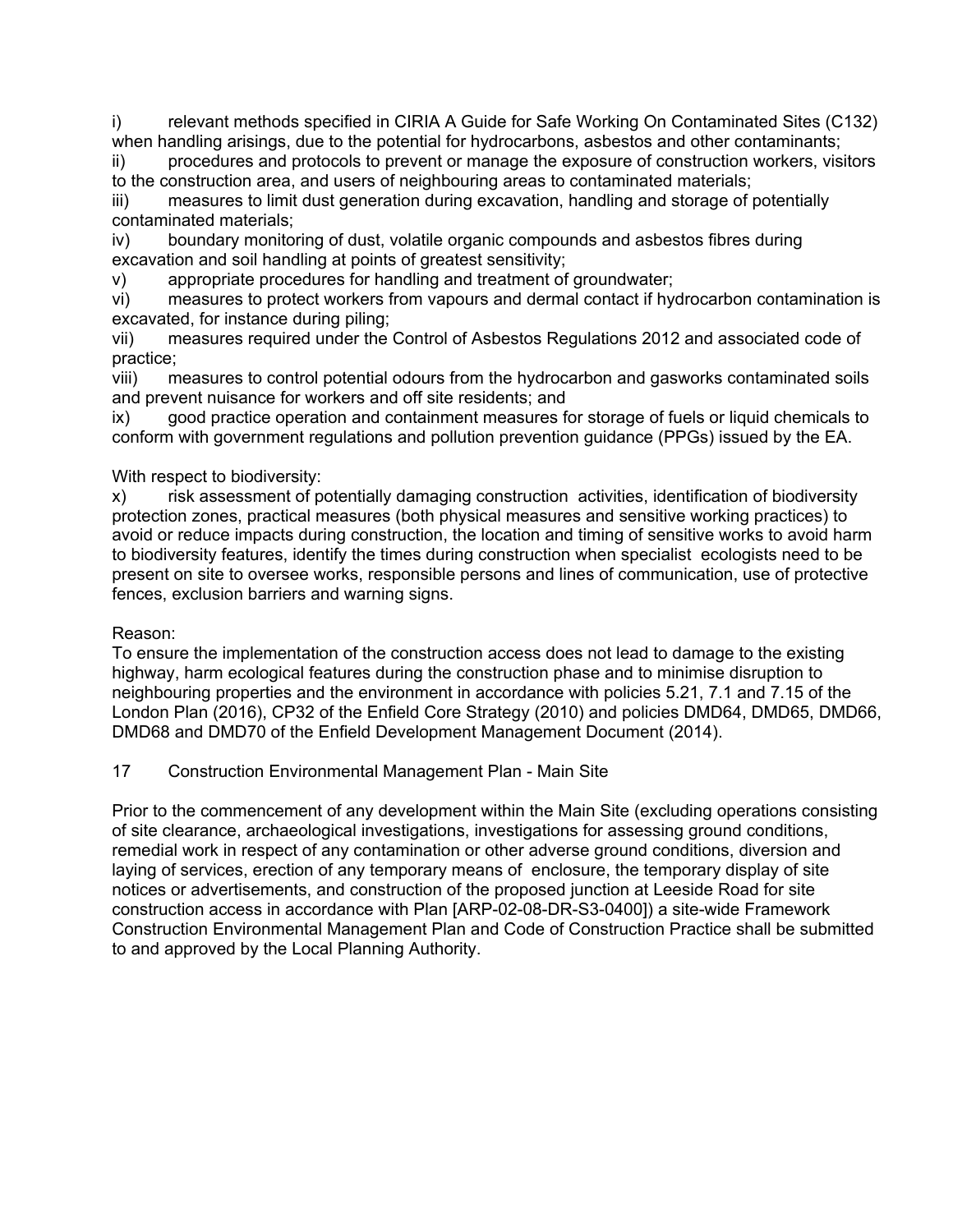i) relevant methods specified in CIRIA A Guide for Safe Working On Contaminated Sites (C132) when handling arisings, due to the potential for hydrocarbons, asbestos and other contaminants;

ii) procedures and protocols to prevent or manage the exposure of construction workers, visitors to the construction area, and users of neighbouring areas to contaminated materials;

iii) measures to limit dust generation during excavation, handling and storage of potentially contaminated materials;

iv) boundary monitoring of dust, volatile organic compounds and asbestos fibres during excavation and soil handling at points of greatest sensitivity;

v) appropriate procedures for handling and treatment of groundwater;

vi) measures to protect workers from vapours and dermal contact if hydrocarbon contamination is excavated, for instance during piling;

vii) measures required under the Control of Asbestos Regulations 2012 and associated code of practice;

viii) measures to control potential odours from the hydrocarbon and gasworks contaminated soils and prevent nuisance for workers and off site residents; and

ix) good practice operation and containment measures for storage of fuels or liquid chemicals to conform with government regulations and pollution prevention guidance (PPGs) issued by the EA.

With respect to biodiversity:

x) risk assessment of potentially damaging construction activities, identification of biodiversity protection zones, practical measures (both physical measures and sensitive working practices) to avoid or reduce impacts during construction, the location and timing of sensitive works to avoid harm to biodiversity features, identify the times during construction when specialist ecologists need to be present on site to oversee works, responsible persons and lines of communication, use of protective fences, exclusion barriers and warning signs.

Reason:

To ensure the implementation of the construction access does not lead to damage to the existing highway, harm ecological features during the construction phase and to minimise disruption to neighbouring properties and the environment in accordance with policies 5.21, 7.1 and 7.15 of the London Plan (2016), CP32 of the Enfield Core Strategy (2010) and policies DMD64, DMD65, DMD66, DMD68 and DMD70 of the Enfield Development Management Document (2014).

17 Construction Environmental Management Plan - Main Site

Prior to the commencement of any development within the Main Site (excluding operations consisting of site clearance, archaeological investigations, investigations for assessing ground conditions, remedial work in respect of any contamination or other adverse ground conditions, diversion and laying of services, erection of any temporary means of enclosure, the temporary display of site notices or advertisements, and construction of the proposed junction at Leeside Road for site construction access in accordance with Plan [ARP-02-08-DR-S3-0400]) a site-wide Framework Construction Environmental Management Plan and Code of Construction Practice shall be submitted to and approved by the Local Planning Authority.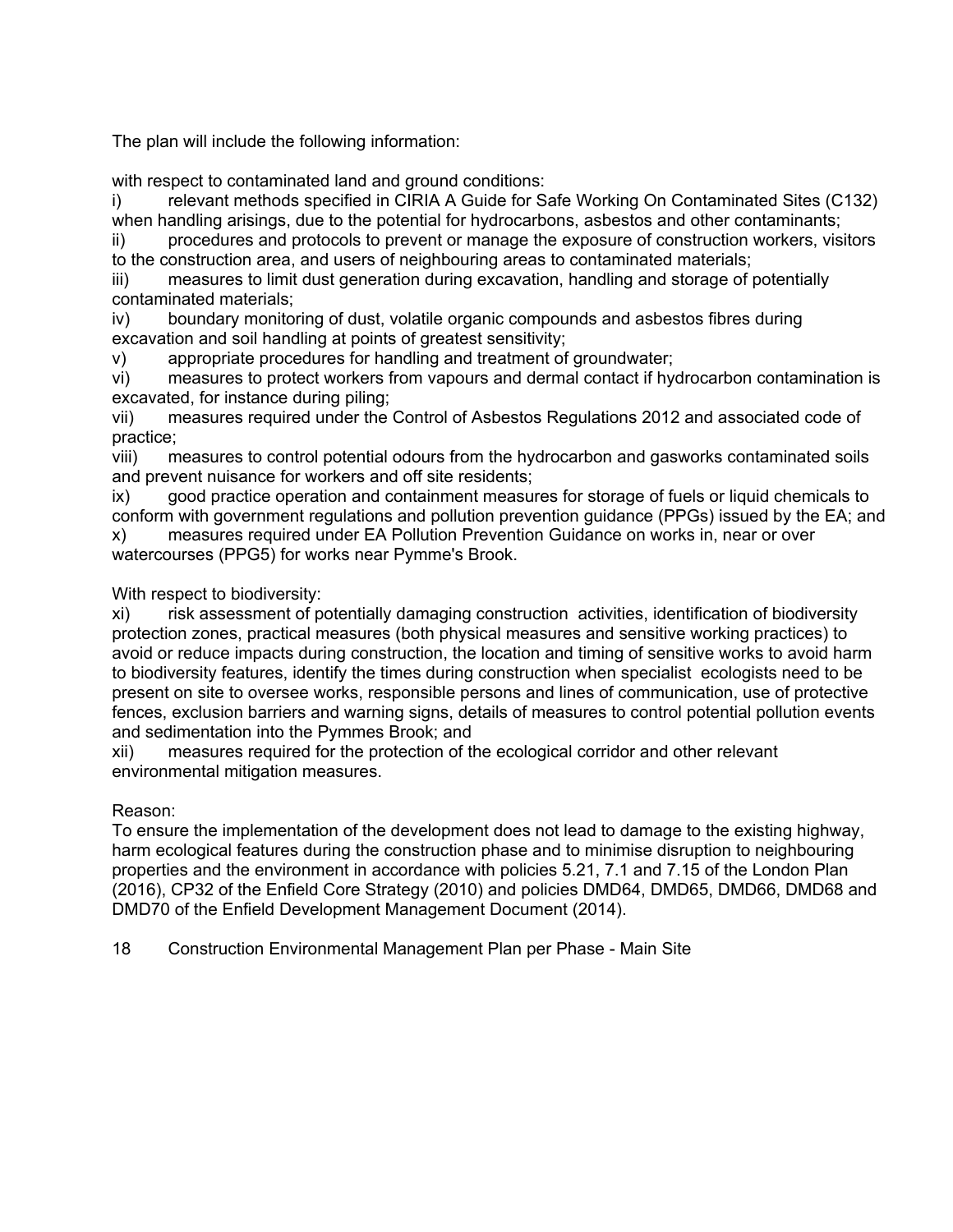The plan will include the following information:

with respect to contaminated land and ground conditions:

i) relevant methods specified in CIRIA A Guide for Safe Working On Contaminated Sites (C132) when handling arisings, due to the potential for hydrocarbons, asbestos and other contaminants;

ii) procedures and protocols to prevent or manage the exposure of construction workers, visitors to the construction area, and users of neighbouring areas to contaminated materials;

iii) measures to limit dust generation during excavation, handling and storage of potentially contaminated materials;

iv) boundary monitoring of dust, volatile organic compounds and asbestos fibres during excavation and soil handling at points of greatest sensitivity;

v) appropriate procedures for handling and treatment of groundwater;

vi) measures to protect workers from vapours and dermal contact if hydrocarbon contamination is excavated, for instance during piling;

vii) measures required under the Control of Asbestos Regulations 2012 and associated code of practice;

viii) measures to control potential odours from the hydrocarbon and gasworks contaminated soils and prevent nuisance for workers and off site residents;

ix) good practice operation and containment measures for storage of fuels or liquid chemicals to conform with government regulations and pollution prevention guidance (PPGs) issued by the EA; and

x) measures required under EA Pollution Prevention Guidance on works in, near or over watercourses (PPG5) for works near Pymme's Brook.

With respect to biodiversity:

xi) risk assessment of potentially damaging construction activities, identification of biodiversity protection zones, practical measures (both physical measures and sensitive working practices) to avoid or reduce impacts during construction, the location and timing of sensitive works to avoid harm to biodiversity features, identify the times during construction when specialist ecologists need to be present on site to oversee works, responsible persons and lines of communication, use of protective fences, exclusion barriers and warning signs, details of measures to control potential pollution events and sedimentation into the Pymmes Brook; and

xii) measures required for the protection of the ecological corridor and other relevant environmental mitigation measures.

Reason:
To ensure the implementation of the development does not lead to damage to the existing highway, harm ecological features during the construction phase and to minimise disruption to neighbouring properties and the environment in accordance with policies 5.21, 7.1 and 7.15 of the London Plan (2016), CP32 of the Enfield Core Strategy (2010) and policies DMD64, DMD65, DMD66, DMD68 and DMD70 of the Enfield Development Management Document (2014).

18 Construction Environmental Management Plan per Phase - Main Site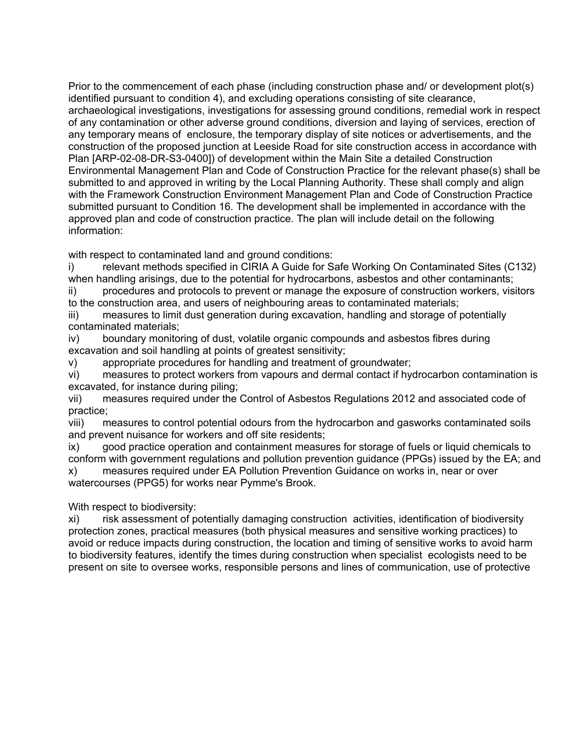Prior to the commencement of each phase (including construction phase and/ or development plot(s) identified pursuant to condition 4), and excluding operations consisting of site clearance, archaeological investigations, investigations for assessing ground conditions, remedial work in respect of any contamination or other adverse ground conditions, diversion and laying of services, erection of any temporary means of enclosure, the temporary display of site notices or advertisements, and the construction of the proposed junction at Leeside Road for site construction access in accordance with Plan [ARP-02-08-DR-S3-0400]) of development within the Main Site a detailed Construction Environmental Management Plan and Code of Construction Practice for the relevant phase(s) shall be submitted to and approved in writing by the Local Planning Authority. These shall comply and align with the Framework Construction Environment Management Plan and Code of Construction Practice submitted pursuant to Condition 16. The development shall be implemented in accordance with the approved plan and code of construction practice. The plan will include detail on the following information:

with respect to contaminated land and ground conditions:

i) relevant methods specified in CIRIA A Guide for Safe Working On Contaminated Sites (C132) when handling arisings, due to the potential for hydrocarbons, asbestos and other contaminants;

ii) procedures and protocols to prevent or manage the exposure of construction workers, visitors to the construction area, and users of neighbouring areas to contaminated materials;

iii) measures to limit dust generation during excavation, handling and storage of potentially contaminated materials;

iv) boundary monitoring of dust, volatile organic compounds and asbestos fibres during excavation and soil handling at points of greatest sensitivity;

v) appropriate procedures for handling and treatment of groundwater;

vi) measures to protect workers from vapours and dermal contact if hydrocarbon contamination is excavated, for instance during piling;

vii) measures required under the Control of Asbestos Regulations 2012 and associated code of practice;

viii) measures to control potential odours from the hydrocarbon and gasworks contaminated soils and prevent nuisance for workers and off site residents;

ix) good practice operation and containment measures for storage of fuels or liquid chemicals to conform with government regulations and pollution prevention guidance (PPGs) issued by the EA; and

x) measures required under EA Pollution Prevention Guidance on works in, near or over watercourses (PPG5) for works near Pymme's Brook.

With respect to biodiversity:

xi) risk assessment of potentially damaging construction activities, identification of biodiversity protection zones, practical measures (both physical measures and sensitive working practices) to avoid or reduce impacts during construction, the location and timing of sensitive works to avoid harm to biodiversity features, identify the times during construction when specialist ecologists need to be present on site to oversee works, responsible persons and lines of communication, use of protective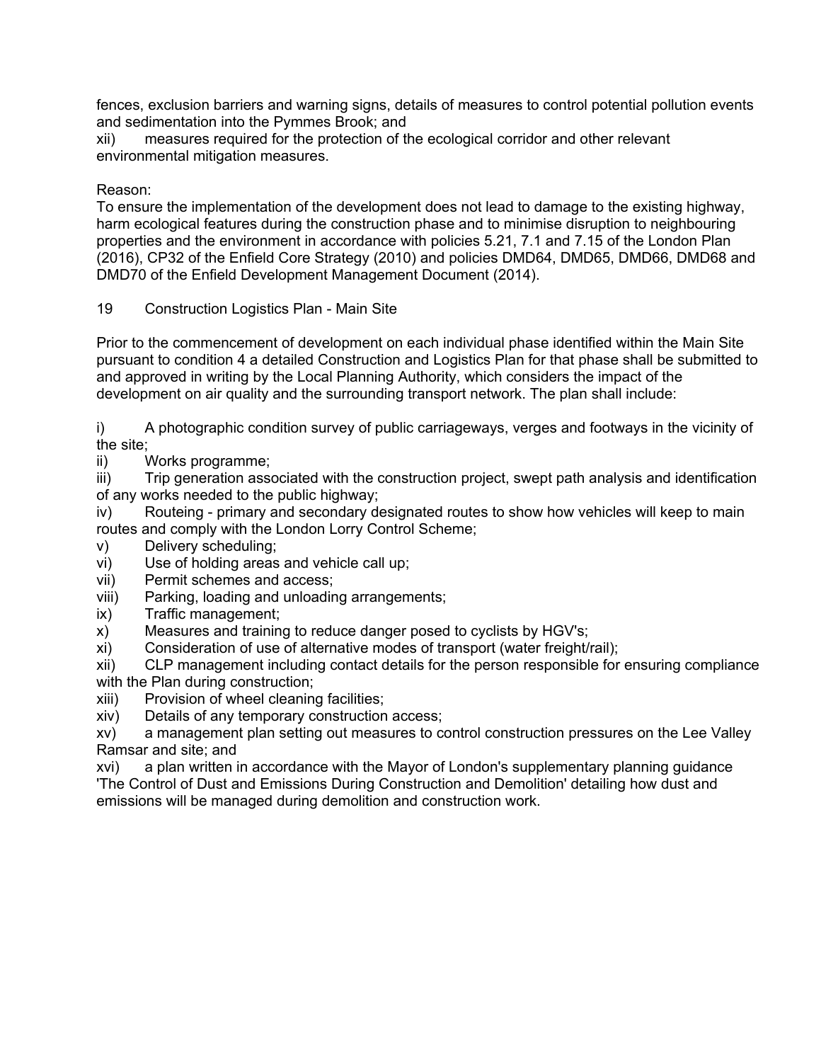fences, exclusion barriers and warning signs, details of measures to control potential pollution events and sedimentation into the Pymmes Brook; and

xii) measures required for the protection of the ecological corridor and other relevant environmental mitigation measures.

Reason:

To ensure the implementation of the development does not lead to damage to the existing highway, harm ecological features during the construction phase and to minimise disruption to neighbouring properties and the environment in accordance with policies 5.21, 7.1 and 7.15 of the London Plan (2016), CP32 of the Enfield Core Strategy (2010) and policies DMD64, DMD65, DMD66, DMD68 and DMD70 of the Enfield Development Management Document (2014).

19 Construction Logistics Plan - Main Site

Prior to the commencement of development on each individual phase identified within the Main Site pursuant to condition 4 a detailed Construction and Logistics Plan for that phase shall be submitted to and approved in writing by the Local Planning Authority, which considers the impact of the development on air quality and the surrounding transport network. The plan shall include:

i) A photographic condition survey of public carriageways, verges and footways in the vicinity of the site;

ii) Works programme;

iii) Trip generation associated with the construction project, swept path analysis and identification of any works needed to the public highway;

iv) Routeing - primary and secondary designated routes to show how vehicles will keep to main routes and comply with the London Lorry Control Scheme;

v) Delivery scheduling;

vi) Use of holding areas and vehicle call up;

vii) Permit schemes and access;

viii) Parking, loading and unloading arrangements;

ix) Traffic management;

x) Measures and training to reduce danger posed to cyclists by HGV's;

xi) Consideration of use of alternative modes of transport (water freight/rail);

xii) CLP management including contact details for the person responsible for ensuring compliance with the Plan during construction;

xiii) Provision of wheel cleaning facilities;

xiv) Details of any temporary construction access;

xv) a management plan setting out measures to control construction pressures on the Lee Valley Ramsar and site; and

xvi) a plan written in accordance with the Mayor of London's supplementary planning guidance 'The Control of Dust and Emissions During Construction and Demolition' detailing how dust and emissions will be managed during demolition and construction work.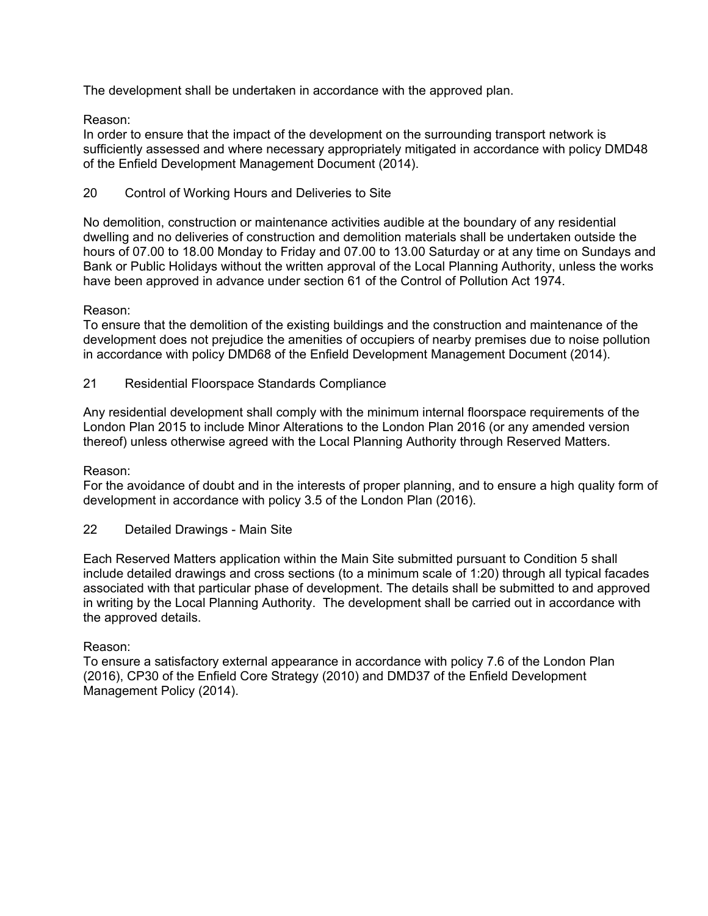The development shall be undertaken in accordance with the approved plan.

Reason:
In order to ensure that the impact of the development on the surrounding transport network is sufficiently assessed and where necessary appropriately mitigated in accordance with policy DMD48 of the Enfield Development Management Document (2014).

20 Control of Working Hours and Deliveries to Site

No demolition, construction or maintenance activities audible at the boundary of any residential dwelling and no deliveries of construction and demolition materials shall be undertaken outside the hours of 07.00 to 18.00 Monday to Friday and 07.00 to 13.00 Saturday or at any time on Sundays and Bank or Public Holidays without the written approval of the Local Planning Authority, unless the works have been approved in advance under section 61 of the Control of Pollution Act 1974.

Reason:
To ensure that the demolition of the existing buildings and the construction and maintenance of the development does not prejudice the amenities of occupiers of nearby premises due to noise pollution in accordance with policy DMD68 of the Enfield Development Management Document (2014).

21 Residential Floorspace Standards Compliance

Any residential development shall comply with the minimum internal floorspace requirements of the London Plan 2015 to include Minor Alterations to the London Plan 2016 (or any amended version thereof) unless otherwise agreed with the Local Planning Authority through Reserved Matters.

Reason:
For the avoidance of doubt and in the interests of proper planning, and to ensure a high quality form of development in accordance with policy 3.5 of the London Plan (2016).

22 Detailed Drawings - Main Site

Each Reserved Matters application within the Main Site submitted pursuant to Condition 5 shall include detailed drawings and cross sections (to a minimum scale of 1:20) through all typical facades associated with that particular phase of development. The details shall be submitted to and approved in writing by the Local Planning Authority. The development shall be carried out in accordance with the approved details.

Reason:
To ensure a satisfactory external appearance in accordance with policy 7.6 of the London Plan (2016), CP30 of the Enfield Core Strategy (2010) and DMD37 of the Enfield Development Management Policy (2014).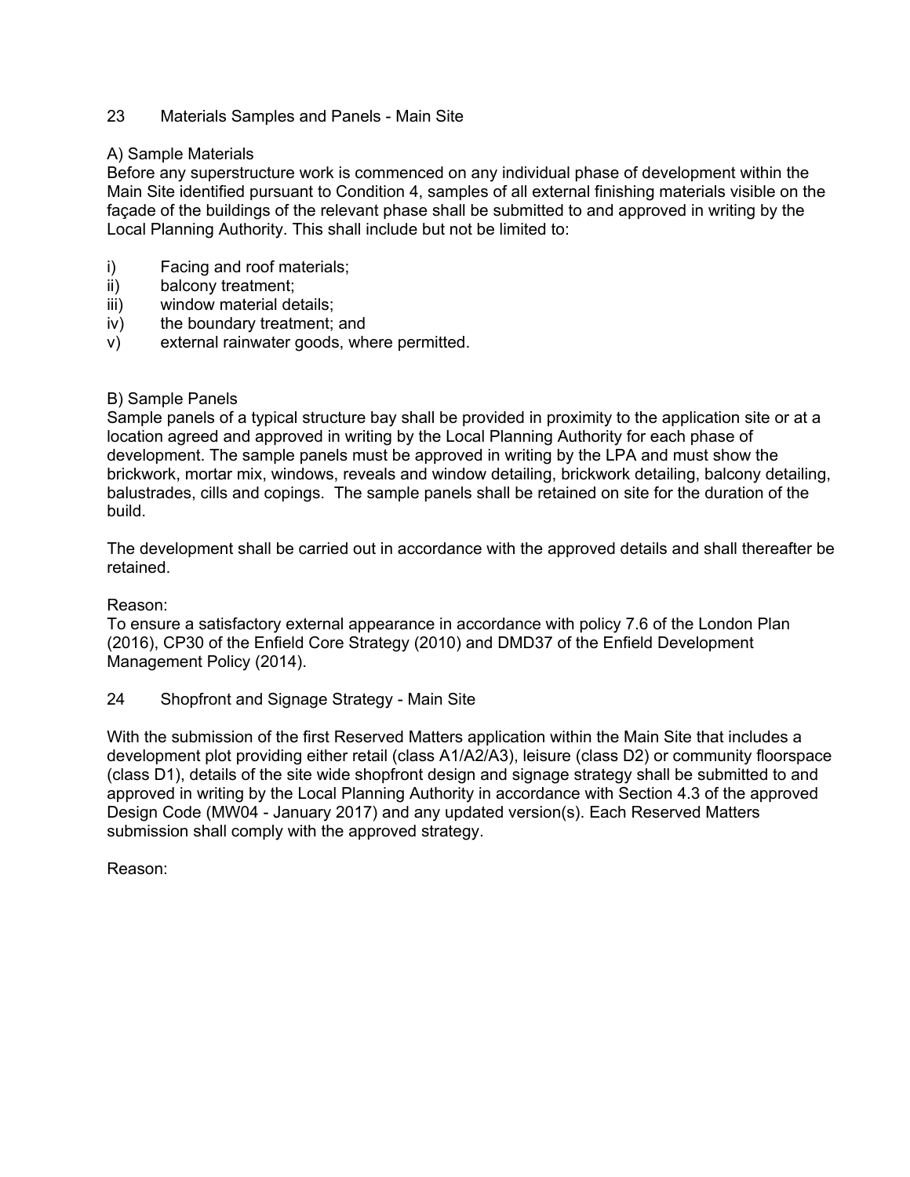## 23 Materials Samples and Panels - Main Site

A) Sample Materials
Before any superstructure work is commenced on any individual phase of development within the Main Site identified pursuant to Condition 4, samples of all external finishing materials visible on the façade of the buildings of the relevant phase shall be submitted to and approved in writing by the Local Planning Authority. This shall include but not be limited to:

i) Facing and roof materials;
ii) balcony treatment;
iii) window material details;
iv) the boundary treatment; and
v) external rainwater goods, where permitted.

B) Sample Panels
Sample panels of a typical structure bay shall be provided in proximity to the application site or at a location agreed and approved in writing by the Local Planning Authority for each phase of development. The sample panels must be approved in writing by the LPA and must show the brickwork, mortar mix, windows, reveals and window detailing, brickwork detailing, balcony detailing, balustrades, cills and copings. The sample panels shall be retained on site for the duration of the build.

The development shall be carried out in accordance with the approved details and shall thereafter be retained.

Reason:
To ensure a satisfactory external appearance in accordance with policy 7.6 of the London Plan (2016), CP30 of the Enfield Core Strategy (2010) and DMD37 of the Enfield Development Management Policy (2014).

## 24 Shopfront and Signage Strategy - Main Site

With the submission of the first Reserved Matters application within the Main Site that includes a development plot providing either retail (class A1/A2/A3), leisure (class D2) or community floorspace (class D1), details of the site wide shopfront design and signage strategy shall be submitted to and approved in writing by the Local Planning Authority in accordance with Section 4.3 of the approved Design Code (MW04 - January 2017) and any updated version(s). Each Reserved Matters submission shall comply with the approved strategy.

Reason: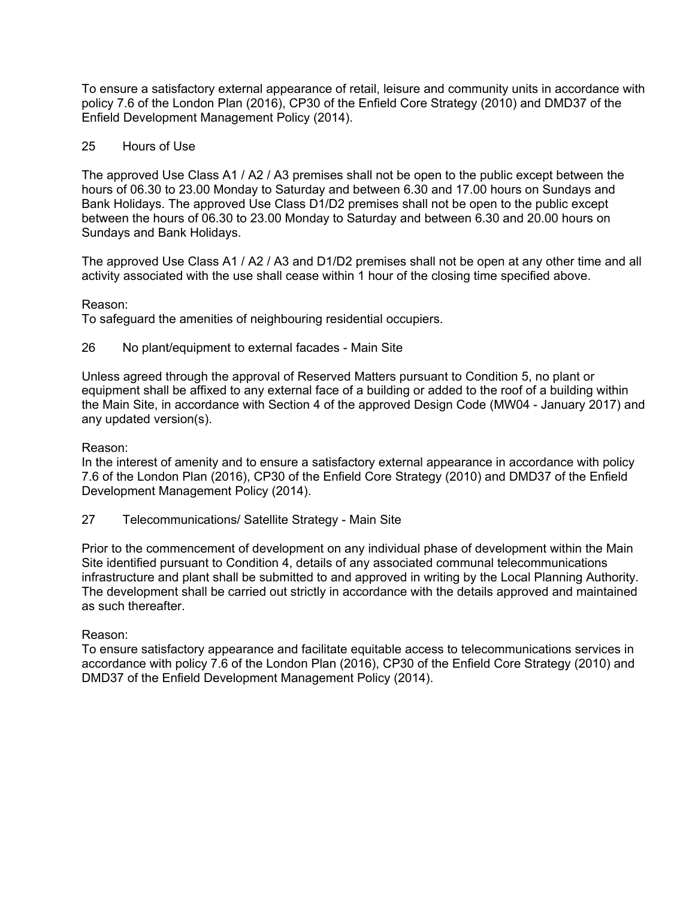To ensure a satisfactory external appearance of retail, leisure and community units in accordance with policy 7.6 of the London Plan (2016), CP30 of the Enfield Core Strategy (2010) and DMD37 of the Enfield Development Management Policy (2014).

25 Hours of Use

The approved Use Class A1 / A2 / A3 premises shall not be open to the public except between the hours of 06.30 to 23.00 Monday to Saturday and between 6.30 and 17.00 hours on Sundays and Bank Holidays. The approved Use Class D1/D2 premises shall not be open to the public except between the hours of 06.30 to 23.00 Monday to Saturday and between 6.30 and 20.00 hours on Sundays and Bank Holidays.

The approved Use Class A1 / A2 / A3 and D1/D2 premises shall not be open at any other time and all activity associated with the use shall cease within 1 hour of the closing time specified above.

Reason:
To safeguard the amenities of neighbouring residential occupiers.

26 No plant/equipment to external facades - Main Site

Unless agreed through the approval of Reserved Matters pursuant to Condition 5, no plant or equipment shall be affixed to any external face of a building or added to the roof of a building within the Main Site, in accordance with Section 4 of the approved Design Code (MW04 - January 2017) and any updated version(s).

Reason:
In the interest of amenity and to ensure a satisfactory external appearance in accordance with policy 7.6 of the London Plan (2016), CP30 of the Enfield Core Strategy (2010) and DMD37 of the Enfield Development Management Policy (2014).

27 Telecommunications/ Satellite Strategy - Main Site

Prior to the commencement of development on any individual phase of development within the Main Site identified pursuant to Condition 4, details of any associated communal telecommunications infrastructure and plant shall be submitted to and approved in writing by the Local Planning Authority. The development shall be carried out strictly in accordance with the details approved and maintained as such thereafter.

Reason:
To ensure satisfactory appearance and facilitate equitable access to telecommunications services in accordance with policy 7.6 of the London Plan (2016), CP30 of the Enfield Core Strategy (2010) and DMD37 of the Enfield Development Management Policy (2014).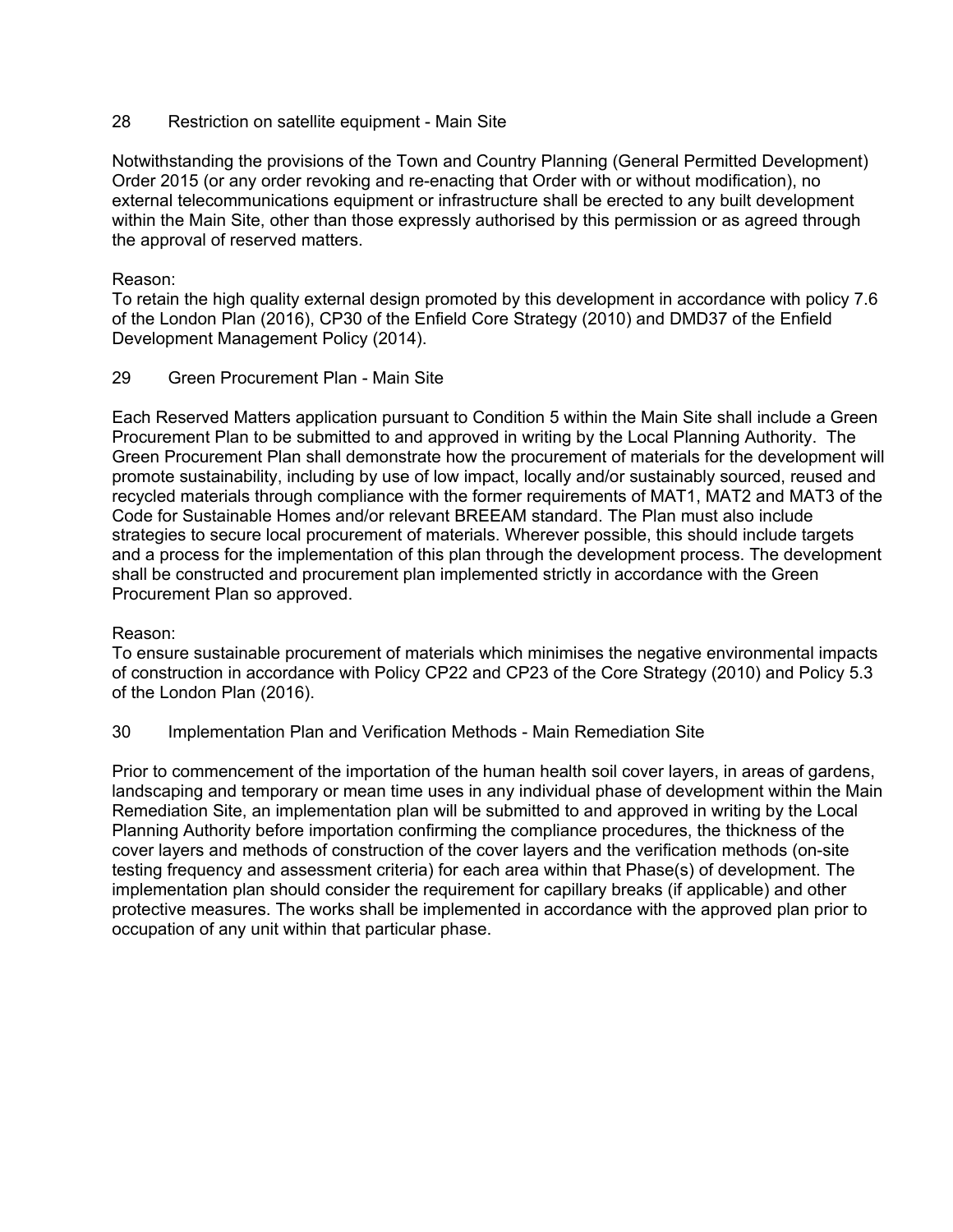28 Restriction on satellite equipment - Main Site

Notwithstanding the provisions of the Town and Country Planning (General Permitted Development) Order 2015 (or any order revoking and re-enacting that Order with or without modification), no external telecommunications equipment or infrastructure shall be erected to any built development within the Main Site, other than those expressly authorised by this permission or as agreed through the approval of reserved matters.

Reason:
To retain the high quality external design promoted by this development in accordance with policy 7.6 of the London Plan (2016), CP30 of the Enfield Core Strategy (2010) and DMD37 of the Enfield Development Management Policy (2014).

29 Green Procurement Plan - Main Site

Each Reserved Matters application pursuant to Condition 5 within the Main Site shall include a Green Procurement Plan to be submitted to and approved in writing by the Local Planning Authority. The Green Procurement Plan shall demonstrate how the procurement of materials for the development will promote sustainability, including by use of low impact, locally and/or sustainably sourced, reused and recycled materials through compliance with the former requirements of MAT1, MAT2 and MAT3 of the Code for Sustainable Homes and/or relevant BREEAM standard. The Plan must also include strategies to secure local procurement of materials. Wherever possible, this should include targets and a process for the implementation of this plan through the development process. The development shall be constructed and procurement plan implemented strictly in accordance with the Green Procurement Plan so approved.

Reason:
To ensure sustainable procurement of materials which minimises the negative environmental impacts of construction in accordance with Policy CP22 and CP23 of the Core Strategy (2010) and Policy 5.3 of the London Plan (2016).

30 Implementation Plan and Verification Methods - Main Remediation Site

Prior to commencement of the importation of the human health soil cover layers, in areas of gardens, landscaping and temporary or mean time uses in any individual phase of development within the Main Remediation Site, an implementation plan will be submitted to and approved in writing by the Local Planning Authority before importation confirming the compliance procedures, the thickness of the cover layers and methods of construction of the cover layers and the verification methods (on-site testing frequency and assessment criteria) for each area within that Phase(s) of development. The implementation plan should consider the requirement for capillary breaks (if applicable) and other protective measures. The works shall be implemented in accordance with the approved plan prior to occupation of any unit within that particular phase.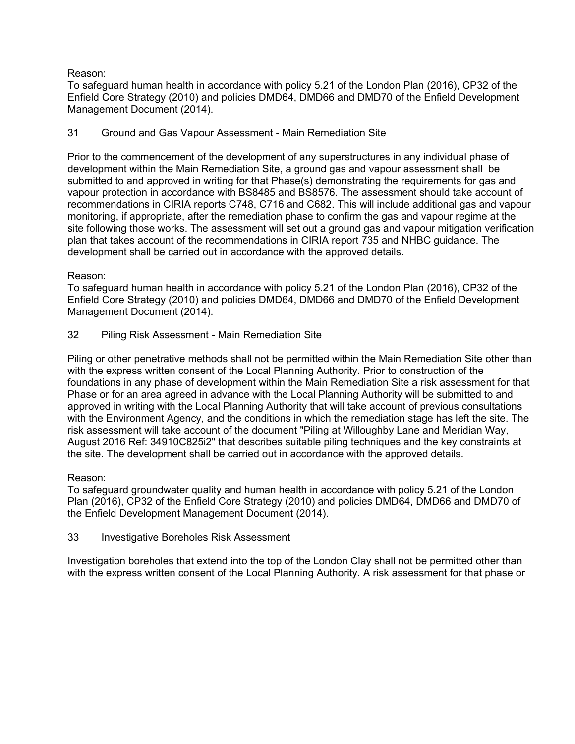Reason:
To safeguard human health in accordance with policy 5.21 of the London Plan (2016), CP32 of the Enfield Core Strategy (2010) and policies DMD64, DMD66 and DMD70 of the Enfield Development Management Document (2014).

31 Ground and Gas Vapour Assessment - Main Remediation Site

Prior to the commencement of the development of any superstructures in any individual phase of development within the Main Remediation Site, a ground gas and vapour assessment shall be submitted to and approved in writing for that Phase(s) demonstrating the requirements for gas and vapour protection in accordance with BS8485 and BS8576. The assessment should take account of recommendations in CIRIA reports C748, C716 and C682. This will include additional gas and vapour monitoring, if appropriate, after the remediation phase to confirm the gas and vapour regime at the site following those works. The assessment will set out a ground gas and vapour mitigation verification plan that takes account of the recommendations in CIRIA report 735 and NHBC guidance. The development shall be carried out in accordance with the approved details.

Reason:
To safeguard human health in accordance with policy 5.21 of the London Plan (2016), CP32 of the Enfield Core Strategy (2010) and policies DMD64, DMD66 and DMD70 of the Enfield Development Management Document (2014).

32 Piling Risk Assessment - Main Remediation Site

Piling or other penetrative methods shall not be permitted within the Main Remediation Site other than with the express written consent of the Local Planning Authority. Prior to construction of the foundations in any phase of development within the Main Remediation Site a risk assessment for that Phase or for an area agreed in advance with the Local Planning Authority will be submitted to and approved in writing with the Local Planning Authority that will take account of previous consultations with the Environment Agency, and the conditions in which the remediation stage has left the site. The risk assessment will take account of the document "Piling at Willoughby Lane and Meridian Way, August 2016 Ref: 34910C825i2" that describes suitable piling techniques and the key constraints at the site. The development shall be carried out in accordance with the approved details.

Reason:
To safeguard groundwater quality and human health in accordance with policy 5.21 of the London Plan (2016), CP32 of the Enfield Core Strategy (2010) and policies DMD64, DMD66 and DMD70 of the Enfield Development Management Document (2014).

33 Investigative Boreholes Risk Assessment

Investigation boreholes that extend into the top of the London Clay shall not be permitted other than with the express written consent of the Local Planning Authority. A risk assessment for that phase or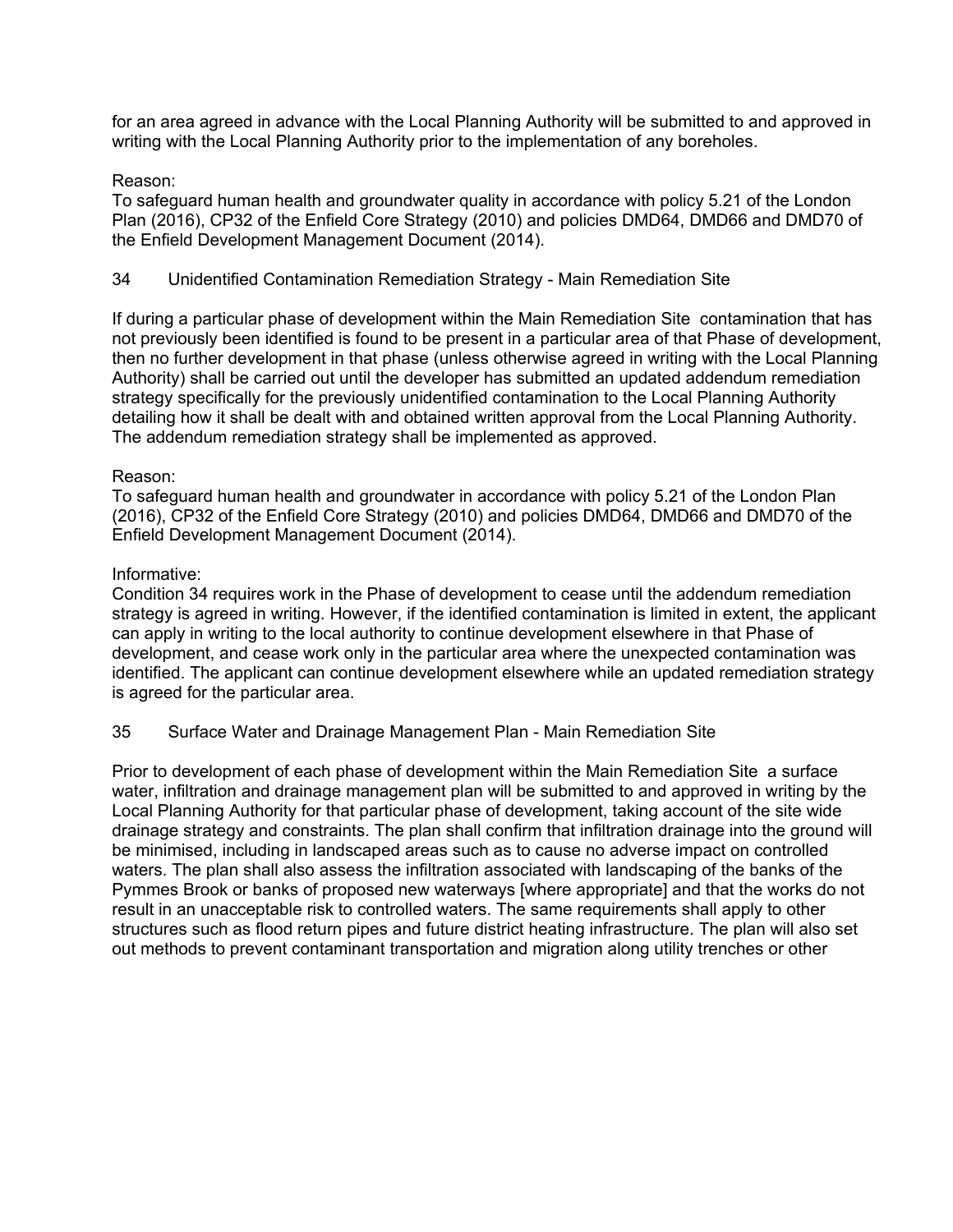for an area agreed in advance with the Local Planning Authority will be submitted to and approved in writing with the Local Planning Authority prior to the implementation of any boreholes.

Reason:
To safeguard human health and groundwater quality in accordance with policy 5.21 of the London Plan (2016), CP32 of the Enfield Core Strategy (2010) and policies DMD64, DMD66 and DMD70 of the Enfield Development Management Document (2014).

34 Unidentified Contamination Remediation Strategy - Main Remediation Site

If during a particular phase of development within the Main Remediation Site contamination that has not previously been identified is found to be present in a particular area of that Phase of development, then no further development in that phase (unless otherwise agreed in writing with the Local Planning Authority) shall be carried out until the developer has submitted an updated addendum remediation strategy specifically for the previously unidentified contamination to the Local Planning Authority detailing how it shall be dealt with and obtained written approval from the Local Planning Authority. The addendum remediation strategy shall be implemented as approved.

Reason:
To safeguard human health and groundwater in accordance with policy 5.21 of the London Plan (2016), CP32 of the Enfield Core Strategy (2010) and policies DMD64, DMD66 and DMD70 of the Enfield Development Management Document (2014).

Informative:
Condition 34 requires work in the Phase of development to cease until the addendum remediation strategy is agreed in writing. However, if the identified contamination is limited in extent, the applicant can apply in writing to the local authority to continue development elsewhere in that Phase of development, and cease work only in the particular area where the unexpected contamination was identified. The applicant can continue development elsewhere while an updated remediation strategy is agreed for the particular area.

35 Surface Water and Drainage Management Plan - Main Remediation Site

Prior to development of each phase of development within the Main Remediation Site a surface water, infiltration and drainage management plan will be submitted to and approved in writing by the Local Planning Authority for that particular phase of development, taking account of the site wide drainage strategy and constraints. The plan shall confirm that infiltration drainage into the ground will be minimised, including in landscaped areas such as to cause no adverse impact on controlled waters. The plan shall also assess the infiltration associated with landscaping of the banks of the Pymmes Brook or banks of proposed new waterways [where appropriate] and that the works do not result in an unacceptable risk to controlled waters. The same requirements shall apply to other structures such as flood return pipes and future district heating infrastructure. The plan will also set out methods to prevent contaminant transportation and migration along utility trenches or other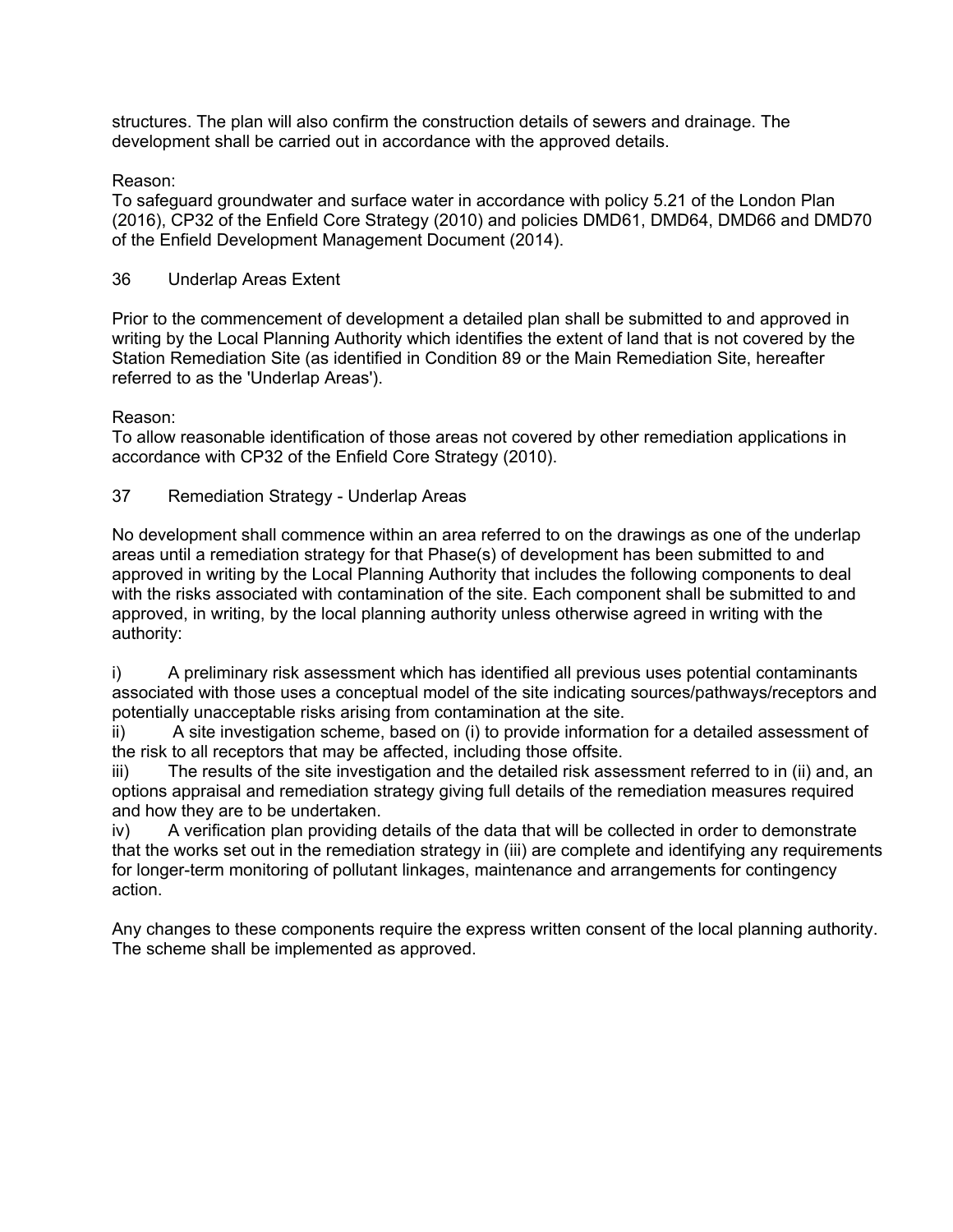structures. The plan will also confirm the construction details of sewers and drainage. The development shall be carried out in accordance with the approved details.

Reason:
To safeguard groundwater and surface water in accordance with policy 5.21 of the London Plan (2016), CP32 of the Enfield Core Strategy (2010) and policies DMD61, DMD64, DMD66 and DMD70 of the Enfield Development Management Document (2014).

36 Underlap Areas Extent

Prior to the commencement of development a detailed plan shall be submitted to and approved in writing by the Local Planning Authority which identifies the extent of land that is not covered by the Station Remediation Site (as identified in Condition 89 or the Main Remediation Site, hereafter referred to as the 'Underlap Areas').

Reason:
To allow reasonable identification of those areas not covered by other remediation applications in accordance with CP32 of the Enfield Core Strategy (2010).

37 Remediation Strategy - Underlap Areas

No development shall commence within an area referred to on the drawings as one of the underlap areas until a remediation strategy for that Phase(s) of development has been submitted to and approved in writing by the Local Planning Authority that includes the following components to deal with the risks associated with contamination of the site. Each component shall be submitted to and approved, in writing, by the local planning authority unless otherwise agreed in writing with the authority:

i) A preliminary risk assessment which has identified all previous uses potential contaminants associated with those uses a conceptual model of the site indicating sources/pathways/receptors and potentially unacceptable risks arising from contamination at the site.
ii) A site investigation scheme, based on (i) to provide information for a detailed assessment of the risk to all receptors that may be affected, including those offsite.
iii) The results of the site investigation and the detailed risk assessment referred to in (ii) and, an options appraisal and remediation strategy giving full details of the remediation measures required and how they are to be undertaken.
iv) A verification plan providing details of the data that will be collected in order to demonstrate that the works set out in the remediation strategy in (iii) are complete and identifying any requirements for longer-term monitoring of pollutant linkages, maintenance and arrangements for contingency action.

Any changes to these components require the express written consent of the local planning authority. The scheme shall be implemented as approved.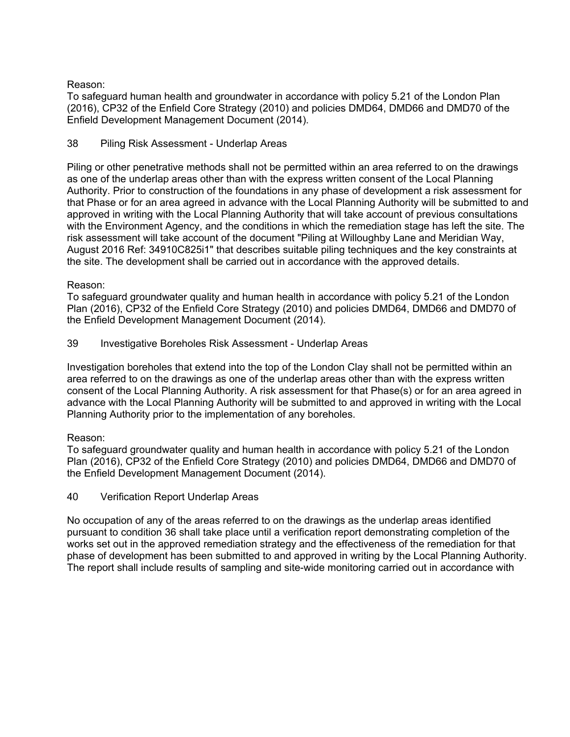Reason:
To safeguard human health and groundwater in accordance with policy 5.21 of the London Plan (2016), CP32 of the Enfield Core Strategy (2010) and policies DMD64, DMD66 and DMD70 of the Enfield Development Management Document (2014).

38 Piling Risk Assessment - Underlap Areas

Piling or other penetrative methods shall not be permitted within an area referred to on the drawings as one of the underlap areas other than with the express written consent of the Local Planning Authority. Prior to construction of the foundations in any phase of development a risk assessment for that Phase or for an area agreed in advance with the Local Planning Authority will be submitted to and approved in writing with the Local Planning Authority that will take account of previous consultations with the Environment Agency, and the conditions in which the remediation stage has left the site. The risk assessment will take account of the document "Piling at Willoughby Lane and Meridian Way, August 2016 Ref: 34910C825i1" that describes suitable piling techniques and the key constraints at the site. The development shall be carried out in accordance with the approved details.

Reason:
To safeguard groundwater quality and human health in accordance with policy 5.21 of the London Plan (2016), CP32 of the Enfield Core Strategy (2010) and policies DMD64, DMD66 and DMD70 of the Enfield Development Management Document (2014).

39 Investigative Boreholes Risk Assessment - Underlap Areas

Investigation boreholes that extend into the top of the London Clay shall not be permitted within an area referred to on the drawings as one of the underlap areas other than with the express written consent of the Local Planning Authority. A risk assessment for that Phase(s) or for an area agreed in advance with the Local Planning Authority will be submitted to and approved in writing with the Local Planning Authority prior to the implementation of any boreholes.

Reason:
To safeguard groundwater quality and human health in accordance with policy 5.21 of the London Plan (2016), CP32 of the Enfield Core Strategy (2010) and policies DMD64, DMD66 and DMD70 of the Enfield Development Management Document (2014).

40 Verification Report Underlap Areas

No occupation of any of the areas referred to on the drawings as the underlap areas identified pursuant to condition 36 shall take place until a verification report demonstrating completion of the works set out in the approved remediation strategy and the effectiveness of the remediation for that phase of development has been submitted to and approved in writing by the Local Planning Authority. The report shall include results of sampling and site-wide monitoring carried out in accordance with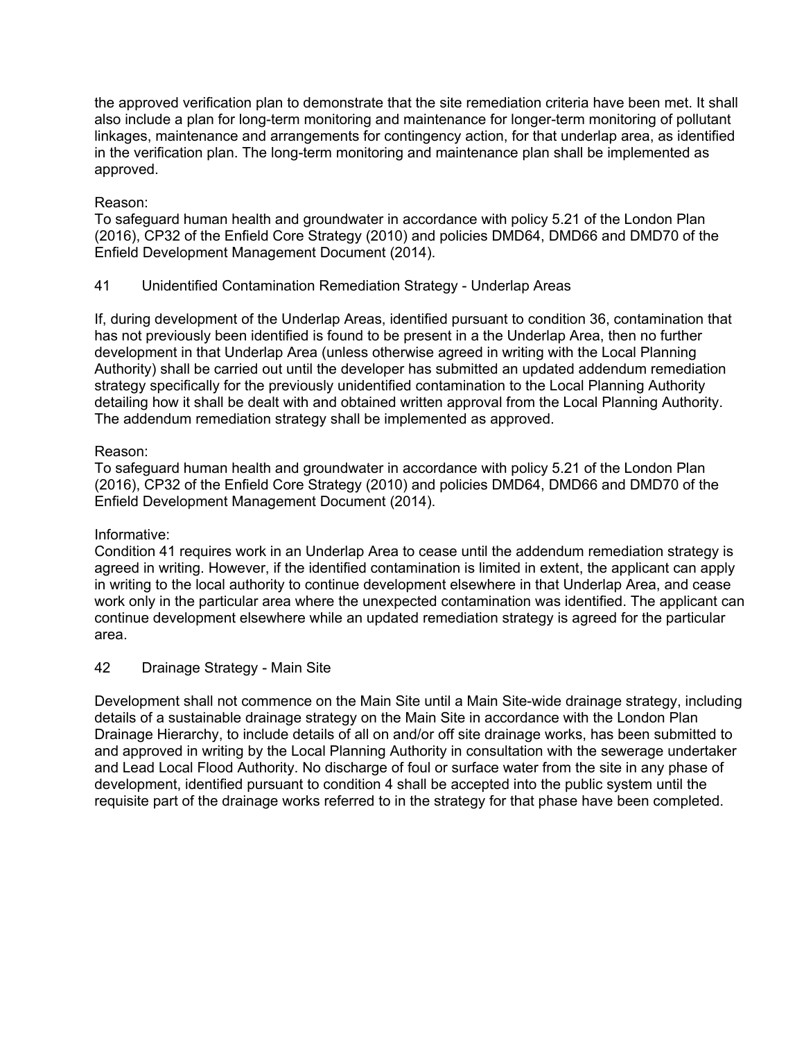the approved verification plan to demonstrate that the site remediation criteria have been met. It shall also include a plan for long-term monitoring and maintenance for longer-term monitoring of pollutant linkages, maintenance and arrangements for contingency action, for that underlap area, as identified in the verification plan. The long-term monitoring and maintenance plan shall be implemented as approved.

Reason:
To safeguard human health and groundwater in accordance with policy 5.21 of the London Plan (2016), CP32 of the Enfield Core Strategy (2010) and policies DMD64, DMD66 and DMD70 of the Enfield Development Management Document (2014).

41 Unidentified Contamination Remediation Strategy - Underlap Areas

If, during development of the Underlap Areas, identified pursuant to condition 36, contamination that has not previously been identified is found to be present in a the Underlap Area, then no further development in that Underlap Area (unless otherwise agreed in writing with the Local Planning Authority) shall be carried out until the developer has submitted an updated addendum remediation strategy specifically for the previously unidentified contamination to the Local Planning Authority detailing how it shall be dealt with and obtained written approval from the Local Planning Authority. The addendum remediation strategy shall be implemented as approved.

Reason:
To safeguard human health and groundwater in accordance with policy 5.21 of the London Plan (2016), CP32 of the Enfield Core Strategy (2010) and policies DMD64, DMD66 and DMD70 of the Enfield Development Management Document (2014).

Informative:
Condition 41 requires work in an Underlap Area to cease until the addendum remediation strategy is agreed in writing. However, if the identified contamination is limited in extent, the applicant can apply in writing to the local authority to continue development elsewhere in that Underlap Area, and cease work only in the particular area where the unexpected contamination was identified. The applicant can continue development elsewhere while an updated remediation strategy is agreed for the particular area.

42 Drainage Strategy - Main Site

Development shall not commence on the Main Site until a Main Site-wide drainage strategy, including details of a sustainable drainage strategy on the Main Site in accordance with the London Plan Drainage Hierarchy, to include details of all on and/or off site drainage works, has been submitted to and approved in writing by the Local Planning Authority in consultation with the sewerage undertaker and Lead Local Flood Authority. No discharge of foul or surface water from the site in any phase of development, identified pursuant to condition 4 shall be accepted into the public system until the requisite part of the drainage works referred to in the strategy for that phase have been completed.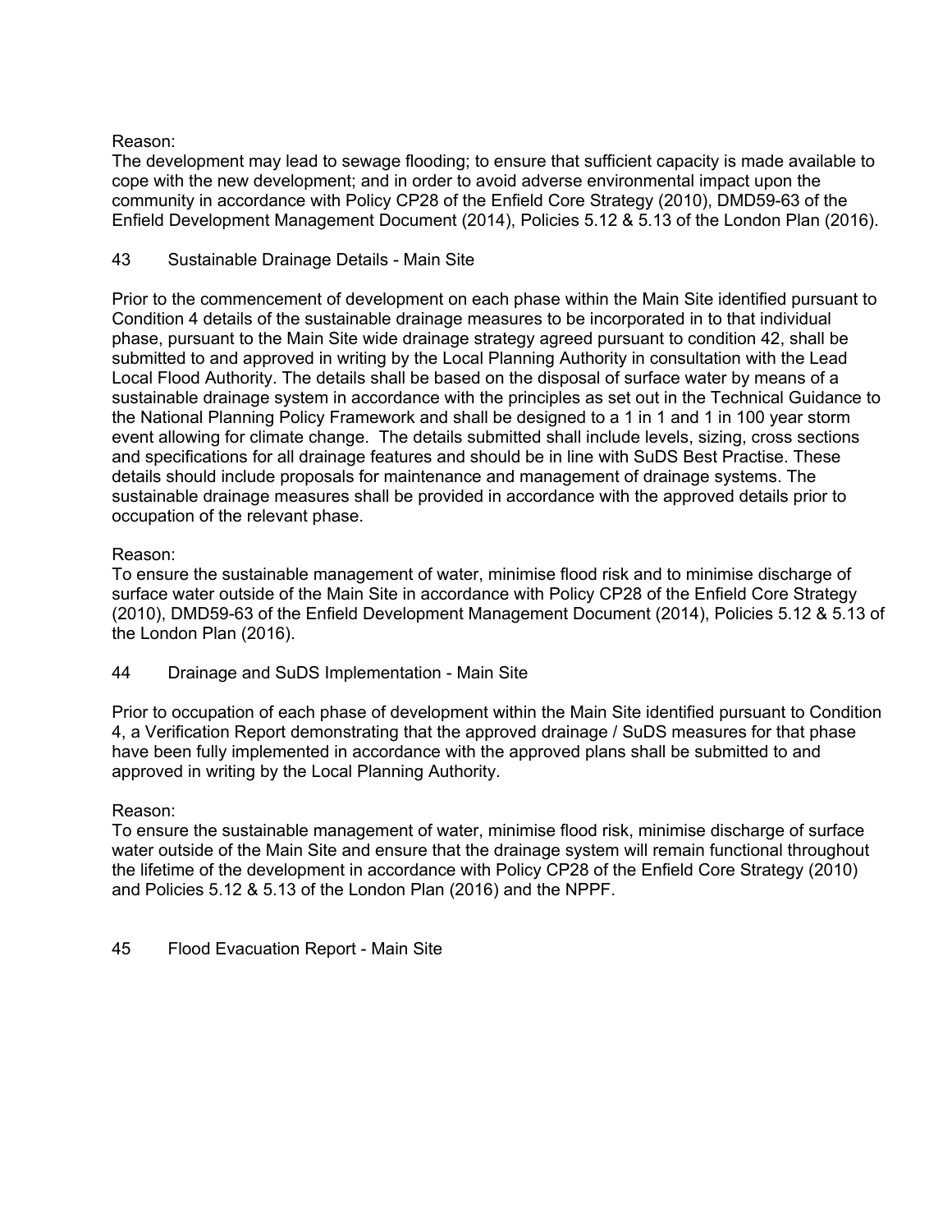Reason:
The development may lead to sewage flooding; to ensure that sufficient capacity is made available to cope with the new development; and in order to avoid adverse environmental impact upon the community in accordance with Policy CP28 of the Enfield Core Strategy (2010), DMD59-63 of the Enfield Development Management Document (2014), Policies 5.12 & 5.13 of the London Plan (2016).

43 Sustainable Drainage Details - Main Site

Prior to the commencement of development on each phase within the Main Site identified pursuant to Condition 4 details of the sustainable drainage measures to be incorporated in to that individual phase, pursuant to the Main Site wide drainage strategy agreed pursuant to condition 42, shall be submitted to and approved in writing by the Local Planning Authority in consultation with the Lead Local Flood Authority. The details shall be based on the disposal of surface water by means of a sustainable drainage system in accordance with the principles as set out in the Technical Guidance to the National Planning Policy Framework and shall be designed to a 1 in 1 and 1 in 100 year storm event allowing for climate change. The details submitted shall include levels, sizing, cross sections and specifications for all drainage features and should be in line with SuDS Best Practise. These details should include proposals for maintenance and management of drainage systems. The sustainable drainage measures shall be provided in accordance with the approved details prior to occupation of the relevant phase.

Reason:
To ensure the sustainable management of water, minimise flood risk and to minimise discharge of surface water outside of the Main Site in accordance with Policy CP28 of the Enfield Core Strategy (2010), DMD59-63 of the Enfield Development Management Document (2014), Policies 5.12 & 5.13 of the London Plan (2016).

44 Drainage and SuDS Implementation - Main Site

Prior to occupation of each phase of development within the Main Site identified pursuant to Condition 4, a Verification Report demonstrating that the approved drainage / SuDS measures for that phase have been fully implemented in accordance with the approved plans shall be submitted to and approved in writing by the Local Planning Authority.

Reason:
To ensure the sustainable management of water, minimise flood risk, minimise discharge of surface water outside of the Main Site and ensure that the drainage system will remain functional throughout the lifetime of the development in accordance with Policy CP28 of the Enfield Core Strategy (2010) and Policies 5.12 & 5.13 of the London Plan (2016) and the NPPF.

45 Flood Evacuation Report - Main Site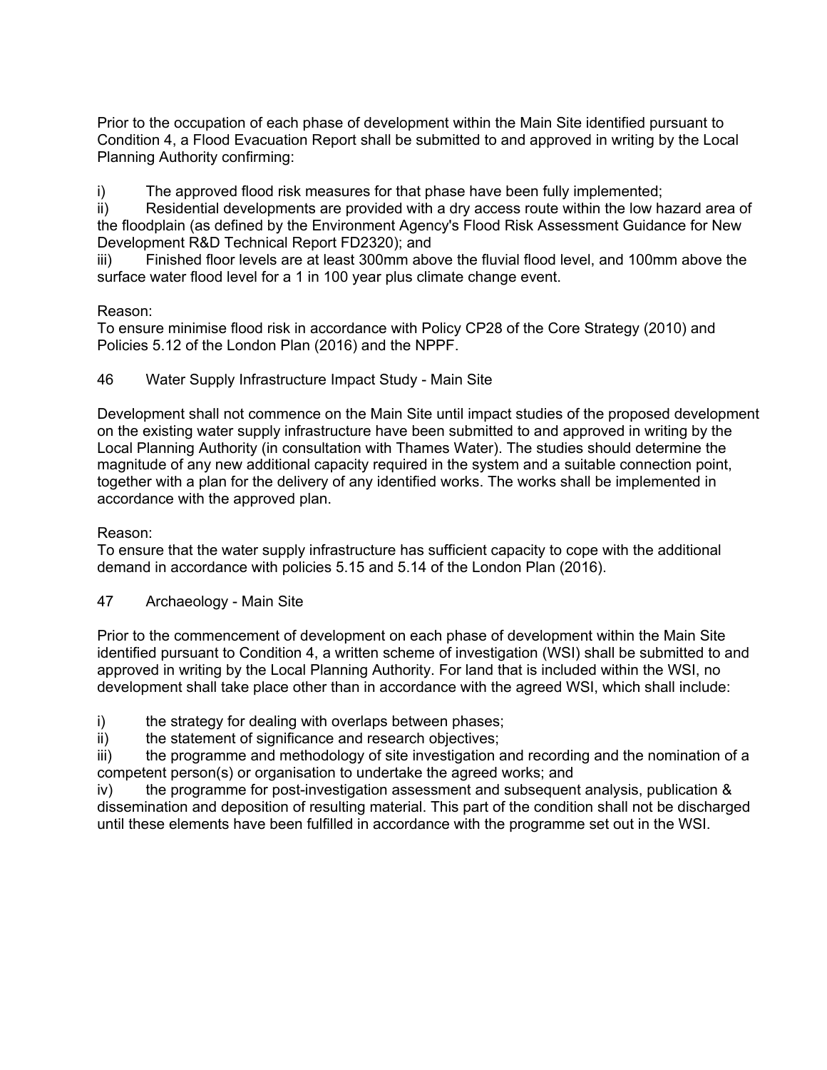Prior to the occupation of each phase of development within the Main Site identified pursuant to Condition 4, a Flood Evacuation Report shall be submitted to and approved in writing by the Local Planning Authority confirming:

i) The approved flood risk measures for that phase have been fully implemented;
ii) Residential developments are provided with a dry access route within the low hazard area of the floodplain (as defined by the Environment Agency's Flood Risk Assessment Guidance for New Development R&D Technical Report FD2320); and
iii) Finished floor levels are at least 300mm above the fluvial flood level, and 100mm above the surface water flood level for a 1 in 100 year plus climate change event.

Reason:
To ensure minimise flood risk in accordance with Policy CP28 of the Core Strategy (2010) and Policies 5.12 of the London Plan (2016) and the NPPF.

46 Water Supply Infrastructure Impact Study - Main Site

Development shall not commence on the Main Site until impact studies of the proposed development on the existing water supply infrastructure have been submitted to and approved in writing by the Local Planning Authority (in consultation with Thames Water). The studies should determine the magnitude of any new additional capacity required in the system and a suitable connection point, together with a plan for the delivery of any identified works. The works shall be implemented in accordance with the approved plan.

Reason:
To ensure that the water supply infrastructure has sufficient capacity to cope with the additional demand in accordance with policies 5.15 and 5.14 of the London Plan (2016).

47 Archaeology - Main Site

Prior to the commencement of development on each phase of development within the Main Site identified pursuant to Condition 4, a written scheme of investigation (WSI) shall be submitted to and approved in writing by the Local Planning Authority. For land that is included within the WSI, no development shall take place other than in accordance with the agreed WSI, which shall include:

i) the strategy for dealing with overlaps between phases;
ii) the statement of significance and research objectives;
iii) the programme and methodology of site investigation and recording and the nomination of a competent person(s) or organisation to undertake the agreed works; and
iv) the programme for post-investigation assessment and subsequent analysis, publication & dissemination and deposition of resulting material. This part of the condition shall not be discharged until these elements have been fulfilled in accordance with the programme set out in the WSI.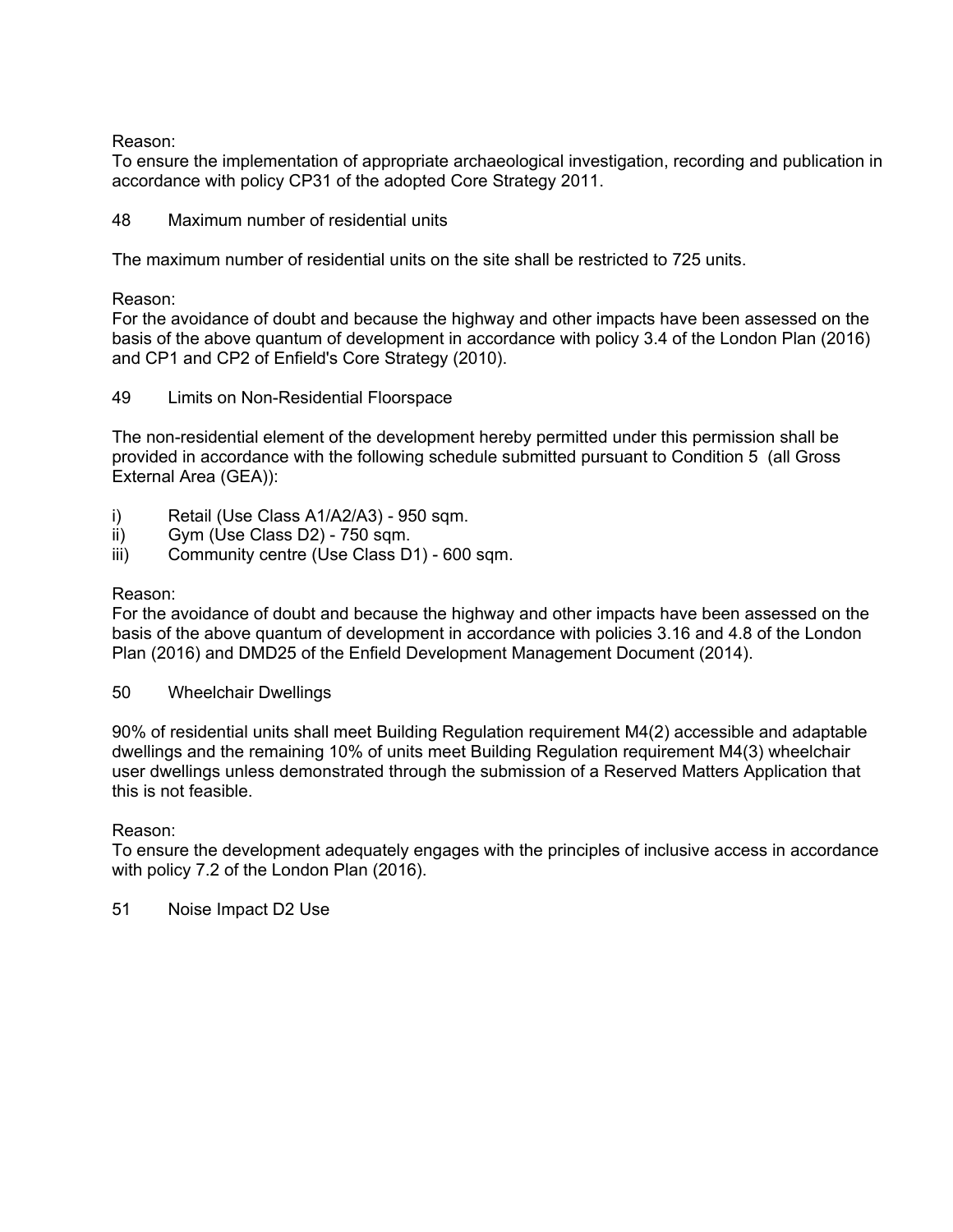Reason:
To ensure the implementation of appropriate archaeological investigation, recording and publication in accordance with policy CP31 of the adopted Core Strategy 2011.

48 Maximum number of residential units

The maximum number of residential units on the site shall be restricted to 725 units.

Reason:
For the avoidance of doubt and because the highway and other impacts have been assessed on the basis of the above quantum of development in accordance with policy 3.4 of the London Plan (2016) and CP1 and CP2 of Enfield's Core Strategy (2010).

49 Limits on Non-Residential Floorspace

The non-residential element of the development hereby permitted under this permission shall be provided in accordance with the following schedule submitted pursuant to Condition 5 (all Gross External Area (GEA)):

i) Retail (Use Class A1/A2/A3) - 950 sqm.
ii) Gym (Use Class D2) - 750 sqm.
iii) Community centre (Use Class D1) - 600 sqm.

Reason:
For the avoidance of doubt and because the highway and other impacts have been assessed on the basis of the above quantum of development in accordance with policies 3.16 and 4.8 of the London Plan (2016) and DMD25 of the Enfield Development Management Document (2014).

50 Wheelchair Dwellings

90% of residential units shall meet Building Regulation requirement M4(2) accessible and adaptable dwellings and the remaining 10% of units meet Building Regulation requirement M4(3) wheelchair user dwellings unless demonstrated through the submission of a Reserved Matters Application that this is not feasible.

Reason:
To ensure the development adequately engages with the principles of inclusive access in accordance with policy 7.2 of the London Plan (2016).

51 Noise Impact D2 Use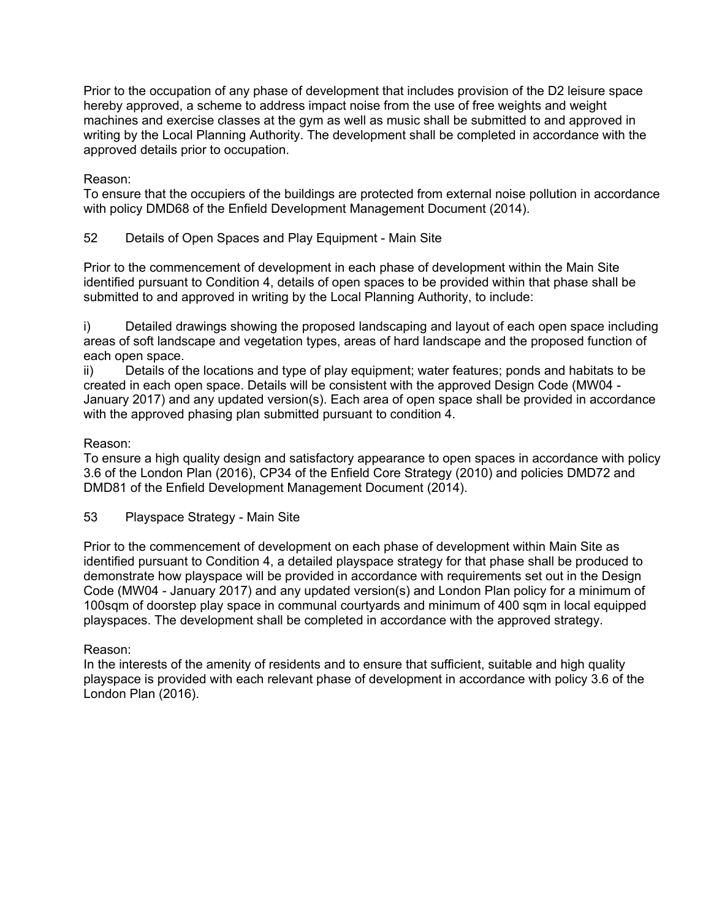Prior to the occupation of any phase of development that includes provision of the D2 leisure space hereby approved, a scheme to address impact noise from the use of free weights and weight machines and exercise classes at the gym as well as music shall be submitted to and approved in writing by the Local Planning Authority. The development shall be completed in accordance with the approved details prior to occupation.

Reason:
To ensure that the occupiers of the buildings are protected from external noise pollution in accordance with policy DMD68 of the Enfield Development Management Document (2014).

52 Details of Open Spaces and Play Equipment - Main Site

Prior to the commencement of development in each phase of development within the Main Site identified pursuant to Condition 4, details of open spaces to be provided within that phase shall be submitted to and approved in writing by the Local Planning Authority, to include:

i) Detailed drawings showing the proposed landscaping and layout of each open space including areas of soft landscape and vegetation types, areas of hard landscape and the proposed function of each open space.
ii) Details of the locations and type of play equipment; water features; ponds and habitats to be created in each open space. Details will be consistent with the approved Design Code (MW04 - January 2017) and any updated version(s). Each area of open space shall be provided in accordance with the approved phasing plan submitted pursuant to condition 4.

Reason:
To ensure a high quality design and satisfactory appearance to open spaces in accordance with policy 3.6 of the London Plan (2016), CP34 of the Enfield Core Strategy (2010) and policies DMD72 and DMD81 of the Enfield Development Management Document (2014).

53 Playspace Strategy - Main Site

Prior to the commencement of development on each phase of development within Main Site as identified pursuant to Condition 4, a detailed playspace strategy for that phase shall be produced to demonstrate how playspace will be provided in accordance with requirements set out in the Design Code (MW04 - January 2017) and any updated version(s) and London Plan policy for a minimum of 100sqm of doorstep play space in communal courtyards and minimum of 400 sqm in local equipped playspaces. The development shall be completed in accordance with the approved strategy.

Reason:
In the interests of the amenity of residents and to ensure that sufficient, suitable and high quality playspace is provided with each relevant phase of development in accordance with policy 3.6 of the London Plan (2016).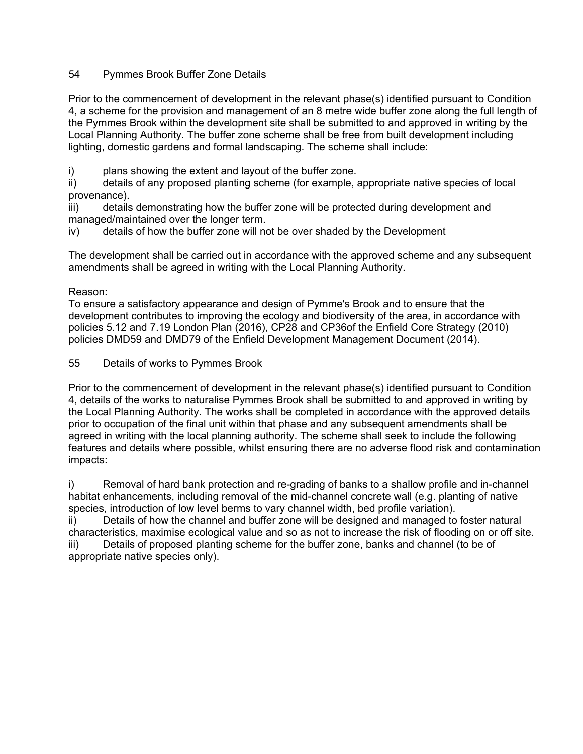54 Pymmes Brook Buffer Zone Details

Prior to the commencement of development in the relevant phase(s) identified pursuant to Condition 4, a scheme for the provision and management of an 8 metre wide buffer zone along the full length of the Pymmes Brook within the development site shall be submitted to and approved in writing by the Local Planning Authority. The buffer zone scheme shall be free from built development including lighting, domestic gardens and formal landscaping. The scheme shall include:

i) plans showing the extent and layout of the buffer zone.
ii) details of any proposed planting scheme (for example, appropriate native species of local provenance).
iii) details demonstrating how the buffer zone will be protected during development and managed/maintained over the longer term.
iv) details of how the buffer zone will not be over shaded by the Development

The development shall be carried out in accordance with the approved scheme and any subsequent amendments shall be agreed in writing with the Local Planning Authority.

Reason:
To ensure a satisfactory appearance and design of Pymme's Brook and to ensure that the development contributes to improving the ecology and biodiversity of the area, in accordance with policies 5.12 and 7.19 London Plan (2016), CP28 and CP36of the Enfield Core Strategy (2010) policies DMD59 and DMD79 of the Enfield Development Management Document (2014).

55 Details of works to Pymmes Brook

Prior to the commencement of development in the relevant phase(s) identified pursuant to Condition 4, details of the works to naturalise Pymmes Brook shall be submitted to and approved in writing by the Local Planning Authority. The works shall be completed in accordance with the approved details prior to occupation of the final unit within that phase and any subsequent amendments shall be agreed in writing with the local planning authority. The scheme shall seek to include the following features and details where possible, whilst ensuring there are no adverse flood risk and contamination impacts:

i) Removal of hard bank protection and re-grading of banks to a shallow profile and in-channel habitat enhancements, including removal of the mid-channel concrete wall (e.g. planting of native species, introduction of low level berms to vary channel width, bed profile variation).
ii) Details of how the channel and buffer zone will be designed and managed to foster natural characteristics, maximise ecological value and so as not to increase the risk of flooding on or off site.
iii) Details of proposed planting scheme for the buffer zone, banks and channel (to be of appropriate native species only).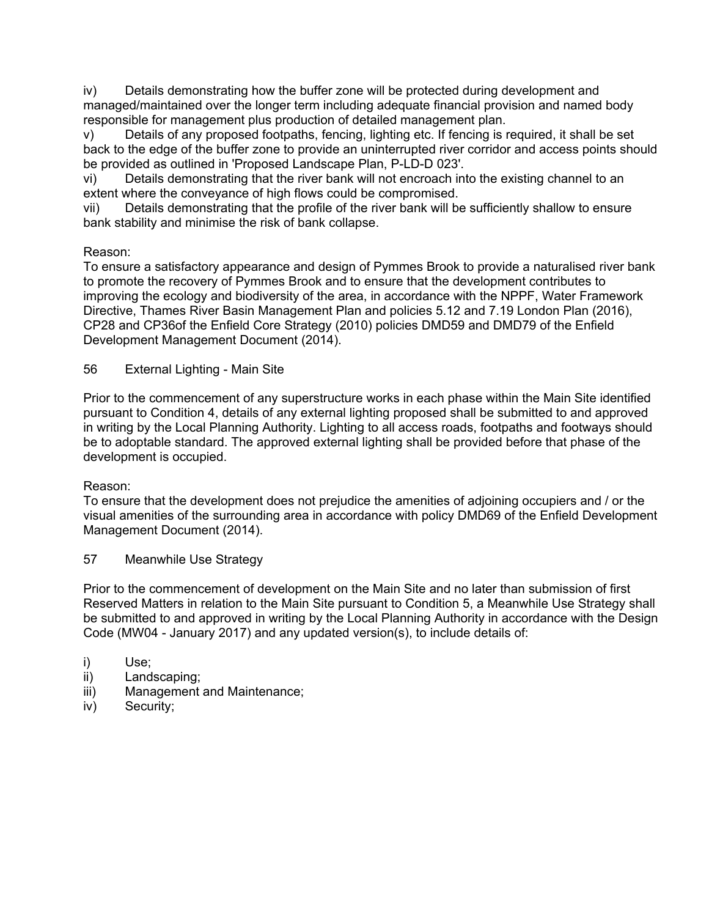iv) Details demonstrating how the buffer zone will be protected during development and managed/maintained over the longer term including adequate financial provision and named body responsible for management plus production of detailed management plan.

v) Details of any proposed footpaths, fencing, lighting etc. If fencing is required, it shall be set back to the edge of the buffer zone to provide an uninterrupted river corridor and access points should be provided as outlined in 'Proposed Landscape Plan, P-LD-D 023'.

vi) Details demonstrating that the river bank will not encroach into the existing channel to an extent where the conveyance of high flows could be compromised.

vii) Details demonstrating that the profile of the river bank will be sufficiently shallow to ensure bank stability and minimise the risk of bank collapse.

Reason:
To ensure a satisfactory appearance and design of Pymmes Brook to provide a naturalised river bank to promote the recovery of Pymmes Brook and to ensure that the development contributes to improving the ecology and biodiversity of the area, in accordance with the NPPF, Water Framework Directive, Thames River Basin Management Plan and policies 5.12 and 7.19 London Plan (2016), CP28 and CP36of the Enfield Core Strategy (2010) policies DMD59 and DMD79 of the Enfield Development Management Document (2014).

56 External Lighting - Main Site

Prior to the commencement of any superstructure works in each phase within the Main Site identified pursuant to Condition 4, details of any external lighting proposed shall be submitted to and approved in writing by the Local Planning Authority. Lighting to all access roads, footpaths and footways should be to adoptable standard. The approved external lighting shall be provided before that phase of the development is occupied.

Reason:
To ensure that the development does not prejudice the amenities of adjoining occupiers and / or the visual amenities of the surrounding area in accordance with policy DMD69 of the Enfield Development Management Document (2014).

57 Meanwhile Use Strategy

Prior to the commencement of development on the Main Site and no later than submission of first Reserved Matters in relation to the Main Site pursuant to Condition 5, a Meanwhile Use Strategy shall be submitted to and approved in writing by the Local Planning Authority in accordance with the Design Code (MW04 - January 2017) and any updated version(s), to include details of:

i) Use;
ii) Landscaping;
iii) Management and Maintenance;
iv) Security;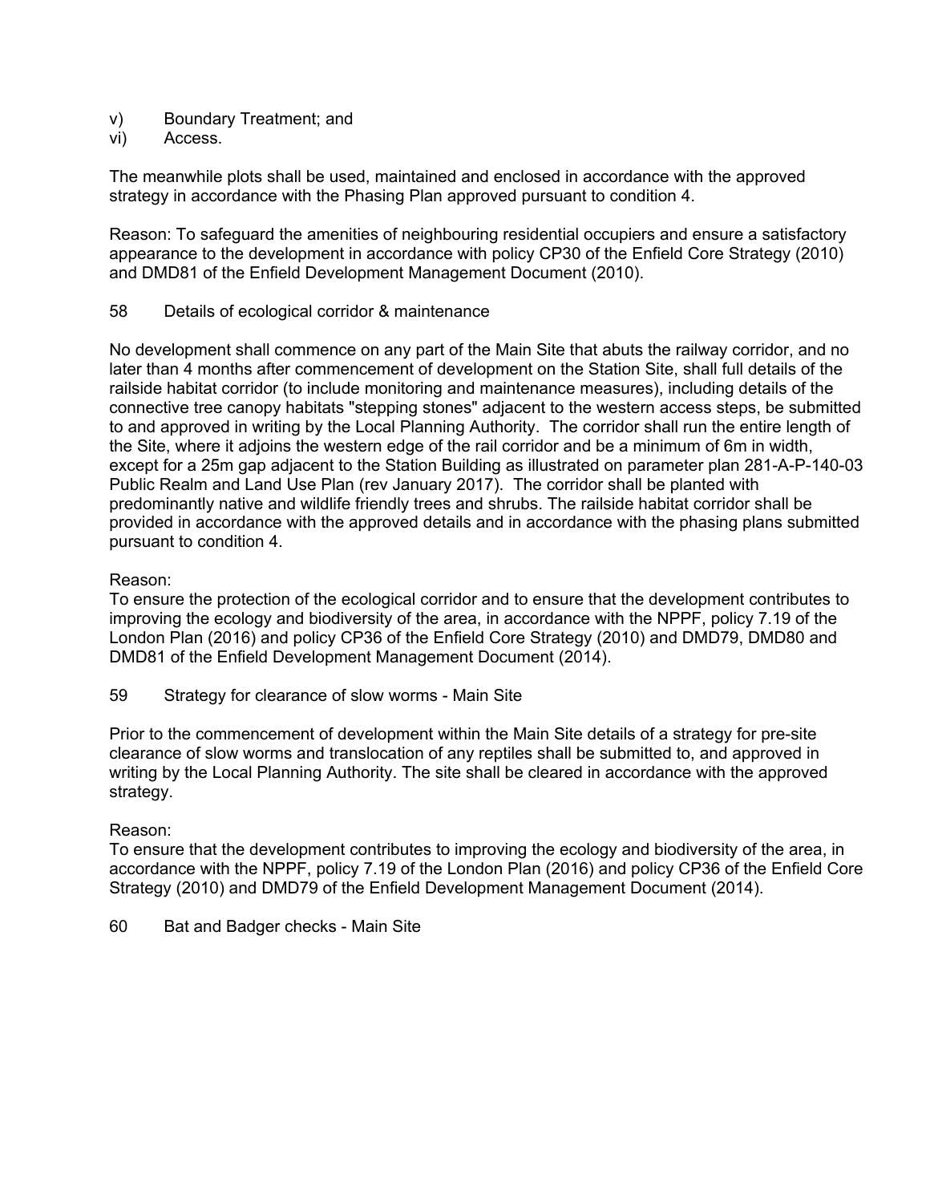v) Boundary Treatment; and
vi) Access.

The meanwhile plots shall be used, maintained and enclosed in accordance with the approved strategy in accordance with the Phasing Plan approved pursuant to condition 4.

Reason: To safeguard the amenities of neighbouring residential occupiers and ensure a satisfactory appearance to the development in accordance with policy CP30 of the Enfield Core Strategy (2010) and DMD81 of the Enfield Development Management Document (2010).

58 Details of ecological corridor & maintenance

No development shall commence on any part of the Main Site that abuts the railway corridor, and no later than 4 months after commencement of development on the Station Site, shall full details of the railside habitat corridor (to include monitoring and maintenance measures), including details of the connective tree canopy habitats "stepping stones" adjacent to the western access steps, be submitted to and approved in writing by the Local Planning Authority. The corridor shall run the entire length of the Site, where it adjoins the western edge of the rail corridor and be a minimum of 6m in width, except for a 25m gap adjacent to the Station Building as illustrated on parameter plan 281-A-P-140-03 Public Realm and Land Use Plan (rev January 2017). The corridor shall be planted with predominantly native and wildlife friendly trees and shrubs. The railside habitat corridor shall be provided in accordance with the approved details and in accordance with the phasing plans submitted pursuant to condition 4.

Reason:
To ensure the protection of the ecological corridor and to ensure that the development contributes to improving the ecology and biodiversity of the area, in accordance with the NPPF, policy 7.19 of the London Plan (2016) and policy CP36 of the Enfield Core Strategy (2010) and DMD79, DMD80 and DMD81 of the Enfield Development Management Document (2014).

59 Strategy for clearance of slow worms - Main Site

Prior to the commencement of development within the Main Site details of a strategy for pre-site clearance of slow worms and translocation of any reptiles shall be submitted to, and approved in writing by the Local Planning Authority. The site shall be cleared in accordance with the approved strategy.

Reason:
To ensure that the development contributes to improving the ecology and biodiversity of the area, in accordance with the NPPF, policy 7.19 of the London Plan (2016) and policy CP36 of the Enfield Core Strategy (2010) and DMD79 of the Enfield Development Management Document (2014).

60 Bat and Badger checks - Main Site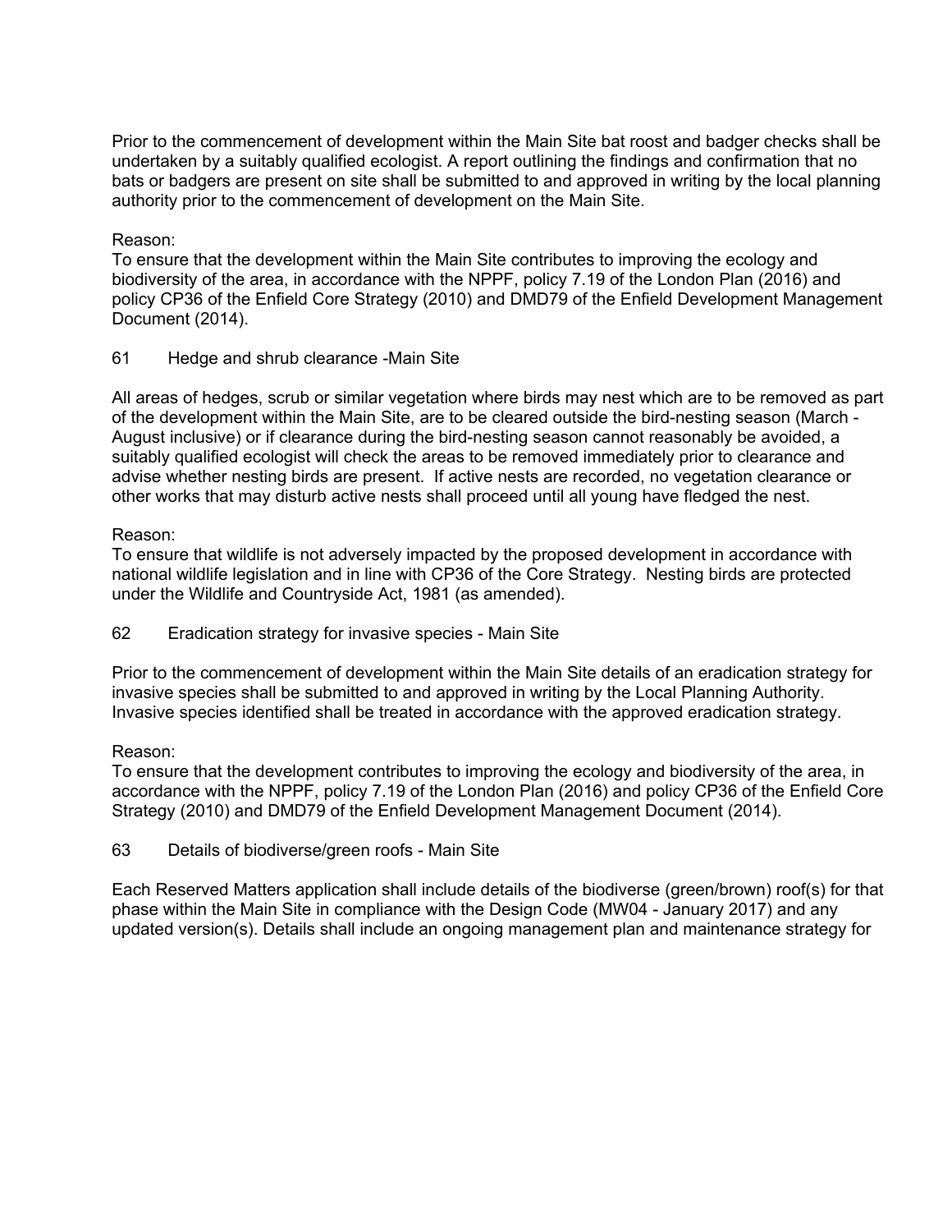Prior to the commencement of development within the Main Site bat roost and badger checks shall be undertaken by a suitably qualified ecologist. A report outlining the findings and confirmation that no bats or badgers are present on site shall be submitted to and approved in writing by the local planning authority prior to the commencement of development on the Main Site.

Reason:
To ensure that the development within the Main Site contributes to improving the ecology and biodiversity of the area, in accordance with the NPPF, policy 7.19 of the London Plan (2016) and policy CP36 of the Enfield Core Strategy (2010) and DMD79 of the Enfield Development Management Document (2014).

61 Hedge and shrub clearance -Main Site

All areas of hedges, scrub or similar vegetation where birds may nest which are to be removed as part of the development within the Main Site, are to be cleared outside the bird-nesting season (March - August inclusive) or if clearance during the bird-nesting season cannot reasonably be avoided, a suitably qualified ecologist will check the areas to be removed immediately prior to clearance and advise whether nesting birds are present. If active nests are recorded, no vegetation clearance or other works that may disturb active nests shall proceed until all young have fledged the nest.

Reason:
To ensure that wildlife is not adversely impacted by the proposed development in accordance with national wildlife legislation and in line with CP36 of the Core Strategy. Nesting birds are protected under the Wildlife and Countryside Act, 1981 (as amended).

62 Eradication strategy for invasive species - Main Site

Prior to the commencement of development within the Main Site details of an eradication strategy for invasive species shall be submitted to and approved in writing by the Local Planning Authority. Invasive species identified shall be treated in accordance with the approved eradication strategy.

Reason:
To ensure that the development contributes to improving the ecology and biodiversity of the area, in accordance with the NPPF, policy 7.19 of the London Plan (2016) and policy CP36 of the Enfield Core Strategy (2010) and DMD79 of the Enfield Development Management Document (2014).

63 Details of biodiverse/green roofs - Main Site

Each Reserved Matters application shall include details of the biodiverse (green/brown) roof(s) for that phase within the Main Site in compliance with the Design Code (MW04 - January 2017) and any updated version(s). Details shall include an ongoing management plan and maintenance strategy for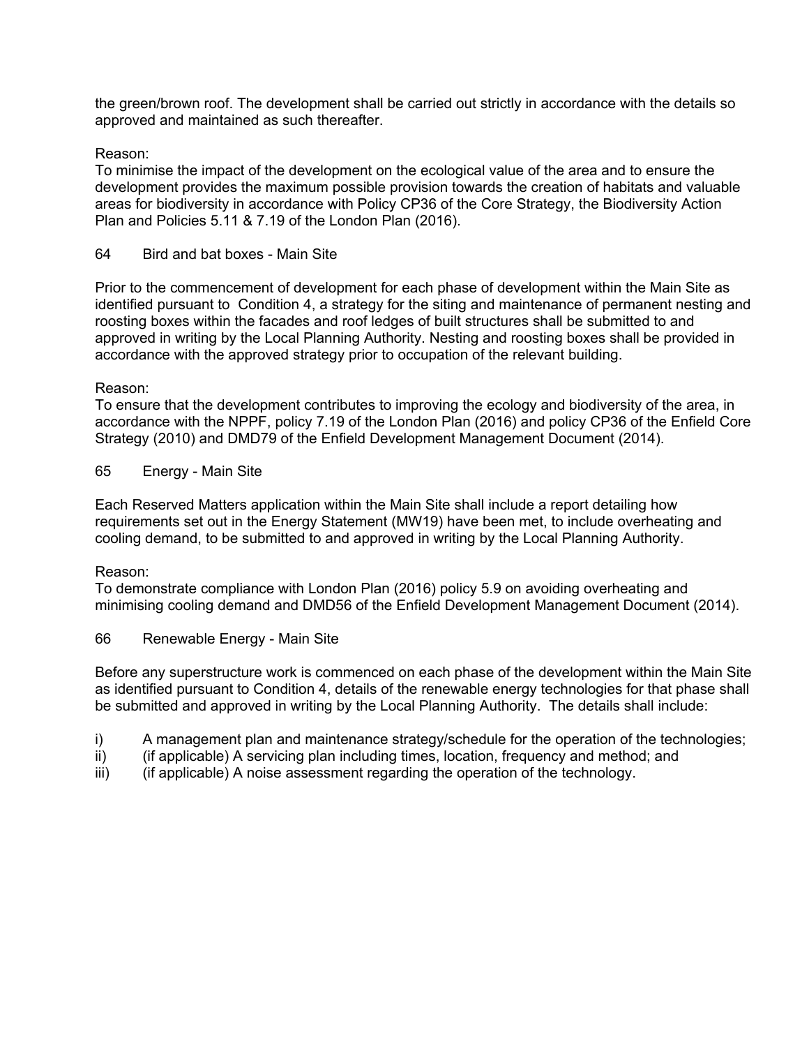the green/brown roof. The development shall be carried out strictly in accordance with the details so approved and maintained as such thereafter.

Reason:
To minimise the impact of the development on the ecological value of the area and to ensure the development provides the maximum possible provision towards the creation of habitats and valuable areas for biodiversity in accordance with Policy CP36 of the Core Strategy, the Biodiversity Action Plan and Policies 5.11 & 7.19 of the London Plan (2016).

64 Bird and bat boxes - Main Site

Prior to the commencement of development for each phase of development within the Main Site as identified pursuant to Condition 4, a strategy for the siting and maintenance of permanent nesting and roosting boxes within the facades and roof ledges of built structures shall be submitted to and approved in writing by the Local Planning Authority. Nesting and roosting boxes shall be provided in accordance with the approved strategy prior to occupation of the relevant building.

Reason:
To ensure that the development contributes to improving the ecology and biodiversity of the area, in accordance with the NPPF, policy 7.19 of the London Plan (2016) and policy CP36 of the Enfield Core Strategy (2010) and DMD79 of the Enfield Development Management Document (2014).

65 Energy - Main Site

Each Reserved Matters application within the Main Site shall include a report detailing how requirements set out in the Energy Statement (MW19) have been met, to include overheating and cooling demand, to be submitted to and approved in writing by the Local Planning Authority.

Reason:
To demonstrate compliance with London Plan (2016) policy 5.9 on avoiding overheating and minimising cooling demand and DMD56 of the Enfield Development Management Document (2014).

66 Renewable Energy - Main Site

Before any superstructure work is commenced on each phase of the development within the Main Site as identified pursuant to Condition 4, details of the renewable energy technologies for that phase shall be submitted and approved in writing by the Local Planning Authority. The details shall include:

i) A management plan and maintenance strategy/schedule for the operation of the technologies;
ii) (if applicable) A servicing plan including times, location, frequency and method; and
iii) (if applicable) A noise assessment regarding the operation of the technology.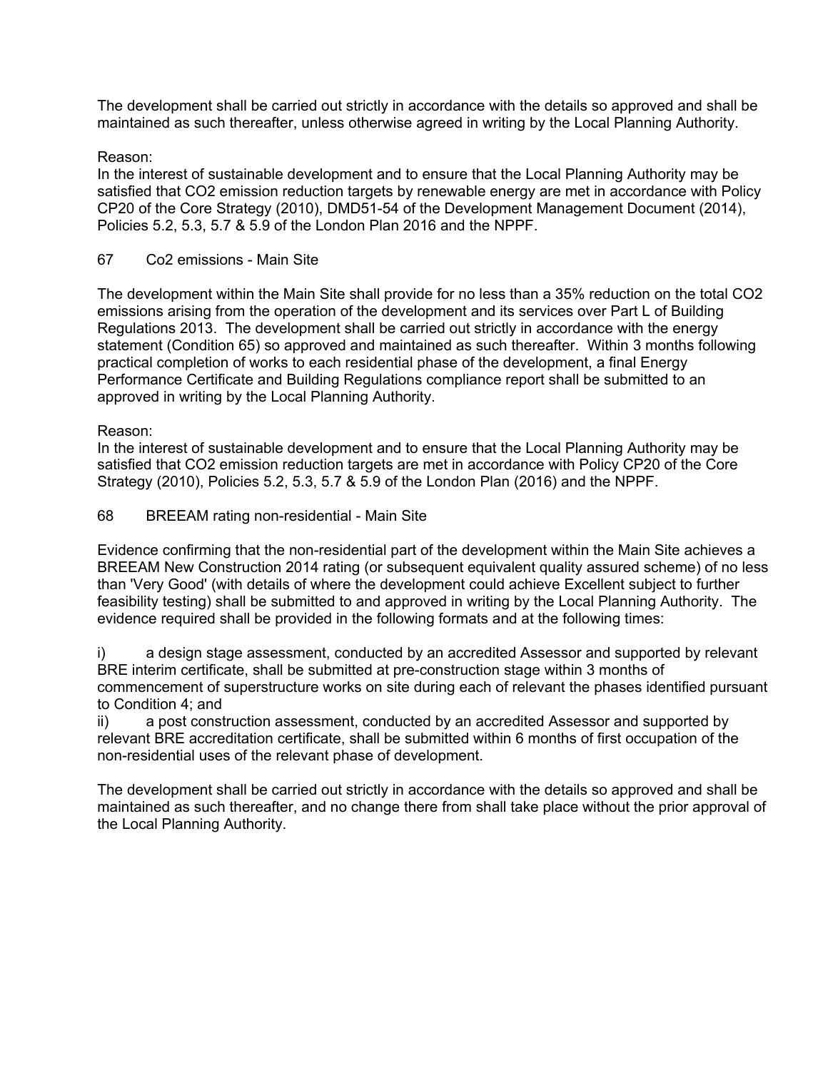The development shall be carried out strictly in accordance with the details so approved and shall be maintained as such thereafter, unless otherwise agreed in writing by the Local Planning Authority.

Reason:
In the interest of sustainable development and to ensure that the Local Planning Authority may be satisfied that $CO_2$ emission reduction targets by renewable energy are met in accordance with Policy CP20 of the Core Strategy (2010), DMD51-54 of the Development Management Document (2014), Policies 5.2, 5.3, 5.7 & 5.9 of the London Plan 2016 and the NPPF.

67 Co2 emissions - Main Site

The development within the Main Site shall provide for no less than a 35% reduction on the total $CO_2$ emissions arising from the operation of the development and its services over Part L of Building Regulations 2013. The development shall be carried out strictly in accordance with the energy statement (Condition 65) so approved and maintained as such thereafter. Within 3 months following practical completion of works to each residential phase of the development, a final Energy Performance Certificate and Building Regulations compliance report shall be submitted to an approved in writing by the Local Planning Authority.

Reason:
In the interest of sustainable development and to ensure that the Local Planning Authority may be satisfied that $CO_2$ emission reduction targets are met in accordance with Policy CP20 of the Core Strategy (2010), Policies 5.2, 5.3, 5.7 & 5.9 of the London Plan (2016) and the NPPF.

68 BREEAM rating non-residential - Main Site

Evidence confirming that the non-residential part of the development within the Main Site achieves a BREEAM New Construction 2014 rating (or subsequent equivalent quality assured scheme) of no less than 'Very Good' (with details of where the development could achieve Excellent subject to further feasibility testing) shall be submitted to and approved in writing by the Local Planning Authority. The evidence required shall be provided in the following formats and at the following times:

i) a design stage assessment, conducted by an accredited Assessor and supported by relevant BRE interim certificate, shall be submitted at pre-construction stage within 3 months of commencement of superstructure works on site during each of relevant the phases identified pursuant to Condition 4; and
ii) a post construction assessment, conducted by an accredited Assessor and supported by relevant BRE accreditation certificate, shall be submitted within 6 months of first occupation of the non-residential uses of the relevant phase of development.

The development shall be carried out strictly in accordance with the details so approved and shall be maintained as such thereafter, and no change there from shall take place without the prior approval of the Local Planning Authority.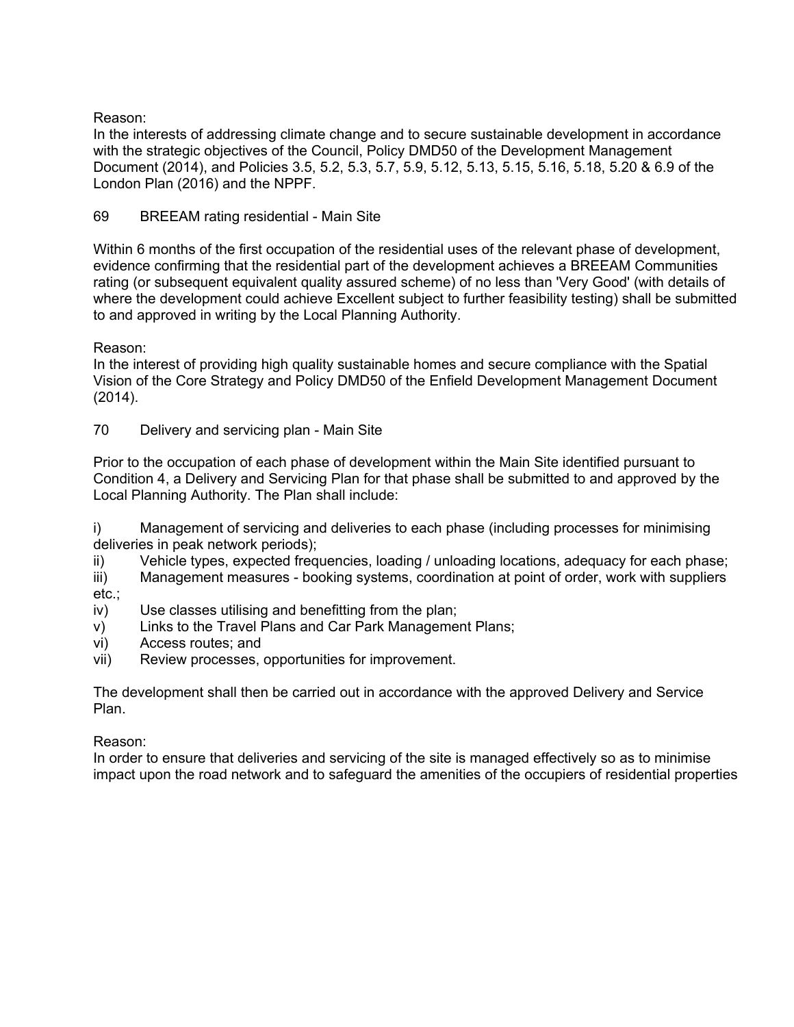Reason:
In the interests of addressing climate change and to secure sustainable development in accordance with the strategic objectives of the Council, Policy DMD50 of the Development Management Document (2014), and Policies 3.5, 5.2, 5.3, 5.7, 5.9, 5.12, 5.13, 5.15, 5.16, 5.18, 5.20 & 6.9 of the London Plan (2016) and the NPPF.

69 BREEAM rating residential - Main Site

Within 6 months of the first occupation of the residential uses of the relevant phase of development, evidence confirming that the residential part of the development achieves a BREEAM Communities rating (or subsequent equivalent quality assured scheme) of no less than 'Very Good' (with details of where the development could achieve Excellent subject to further feasibility testing) shall be submitted to and approved in writing by the Local Planning Authority.

Reason:
In the interest of providing high quality sustainable homes and secure compliance with the Spatial Vision of the Core Strategy and Policy DMD50 of the Enfield Development Management Document (2014).

70 Delivery and servicing plan - Main Site

Prior to the occupation of each phase of development within the Main Site identified pursuant to Condition 4, a Delivery and Servicing Plan for that phase shall be submitted to and approved by the Local Planning Authority. The Plan shall include:

i) Management of servicing and deliveries to each phase (including processes for minimising deliveries in peak network periods);
ii) Vehicle types, expected frequencies, loading / unloading locations, adequacy for each phase;
iii) Management measures - booking systems, coordination at point of order, work with suppliers etc.;
iv) Use classes utilising and benefitting from the plan;
v) Links to the Travel Plans and Car Park Management Plans;
vi) Access routes; and
vii) Review processes, opportunities for improvement.

The development shall then be carried out in accordance with the approved Delivery and Service Plan.

Reason:
In order to ensure that deliveries and servicing of the site is managed effectively so as to minimise impact upon the road network and to safeguard the amenities of the occupiers of residential properties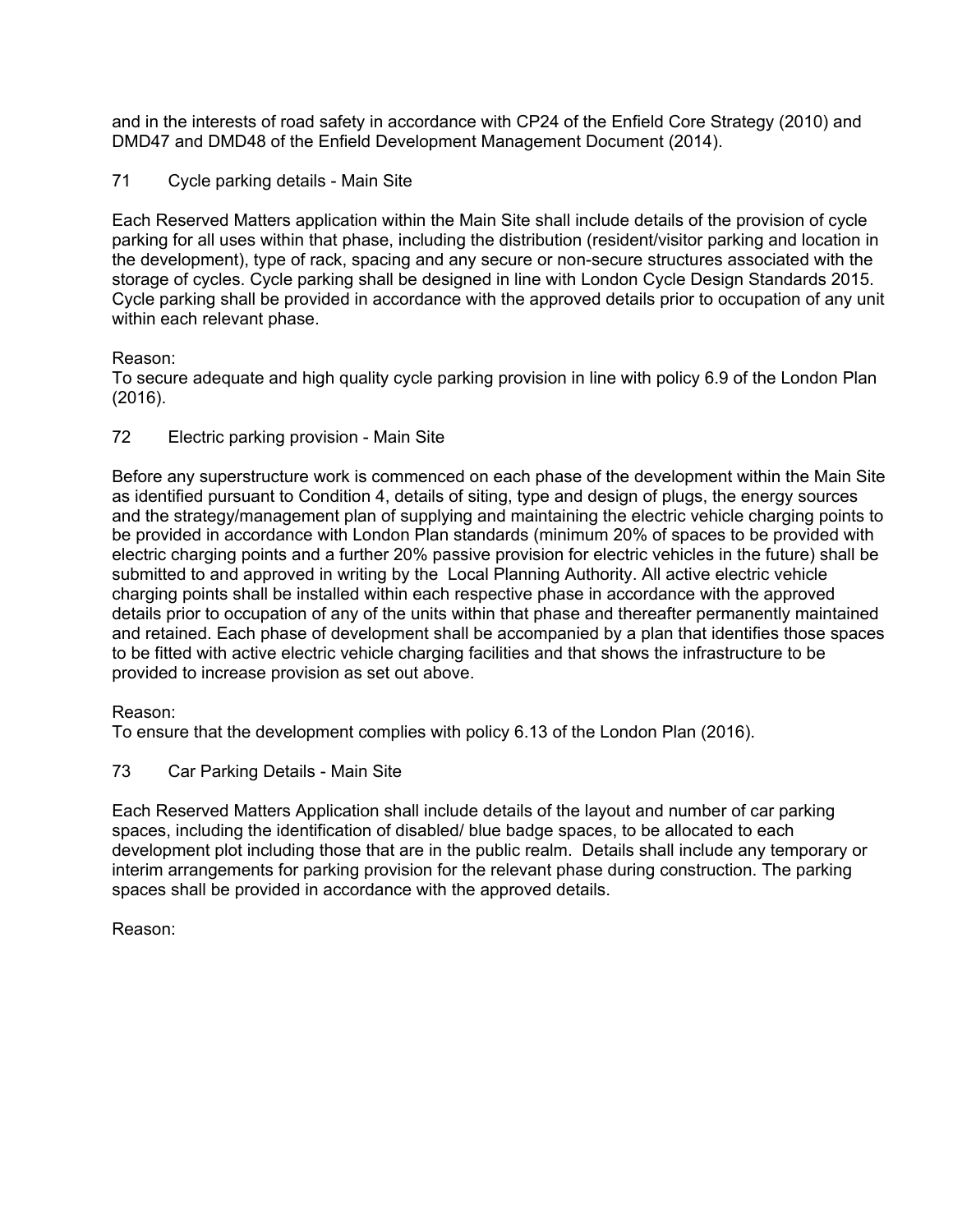and in the interests of road safety in accordance with CP24 of the Enfield Core Strategy (2010) and DMD47 and DMD48 of the Enfield Development Management Document (2014).

71 Cycle parking details - Main Site

Each Reserved Matters application within the Main Site shall include details of the provision of cycle parking for all uses within that phase, including the distribution (resident/visitor parking and location in the development), type of rack, spacing and any secure or non-secure structures associated with the storage of cycles. Cycle parking shall be designed in line with London Cycle Design Standards 2015. Cycle parking shall be provided in accordance with the approved details prior to occupation of any unit within each relevant phase.

Reason:
To secure adequate and high quality cycle parking provision in line with policy 6.9 of the London Plan (2016).

72 Electric parking provision - Main Site

Before any superstructure work is commenced on each phase of the development within the Main Site as identified pursuant to Condition 4, details of siting, type and design of plugs, the energy sources and the strategy/management plan of supplying and maintaining the electric vehicle charging points to be provided in accordance with London Plan standards (minimum 20% of spaces to be provided with electric charging points and a further 20% passive provision for electric vehicles in the future) shall be submitted to and approved in writing by the Local Planning Authority. All active electric vehicle charging points shall be installed within each respective phase in accordance with the approved details prior to occupation of any of the units within that phase and thereafter permanently maintained and retained. Each phase of development shall be accompanied by a plan that identifies those spaces to be fitted with active electric vehicle charging facilities and that shows the infrastructure to be provided to increase provision as set out above.

Reason:
To ensure that the development complies with policy 6.13 of the London Plan (2016).

73 Car Parking Details - Main Site

Each Reserved Matters Application shall include details of the layout and number of car parking spaces, including the identification of disabled/ blue badge spaces, to be allocated to each development plot including those that are in the public realm. Details shall include any temporary or interim arrangements for parking provision for the relevant phase during construction. The parking spaces shall be provided in accordance with the approved details.

Reason: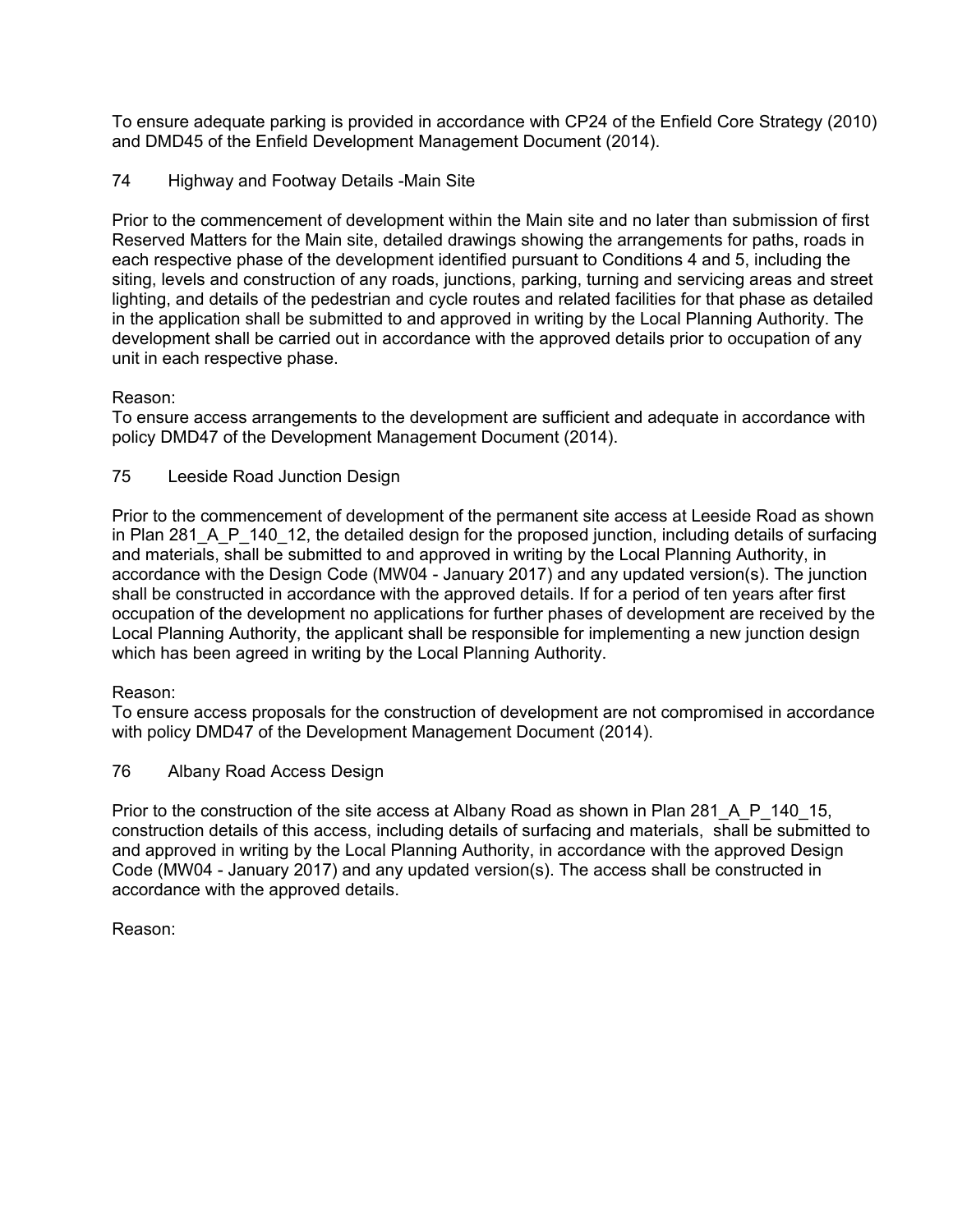To ensure adequate parking is provided in accordance with CP24 of the Enfield Core Strategy (2010) and DMD45 of the Enfield Development Management Document (2014).

74 Highway and Footway Details -Main Site

Prior to the commencement of development within the Main site and no later than submission of first Reserved Matters for the Main site, detailed drawings showing the arrangements for paths, roads in each respective phase of the development identified pursuant to Conditions 4 and 5, including the siting, levels and construction of any roads, junctions, parking, turning and servicing areas and street lighting, and details of the pedestrian and cycle routes and related facilities for that phase as detailed in the application shall be submitted to and approved in writing by the Local Planning Authority. The development shall be carried out in accordance with the approved details prior to occupation of any unit in each respective phase.

Reason:
To ensure access arrangements to the development are sufficient and adequate in accordance with policy DMD47 of the Development Management Document (2014).

75 Leeside Road Junction Design

Prior to the commencement of development of the permanent site access at Leeside Road as shown in Plan 281_A_P_140_12, the detailed design for the proposed junction, including details of surfacing and materials, shall be submitted to and approved in writing by the Local Planning Authority, in accordance with the Design Code (MW04 - January 2017) and any updated version(s). The junction shall be constructed in accordance with the approved details. If for a period of ten years after first occupation of the development no applications for further phases of development are received by the Local Planning Authority, the applicant shall be responsible for implementing a new junction design which has been agreed in writing by the Local Planning Authority.

Reason:
To ensure access proposals for the construction of development are not compromised in accordance with policy DMD47 of the Development Management Document (2014).

76 Albany Road Access Design

Prior to the construction of the site access at Albany Road as shown in Plan 281_A_P_140_15, construction details of this access, including details of surfacing and materials, shall be submitted to and approved in writing by the Local Planning Authority, in accordance with the approved Design Code (MW04 - January 2017) and any updated version(s). The access shall be constructed in accordance with the approved details.

Reason: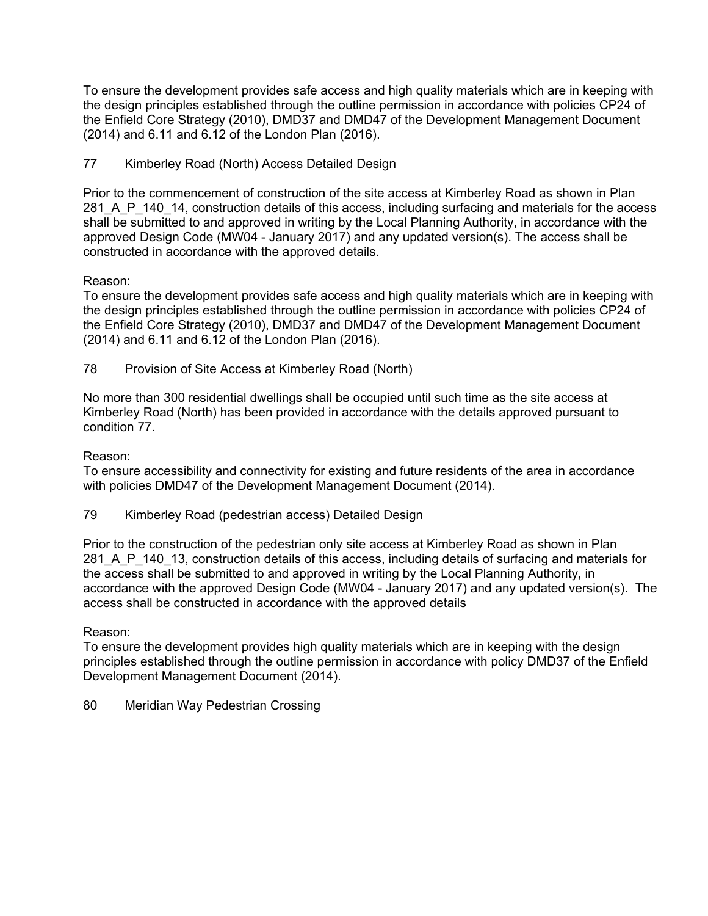To ensure the development provides safe access and high quality materials which are in keeping with the design principles established through the outline permission in accordance with policies CP24 of the Enfield Core Strategy (2010), DMD37 and DMD47 of the Development Management Document (2014) and 6.11 and 6.12 of the London Plan (2016).

77 Kimberley Road (North) Access Detailed Design

Prior to the commencement of construction of the site access at Kimberley Road as shown in Plan 281_A_P_140_14, construction details of this access, including surfacing and materials for the access shall be submitted to and approved in writing by the Local Planning Authority, in accordance with the approved Design Code (MW04 - January 2017) and any updated version(s). The access shall be constructed in accordance with the approved details.

Reason:
To ensure the development provides safe access and high quality materials which are in keeping with the design principles established through the outline permission in accordance with policies CP24 of the Enfield Core Strategy (2010), DMD37 and DMD47 of the Development Management Document (2014) and 6.11 and 6.12 of the London Plan (2016).

78 Provision of Site Access at Kimberley Road (North)

No more than 300 residential dwellings shall be occupied until such time as the site access at Kimberley Road (North) has been provided in accordance with the details approved pursuant to condition 77.

Reason:
To ensure accessibility and connectivity for existing and future residents of the area in accordance with policies DMD47 of the Development Management Document (2014).

79 Kimberley Road (pedestrian access) Detailed Design

Prior to the construction of the pedestrian only site access at Kimberley Road as shown in Plan 281_A_P_140_13, construction details of this access, including details of surfacing and materials for the access shall be submitted to and approved in writing by the Local Planning Authority, in accordance with the approved Design Code (MW04 - January 2017) and any updated version(s). The access shall be constructed in accordance with the approved details

Reason:
To ensure the development provides high quality materials which are in keeping with the design principles established through the outline permission in accordance with policy DMD37 of the Enfield Development Management Document (2014).

80 Meridian Way Pedestrian Crossing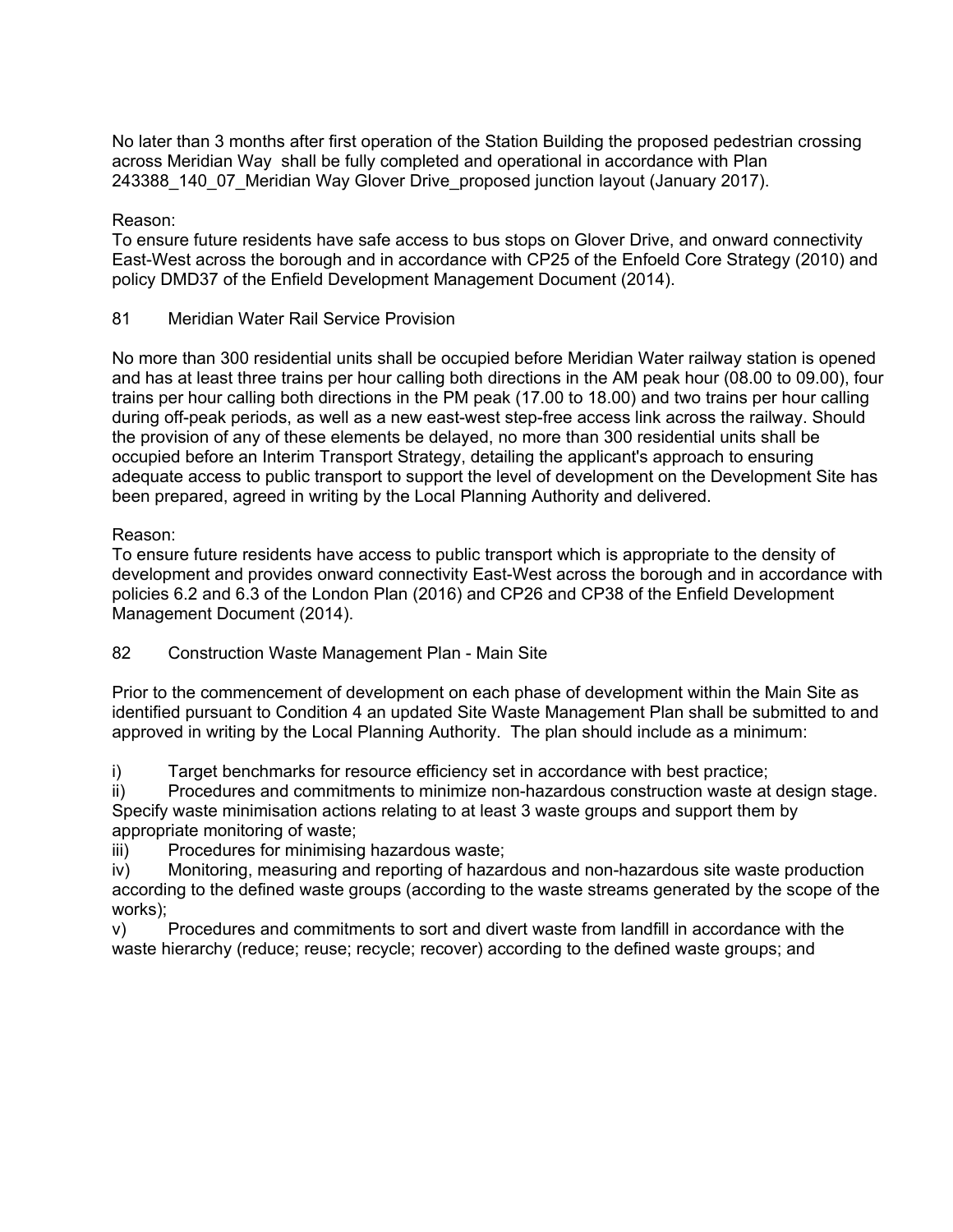No later than 3 months after first operation of the Station Building the proposed pedestrian crossing across Meridian Way shall be fully completed and operational in accordance with Plan 243388_140_07_Meridian Way Glover Drive_proposed junction layout (January 2017).

Reason:
To ensure future residents have safe access to bus stops on Glover Drive, and onward connectivity East-West across the borough and in accordance with CP25 of the Enfoeld Core Strategy (2010) and policy DMD37 of the Enfield Development Management Document (2014).

81 Meridian Water Rail Service Provision

No more than 300 residential units shall be occupied before Meridian Water railway station is opened and has at least three trains per hour calling both directions in the AM peak hour (08.00 to 09.00), four trains per hour calling both directions in the PM peak (17.00 to 18.00) and two trains per hour calling during off-peak periods, as well as a new east-west step-free access link across the railway. Should the provision of any of these elements be delayed, no more than 300 residential units shall be occupied before an Interim Transport Strategy, detailing the applicant's approach to ensuring adequate access to public transport to support the level of development on the Development Site has been prepared, agreed in writing by the Local Planning Authority and delivered.

Reason:
To ensure future residents have access to public transport which is appropriate to the density of development and provides onward connectivity East-West across the borough and in accordance with policies 6.2 and 6.3 of the London Plan (2016) and CP26 and CP38 of the Enfield Development Management Document (2014).

82 Construction Waste Management Plan - Main Site

Prior to the commencement of development on each phase of development within the Main Site as identified pursuant to Condition 4 an updated Site Waste Management Plan shall be submitted to and approved in writing by the Local Planning Authority. The plan should include as a minimum:

i) Target benchmarks for resource efficiency set in accordance with best practice;
ii) Procedures and commitments to minimize non-hazardous construction waste at design stage. Specify waste minimisation actions relating to at least 3 waste groups and support them by appropriate monitoring of waste;
iii) Procedures for minimising hazardous waste;
iv) Monitoring, measuring and reporting of hazardous and non-hazardous site waste production according to the defined waste groups (according to the waste streams generated by the scope of the works);
v) Procedures and commitments to sort and divert waste from landfill in accordance with the waste hierarchy (reduce; reuse; recycle; recover) according to the defined waste groups; and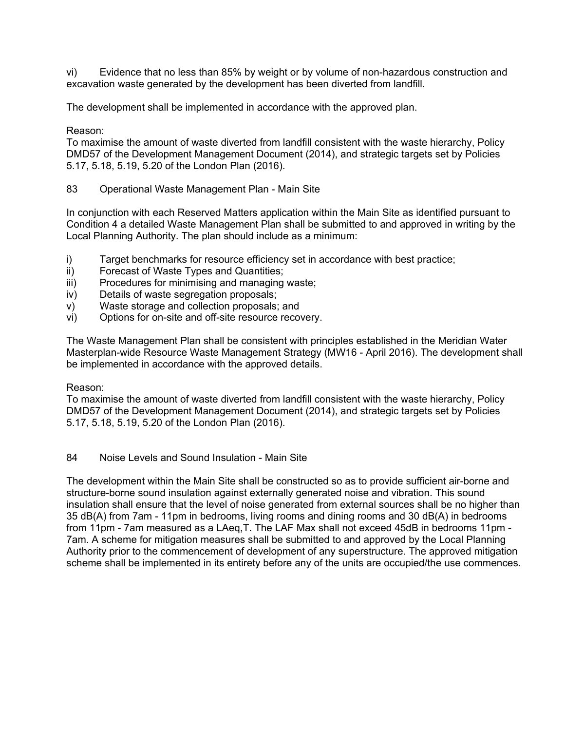vi) Evidence that no less than 85% by weight or by volume of non-hazardous construction and excavation waste generated by the development has been diverted from landfill.

The development shall be implemented in accordance with the approved plan.

Reason:
To maximise the amount of waste diverted from landfill consistent with the waste hierarchy, Policy DMD57 of the Development Management Document (2014), and strategic targets set by Policies 5.17, 5.18, 5.19, 5.20 of the London Plan (2016).

83 Operational Waste Management Plan - Main Site

In conjunction with each Reserved Matters application within the Main Site as identified pursuant to Condition 4 a detailed Waste Management Plan shall be submitted to and approved in writing by the Local Planning Authority. The plan should include as a minimum:

i) Target benchmarks for resource efficiency set in accordance with best practice;
ii) Forecast of Waste Types and Quantities;
iii) Procedures for minimising and managing waste;
iv) Details of waste segregation proposals;
v) Waste storage and collection proposals; and
vi) Options for on-site and off-site resource recovery.

The Waste Management Plan shall be consistent with principles established in the Meridian Water Masterplan-wide Resource Waste Management Strategy (MW16 - April 2016). The development shall be implemented in accordance with the approved details.

Reason:
To maximise the amount of waste diverted from landfill consistent with the waste hierarchy, Policy DMD57 of the Development Management Document (2014), and strategic targets set by Policies 5.17, 5.18, 5.19, 5.20 of the London Plan (2016).

84 Noise Levels and Sound Insulation - Main Site

The development within the Main Site shall be constructed so as to provide sufficient air-borne and structure-borne sound insulation against externally generated noise and vibration. This sound insulation shall ensure that the level of noise generated from external sources shall be no higher than 35 dB(A) from 7am - 11pm in bedrooms, living rooms and dining rooms and 30 dB(A) in bedrooms from 11pm - 7am measured as a LAeq,T. The LAF Max shall not exceed 45dB in bedrooms 11pm - 7am. A scheme for mitigation measures shall be submitted to and approved by the Local Planning Authority prior to the commencement of development of any superstructure. The approved mitigation scheme shall be implemented in its entirety before any of the units are occupied/the use commences.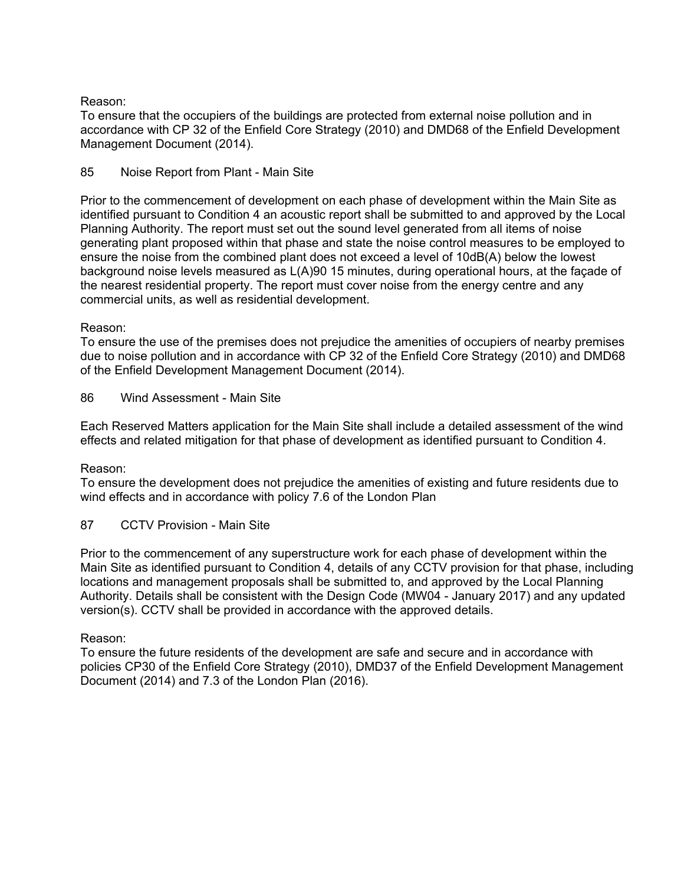Reason:
To ensure that the occupiers of the buildings are protected from external noise pollution and in accordance with CP 32 of the Enfield Core Strategy (2010) and DMD68 of the Enfield Development Management Document (2014).

85 Noise Report from Plant - Main Site

Prior to the commencement of development on each phase of development within the Main Site as identified pursuant to Condition 4 an acoustic report shall be submitted to and approved by the Local Planning Authority. The report must set out the sound level generated from all items of noise generating plant proposed within that phase and state the noise control measures to be employed to ensure the noise from the combined plant does not exceed a level of 10dB(A) below the lowest background noise levels measured as L(A)90 15 minutes, during operational hours, at the façade of the nearest residential property. The report must cover noise from the energy centre and any commercial units, as well as residential development.

Reason:
To ensure the use of the premises does not prejudice the amenities of occupiers of nearby premises due to noise pollution and in accordance with CP 32 of the Enfield Core Strategy (2010) and DMD68 of the Enfield Development Management Document (2014).

86 Wind Assessment - Main Site

Each Reserved Matters application for the Main Site shall include a detailed assessment of the wind effects and related mitigation for that phase of development as identified pursuant to Condition 4.

Reason:
To ensure the development does not prejudice the amenities of existing and future residents due to wind effects and in accordance with policy 7.6 of the London Plan

87 CCTV Provision - Main Site

Prior to the commencement of any superstructure work for each phase of development within the Main Site as identified pursuant to Condition 4, details of any CCTV provision for that phase, including locations and management proposals shall be submitted to, and approved by the Local Planning Authority. Details shall be consistent with the Design Code (MW04 - January 2017) and any updated version(s). CCTV shall be provided in accordance with the approved details.

Reason:
To ensure the future residents of the development are safe and secure and in accordance with policies CP30 of the Enfield Core Strategy (2010), DMD37 of the Enfield Development Management Document (2014) and 7.3 of the London Plan (2016).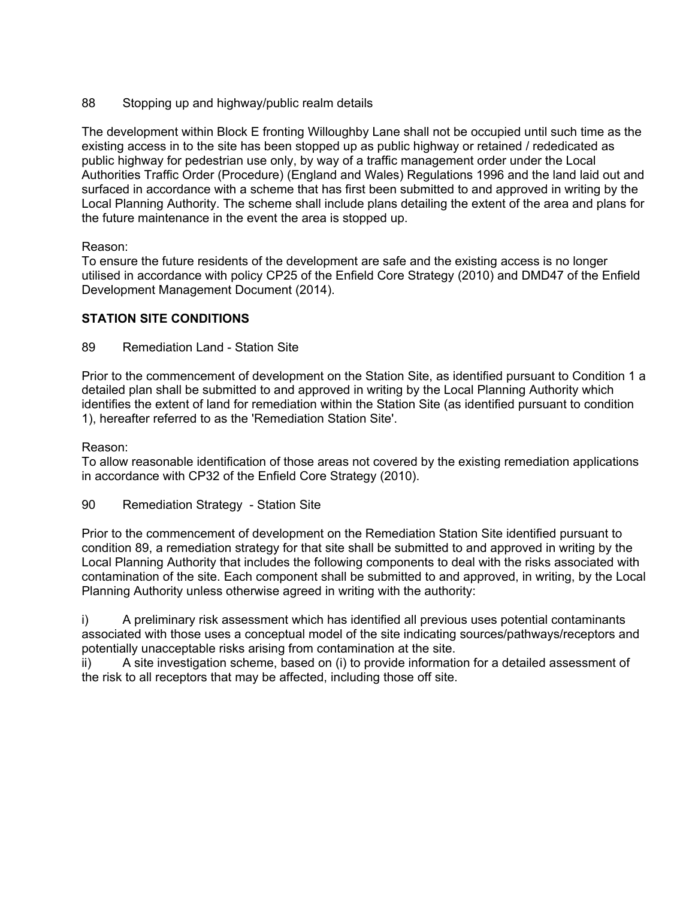88 Stopping up and highway/public realm details

The development within Block E fronting Willoughby Lane shall not be occupied until such time as the existing access in to the site has been stopped up as public highway or retained / rededicated as public highway for pedestrian use only, by way of a traffic management order under the Local Authorities Traffic Order (Procedure) (England and Wales) Regulations 1996 and the land laid out and surfaced in accordance with a scheme that has first been submitted to and approved in writing by the Local Planning Authority. The scheme shall include plans detailing the extent of the area and plans for the future maintenance in the event the area is stopped up.

Reason:
To ensure the future residents of the development are safe and the existing access is no longer utilised in accordance with policy CP25 of the Enfield Core Strategy (2010) and DMD47 of the Enfield Development Management Document (2014).

**STATION SITE CONDITIONS**

89 Remediation Land - Station Site

Prior to the commencement of development on the Station Site, as identified pursuant to Condition 1 a detailed plan shall be submitted to and approved in writing by the Local Planning Authority which identifies the extent of land for remediation within the Station Site (as identified pursuant to condition 1), hereafter referred to as the 'Remediation Station Site'.

Reason:
To allow reasonable identification of those areas not covered by the existing remediation applications in accordance with CP32 of the Enfield Core Strategy (2010).

90 Remediation Strategy - Station Site

Prior to the commencement of development on the Remediation Station Site identified pursuant to condition 89, a remediation strategy for that site shall be submitted to and approved in writing by the Local Planning Authority that includes the following components to deal with the risks associated with contamination of the site. Each component shall be submitted to and approved, in writing, by the Local Planning Authority unless otherwise agreed in writing with the authority:

i) A preliminary risk assessment which has identified all previous uses potential contaminants associated with those uses a conceptual model of the site indicating sources/pathways/receptors and potentially unacceptable risks arising from contamination at the site.
ii) A site investigation scheme, based on (i) to provide information for a detailed assessment of the risk to all receptors that may be affected, including those off site.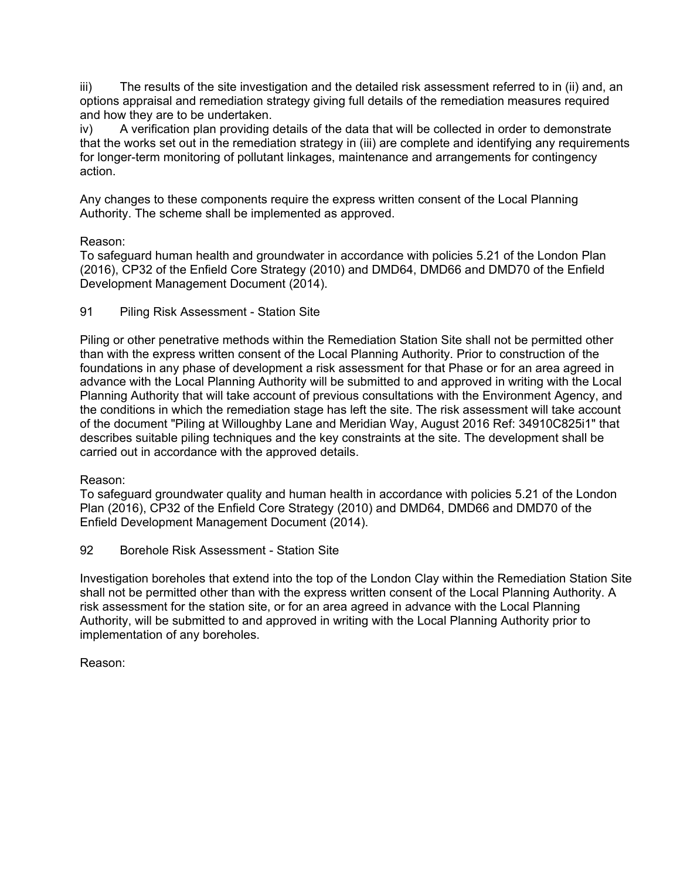iii) The results of the site investigation and the detailed risk assessment referred to in (ii) and, an options appraisal and remediation strategy giving full details of the remediation measures required and how they are to be undertaken.

iv) A verification plan providing details of the data that will be collected in order to demonstrate that the works set out in the remediation strategy in (iii) are complete and identifying any requirements for longer-term monitoring of pollutant linkages, maintenance and arrangements for contingency action.

Any changes to these components require the express written consent of the Local Planning Authority. The scheme shall be implemented as approved.

Reason:
To safeguard human health and groundwater in accordance with policies 5.21 of the London Plan (2016), CP32 of the Enfield Core Strategy (2010) and DMD64, DMD66 and DMD70 of the Enfield Development Management Document (2014).

91 Piling Risk Assessment - Station Site

Piling or other penetrative methods within the Remediation Station Site shall not be permitted other than with the express written consent of the Local Planning Authority. Prior to construction of the foundations in any phase of development a risk assessment for that Phase or for an area agreed in advance with the Local Planning Authority will be submitted to and approved in writing with the Local Planning Authority that will take account of previous consultations with the Environment Agency, and the conditions in which the remediation stage has left the site. The risk assessment will take account of the document "Piling at Willoughby Lane and Meridian Way, August 2016 Ref: 34910C825i1" that describes suitable piling techniques and the key constraints at the site. The development shall be carried out in accordance with the approved details.

Reason:
To safeguard groundwater quality and human health in accordance with policies 5.21 of the London Plan (2016), CP32 of the Enfield Core Strategy (2010) and DMD64, DMD66 and DMD70 of the Enfield Development Management Document (2014).

92 Borehole Risk Assessment - Station Site

Investigation boreholes that extend into the top of the London Clay within the Remediation Station Site shall not be permitted other than with the express written consent of the Local Planning Authority. A risk assessment for the station site, or for an area agreed in advance with the Local Planning Authority, will be submitted to and approved in writing with the Local Planning Authority prior to implementation of any boreholes.

Reason: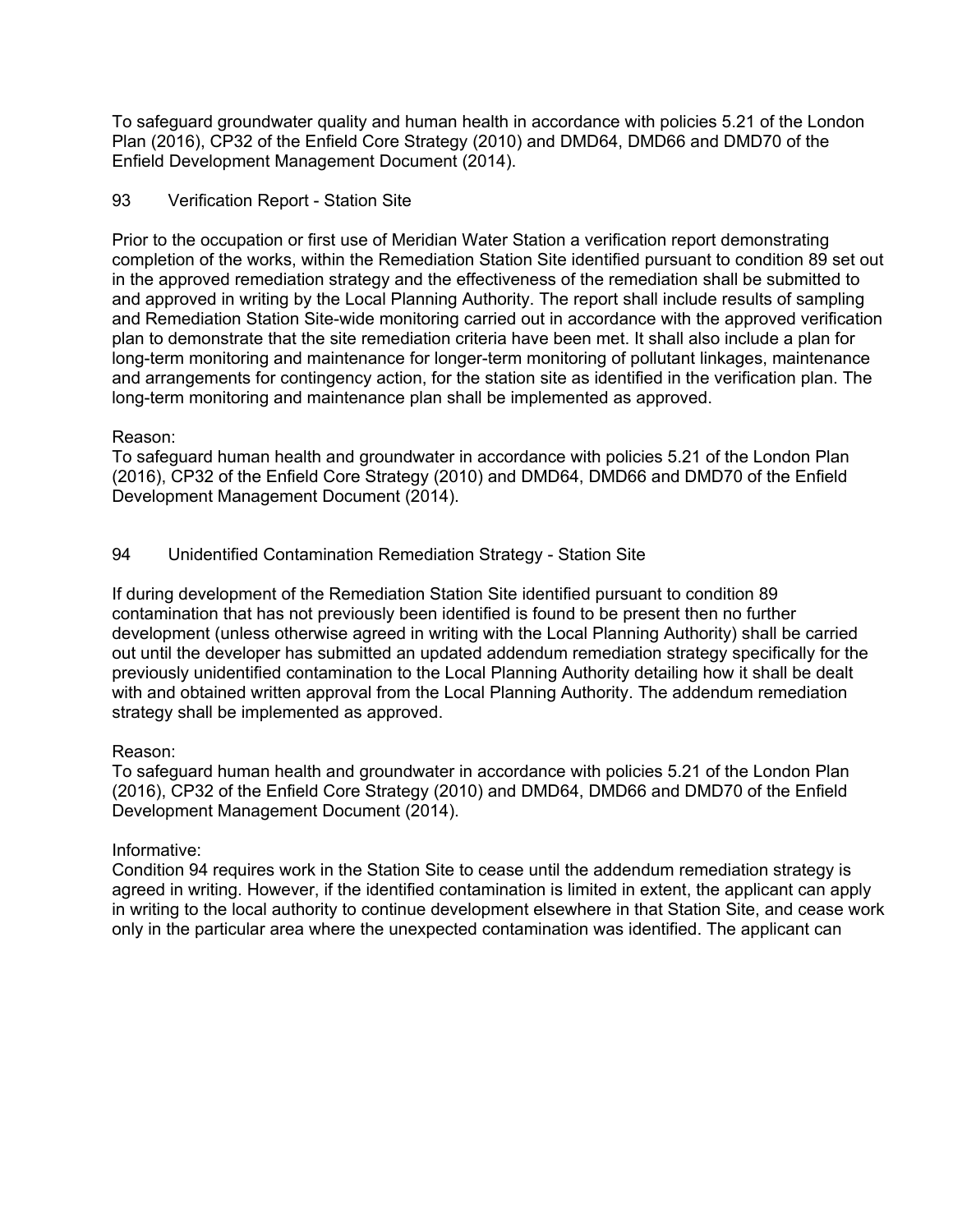To safeguard groundwater quality and human health in accordance with policies 5.21 of the London Plan (2016), CP32 of the Enfield Core Strategy (2010) and DMD64, DMD66 and DMD70 of the Enfield Development Management Document (2014).

93 Verification Report - Station Site

Prior to the occupation or first use of Meridian Water Station a verification report demonstrating completion of the works, within the Remediation Station Site identified pursuant to condition 89 set out in the approved remediation strategy and the effectiveness of the remediation shall be submitted to and approved in writing by the Local Planning Authority. The report shall include results of sampling and Remediation Station Site-wide monitoring carried out in accordance with the approved verification plan to demonstrate that the site remediation criteria have been met. It shall also include a plan for long-term monitoring and maintenance for longer-term monitoring of pollutant linkages, maintenance and arrangements for contingency action, for the station site as identified in the verification plan. The long-term monitoring and maintenance plan shall be implemented as approved.

Reason:
To safeguard human health and groundwater in accordance with policies 5.21 of the London Plan (2016), CP32 of the Enfield Core Strategy (2010) and DMD64, DMD66 and DMD70 of the Enfield Development Management Document (2014).

94 Unidentified Contamination Remediation Strategy - Station Site

If during development of the Remediation Station Site identified pursuant to condition 89 contamination that has not previously been identified is found to be present then no further development (unless otherwise agreed in writing with the Local Planning Authority) shall be carried out until the developer has submitted an updated addendum remediation strategy specifically for the previously unidentified contamination to the Local Planning Authority detailing how it shall be dealt with and obtained written approval from the Local Planning Authority. The addendum remediation strategy shall be implemented as approved.

Reason:
To safeguard human health and groundwater in accordance with policies 5.21 of the London Plan (2016), CP32 of the Enfield Core Strategy (2010) and DMD64, DMD66 and DMD70 of the Enfield Development Management Document (2014).

Informative:
Condition 94 requires work in the Station Site to cease until the addendum remediation strategy is agreed in writing. However, if the identified contamination is limited in extent, the applicant can apply in writing to the local authority to continue development elsewhere in that Station Site, and cease work only in the particular area where the unexpected contamination was identified. The applicant can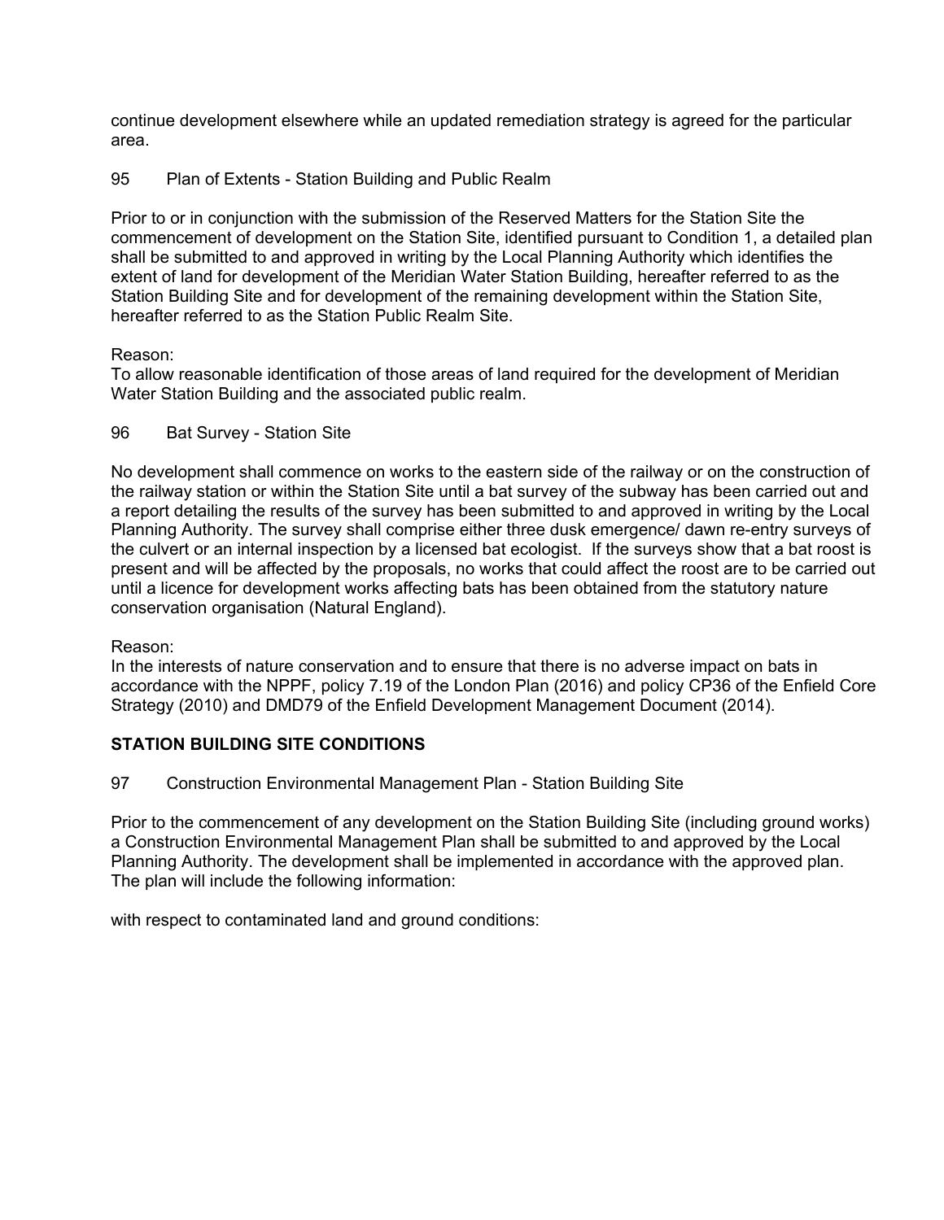continue development elsewhere while an updated remediation strategy is agreed for the particular area.

95 Plan of Extents - Station Building and Public Realm

Prior to or in conjunction with the submission of the Reserved Matters for the Station Site the commencement of development on the Station Site, identified pursuant to Condition 1, a detailed plan shall be submitted to and approved in writing by the Local Planning Authority which identifies the extent of land for development of the Meridian Water Station Building, hereafter referred to as the Station Building Site and for development of the remaining development within the Station Site, hereafter referred to as the Station Public Realm Site.

Reason:
To allow reasonable identification of those areas of land required for the development of Meridian Water Station Building and the associated public realm.

96 Bat Survey - Station Site

No development shall commence on works to the eastern side of the railway or on the construction of the railway station or within the Station Site until a bat survey of the subway has been carried out and a report detailing the results of the survey has been submitted to and approved in writing by the Local Planning Authority. The survey shall comprise either three dusk emergence/ dawn re-entry surveys of the culvert or an internal inspection by a licensed bat ecologist. If the surveys show that a bat roost is present and will be affected by the proposals, no works that could affect the roost are to be carried out until a licence for development works affecting bats has been obtained from the statutory nature conservation organisation (Natural England).

Reason:
In the interests of nature conservation and to ensure that there is no adverse impact on bats in accordance with the NPPF, policy 7.19 of the London Plan (2016) and policy CP36 of the Enfield Core Strategy (2010) and DMD79 of the Enfield Development Management Document (2014).

**STATION BUILDING SITE CONDITIONS**

97 Construction Environmental Management Plan - Station Building Site

Prior to the commencement of any development on the Station Building Site (including ground works) a Construction Environmental Management Plan shall be submitted to and approved by the Local Planning Authority. The development shall be implemented in accordance with the approved plan. The plan will include the following information:

with respect to contaminated land and ground conditions: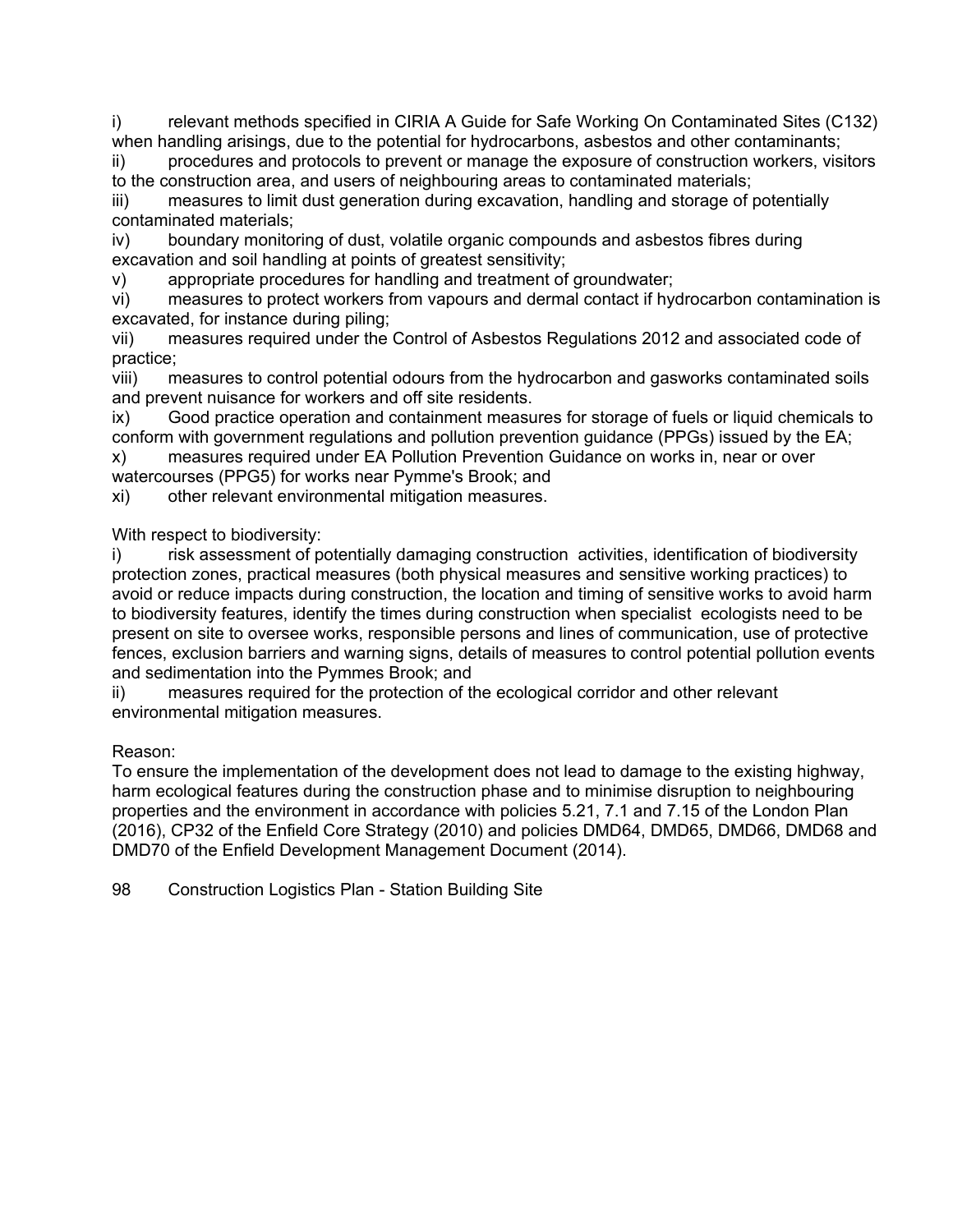i) relevant methods specified in CIRIA A Guide for Safe Working On Contaminated Sites (C132) when handling arisings, due to the potential for hydrocarbons, asbestos and other contaminants;
ii) procedures and protocols to prevent or manage the exposure of construction workers, visitors to the construction area, and users of neighbouring areas to contaminated materials;
iii) measures to limit dust generation during excavation, handling and storage of potentially contaminated materials;
iv) boundary monitoring of dust, volatile organic compounds and asbestos fibres during excavation and soil handling at points of greatest sensitivity;
v) appropriate procedures for handling and treatment of groundwater;
vi) measures to protect workers from vapours and dermal contact if hydrocarbon contamination is excavated, for instance during piling;
vii) measures required under the Control of Asbestos Regulations 2012 and associated code of practice;
viii) measures to control potential odours from the hydrocarbon and gasworks contaminated soils and prevent nuisance for workers and off site residents.
ix) Good practice operation and containment measures for storage of fuels or liquid chemicals to conform with government regulations and pollution prevention guidance (PPGs) issued by the EA;
x) measures required under EA Pollution Prevention Guidance on works in, near or over watercourses (PPG5) for works near Pymme's Brook; and
xi) other relevant environmental mitigation measures.

With respect to biodiversity:
i) risk assessment of potentially damaging construction activities, identification of biodiversity protection zones, practical measures (both physical measures and sensitive working practices) to avoid or reduce impacts during construction, the location and timing of sensitive works to avoid harm to biodiversity features, identify the times during construction when specialist ecologists need to be present on site to oversee works, responsible persons and lines of communication, use of protective fences, exclusion barriers and warning signs, details of measures to control potential pollution events and sedimentation into the Pymmes Brook; and
ii) measures required for the protection of the ecological corridor and other relevant environmental mitigation measures.

Reason:
To ensure the implementation of the development does not lead to damage to the existing highway, harm ecological features during the construction phase and to minimise disruption to neighbouring properties and the environment in accordance with policies 5.21, 7.1 and 7.15 of the London Plan (2016), CP32 of the Enfield Core Strategy (2010) and policies DMD64, DMD65, DMD66, DMD68 and DMD70 of the Enfield Development Management Document (2014).

98 Construction Logistics Plan - Station Building Site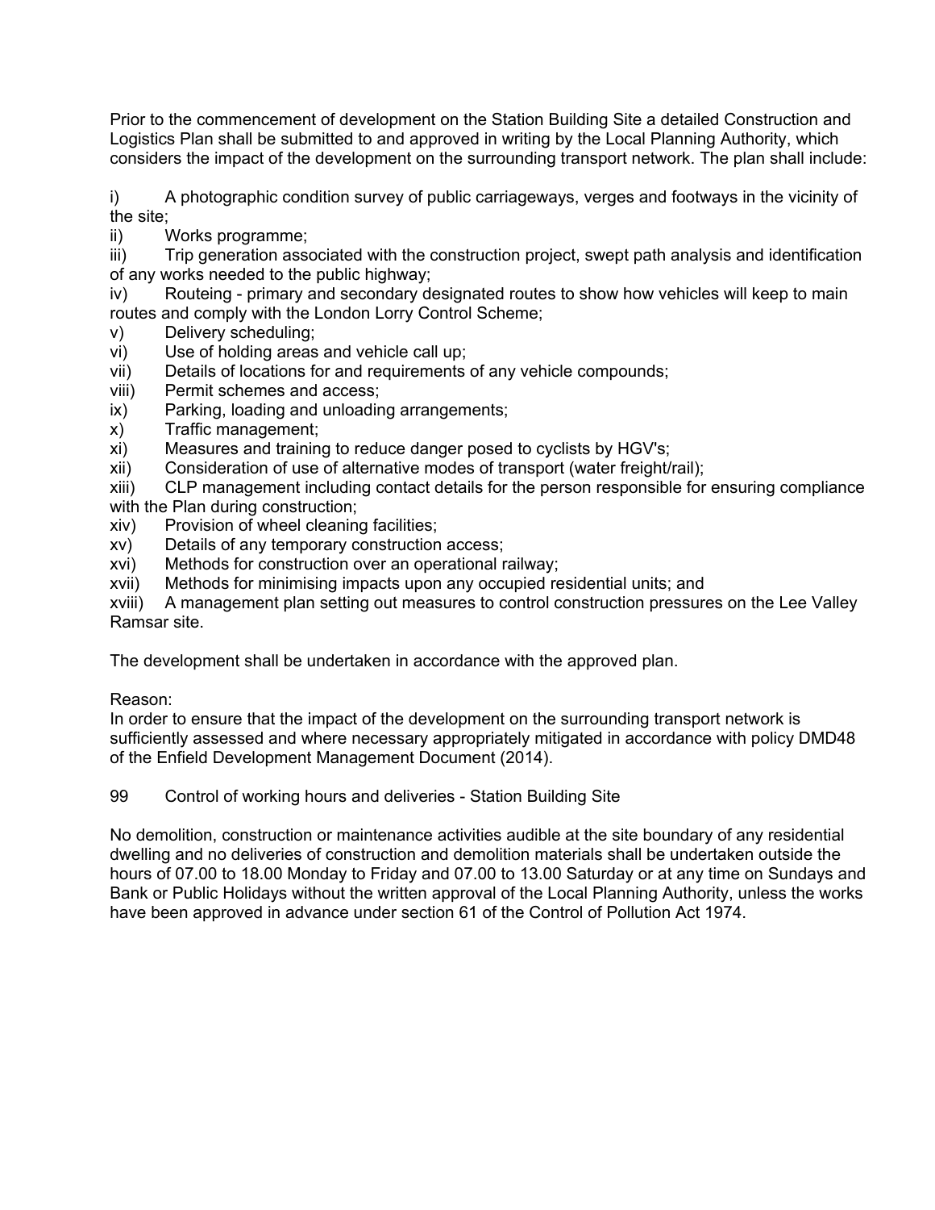Prior to the commencement of development on the Station Building Site a detailed Construction and Logistics Plan shall be submitted to and approved in writing by the Local Planning Authority, which considers the impact of the development on the surrounding transport network. The plan shall include:

i) A photographic condition survey of public carriageways, verges and footways in the vicinity of the site;
ii) Works programme;
iii) Trip generation associated with the construction project, swept path analysis and identification of any works needed to the public highway;
iv) Routeing - primary and secondary designated routes to show how vehicles will keep to main routes and comply with the London Lorry Control Scheme;
v) Delivery scheduling;
vi) Use of holding areas and vehicle call up;
vii) Details of locations for and requirements of any vehicle compounds;
viii) Permit schemes and access;
ix) Parking, loading and unloading arrangements;
x) Traffic management;
xi) Measures and training to reduce danger posed to cyclists by HGV's;
xii) Consideration of use of alternative modes of transport (water freight/rail);
xiii) CLP management including contact details for the person responsible for ensuring compliance with the Plan during construction;
xiv) Provision of wheel cleaning facilities;
xv) Details of any temporary construction access;
xvi) Methods for construction over an operational railway;
xvii) Methods for minimising impacts upon any occupied residential units; and
xviii) A management plan setting out measures to control construction pressures on the Lee Valley Ramsar site.

The development shall be undertaken in accordance with the approved plan.

Reason:
In order to ensure that the impact of the development on the surrounding transport network is sufficiently assessed and where necessary appropriately mitigated in accordance with policy DMD48 of the Enfield Development Management Document (2014).

99 Control of working hours and deliveries - Station Building Site

No demolition, construction or maintenance activities audible at the site boundary of any residential dwelling and no deliveries of construction and demolition materials shall be undertaken outside the hours of 07.00 to 18.00 Monday to Friday and 07.00 to 13.00 Saturday or at any time on Sundays and Bank or Public Holidays without the written approval of the Local Planning Authority, unless the works have been approved in advance under section 61 of the Control of Pollution Act 1974.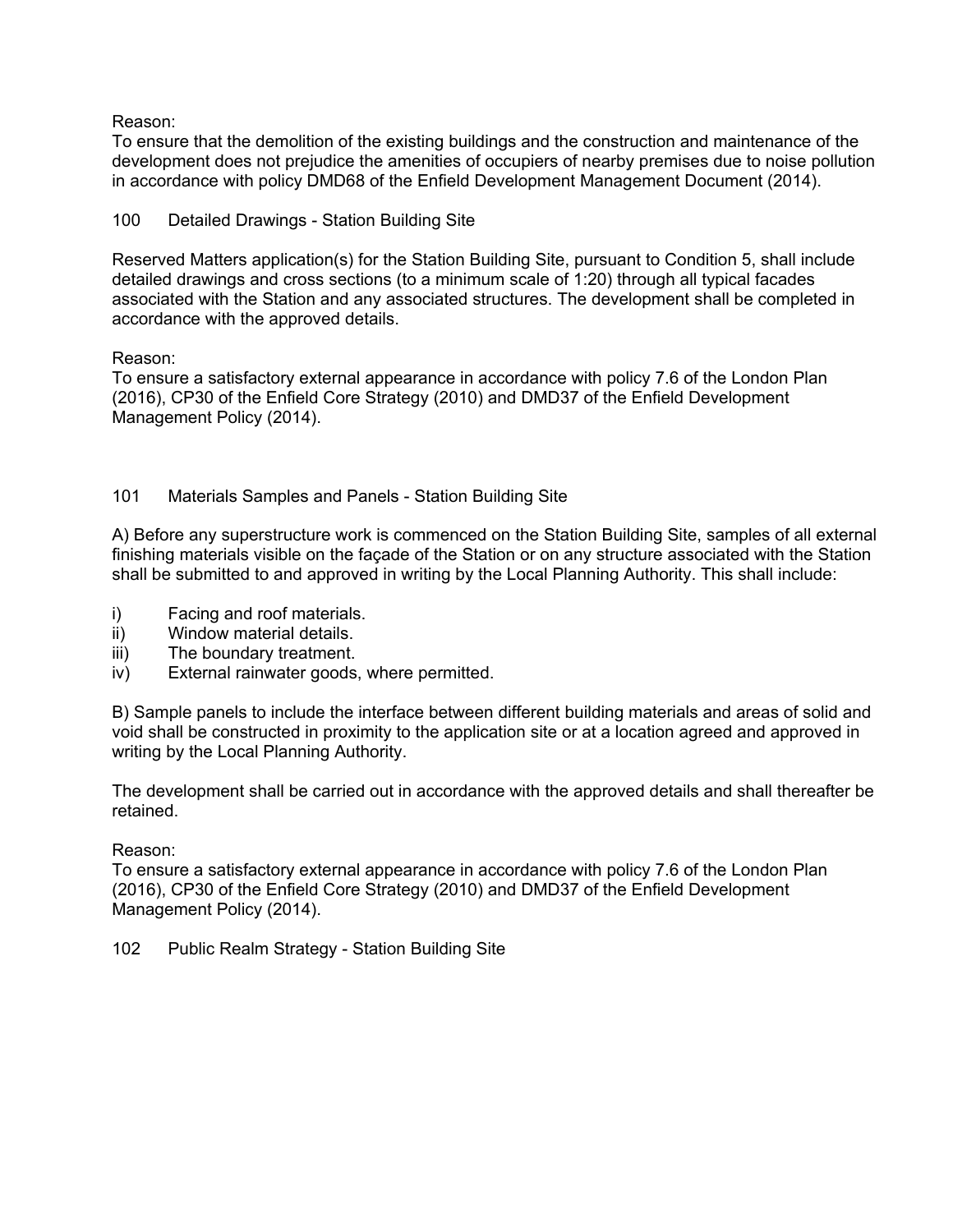Reason:
To ensure that the demolition of the existing buildings and the construction and maintenance of the development does not prejudice the amenities of occupiers of nearby premises due to noise pollution in accordance with policy DMD68 of the Enfield Development Management Document (2014).

100 Detailed Drawings - Station Building Site

Reserved Matters application(s) for the Station Building Site, pursuant to Condition 5, shall include detailed drawings and cross sections (to a minimum scale of 1:20) through all typical facades associated with the Station and any associated structures. The development shall be completed in accordance with the approved details.

Reason:
To ensure a satisfactory external appearance in accordance with policy 7.6 of the London Plan (2016), CP30 of the Enfield Core Strategy (2010) and DMD37 of the Enfield Development Management Policy (2014).

101 Materials Samples and Panels - Station Building Site

A) Before any superstructure work is commenced on the Station Building Site, samples of all external finishing materials visible on the façade of the Station or on any structure associated with the Station shall be submitted to and approved in writing by the Local Planning Authority. This shall include:

i) Facing and roof materials.
ii) Window material details.
iii) The boundary treatment.
iv) External rainwater goods, where permitted.

B) Sample panels to include the interface between different building materials and areas of solid and void shall be constructed in proximity to the application site or at a location agreed and approved in writing by the Local Planning Authority.

The development shall be carried out in accordance with the approved details and shall thereafter be retained.

Reason:
To ensure a satisfactory external appearance in accordance with policy 7.6 of the London Plan (2016), CP30 of the Enfield Core Strategy (2010) and DMD37 of the Enfield Development Management Policy (2014).

102 Public Realm Strategy - Station Building Site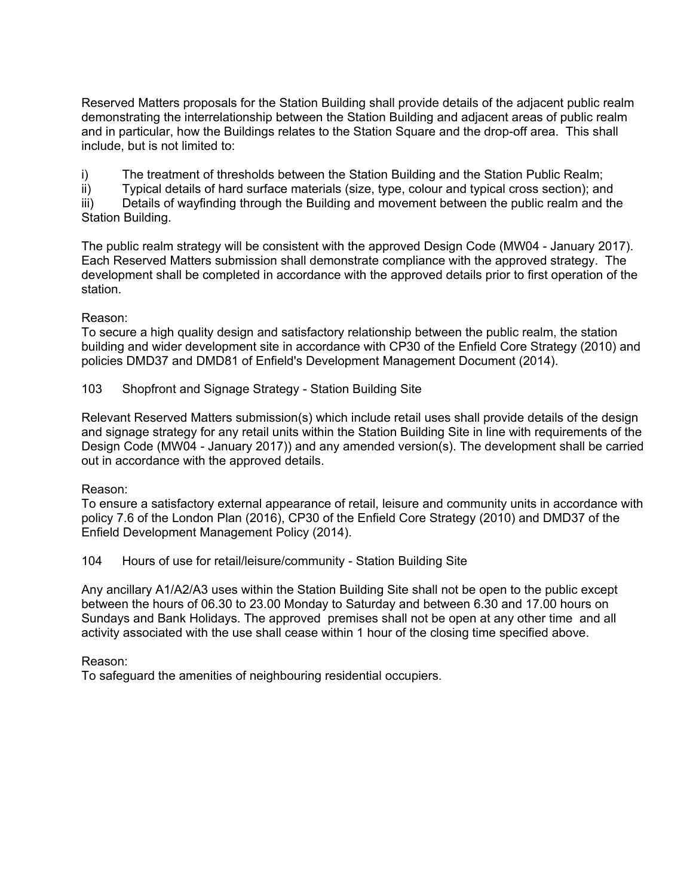Reserved Matters proposals for the Station Building shall provide details of the adjacent public realm demonstrating the interrelationship between the Station Building and adjacent areas of public realm and in particular, how the Buildings relates to the Station Square and the drop-off area. This shall include, but is not limited to:

i) The treatment of thresholds between the Station Building and the Station Public Realm;
ii) Typical details of hard surface materials (size, type, colour and typical cross section); and
iii) Details of wayfinding through the Building and movement between the public realm and the Station Building.

The public realm strategy will be consistent with the approved Design Code (MW04 - January 2017). Each Reserved Matters submission shall demonstrate compliance with the approved strategy. The development shall be completed in accordance with the approved details prior to first operation of the station.

Reason:
To secure a high quality design and satisfactory relationship between the public realm, the station building and wider development site in accordance with CP30 of the Enfield Core Strategy (2010) and policies DMD37 and DMD81 of Enfield's Development Management Document (2014).

103 Shopfront and Signage Strategy - Station Building Site

Relevant Reserved Matters submission(s) which include retail uses shall provide details of the design and signage strategy for any retail units within the Station Building Site in line with requirements of the Design Code (MW04 - January 2017)) and any amended version(s). The development shall be carried out in accordance with the approved details.

Reason:
To ensure a satisfactory external appearance of retail, leisure and community units in accordance with policy 7.6 of the London Plan (2016), CP30 of the Enfield Core Strategy (2010) and DMD37 of the Enfield Development Management Policy (2014).

104 Hours of use for retail/leisure/community - Station Building Site

Any ancillary A1/A2/A3 uses within the Station Building Site shall not be open to the public except between the hours of 06.30 to 23.00 Monday to Saturday and between 6.30 and 17.00 hours on Sundays and Bank Holidays. The approved premises shall not be open at any other time and all activity associated with the use shall cease within 1 hour of the closing time specified above.

Reason:
To safeguard the amenities of neighbouring residential occupiers.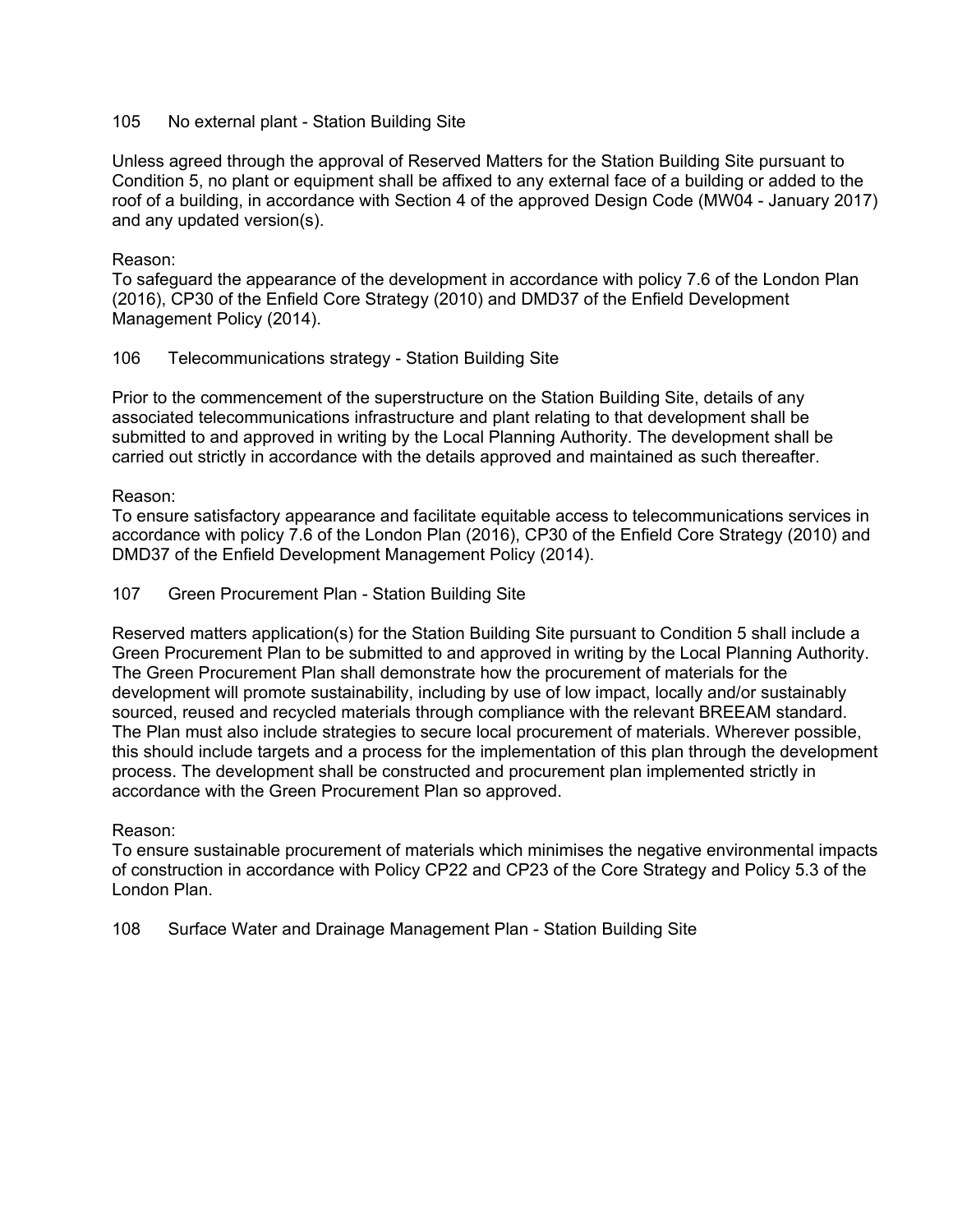105 No external plant - Station Building Site

Unless agreed through the approval of Reserved Matters for the Station Building Site pursuant to Condition 5, no plant or equipment shall be affixed to any external face of a building or added to the roof of a building, in accordance with Section 4 of the approved Design Code (MW04 - January 2017) and any updated version(s).

Reason:
To safeguard the appearance of the development in accordance with policy 7.6 of the London Plan (2016), CP30 of the Enfield Core Strategy (2010) and DMD37 of the Enfield Development Management Policy (2014).

106 Telecommunications strategy - Station Building Site

Prior to the commencement of the superstructure on the Station Building Site, details of any associated telecommunications infrastructure and plant relating to that development shall be submitted to and approved in writing by the Local Planning Authority. The development shall be carried out strictly in accordance with the details approved and maintained as such thereafter.

Reason:
To ensure satisfactory appearance and facilitate equitable access to telecommunications services in accordance with policy 7.6 of the London Plan (2016), CP30 of the Enfield Core Strategy (2010) and DMD37 of the Enfield Development Management Policy (2014).

107 Green Procurement Plan - Station Building Site

Reserved matters application(s) for the Station Building Site pursuant to Condition 5 shall include a Green Procurement Plan to be submitted to and approved in writing by the Local Planning Authority. The Green Procurement Plan shall demonstrate how the procurement of materials for the development will promote sustainability, including by use of low impact, locally and/or sustainably sourced, reused and recycled materials through compliance with the relevant BREEAM standard. The Plan must also include strategies to secure local procurement of materials. Wherever possible, this should include targets and a process for the implementation of this plan through the development process. The development shall be constructed and procurement plan implemented strictly in accordance with the Green Procurement Plan so approved.

Reason:
To ensure sustainable procurement of materials which minimises the negative environmental impacts of construction in accordance with Policy CP22 and CP23 of the Core Strategy and Policy 5.3 of the London Plan.

108 Surface Water and Drainage Management Plan - Station Building Site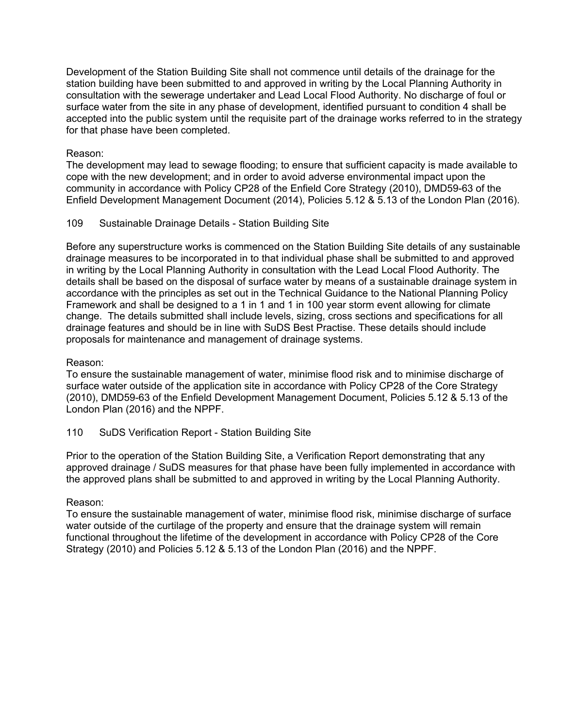Development of the Station Building Site shall not commence until details of the drainage for the station building have been submitted to and approved in writing by the Local Planning Authority in consultation with the sewerage undertaker and Lead Local Flood Authority. No discharge of foul or surface water from the site in any phase of development, identified pursuant to condition 4 shall be accepted into the public system until the requisite part of the drainage works referred to in the strategy for that phase have been completed.

Reason:
The development may lead to sewage flooding; to ensure that sufficient capacity is made available to cope with the new development; and in order to avoid adverse environmental impact upon the community in accordance with Policy CP28 of the Enfield Core Strategy (2010), DMD59-63 of the Enfield Development Management Document (2014), Policies 5.12 & 5.13 of the London Plan (2016).

109 Sustainable Drainage Details - Station Building Site

Before any superstructure works is commenced on the Station Building Site details of any sustainable drainage measures to be incorporated in to that individual phase shall be submitted to and approved in writing by the Local Planning Authority in consultation with the Lead Local Flood Authority. The details shall be based on the disposal of surface water by means of a sustainable drainage system in accordance with the principles as set out in the Technical Guidance to the National Planning Policy Framework and shall be designed to a 1 in 1 and 1 in 100 year storm event allowing for climate change. The details submitted shall include levels, sizing, cross sections and specifications for all drainage features and should be in line with SuDS Best Practise. These details should include proposals for maintenance and management of drainage systems.

Reason:
To ensure the sustainable management of water, minimise flood risk and to minimise discharge of surface water outside of the application site in accordance with Policy CP28 of the Core Strategy (2010), DMD59-63 of the Enfield Development Management Document, Policies 5.12 & 5.13 of the London Plan (2016) and the NPPF.

110 SuDS Verification Report - Station Building Site

Prior to the operation of the Station Building Site, a Verification Report demonstrating that any approved drainage / SuDS measures for that phase have been fully implemented in accordance with the approved plans shall be submitted to and approved in writing by the Local Planning Authority.

Reason:
To ensure the sustainable management of water, minimise flood risk, minimise discharge of surface water outside of the curtilage of the property and ensure that the drainage system will remain functional throughout the lifetime of the development in accordance with Policy CP28 of the Core Strategy (2010) and Policies 5.12 & 5.13 of the London Plan (2016) and the NPPF.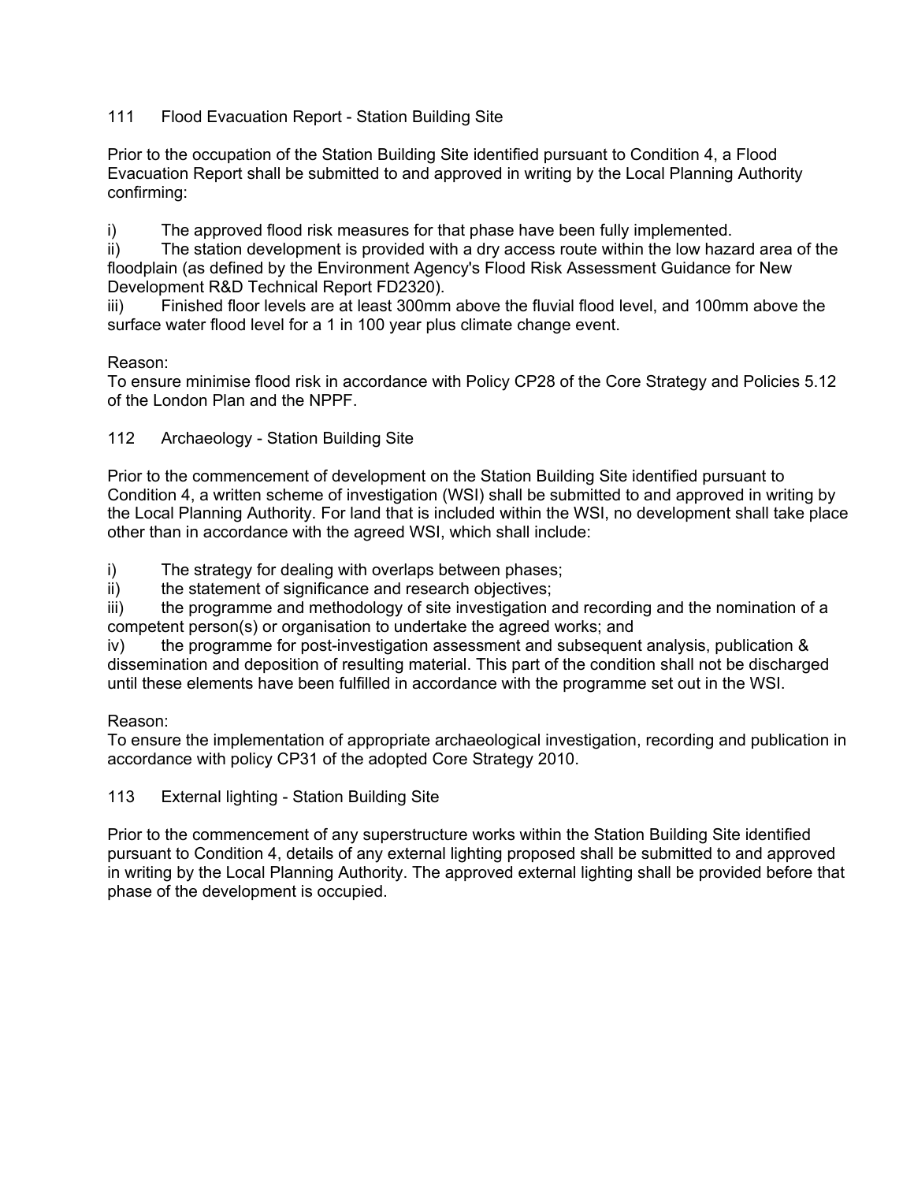111 Flood Evacuation Report - Station Building Site

Prior to the occupation of the Station Building Site identified pursuant to Condition 4, a Flood Evacuation Report shall be submitted to and approved in writing by the Local Planning Authority confirming:

i) The approved flood risk measures for that phase have been fully implemented.
ii) The station development is provided with a dry access route within the low hazard area of the floodplain (as defined by the Environment Agency's Flood Risk Assessment Guidance for New Development R&D Technical Report FD2320).
iii) Finished floor levels are at least 300mm above the fluvial flood level, and 100mm above the surface water flood level for a 1 in 100 year plus climate change event.

Reason:
To ensure minimise flood risk in accordance with Policy CP28 of the Core Strategy and Policies 5.12 of the London Plan and the NPPF.

112 Archaeology - Station Building Site

Prior to the commencement of development on the Station Building Site identified pursuant to Condition 4, a written scheme of investigation (WSI) shall be submitted to and approved in writing by the Local Planning Authority. For land that is included within the WSI, no development shall take place other than in accordance with the agreed WSI, which shall include:

i) The strategy for dealing with overlaps between phases;
ii) the statement of significance and research objectives;
iii) the programme and methodology of site investigation and recording and the nomination of a competent person(s) or organisation to undertake the agreed works; and
iv) the programme for post-investigation assessment and subsequent analysis, publication & dissemination and deposition of resulting material. This part of the condition shall not be discharged until these elements have been fulfilled in accordance with the programme set out in the WSI.

Reason:
To ensure the implementation of appropriate archaeological investigation, recording and publication in accordance with policy CP31 of the adopted Core Strategy 2010.

113 External lighting - Station Building Site

Prior to the commencement of any superstructure works within the Station Building Site identified pursuant to Condition 4, details of any external lighting proposed shall be submitted to and approved in writing by the Local Planning Authority. The approved external lighting shall be provided before that phase of the development is occupied.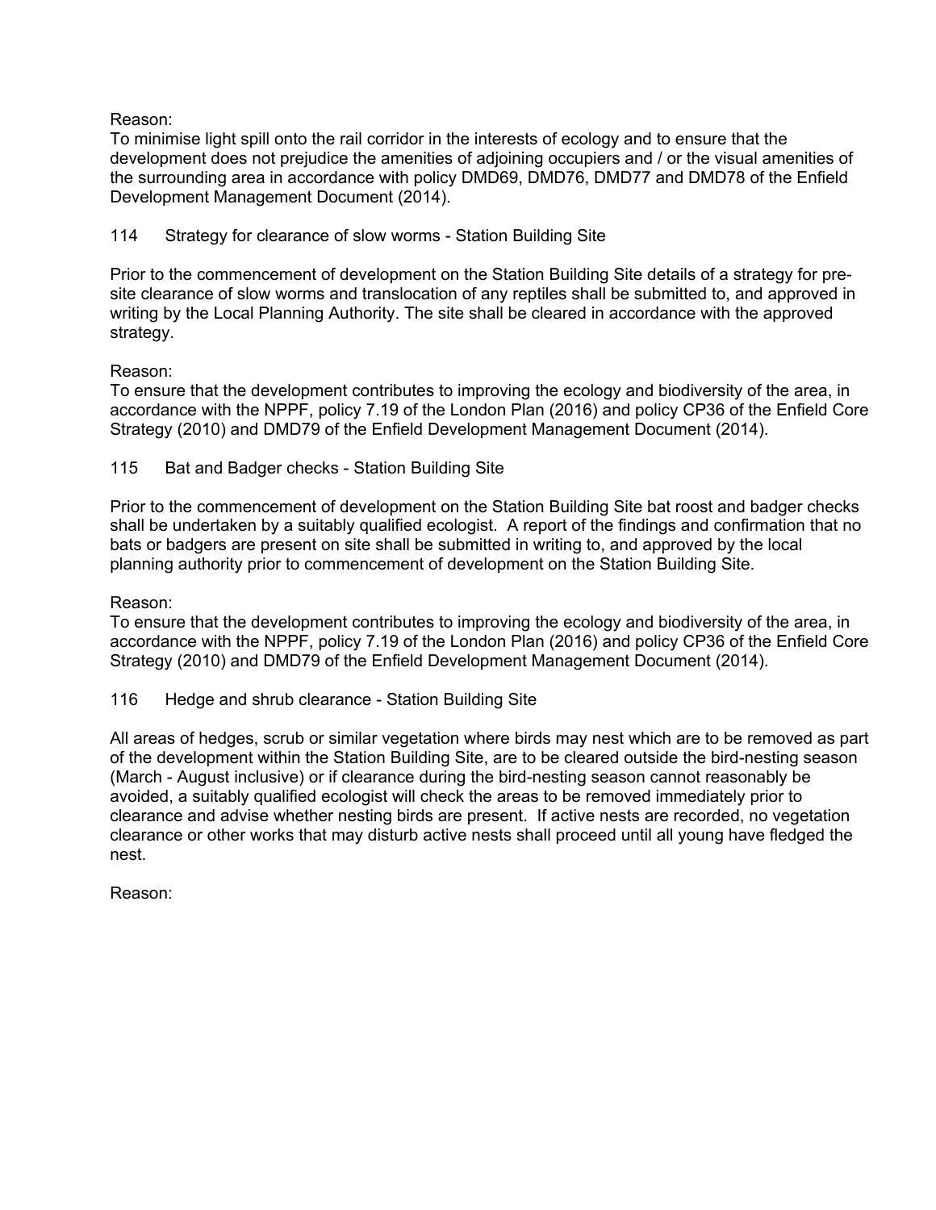Reason:
To minimise light spill onto the rail corridor in the interests of ecology and to ensure that the development does not prejudice the amenities of adjoining occupiers and / or the visual amenities of the surrounding area in accordance with policy DMD69, DMD76, DMD77 and DMD78 of the Enfield Development Management Document (2014).

114 Strategy for clearance of slow worms - Station Building Site

Prior to the commencement of development on the Station Building Site details of a strategy for pre-site clearance of slow worms and translocation of any reptiles shall be submitted to, and approved in writing by the Local Planning Authority. The site shall be cleared in accordance with the approved strategy.

Reason:
To ensure that the development contributes to improving the ecology and biodiversity of the area, in accordance with the NPPF, policy 7.19 of the London Plan (2016) and policy CP36 of the Enfield Core Strategy (2010) and DMD79 of the Enfield Development Management Document (2014).

115 Bat and Badger checks - Station Building Site

Prior to the commencement of development on the Station Building Site bat roost and badger checks shall be undertaken by a suitably qualified ecologist. A report of the findings and confirmation that no bats or badgers are present on site shall be submitted in writing to, and approved by the local planning authority prior to commencement of development on the Station Building Site.

Reason:
To ensure that the development contributes to improving the ecology and biodiversity of the area, in accordance with the NPPF, policy 7.19 of the London Plan (2016) and policy CP36 of the Enfield Core Strategy (2010) and DMD79 of the Enfield Development Management Document (2014).

116 Hedge and shrub clearance - Station Building Site

All areas of hedges, scrub or similar vegetation where birds may nest which are to be removed as part of the development within the Station Building Site, are to be cleared outside the bird-nesting season (March - August inclusive) or if clearance during the bird-nesting season cannot reasonably be avoided, a suitably qualified ecologist will check the areas to be removed immediately prior to clearance and advise whether nesting birds are present. If active nests are recorded, no vegetation clearance or other works that may disturb active nests shall proceed until all young have fledged the nest.

Reason: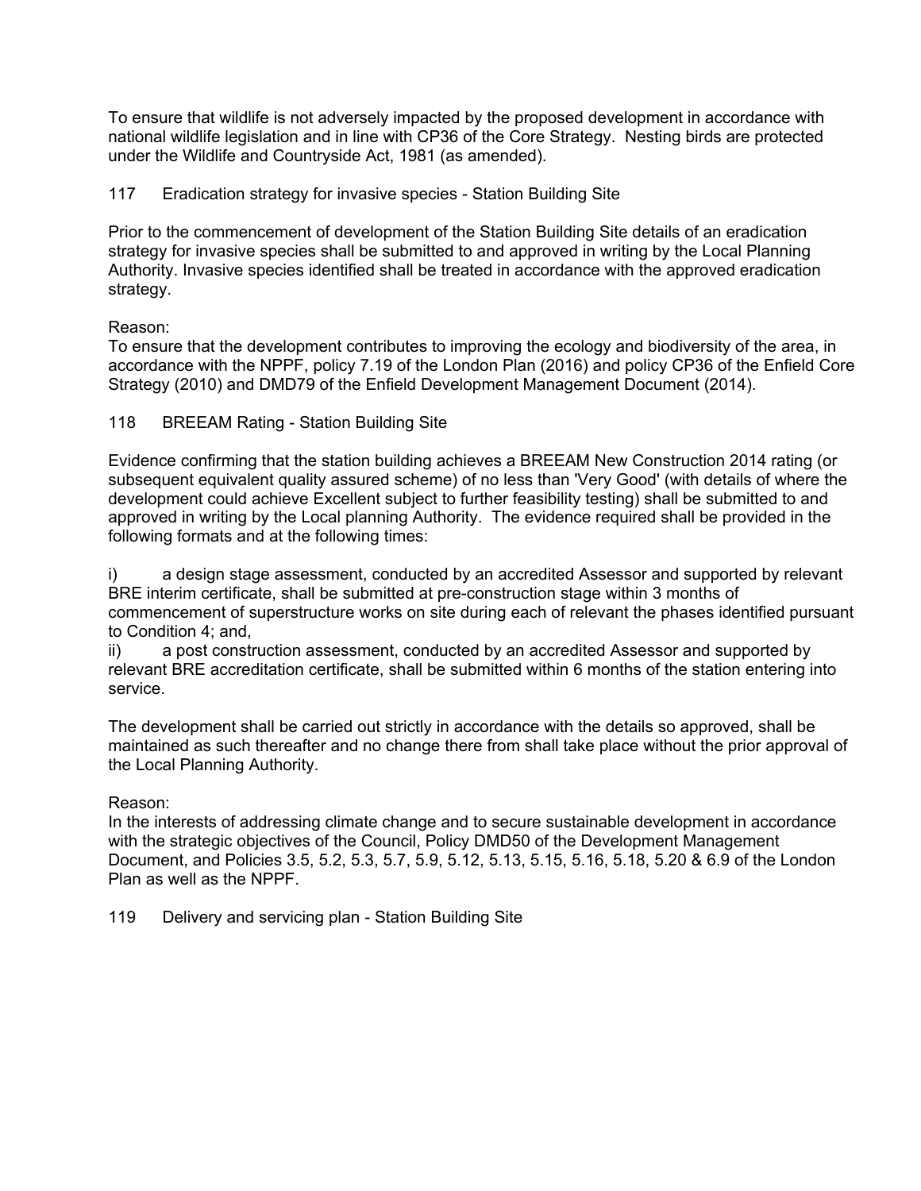To ensure that wildlife is not adversely impacted by the proposed development in accordance with national wildlife legislation and in line with CP36 of the Core Strategy. Nesting birds are protected under the Wildlife and Countryside Act, 1981 (as amended).

117 Eradication strategy for invasive species - Station Building Site

Prior to the commencement of development of the Station Building Site details of an eradication strategy for invasive species shall be submitted to and approved in writing by the Local Planning Authority. Invasive species identified shall be treated in accordance with the approved eradication strategy.

Reason:
To ensure that the development contributes to improving the ecology and biodiversity of the area, in accordance with the NPPF, policy 7.19 of the London Plan (2016) and policy CP36 of the Enfield Core Strategy (2010) and DMD79 of the Enfield Development Management Document (2014).

118 BREEAM Rating - Station Building Site

Evidence confirming that the station building achieves a BREEAM New Construction 2014 rating (or subsequent equivalent quality assured scheme) of no less than 'Very Good' (with details of where the development could achieve Excellent subject to further feasibility testing) shall be submitted to and approved in writing by the Local planning Authority. The evidence required shall be provided in the following formats and at the following times:

i) a design stage assessment, conducted by an accredited Assessor and supported by relevant BRE interim certificate, shall be submitted at pre-construction stage within 3 months of commencement of superstructure works on site during each of relevant the phases identified pursuant to Condition 4; and,
ii) a post construction assessment, conducted by an accredited Assessor and supported by relevant BRE accreditation certificate, shall be submitted within 6 months of the station entering into service.

The development shall be carried out strictly in accordance with the details so approved, shall be maintained as such thereafter and no change there from shall take place without the prior approval of the Local Planning Authority.

Reason:
In the interests of addressing climate change and to secure sustainable development in accordance with the strategic objectives of the Council, Policy DMD50 of the Development Management Document, and Policies 3.5, 5.2, 5.3, 5.7, 5.9, 5.12, 5.13, 5.15, 5.16, 5.18, 5.20 & 6.9 of the London Plan as well as the NPPF.

119 Delivery and servicing plan - Station Building Site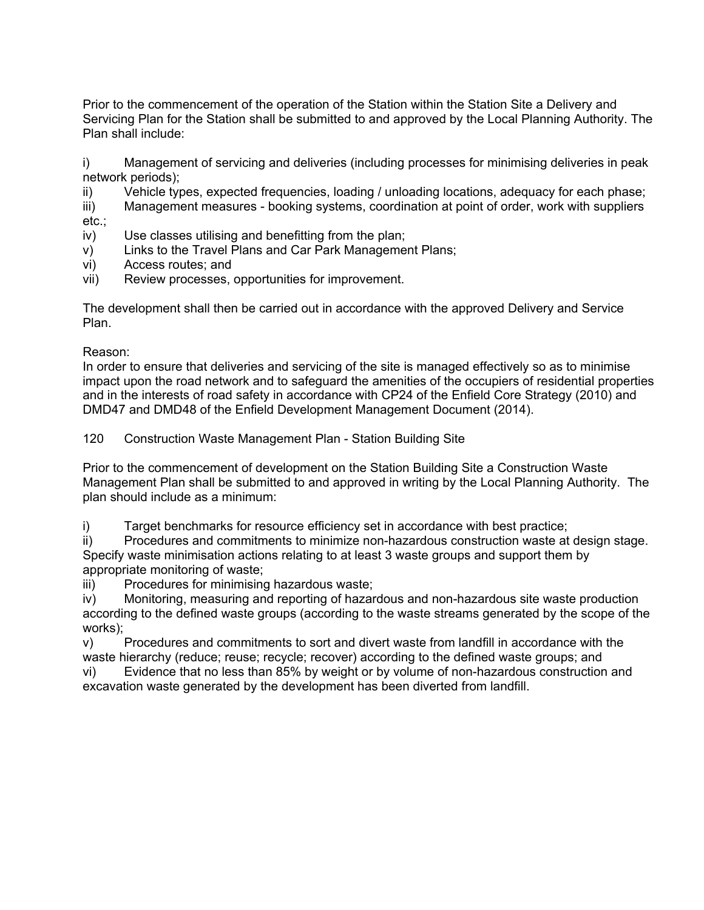Prior to the commencement of the operation of the Station within the Station Site a Delivery and Servicing Plan for the Station shall be submitted to and approved by the Local Planning Authority. The Plan shall include:

i) Management of servicing and deliveries (including processes for minimising deliveries in peak network periods);
ii) Vehicle types, expected frequencies, loading / unloading locations, adequacy for each phase;
iii) Management measures - booking systems, coordination at point of order, work with suppliers etc.;
iv) Use classes utilising and benefitting from the plan;
v) Links to the Travel Plans and Car Park Management Plans;
vi) Access routes; and
vii) Review processes, opportunities for improvement.

The development shall then be carried out in accordance with the approved Delivery and Service Plan.

Reason:
In order to ensure that deliveries and servicing of the site is managed effectively so as to minimise impact upon the road network and to safeguard the amenities of the occupiers of residential properties and in the interests of road safety in accordance with CP24 of the Enfield Core Strategy (2010) and DMD47 and DMD48 of the Enfield Development Management Document (2014).

120 Construction Waste Management Plan - Station Building Site

Prior to the commencement of development on the Station Building Site a Construction Waste Management Plan shall be submitted to and approved in writing by the Local Planning Authority. The plan should include as a minimum:

i) Target benchmarks for resource efficiency set in accordance with best practice;
ii) Procedures and commitments to minimize non-hazardous construction waste at design stage. Specify waste minimisation actions relating to at least 3 waste groups and support them by appropriate monitoring of waste;
iii) Procedures for minimising hazardous waste;
iv) Monitoring, measuring and reporting of hazardous and non-hazardous site waste production according to the defined waste groups (according to the waste streams generated by the scope of the works);
v) Procedures and commitments to sort and divert waste from landfill in accordance with the waste hierarchy (reduce; reuse; recycle; recover) according to the defined waste groups; and
vi) Evidence that no less than 85% by weight or by volume of non-hazardous construction and excavation waste generated by the development has been diverted from landfill.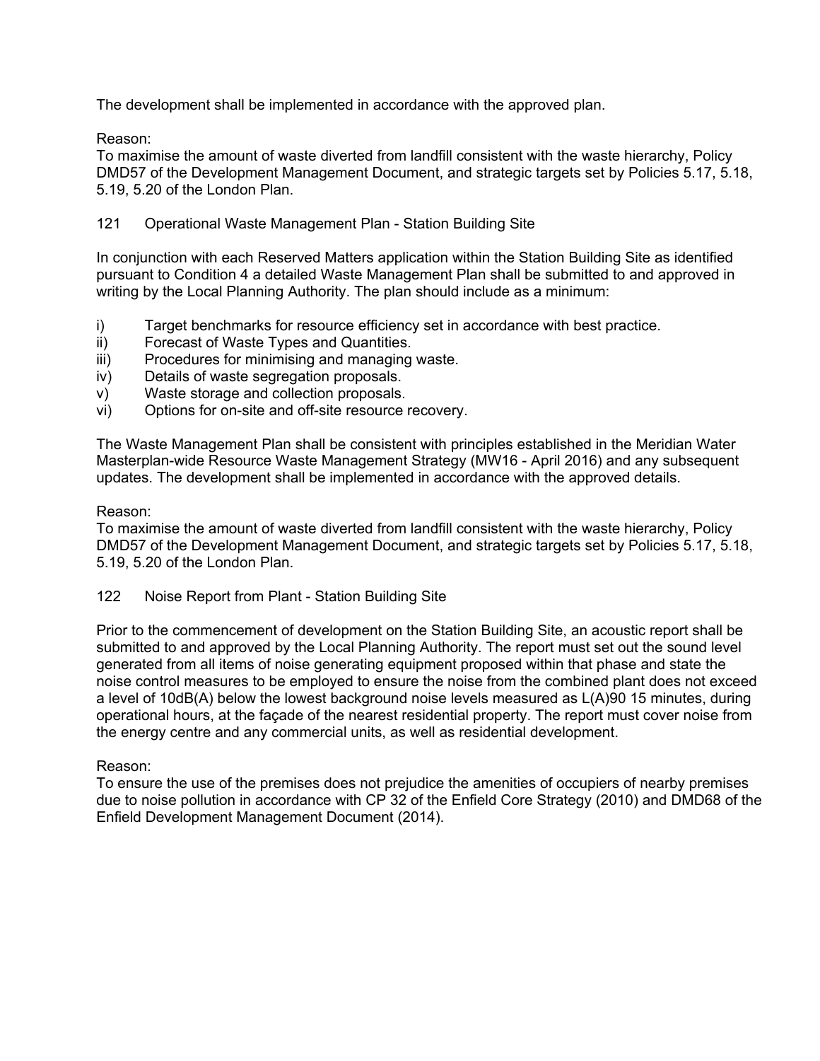The development shall be implemented in accordance with the approved plan.

Reason:
To maximise the amount of waste diverted from landfill consistent with the waste hierarchy, Policy DMD57 of the Development Management Document, and strategic targets set by Policies 5.17, 5.18, 5.19, 5.20 of the London Plan.

121 Operational Waste Management Plan - Station Building Site

In conjunction with each Reserved Matters application within the Station Building Site as identified pursuant to Condition 4 a detailed Waste Management Plan shall be submitted to and approved in writing by the Local Planning Authority. The plan should include as a minimum:

i) Target benchmarks for resource efficiency set in accordance with best practice.
ii) Forecast of Waste Types and Quantities.
iii) Procedures for minimising and managing waste.
iv) Details of waste segregation proposals.
v) Waste storage and collection proposals.
vi) Options for on-site and off-site resource recovery.

The Waste Management Plan shall be consistent with principles established in the Meridian Water Masterplan-wide Resource Waste Management Strategy (MW16 - April 2016) and any subsequent updates. The development shall be implemented in accordance with the approved details.

Reason:
To maximise the amount of waste diverted from landfill consistent with the waste hierarchy, Policy DMD57 of the Development Management Document, and strategic targets set by Policies 5.17, 5.18, 5.19, 5.20 of the London Plan.

122 Noise Report from Plant - Station Building Site

Prior to the commencement of development on the Station Building Site, an acoustic report shall be submitted to and approved by the Local Planning Authority. The report must set out the sound level generated from all items of noise generating equipment proposed within that phase and state the noise control measures to be employed to ensure the noise from the combined plant does not exceed a level of 10dB(A) below the lowest background noise levels measured as L(A)90 15 minutes, during operational hours, at the façade of the nearest residential property. The report must cover noise from the energy centre and any commercial units, as well as residential development.

Reason:
To ensure the use of the premises does not prejudice the amenities of occupiers of nearby premises due to noise pollution in accordance with CP 32 of the Enfield Core Strategy (2010) and DMD68 of the Enfield Development Management Document (2014).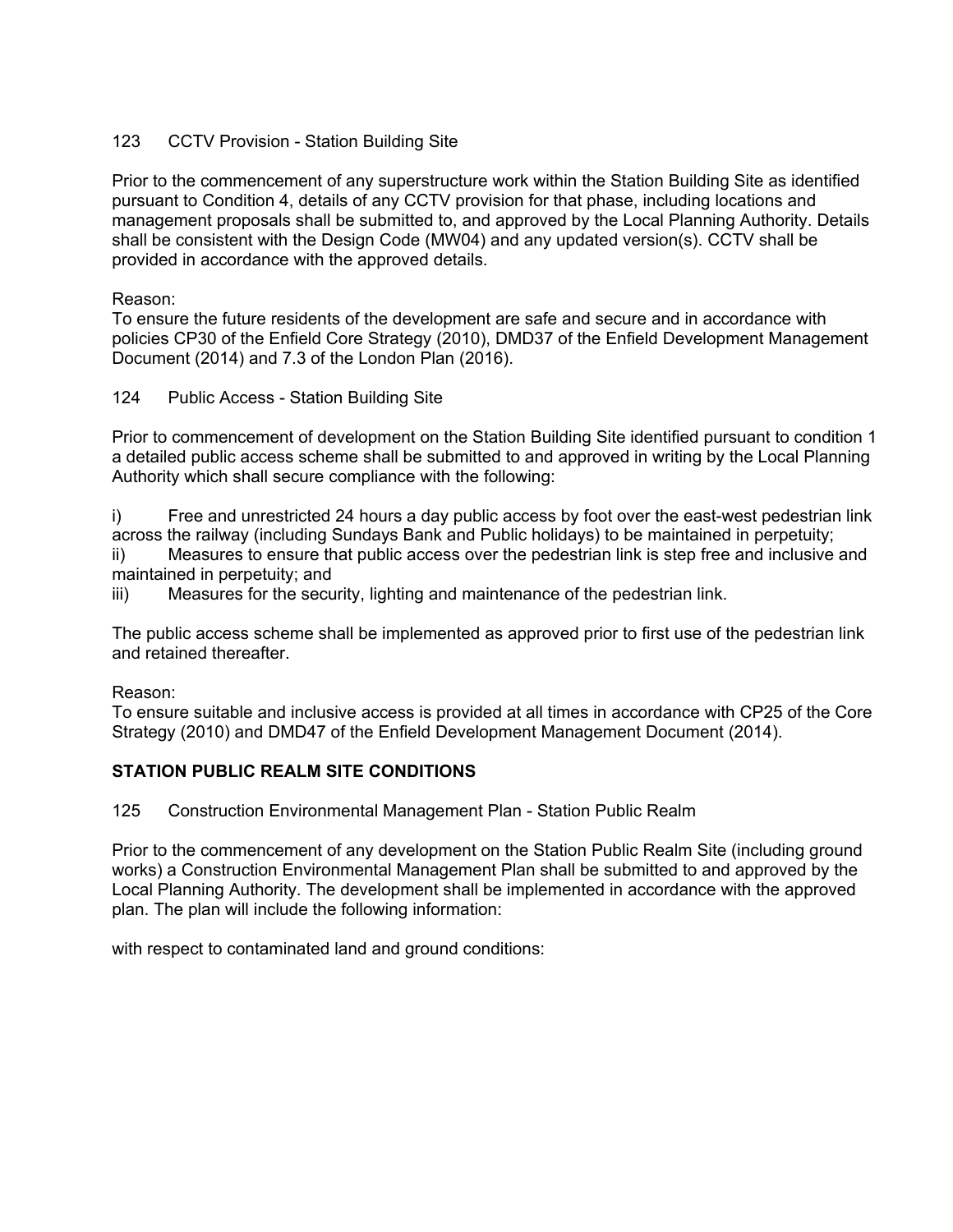123 CCTV Provision - Station Building Site

Prior to the commencement of any superstructure work within the Station Building Site as identified pursuant to Condition 4, details of any CCTV provision for that phase, including locations and management proposals shall be submitted to, and approved by the Local Planning Authority. Details shall be consistent with the Design Code (MW04) and any updated version(s). CCTV shall be provided in accordance with the approved details.

Reason:
To ensure the future residents of the development are safe and secure and in accordance with policies CP30 of the Enfield Core Strategy (2010), DMD37 of the Enfield Development Management Document (2014) and 7.3 of the London Plan (2016).

124 Public Access - Station Building Site

Prior to commencement of development on the Station Building Site identified pursuant to condition 1 a detailed public access scheme shall be submitted to and approved in writing by the Local Planning Authority which shall secure compliance with the following:

i) Free and unrestricted 24 hours a day public access by foot over the east-west pedestrian link across the railway (including Sundays Bank and Public holidays) to be maintained in perpetuity;
ii) Measures to ensure that public access over the pedestrian link is step free and inclusive and maintained in perpetuity; and
iii) Measures for the security, lighting and maintenance of the pedestrian link.

The public access scheme shall be implemented as approved prior to first use of the pedestrian link and retained thereafter.

Reason:
To ensure suitable and inclusive access is provided at all times in accordance with CP25 of the Core Strategy (2010) and DMD47 of the Enfield Development Management Document (2014).

**STATION PUBLIC REALM SITE CONDITIONS**

125 Construction Environmental Management Plan - Station Public Realm

Prior to the commencement of any development on the Station Public Realm Site (including ground works) a Construction Environmental Management Plan shall be submitted to and approved by the Local Planning Authority. The development shall be implemented in accordance with the approved plan. The plan will include the following information:

with respect to contaminated land and ground conditions: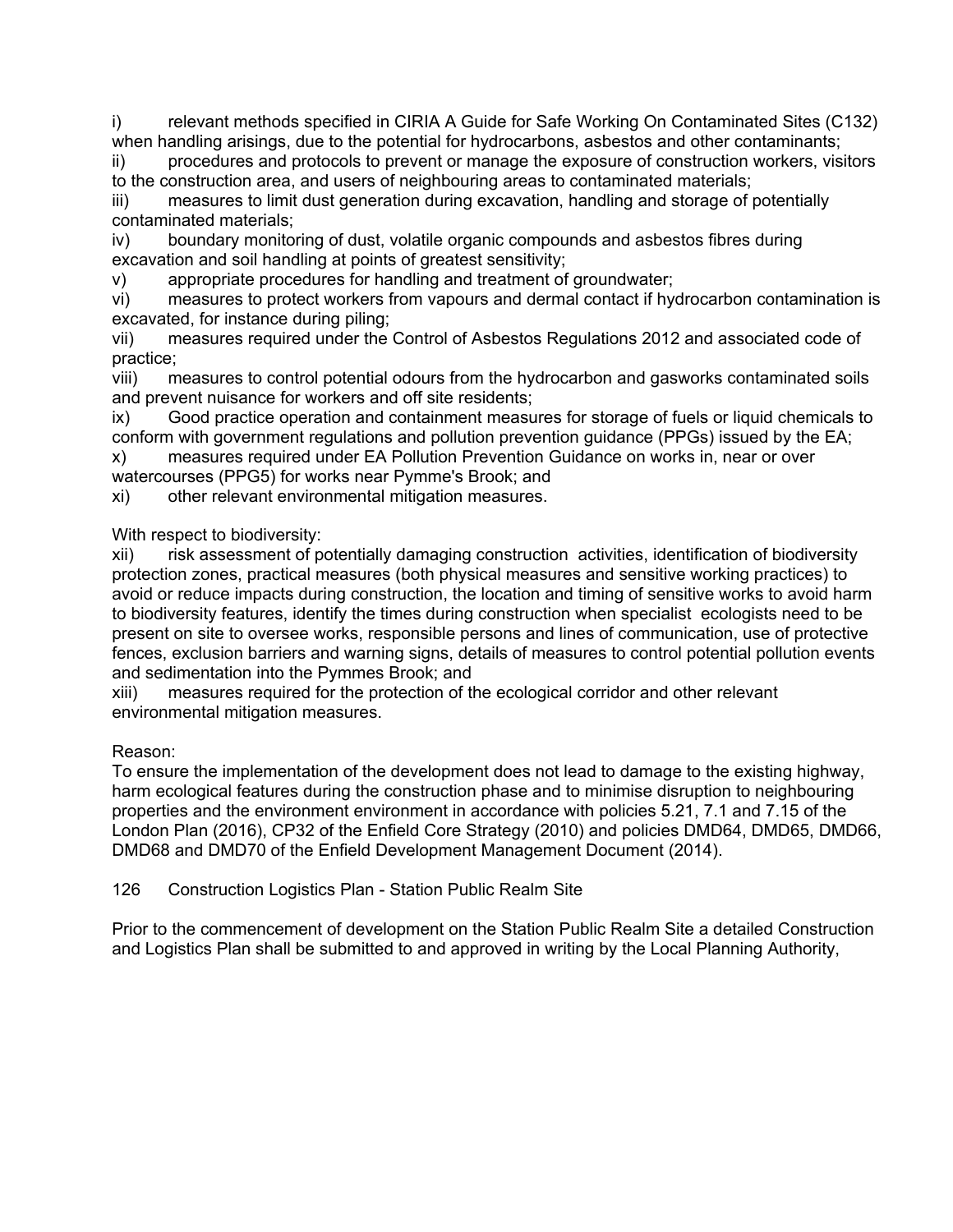i) relevant methods specified in CIRIA A Guide for Safe Working On Contaminated Sites (C132) when handling arisings, due to the potential for hydrocarbons, asbestos and other contaminants;
ii) procedures and protocols to prevent or manage the exposure of construction workers, visitors to the construction area, and users of neighbouring areas to contaminated materials;
iii) measures to limit dust generation during excavation, handling and storage of potentially contaminated materials;
iv) boundary monitoring of dust, volatile organic compounds and asbestos fibres during excavation and soil handling at points of greatest sensitivity;
v) appropriate procedures for handling and treatment of groundwater;
vi) measures to protect workers from vapours and dermal contact if hydrocarbon contamination is excavated, for instance during piling;
vii) measures required under the Control of Asbestos Regulations 2012 and associated code of practice;
viii) measures to control potential odours from the hydrocarbon and gasworks contaminated soils and prevent nuisance for workers and off site residents;
ix) Good practice operation and containment measures for storage of fuels or liquid chemicals to conform with government regulations and pollution prevention guidance (PPGs) issued by the EA;
x) measures required under EA Pollution Prevention Guidance on works in, near or over watercourses (PPG5) for works near Pymme's Brook; and
xi) other relevant environmental mitigation measures.

With respect to biodiversity:
xii) risk assessment of potentially damaging construction activities, identification of biodiversity protection zones, practical measures (both physical measures and sensitive working practices) to avoid or reduce impacts during construction, the location and timing of sensitive works to avoid harm to biodiversity features, identify the times during construction when specialist ecologists need to be present on site to oversee works, responsible persons and lines of communication, use of protective fences, exclusion barriers and warning signs, details of measures to control potential pollution events and sedimentation into the Pymmes Brook; and
xiii) measures required for the protection of the ecological corridor and other relevant environmental mitigation measures.

Reason:
To ensure the implementation of the development does not lead to damage to the existing highway, harm ecological features during the construction phase and to minimise disruption to neighbouring properties and the environment environment in accordance with policies 5.21, 7.1 and 7.15 of the London Plan (2016), CP32 of the Enfield Core Strategy (2010) and policies DMD64, DMD65, DMD66, DMD68 and DMD70 of the Enfield Development Management Document (2014).

126 Construction Logistics Plan - Station Public Realm Site

Prior to the commencement of development on the Station Public Realm Site a detailed Construction and Logistics Plan shall be submitted to and approved in writing by the Local Planning Authority,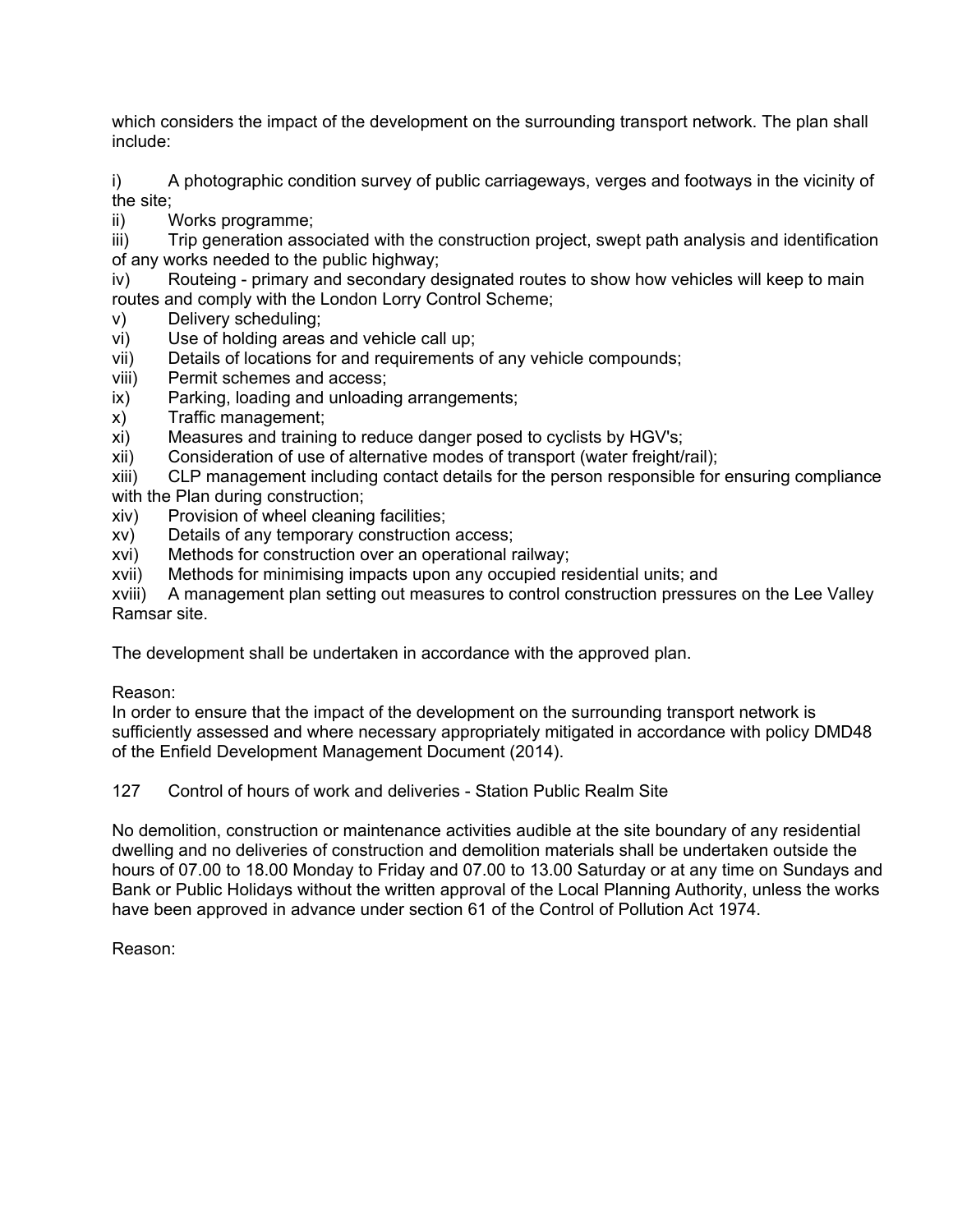which considers the impact of the development on the surrounding transport network. The plan shall include:

i) A photographic condition survey of public carriageways, verges and footways in the vicinity of the site;
ii) Works programme;
iii) Trip generation associated with the construction project, swept path analysis and identification of any works needed to the public highway;
iv) Routeing - primary and secondary designated routes to show how vehicles will keep to main routes and comply with the London Lorry Control Scheme;
v) Delivery scheduling;
vi) Use of holding areas and vehicle call up;
vii) Details of locations for and requirements of any vehicle compounds;
viii) Permit schemes and access;
ix) Parking, loading and unloading arrangements;
x) Traffic management;
xi) Measures and training to reduce danger posed to cyclists by HGV's;
xii) Consideration of use of alternative modes of transport (water freight/rail);
xiii) CLP management including contact details for the person responsible for ensuring compliance with the Plan during construction;
xiv) Provision of wheel cleaning facilities;
xv) Details of any temporary construction access;
xvi) Methods for construction over an operational railway;
xvii) Methods for minimising impacts upon any occupied residential units; and
xviii) A management plan setting out measures to control construction pressures on the Lee Valley Ramsar site.

The development shall be undertaken in accordance with the approved plan.

Reason:
In order to ensure that the impact of the development on the surrounding transport network is sufficiently assessed and where necessary appropriately mitigated in accordance with policy DMD48 of the Enfield Development Management Document (2014).

127 Control of hours of work and deliveries - Station Public Realm Site

No demolition, construction or maintenance activities audible at the site boundary of any residential dwelling and no deliveries of construction and demolition materials shall be undertaken outside the hours of 07.00 to 18.00 Monday to Friday and 07.00 to 13.00 Saturday or at any time on Sundays and Bank or Public Holidays without the written approval of the Local Planning Authority, unless the works have been approved in advance under section 61 of the Control of Pollution Act 1974.

Reason: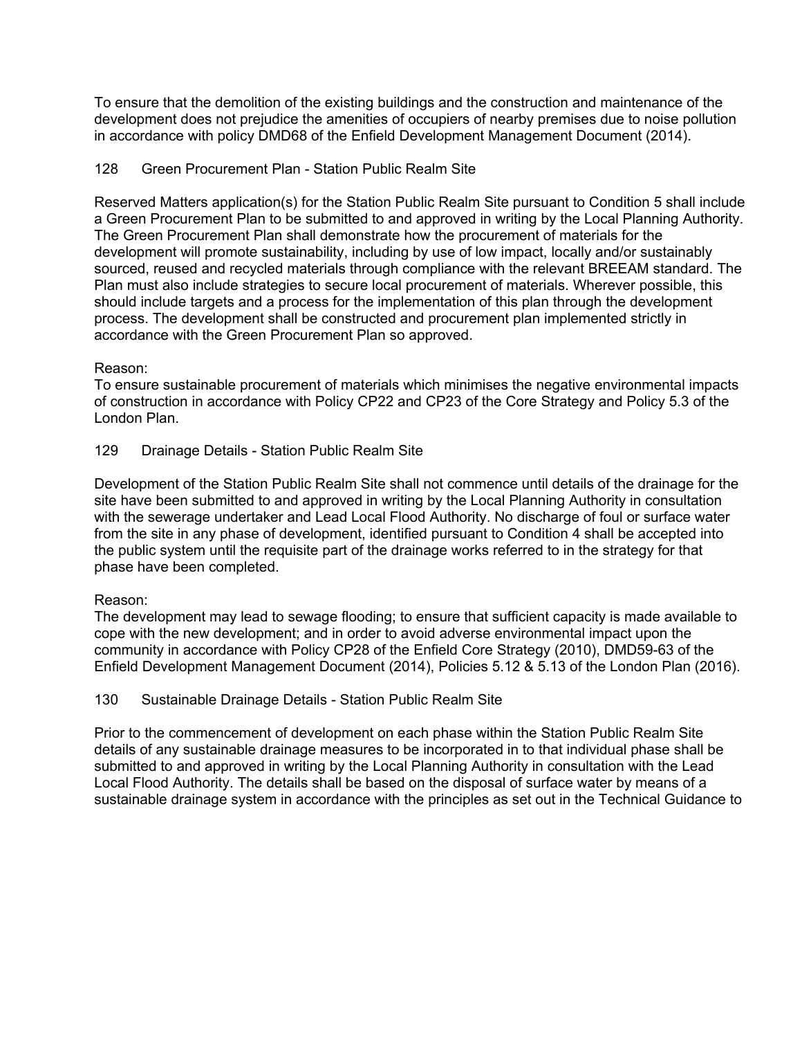To ensure that the demolition of the existing buildings and the construction and maintenance of the development does not prejudice the amenities of occupiers of nearby premises due to noise pollution in accordance with policy DMD68 of the Enfield Development Management Document (2014).

128 Green Procurement Plan - Station Public Realm Site

Reserved Matters application(s) for the Station Public Realm Site pursuant to Condition 5 shall include a Green Procurement Plan to be submitted to and approved in writing by the Local Planning Authority. The Green Procurement Plan shall demonstrate how the procurement of materials for the development will promote sustainability, including by use of low impact, locally and/or sustainably sourced, reused and recycled materials through compliance with the relevant BREEAM standard. The Plan must also include strategies to secure local procurement of materials. Wherever possible, this should include targets and a process for the implementation of this plan through the development process. The development shall be constructed and procurement plan implemented strictly in accordance with the Green Procurement Plan so approved.

Reason:
To ensure sustainable procurement of materials which minimises the negative environmental impacts of construction in accordance with Policy CP22 and CP23 of the Core Strategy and Policy 5.3 of the London Plan.

129 Drainage Details - Station Public Realm Site

Development of the Station Public Realm Site shall not commence until details of the drainage for the site have been submitted to and approved in writing by the Local Planning Authority in consultation with the sewerage undertaker and Lead Local Flood Authority. No discharge of foul or surface water from the site in any phase of development, identified pursuant to Condition 4 shall be accepted into the public system until the requisite part of the drainage works referred to in the strategy for that phase have been completed.

Reason:
The development may lead to sewage flooding; to ensure that sufficient capacity is made available to cope with the new development; and in order to avoid adverse environmental impact upon the community in accordance with Policy CP28 of the Enfield Core Strategy (2010), DMD59-63 of the Enfield Development Management Document (2014), Policies 5.12 & 5.13 of the London Plan (2016).

130 Sustainable Drainage Details - Station Public Realm Site

Prior to the commencement of development on each phase within the Station Public Realm Site details of any sustainable drainage measures to be incorporated in to that individual phase shall be submitted to and approved in writing by the Local Planning Authority in consultation with the Lead Local Flood Authority. The details shall be based on the disposal of surface water by means of a sustainable drainage system in accordance with the principles as set out in the Technical Guidance to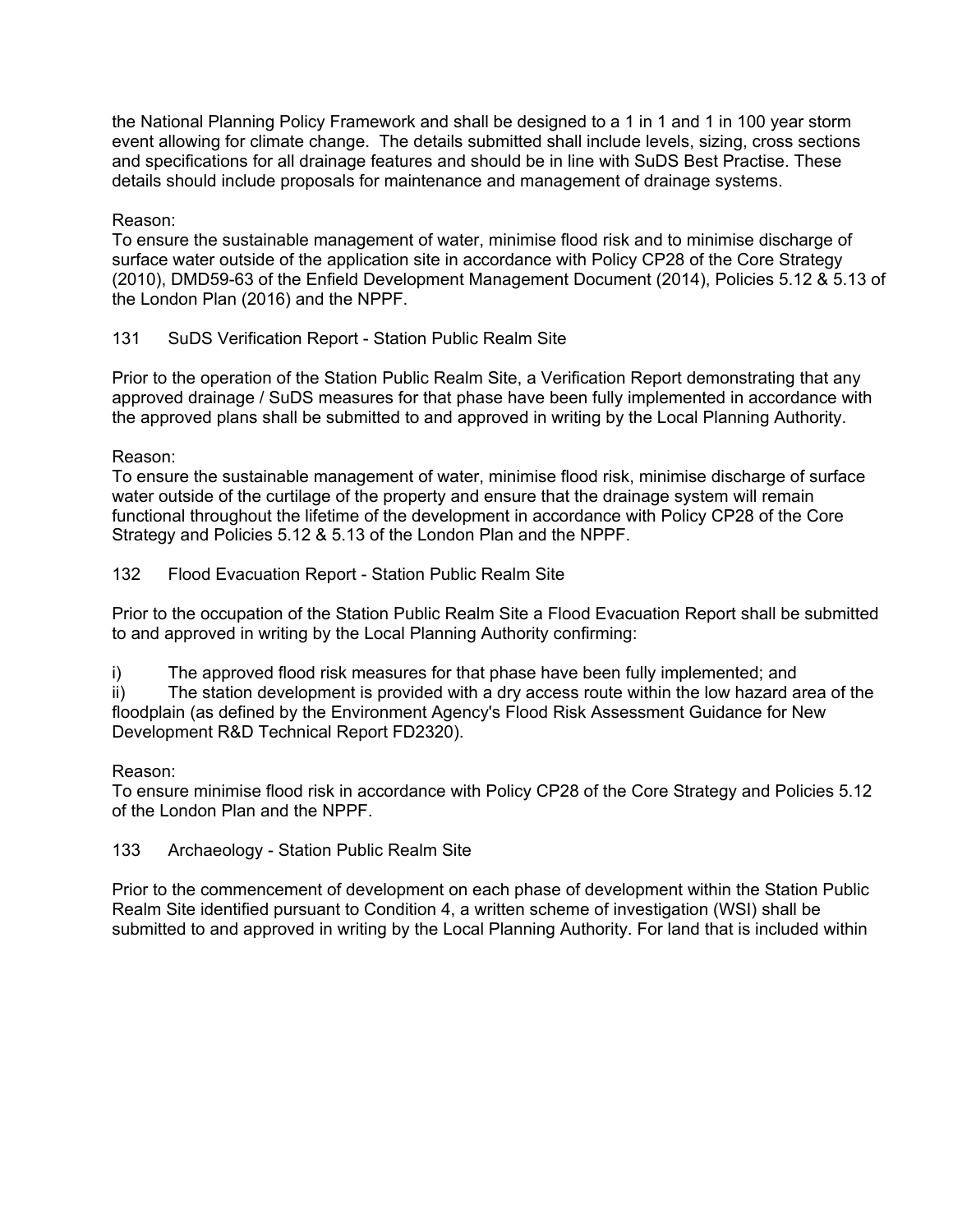the National Planning Policy Framework and shall be designed to a 1 in 1 and 1 in 100 year storm event allowing for climate change. The details submitted shall include levels, sizing, cross sections and specifications for all drainage features and should be in line with SuDS Best Practise. These details should include proposals for maintenance and management of drainage systems.

Reason:
To ensure the sustainable management of water, minimise flood risk and to minimise discharge of surface water outside of the application site in accordance with Policy CP28 of the Core Strategy (2010), DMD59-63 of the Enfield Development Management Document (2014), Policies 5.12 & 5.13 of the London Plan (2016) and the NPPF.

131 SuDS Verification Report - Station Public Realm Site

Prior to the operation of the Station Public Realm Site, a Verification Report demonstrating that any approved drainage / SuDS measures for that phase have been fully implemented in accordance with the approved plans shall be submitted to and approved in writing by the Local Planning Authority.

Reason:
To ensure the sustainable management of water, minimise flood risk, minimise discharge of surface water outside of the curtilage of the property and ensure that the drainage system will remain functional throughout the lifetime of the development in accordance with Policy CP28 of the Core Strategy and Policies 5.12 & 5.13 of the London Plan and the NPPF.

132 Flood Evacuation Report - Station Public Realm Site

Prior to the occupation of the Station Public Realm Site a Flood Evacuation Report shall be submitted to and approved in writing by the Local Planning Authority confirming:

i) The approved flood risk measures for that phase have been fully implemented; and
ii) The station development is provided with a dry access route within the low hazard area of the floodplain (as defined by the Environment Agency's Flood Risk Assessment Guidance for New Development R&D Technical Report FD2320).

Reason:
To ensure minimise flood risk in accordance with Policy CP28 of the Core Strategy and Policies 5.12 of the London Plan and the NPPF.

133 Archaeology - Station Public Realm Site

Prior to the commencement of development on each phase of development within the Station Public Realm Site identified pursuant to Condition 4, a written scheme of investigation (WSI) shall be submitted to and approved in writing by the Local Planning Authority. For land that is included within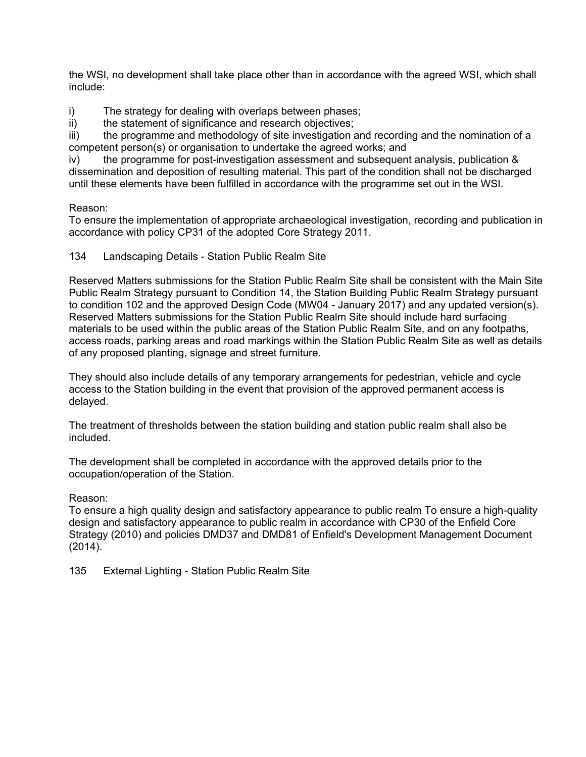the WSI, no development shall take place other than in accordance with the agreed WSI, which shall include:

i) The strategy for dealing with overlaps between phases;
ii) the statement of significance and research objectives;
iii) the programme and methodology of site investigation and recording and the nomination of a competent person(s) or organisation to undertake the agreed works; and
iv) the programme for post-investigation assessment and subsequent analysis, publication & dissemination and deposition of resulting material. This part of the condition shall not be discharged until these elements have been fulfilled in accordance with the programme set out in the WSI.

Reason:
To ensure the implementation of appropriate archaeological investigation, recording and publication in accordance with policy CP31 of the adopted Core Strategy 2011.

134 Landscaping Details - Station Public Realm Site

Reserved Matters submissions for the Station Public Realm Site shall be consistent with the Main Site Public Realm Strategy pursuant to Condition 14, the Station Building Public Realm Strategy pursuant to condition 102 and the approved Design Code (MW04 - January 2017) and any updated version(s). Reserved Matters submissions for the Station Public Realm Site should include hard surfacing materials to be used within the public areas of the Station Public Realm Site, and on any footpaths, access roads, parking areas and road markings within the Station Public Realm Site as well as details of any proposed planting, signage and street furniture.

They should also include details of any temporary arrangements for pedestrian, vehicle and cycle access to the Station building in the event that provision of the approved permanent access is delayed.

The treatment of thresholds between the station building and station public realm shall also be included.

The development shall be completed in accordance with the approved details prior to the occupation/operation of the Station.

Reason:
To ensure a high quality design and satisfactory appearance to public realm To ensure a high-quality design and satisfactory appearance to public realm in accordance with CP30 of the Enfield Core Strategy (2010) and policies DMD37 and DMD81 of Enfield's Development Management Document (2014).

135 External Lighting - Station Public Realm Site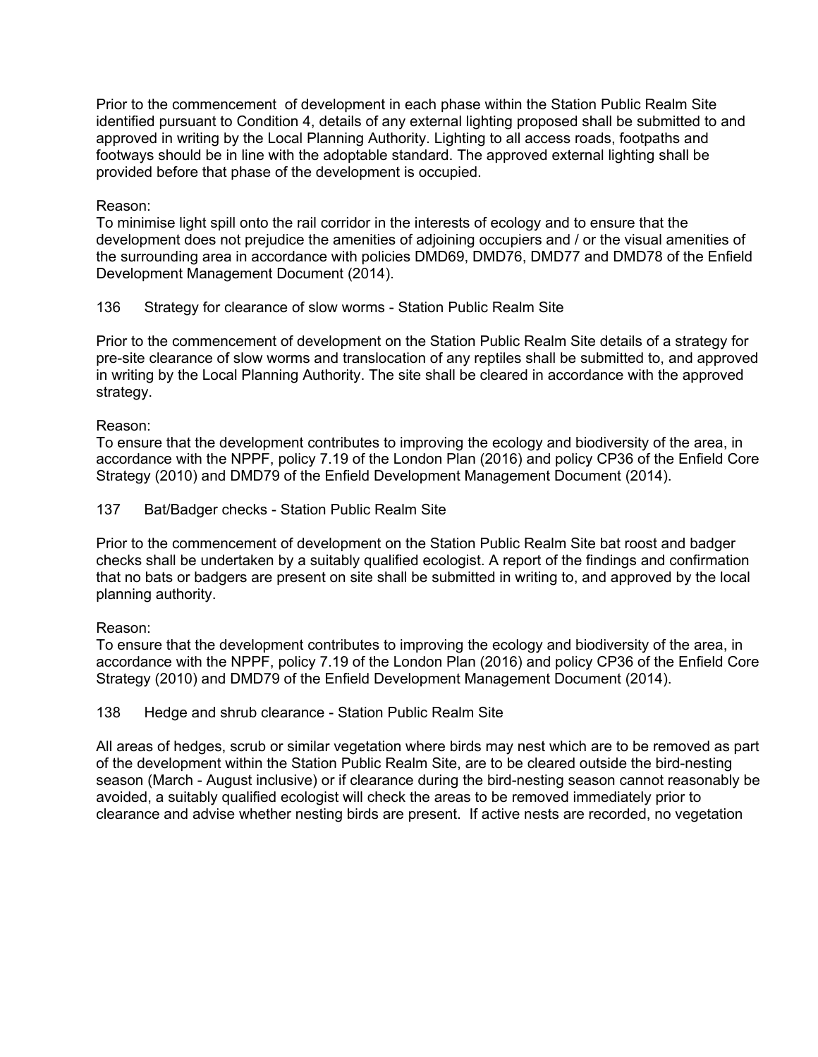Prior to the commencement of development in each phase within the Station Public Realm Site identified pursuant to Condition 4, details of any external lighting proposed shall be submitted to and approved in writing by the Local Planning Authority. Lighting to all access roads, footpaths and footways should be in line with the adoptable standard. The approved external lighting shall be provided before that phase of the development is occupied.

Reason:
To minimise light spill onto the rail corridor in the interests of ecology and to ensure that the development does not prejudice the amenities of adjoining occupiers and / or the visual amenities of the surrounding area in accordance with policies DMD69, DMD76, DMD77 and DMD78 of the Enfield Development Management Document (2014).

136 Strategy for clearance of slow worms - Station Public Realm Site

Prior to the commencement of development on the Station Public Realm Site details of a strategy for pre-site clearance of slow worms and translocation of any reptiles shall be submitted to, and approved in writing by the Local Planning Authority. The site shall be cleared in accordance with the approved strategy.

Reason:
To ensure that the development contributes to improving the ecology and biodiversity of the area, in accordance with the NPPF, policy 7.19 of the London Plan (2016) and policy CP36 of the Enfield Core Strategy (2010) and DMD79 of the Enfield Development Management Document (2014).

137 Bat/Badger checks - Station Public Realm Site

Prior to the commencement of development on the Station Public Realm Site bat roost and badger checks shall be undertaken by a suitably qualified ecologist. A report of the findings and confirmation that no bats or badgers are present on site shall be submitted in writing to, and approved by the local planning authority.

Reason:
To ensure that the development contributes to improving the ecology and biodiversity of the area, in accordance with the NPPF, policy 7.19 of the London Plan (2016) and policy CP36 of the Enfield Core Strategy (2010) and DMD79 of the Enfield Development Management Document (2014).

138 Hedge and shrub clearance - Station Public Realm Site

All areas of hedges, scrub or similar vegetation where birds may nest which are to be removed as part of the development within the Station Public Realm Site, are to be cleared outside the bird-nesting season (March - August inclusive) or if clearance during the bird-nesting season cannot reasonably be avoided, a suitably qualified ecologist will check the areas to be removed immediately prior to clearance and advise whether nesting birds are present. If active nests are recorded, no vegetation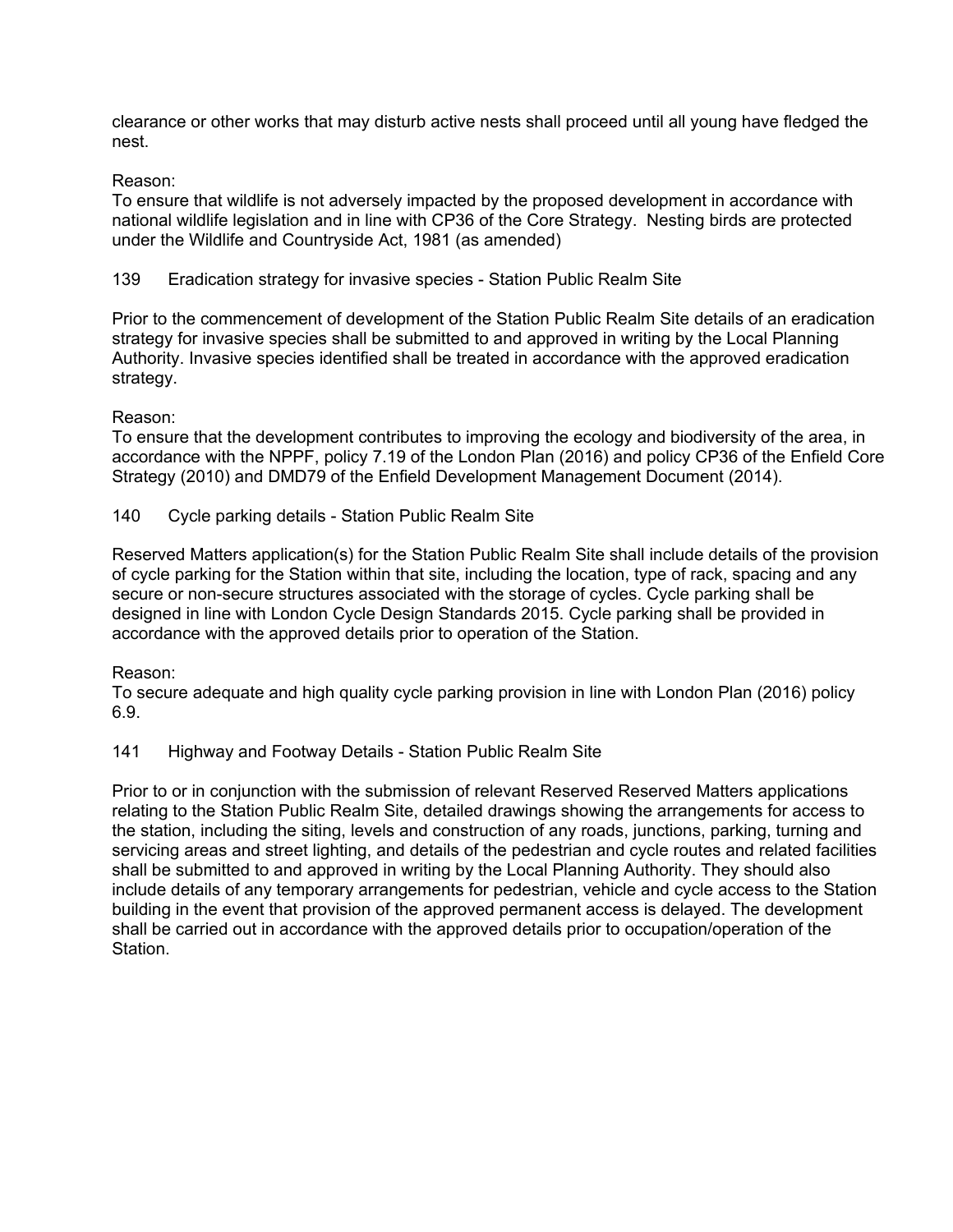clearance or other works that may disturb active nests shall proceed until all young have fledged the nest.

Reason:
To ensure that wildlife is not adversely impacted by the proposed development in accordance with national wildlife legislation and in line with CP36 of the Core Strategy. Nesting birds are protected under the Wildlife and Countryside Act, 1981 (as amended)

139 Eradication strategy for invasive species - Station Public Realm Site

Prior to the commencement of development of the Station Public Realm Site details of an eradication strategy for invasive species shall be submitted to and approved in writing by the Local Planning Authority. Invasive species identified shall be treated in accordance with the approved eradication strategy.

Reason:
To ensure that the development contributes to improving the ecology and biodiversity of the area, in accordance with the NPPF, policy 7.19 of the London Plan (2016) and policy CP36 of the Enfield Core Strategy (2010) and DMD79 of the Enfield Development Management Document (2014).

140 Cycle parking details - Station Public Realm Site

Reserved Matters application(s) for the Station Public Realm Site shall include details of the provision of cycle parking for the Station within that site, including the location, type of rack, spacing and any secure or non-secure structures associated with the storage of cycles. Cycle parking shall be designed in line with London Cycle Design Standards 2015. Cycle parking shall be provided in accordance with the approved details prior to operation of the Station.

Reason:
To secure adequate and high quality cycle parking provision in line with London Plan (2016) policy 6.9.

141 Highway and Footway Details - Station Public Realm Site

Prior to or in conjunction with the submission of relevant Reserved Reserved Matters applications relating to the Station Public Realm Site, detailed drawings showing the arrangements for access to the station, including the siting, levels and construction of any roads, junctions, parking, turning and servicing areas and street lighting, and details of the pedestrian and cycle routes and related facilities shall be submitted to and approved in writing by the Local Planning Authority. They should also include details of any temporary arrangements for pedestrian, vehicle and cycle access to the Station building in the event that provision of the approved permanent access is delayed. The development shall be carried out in accordance with the approved details prior to occupation/operation of the Station.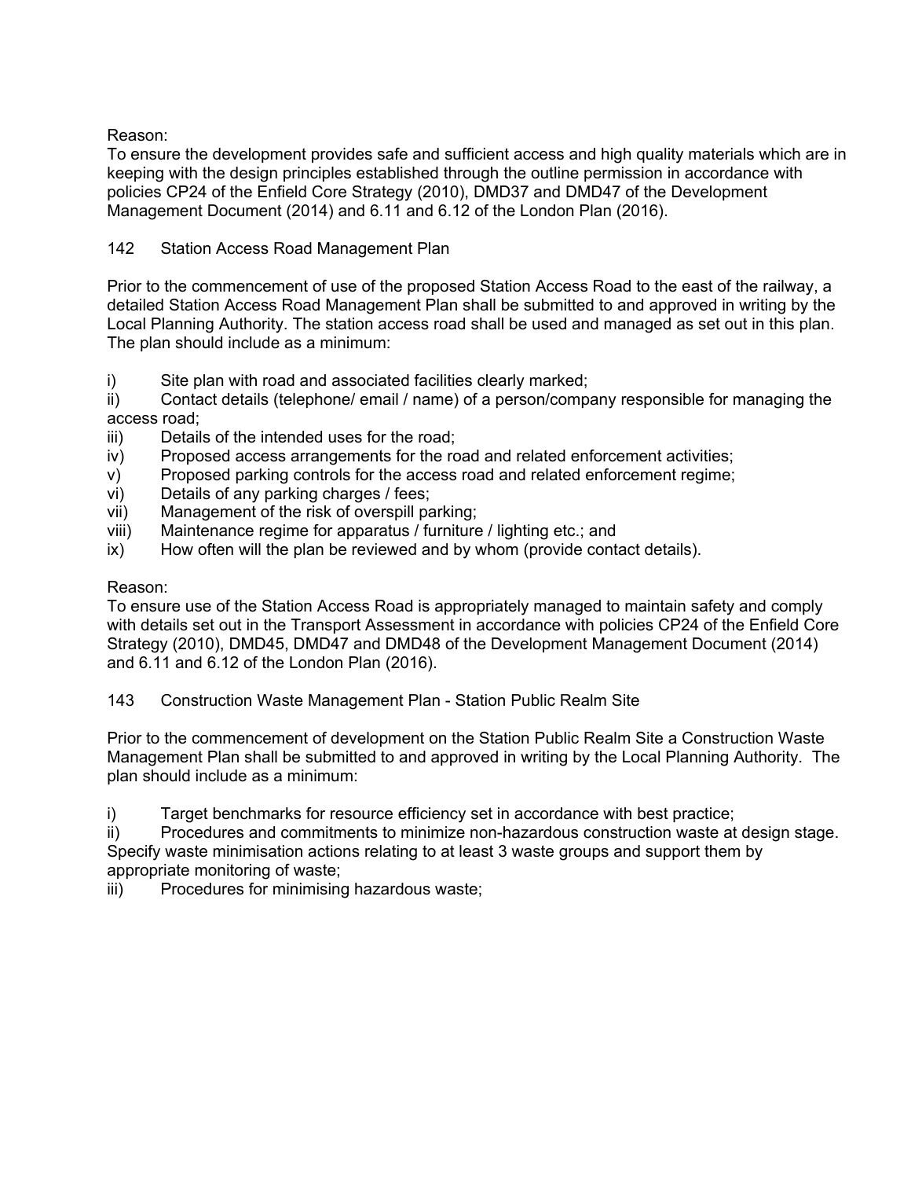Reason:
To ensure the development provides safe and sufficient access and high quality materials which are in keeping with the design principles established through the outline permission in accordance with policies CP24 of the Enfield Core Strategy (2010), DMD37 and DMD47 of the Development Management Document (2014) and 6.11 and 6.12 of the London Plan (2016).

142 Station Access Road Management Plan

Prior to the commencement of use of the proposed Station Access Road to the east of the railway, a detailed Station Access Road Management Plan shall be submitted to and approved in writing by the Local Planning Authority. The station access road shall be used and managed as set out in this plan. The plan should include as a minimum:

i) Site plan with road and associated facilities clearly marked;
ii) Contact details (telephone/ email / name) of a person/company responsible for managing the access road;
iii) Details of the intended uses for the road;
iv) Proposed access arrangements for the road and related enforcement activities;
v) Proposed parking controls for the access road and related enforcement regime;
vi) Details of any parking charges / fees;
vii) Management of the risk of overspill parking;
viii) Maintenance regime for apparatus / furniture / lighting etc.; and
ix) How often will the plan be reviewed and by whom (provide contact details).

Reason:
To ensure use of the Station Access Road is appropriately managed to maintain safety and comply with details set out in the Transport Assessment in accordance with policies CP24 of the Enfield Core Strategy (2010), DMD45, DMD47 and DMD48 of the Development Management Document (2014) and 6.11 and 6.12 of the London Plan (2016).

143 Construction Waste Management Plan - Station Public Realm Site

Prior to the commencement of development on the Station Public Realm Site a Construction Waste Management Plan shall be submitted to and approved in writing by the Local Planning Authority. The plan should include as a minimum:

i) Target benchmarks for resource efficiency set in accordance with best practice;
ii) Procedures and commitments to minimize non-hazardous construction waste at design stage. Specify waste minimisation actions relating to at least 3 waste groups and support them by appropriate monitoring of waste;
iii) Procedures for minimising hazardous waste;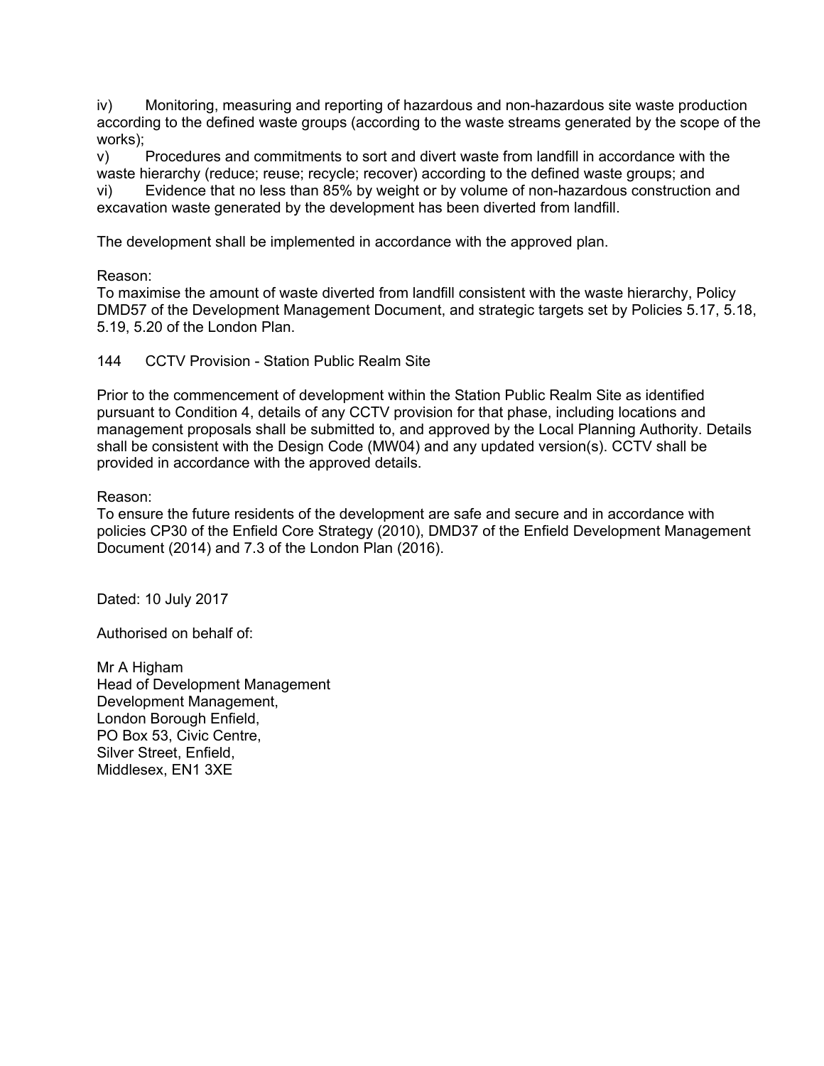iv) Monitoring, measuring and reporting of hazardous and non-hazardous site waste production according to the defined waste groups (according to the waste streams generated by the scope of the works);
v) Procedures and commitments to sort and divert waste from landfill in accordance with the waste hierarchy (reduce; reuse; recycle; recover) according to the defined waste groups; and
vi) Evidence that no less than 85% by weight or by volume of non-hazardous construction and excavation waste generated by the development has been diverted from landfill.

The development shall be implemented in accordance with the approved plan.

Reason:
To maximise the amount of waste diverted from landfill consistent with the waste hierarchy, Policy DMD57 of the Development Management Document, and strategic targets set by Policies 5.17, 5.18, 5.19, 5.20 of the London Plan.

144 CCTV Provision - Station Public Realm Site

Prior to the commencement of development within the Station Public Realm Site as identified pursuant to Condition 4, details of any CCTV provision for that phase, including locations and management proposals shall be submitted to, and approved by the Local Planning Authority. Details shall be consistent with the Design Code (MW04) and any updated version(s). CCTV shall be provided in accordance with the approved details.

Reason:
To ensure the future residents of the development are safe and secure and in accordance with policies CP30 of the Enfield Core Strategy (2010), DMD37 of the Enfield Development Management Document (2014) and 7.3 of the London Plan (2016).

Dated: 10 July 2017

Authorised on behalf of:

Mr A Higham
Head of Development Management
Development Management,
London Borough Enfield,
PO Box 53, Civic Centre,
Silver Street, Enfield,
Middlesex, EN1 3XE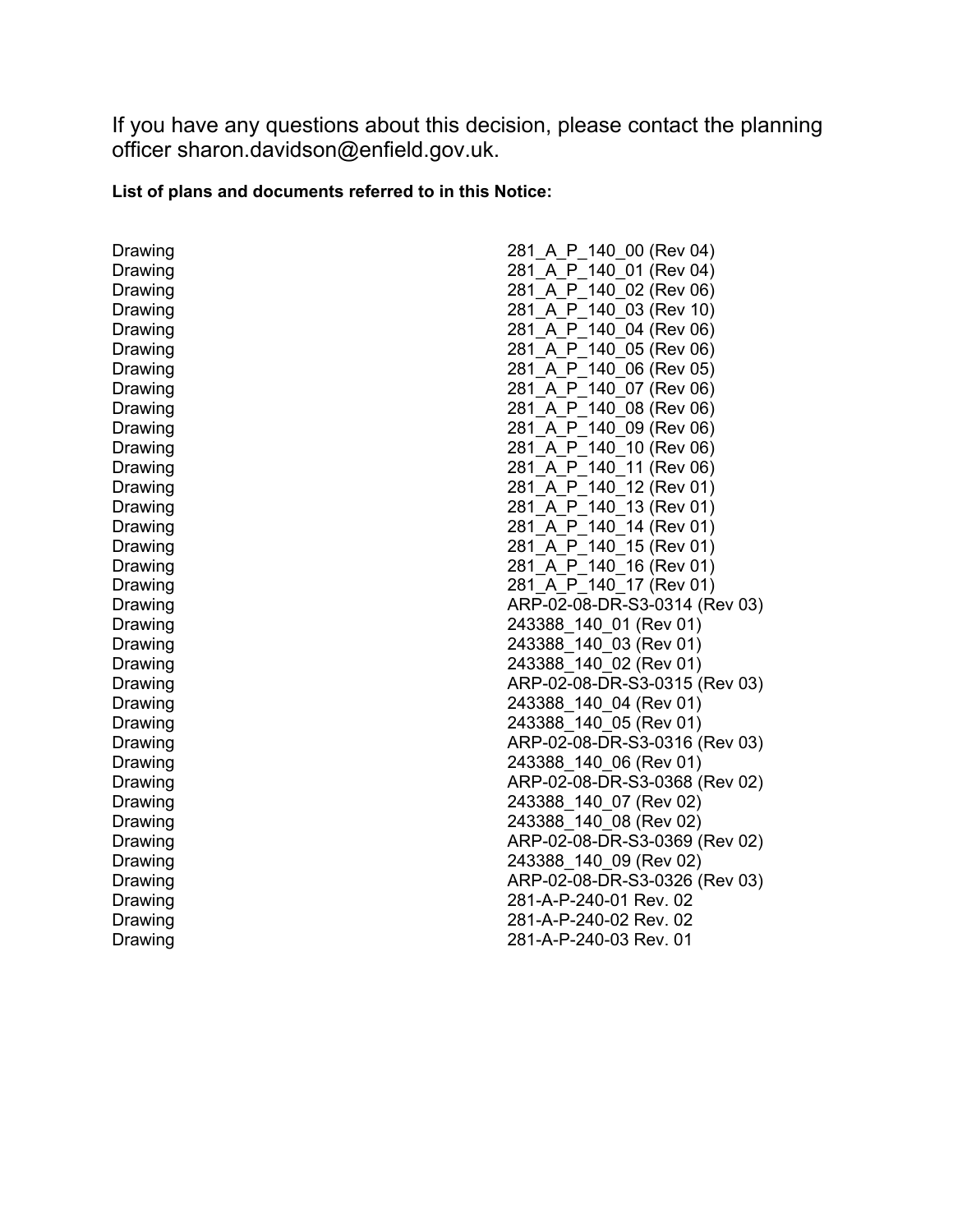If you have any questions about this decision, please contact the planning officer sharon.davidson@enfield.gov.uk.

**List of plans and documents referred to in this Notice:**

| | |
|---|---|
| Drawing | 281_A_P_140_00 (Rev 04) |
| Drawing | 281_A_P_140_01 (Rev 04) |
| Drawing | 281_A_P_140_02 (Rev 06) |
| Drawing | 281_A_P_140_03 (Rev 10) |
| Drawing | 281_A_P_140_04 (Rev 06) |
| Drawing | 281_A_P_140_05 (Rev 06) |
| Drawing | 281_A_P_140_06 (Rev 05) |
| Drawing | 281_A_P_140_07 (Rev 06) |
| Drawing | 281_A_P_140_08 (Rev 06) |
| Drawing | 281_A_P_140_09 (Rev 06) |
| Drawing | 281_A_P_140_10 (Rev 06) |
| Drawing | 281_A_P_140_11 (Rev 06) |
| Drawing | 281_A_P_140_12 (Rev 01) |
| Drawing | 281_A_P_140_13 (Rev 01) |
| Drawing | 281_A_P_140_14 (Rev 01) |
| Drawing | 281_A_P_140_15 (Rev 01) |
| Drawing | 281_A_P_140_16 (Rev 01) |
| Drawing | 281_A_P_140_17 (Rev 01) |
| Drawing | ARP-02-08-DR-S3-0314 (Rev 03) |
| Drawing | 243388_140_01 (Rev 01) |
| Drawing | 243388_140_03 (Rev 01) |
| Drawing | 243388_140_02 (Rev 01) |
| Drawing | ARP-02-08-DR-S3-0315 (Rev 03) |
| Drawing | 243388_140_04 (Rev 01) |
| Drawing | 243388_140_05 (Rev 01) |
| Drawing | ARP-02-08-DR-S3-0316 (Rev 03) |
| Drawing | 243388_140_06 (Rev 01) |
| Drawing | ARP-02-08-DR-S3-0368 (Rev 02) |
| Drawing | 243388_140_07 (Rev 02) |
| Drawing | 243388_140_08 (Rev 02) |
| Drawing | ARP-02-08-DR-S3-0369 (Rev 02) |
| Drawing | 243388_140_09 (Rev 02) |
| Drawing | ARP-02-08-DR-S3-0326 (Rev 03) |
| Drawing | 281-A-P-240-01 Rev. 02 |
| Drawing | 281-A-P-240-02 Rev. 02 |
| Drawing | 281-A-P-240-03 Rev. 01 |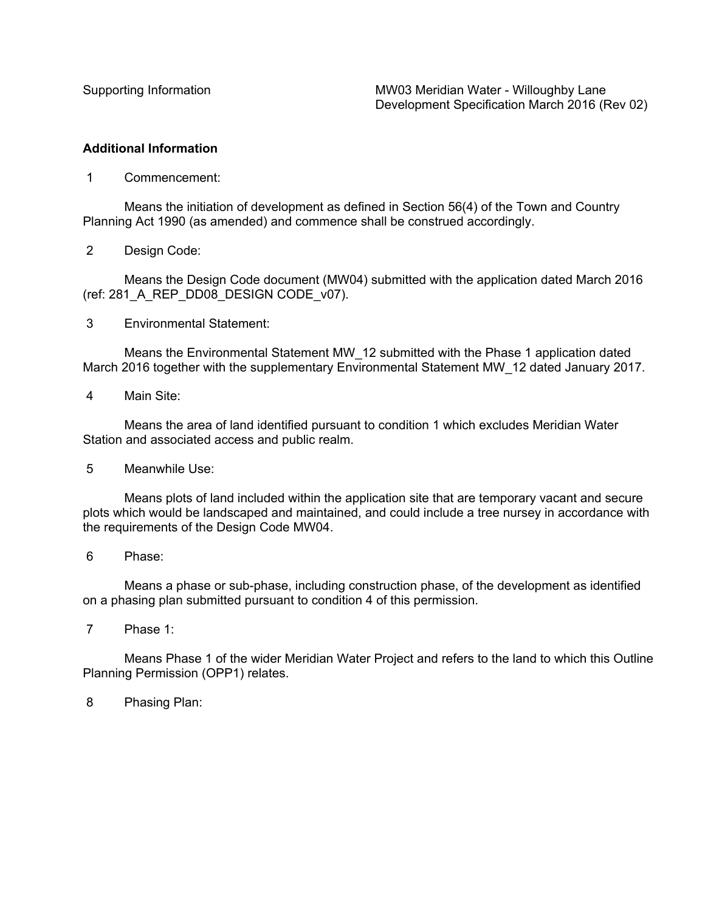## Additional Information

1 Commencement:

Means the initiation of development as defined in Section 56(4) of the Town and Country Planning Act 1990 (as amended) and commence shall be construed accordingly.

2 Design Code:

Means the Design Code document (MW04) submitted with the application dated March 2016 (ref: 281_A_REP_DD08_DESIGN CODE_v07).

3 Environmental Statement:

Means the Environmental Statement MW_12 submitted with the Phase 1 application dated March 2016 together with the supplementary Environmental Statement MW_12 dated January 2017.

4 Main Site:

Means the area of land identified pursuant to condition 1 which excludes Meridian Water Station and associated access and public realm.

5 Meanwhile Use:

Means plots of land included within the application site that are temporary vacant and secure plots which would be landscaped and maintained, and could include a tree nursey in accordance with the requirements of the Design Code MW04.

6 Phase:

Means a phase or sub-phase, including construction phase, of the development as identified on a phasing plan submitted pursuant to condition 4 of this permission.

7 Phase 1:

Means Phase 1 of the wider Meridian Water Project and refers to the land to which this Outline Planning Permission (OPP1) relates.

8 Phasing Plan: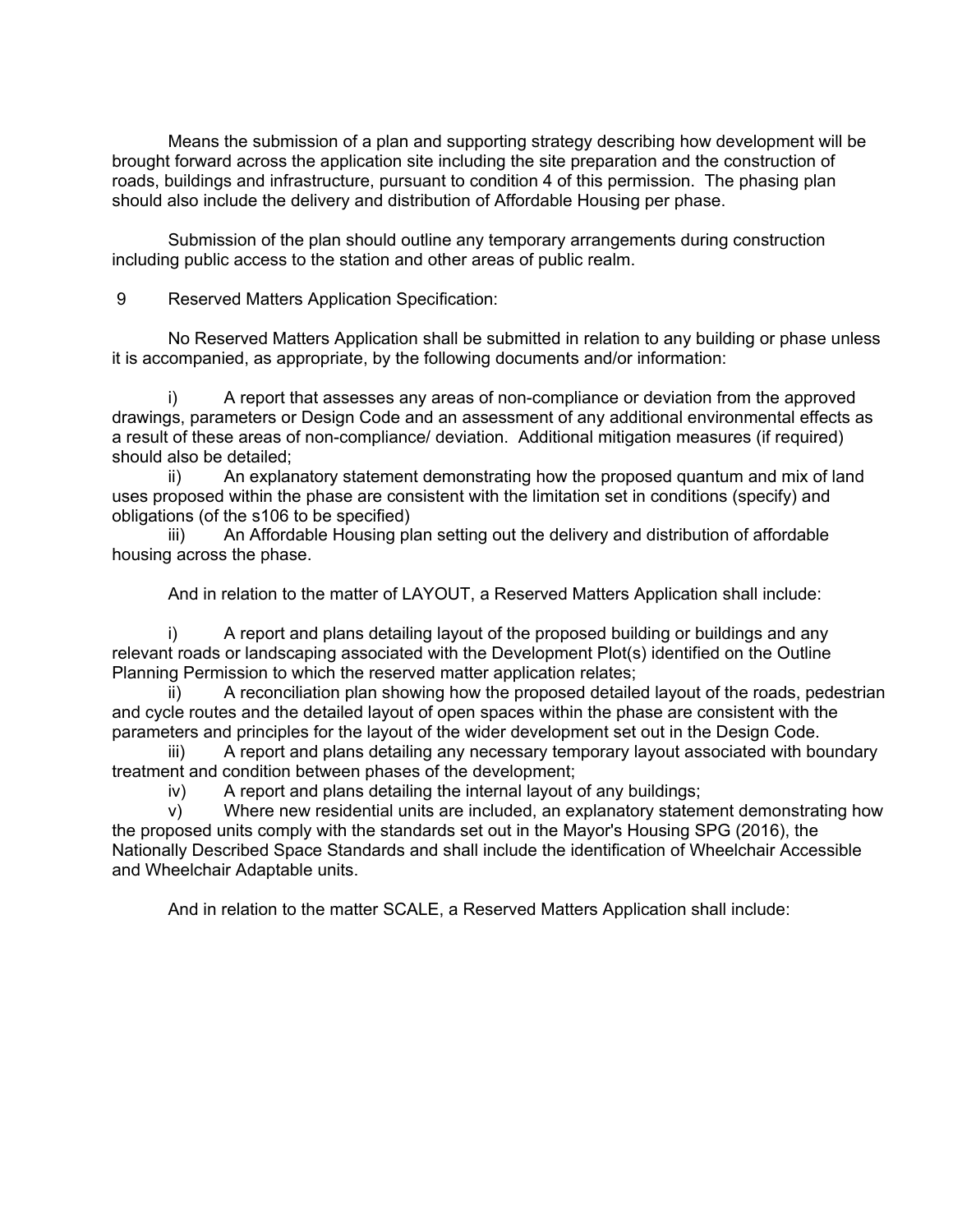Means the submission of a plan and supporting strategy describing how development will be brought forward across the application site including the site preparation and the construction of roads, buildings and infrastructure, pursuant to condition 4 of this permission. The phasing plan should also include the delivery and distribution of Affordable Housing per phase.

Submission of the plan should outline any temporary arrangements during construction including public access to the station and other areas of public realm.

9 Reserved Matters Application Specification:

No Reserved Matters Application shall be submitted in relation to any building or phase unless it is accompanied, as appropriate, by the following documents and/or information:

i) A report that assesses any areas of non-compliance or deviation from the approved drawings, parameters or Design Code and an assessment of any additional environmental effects as a result of these areas of non-compliance/ deviation. Additional mitigation measures (if required) should also be detailed;

ii) An explanatory statement demonstrating how the proposed quantum and mix of land uses proposed within the phase are consistent with the limitation set in conditions (specify) and obligations (of the s106 to be specified)

iii) An Affordable Housing plan setting out the delivery and distribution of affordable housing across the phase.

And in relation to the matter of LAYOUT, a Reserved Matters Application shall include:

i) A report and plans detailing layout of the proposed building or buildings and any relevant roads or landscaping associated with the Development Plot(s) identified on the Outline Planning Permission to which the reserved matter application relates;

ii) A reconciliation plan showing how the proposed detailed layout of the roads, pedestrian and cycle routes and the detailed layout of open spaces within the phase are consistent with the parameters and principles for the layout of the wider development set out in the Design Code.

iii) A report and plans detailing any necessary temporary layout associated with boundary treatment and condition between phases of the development;

iv) A report and plans detailing the internal layout of any buildings;

v) Where new residential units are included, an explanatory statement demonstrating how the proposed units comply with the standards set out in the Mayor's Housing SPG (2016), the Nationally Described Space Standards and shall include the identification of Wheelchair Accessible and Wheelchair Adaptable units.

And in relation to the matter SCALE, a Reserved Matters Application shall include: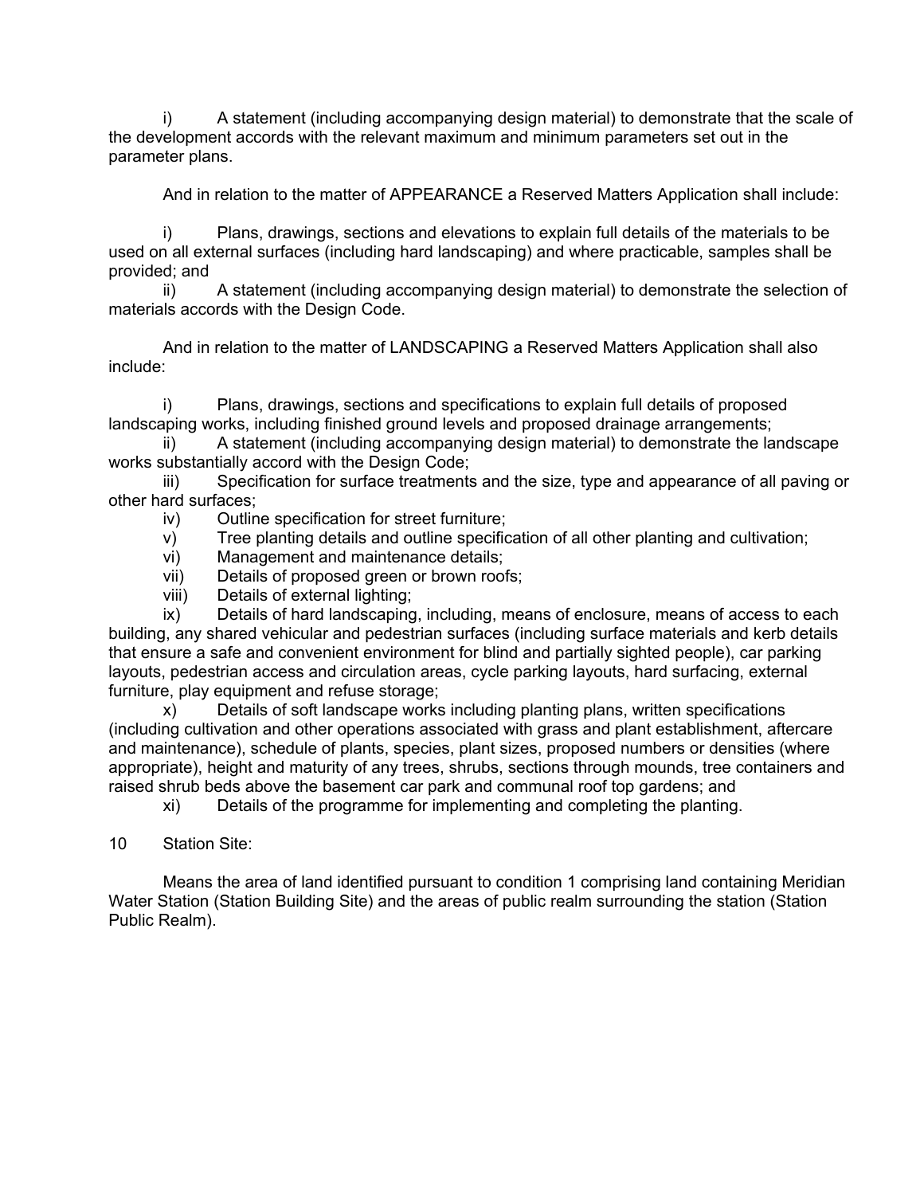i) A statement (including accompanying design material) to demonstrate that the scale of the development accords with the relevant maximum and minimum parameters set out in the parameter plans.

And in relation to the matter of APPEARANCE a Reserved Matters Application shall include:

i) Plans, drawings, sections and elevations to explain full details of the materials to be used on all external surfaces (including hard landscaping) and where practicable, samples shall be provided; and

ii) A statement (including accompanying design material) to demonstrate the selection of materials accords with the Design Code.

And in relation to the matter of LANDSCAPING a Reserved Matters Application shall also include:

i) Plans, drawings, sections and specifications to explain full details of proposed landscaping works, including finished ground levels and proposed drainage arrangements;

ii) A statement (including accompanying design material) to demonstrate the landscape works substantially accord with the Design Code;

iii) Specification for surface treatments and the size, type and appearance of all paving or other hard surfaces;

iv) Outline specification for street furniture;

v) Tree planting details and outline specification of all other planting and cultivation;

vi) Management and maintenance details;

vii) Details of proposed green or brown roofs;

viii) Details of external lighting;

ix) Details of hard landscaping, including, means of enclosure, means of access to each building, any shared vehicular and pedestrian surfaces (including surface materials and kerb details that ensure a safe and convenient environment for blind and partially sighted people), car parking layouts, pedestrian access and circulation areas, cycle parking layouts, hard surfacing, external furniture, play equipment and refuse storage;

x) Details of soft landscape works including planting plans, written specifications (including cultivation and other operations associated with grass and plant establishment, aftercare and maintenance), schedule of plants, species, plant sizes, proposed numbers or densities (where appropriate), height and maturity of any trees, shrubs, sections through mounds, tree containers and raised shrub beds above the basement car park and communal roof top gardens; and

xi) Details of the programme for implementing and completing the planting.

10 Station Site:

Means the area of land identified pursuant to condition 1 comprising land containing Meridian Water Station (Station Building Site) and the areas of public realm surrounding the station (Station Public Realm).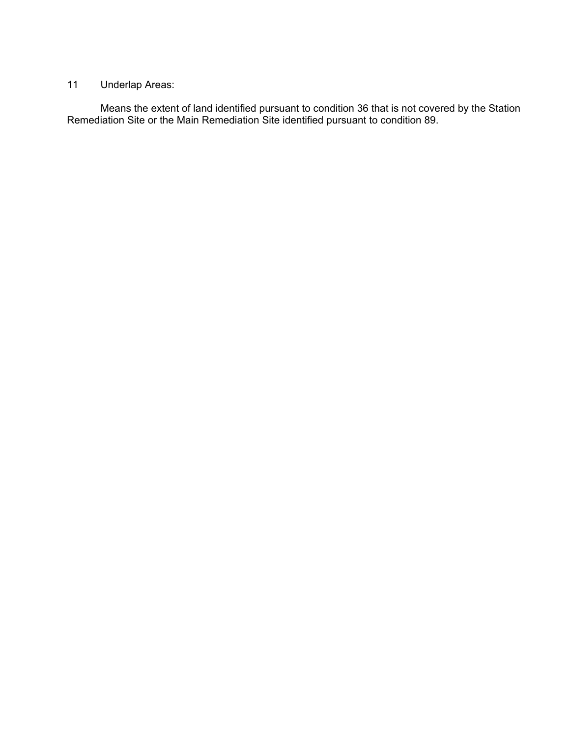11 Underlap Areas:

Means the extent of land identified pursuant to condition 36 that is not covered by the Station Remediation Site or the Main Remediation Site identified pursuant to condition 89.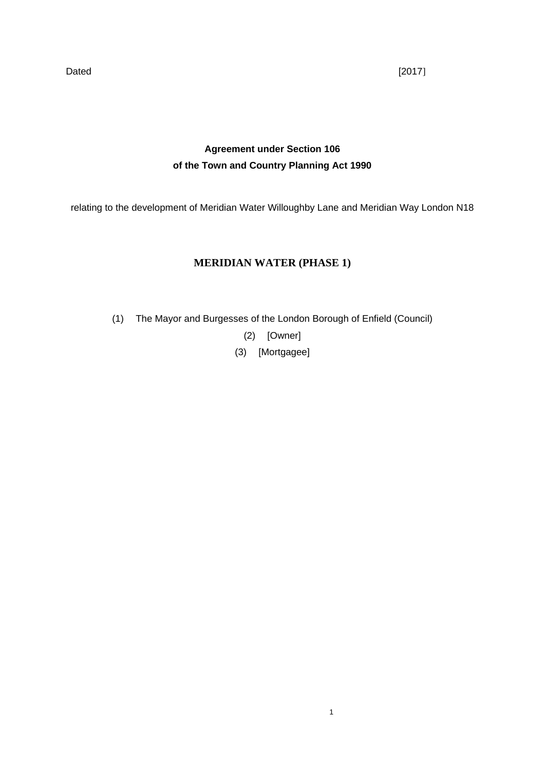Dated [2017]

**Agreement under Section 106**
**of the Town and Country Planning Act 1990**

relating to the development of Meridian Water Willoughby Lane and Meridian Way London N18

**MERIDIAN WATER (PHASE 1)**

(1) The Mayor and Burgesses of the London Borough of Enfield (Council)

(2) [Owner]

(3) [Mortgagee]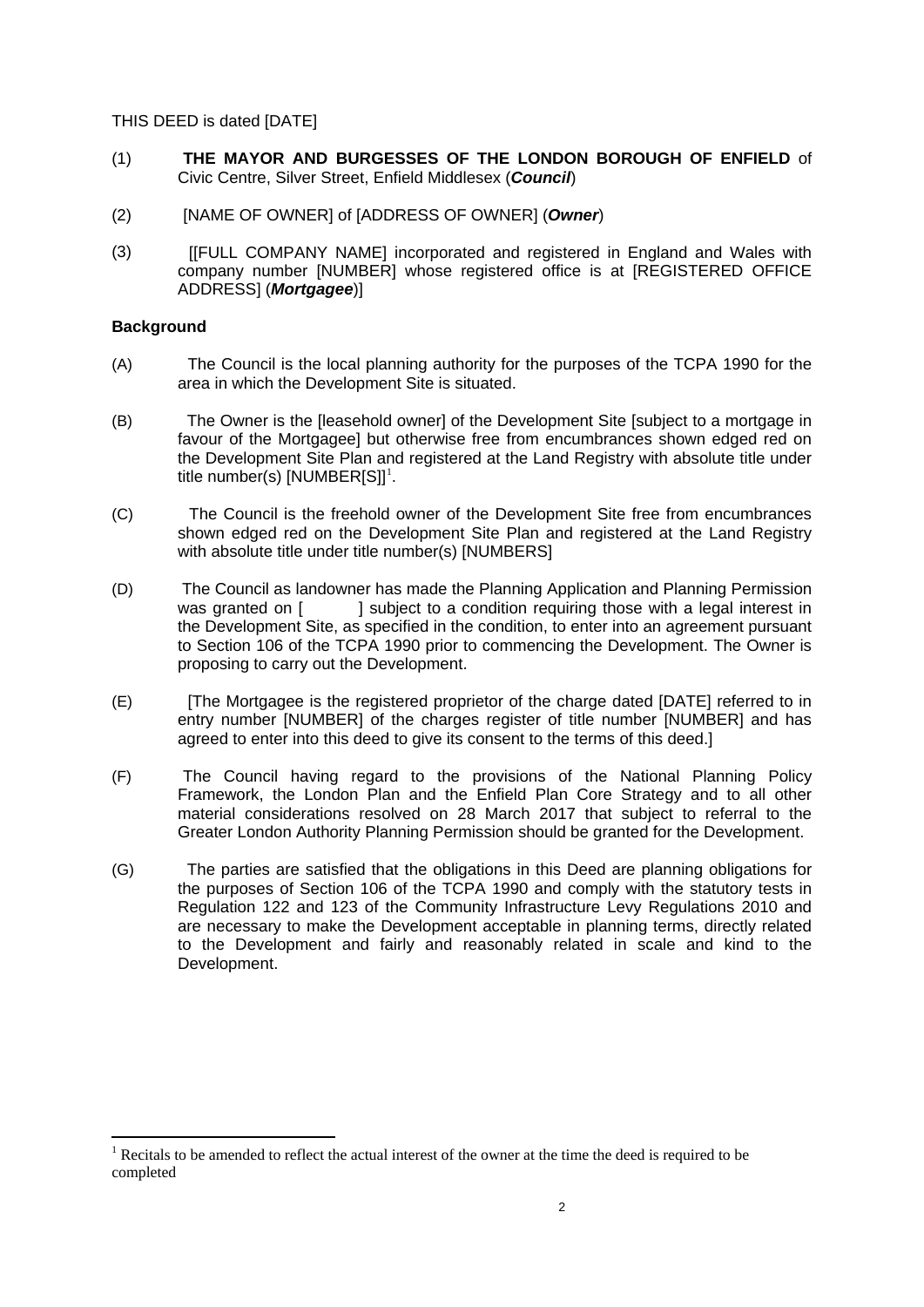THIS DEED is dated [DATE]

(1) **THE MAYOR AND BURGESSES OF THE LONDON BOROUGH OF ENFIELD** of Civic Centre, Silver Street, Enfield Middlesex (***Council***)

(2) [NAME OF OWNER] of [ADDRESS OF OWNER] (***Owner***)

(3) [[FULL COMPANY NAME] incorporated and registered in England and Wales with company number [NUMBER] whose registered office is at [REGISTERED OFFICE ADDRESS] (***Mortgagee***)]

**Background**

(A) The Council is the local planning authority for the purposes of the TCPA 1990 for the area in which the Development Site is situated.

(B) The Owner is the [leasehold owner] of the Development Site [subject to a mortgage in favour of the Mortgagee] but otherwise free from encumbrances shown edged red on the Development Site Plan and registered at the Land Registry with absolute title under title number(s) [NUMBER[S]][1].

(C) The Council is the freehold owner of the Development Site free from encumbrances shown edged red on the Development Site Plan and registered at the Land Registry with absolute title under title number(s) [NUMBERS]

(D) The Council as landowner has made the Planning Application and Planning Permission was granted on [ ] subject to a condition requiring those with a legal interest in the Development Site, as specified in the condition, to enter into an agreement pursuant to Section 106 of the TCPA 1990 prior to commencing the Development. The Owner is proposing to carry out the Development.

(E) [The Mortgagee is the registered proprietor of the charge dated [DATE] referred to in entry number [NUMBER] of the charges register of title number [NUMBER] and has agreed to enter into this deed to give its consent to the terms of this deed.]

(F) The Council having regard to the provisions of the National Planning Policy Framework, the London Plan and the Enfield Plan Core Strategy and to all other material considerations resolved on 28 March 2017 that subject to referral to the Greater London Authority Planning Permission should be granted for the Development.

(G) The parties are satisfied that the obligations in this Deed are planning obligations for the purposes of Section 106 of the TCPA 1990 and comply with the statutory tests in Regulation 122 and 123 of the Community Infrastructure Levy Regulations 2010 and are necessary to make the Development acceptable in planning terms, directly related to the Development and fairly and reasonably related in scale and kind to the Development.

---

[1] Recitals to be amended to reflect the actual interest of the owner at the time the deed is required to be completed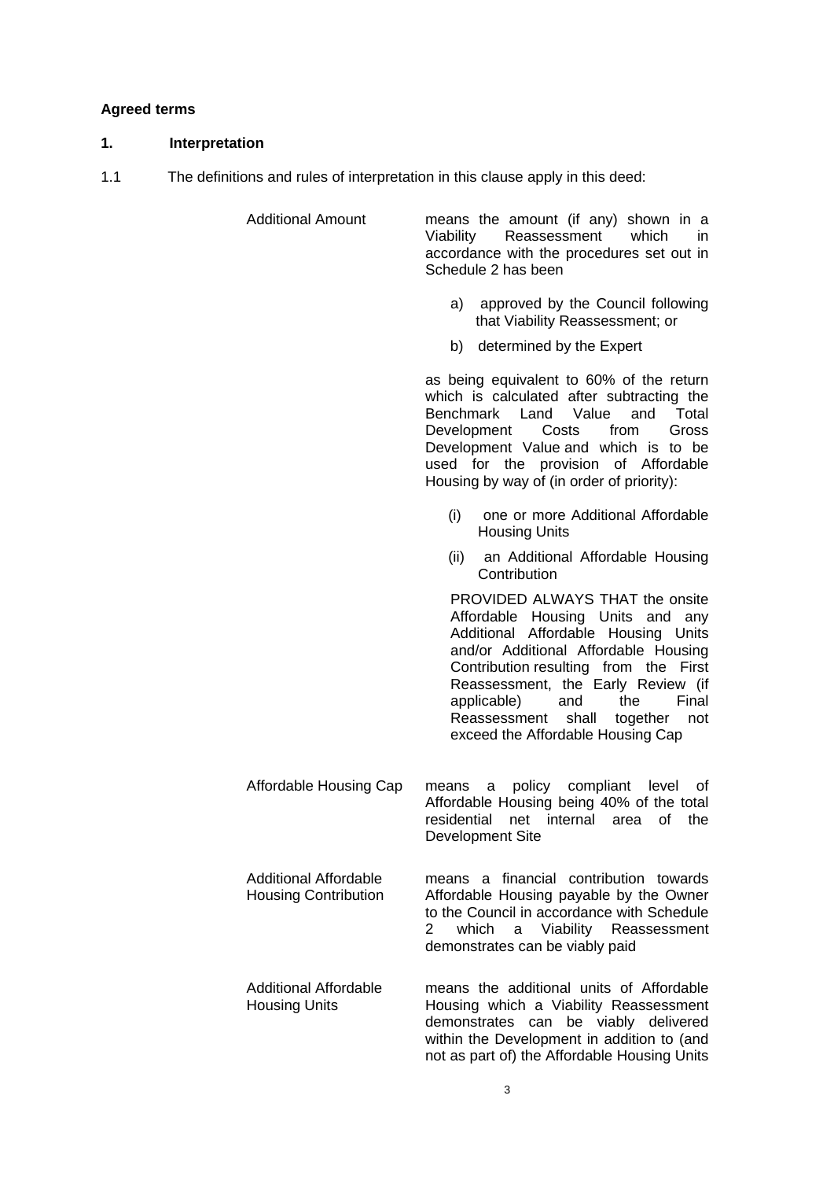**Agreed terms**

**1. Interpretation**

1.1 The definitions and rules of interpretation in this clause apply in this deed:

| | |
|---|---|
| Additional Amount | means the amount (if any) shown in a Viability Reassessment which in accordance with the procedures set out in Schedule 2 has been<br><br>a) approved by the Council following that Viability Reassessment; or<br><br>b) determined by the Expert<br><br>as being equivalent to 60% of the return which is calculated after subtracting the Benchmark Land Value and Total Development Costs from Gross Development Value and which is to be used for the provision of Affordable Housing by way of (in order of priority):<br><br>(i) one or more Additional Affordable Housing Units<br><br>(ii) an Additional Affordable Housing Contribution<br><br>PROVIDED ALWAYS THAT the onsite Affordable Housing Units and any Additional Affordable Housing Units and/or Additional Affordable Housing Contribution resulting from the First Reassessment, the Early Review (if applicable) and the Final Reassessment shall together not exceed the Affordable Housing Cap |
| Affordable Housing Cap | means a policy compliant level of Affordable Housing being 40% of the total residential net internal area of the Development Site |
| Additional Affordable Housing Contribution | means a financial contribution towards Affordable Housing payable by the Owner to the Council in accordance with Schedule 2 which a Viability Reassessment demonstrates can be viably paid |
| Additional Affordable Housing Units | means the additional units of Affordable Housing which a Viability Reassessment demonstrates can be viably delivered within the Development in addition to (and not as part of) the Affordable Housing Units |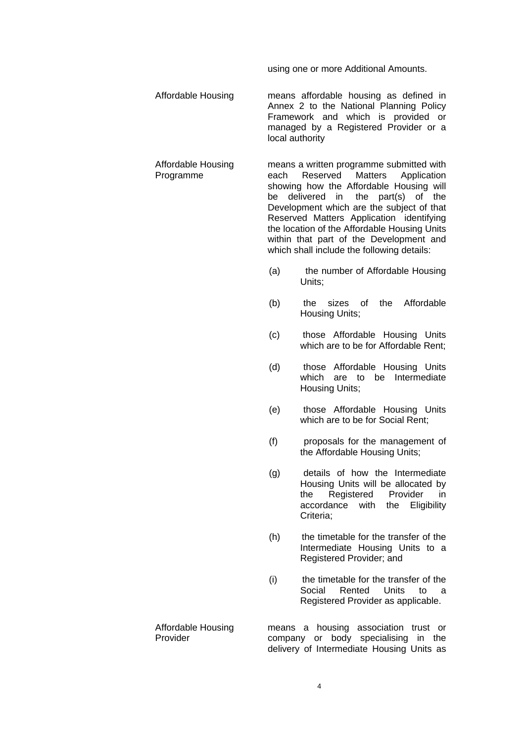using one or more Additional Amounts.

**Affordable Housing** means affordable housing as defined in Annex 2 to the National Planning Policy Framework and which is provided or managed by a Registered Provider or a local authority

**Affordable Housing Programme** means a written programme submitted with each Reserved Matters Application showing how the Affordable Housing will be delivered in the part(s) of the Development which are the subject of that Reserved Matters Application identifying the location of the Affordable Housing Units within that part of the Development and which shall include the following details:

(a) the number of Affordable Housing Units;

(b) the sizes of the Affordable Housing Units;

(c) those Affordable Housing Units which are to be for Affordable Rent;

(d) those Affordable Housing Units which are to be Intermediate Housing Units;

(e) those Affordable Housing Units which are to be for Social Rent;

(f) proposals for the management of the Affordable Housing Units;

(g) details of how the Intermediate Housing Units will be allocated by the Registered Provider in accordance with the Eligibility Criteria;

(h) the timetable for the transfer of the Intermediate Housing Units to a Registered Provider; and

(i) the timetable for the transfer of the Social Rented Units to a Registered Provider as applicable.

**Affordable Housing Provider** means a housing association trust or company or body specialising in the delivery of Intermediate Housing Units as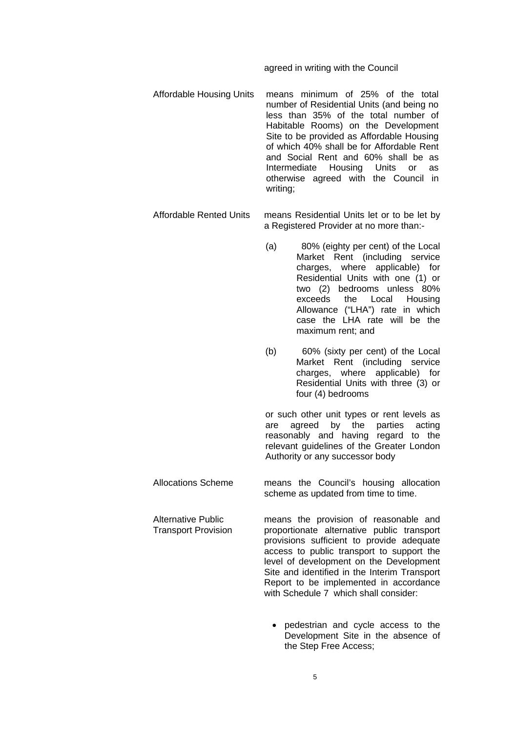agreed in writing with the Council

**Affordable Housing Units** means minimum of 25% of the total number of Residential Units (and being no less than 35% of the total number of Habitable Rooms) on the Development Site to be provided as Affordable Housing of which 40% shall be for Affordable Rent and Social Rent and 60% shall be as Intermediate Housing Units or as otherwise agreed with the Council in writing;

**Affordable Rented Units** means Residential Units let or to be let by a Registered Provider at no more than:-

(a) 80% (eighty per cent) of the Local Market Rent (including service charges, where applicable) for Residential Units with one (1) or two (2) bedrooms unless 80% exceeds the Local Housing Allowance ("LHA") rate in which case the LHA rate will be the maximum rent; and

(b) 60% (sixty per cent) of the Local Market Rent (including service charges, where applicable) for Residential Units with three (3) or four (4) bedrooms

or such other unit types or rent levels as are agreed by the parties acting reasonably and having regard to the relevant guidelines of the Greater London Authority or any successor body

**Allocations Scheme** means the Council's housing allocation scheme as updated from time to time.

**Alternative Public Transport Provision** means the provision of reasonable and proportionate alternative public transport provisions sufficient to provide adequate access to public transport to support the level of development on the Development Site and identified in the Interim Transport Report to be implemented in accordance with Schedule 7 which shall consider:

- pedestrian and cycle access to the Development Site in the absence of the Step Free Access;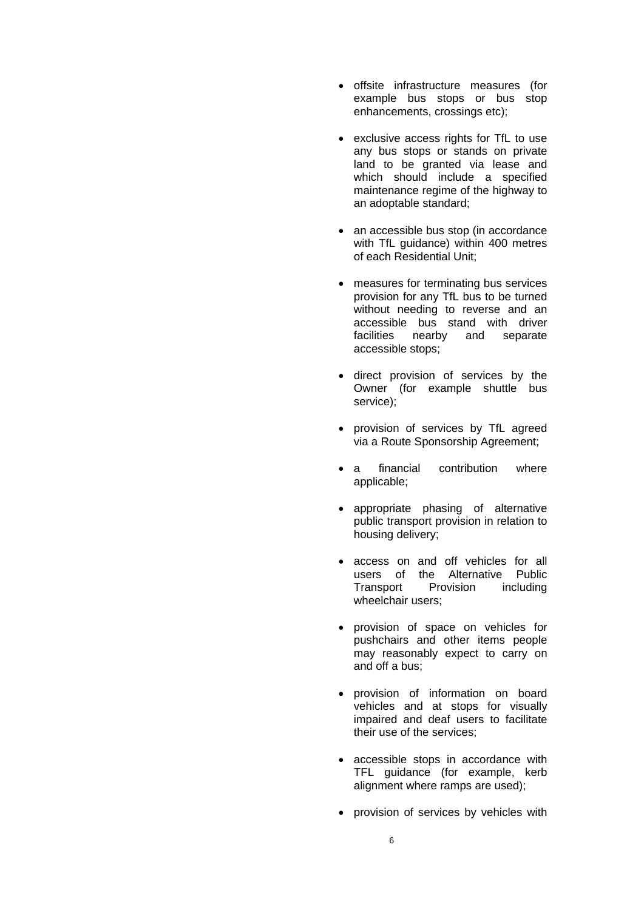- offsite infrastructure measures (for example bus stops or bus stop enhancements, crossings etc);

- exclusive access rights for TfL to use any bus stops or stands on private land to be granted via lease and which should include a specified maintenance regime of the highway to an adoptable standard;

- an accessible bus stop (in accordance with TfL guidance) within 400 metres of each Residential Unit;

- measures for terminating bus services provision for any TfL bus to be turned without needing to reverse and an accessible bus stand with driver facilities nearby and separate accessible stops;

- direct provision of services by the Owner (for example shuttle bus service);

- provision of services by TfL agreed via a Route Sponsorship Agreement;

- a financial contribution where applicable;

- appropriate phasing of alternative public transport provision in relation to housing delivery;

- access on and off vehicles for all users of the Alternative Public Transport Provision including wheelchair users;

- provision of space on vehicles for pushchairs and other items people may reasonably expect to carry on and off a bus;

- provision of information on board vehicles and at stops for visually impaired and deaf users to facilitate their use of the services;

- accessible stops in accordance with TFL guidance (for example, kerb alignment where ramps are used);

- provision of services by vehicles with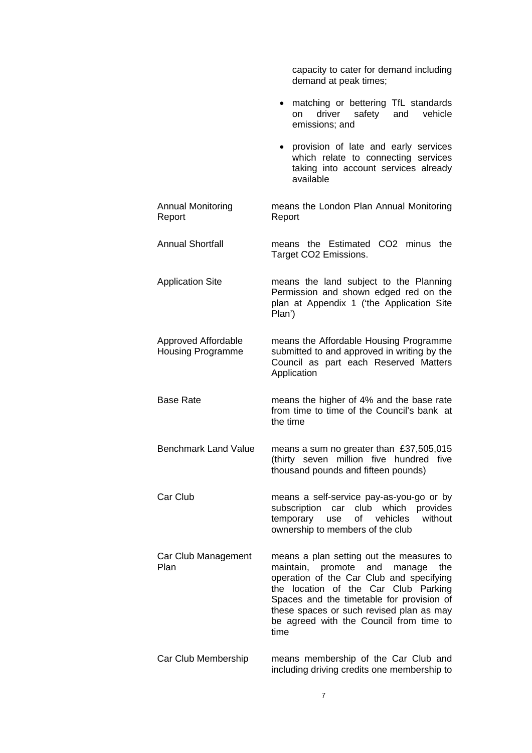capacity to cater for demand including demand at peak times;

- matching or bettering TfL standards on driver safety and vehicle emissions; and
- provision of late and early services which relate to connecting services taking into account services already available

| | |
|---|---|
| Annual Monitoring Report | means the London Plan Annual Monitoring Report |
| Annual Shortfall | means the Estimated $CO_2$ minus the Target $CO_2$ Emissions. |
| Application Site | means the land subject to the Planning Permission and shown edged red on the plan at Appendix 1 ('the Application Site Plan') |
| Approved Affordable Housing Programme | means the Affordable Housing Programme submitted to and approved in writing by the Council as part each Reserved Matters Application |
| Base Rate | means the higher of 4% and the base rate from time to time of the Council's bank at the time |
| Benchmark Land Value | means a sum no greater than £37,505,015 (thirty seven million five hundred five thousand pounds and fifteen pounds) |
| Car Club | means a self-service pay-as-you-go or by subscription car club which provides temporary use of vehicles without ownership to members of the club |
| Car Club Management Plan | means a plan setting out the measures to maintain, promote and manage the operation of the Car Club and specifying the location of the Car Club Parking Spaces and the timetable for provision of these spaces or such revised plan as may be agreed with the Council from time to time |
| Car Club Membership | means membership of the Car Club and including driving credits one membership to |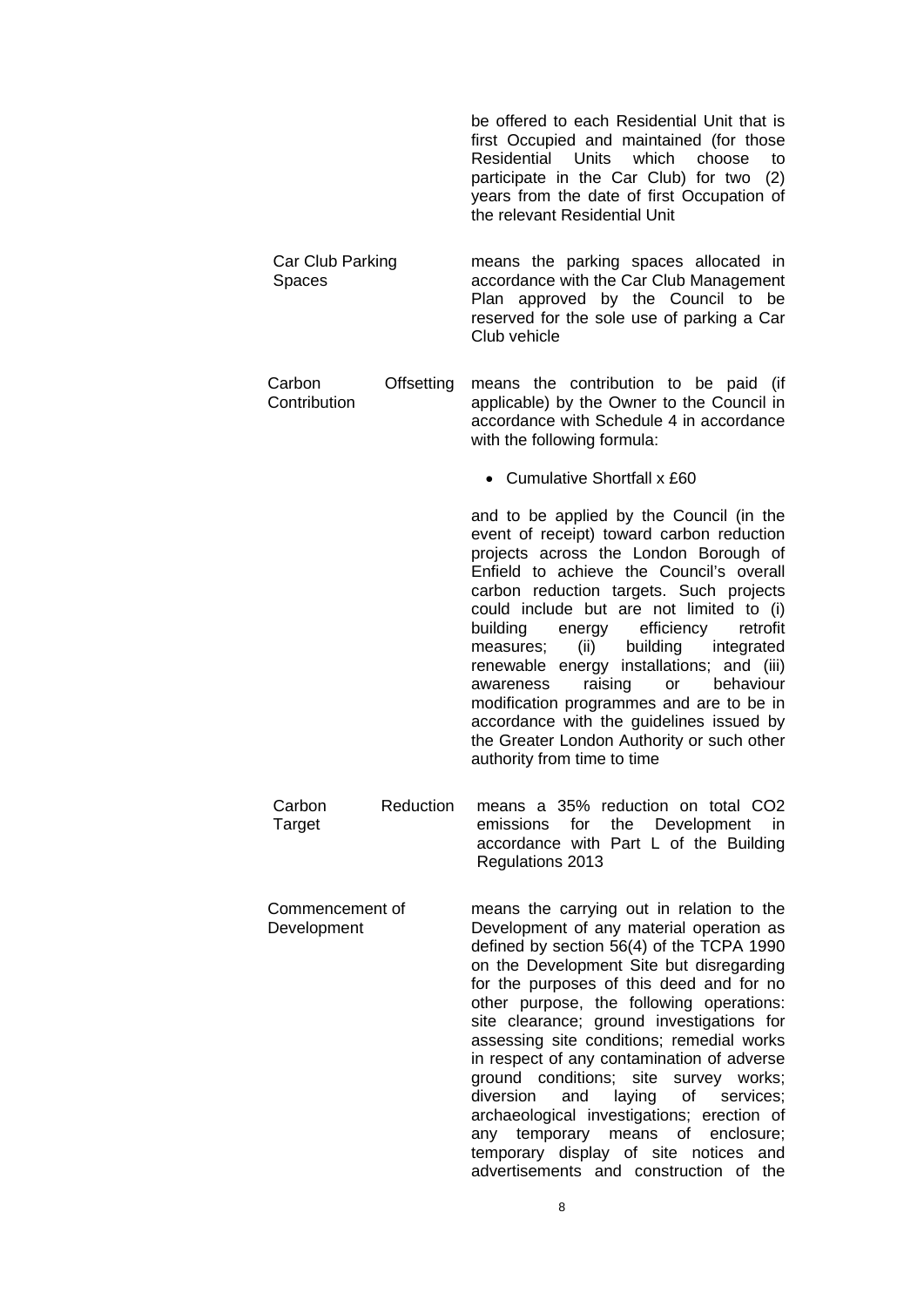be offered to each Residential Unit that is first Occupied and maintained (for those Residential Units which choose to participate in the Car Club) for two (2) years from the date of first Occupation of the relevant Residential Unit

| | |
|---|---|
| Car Club Parking Spaces | means the parking spaces allocated in accordance with the Car Club Management Plan approved by the Council to be reserved for the sole use of parking a Car Club vehicle |
| Carbon Offsetting Contribution | means the contribution to be paid (if applicable) by the Owner to the Council in accordance with Schedule 4 in accordance with the following formula:<br><br>• Cumulative Shortfall x £60<br><br>and to be applied by the Council (in the event of receipt) toward carbon reduction projects across the London Borough of Enfield to achieve the Council's overall carbon reduction targets. Such projects could include but are not limited to (i) building energy efficiency retrofit measures; (ii) building integrated renewable energy installations; and (iii) awareness raising or behaviour modification programmes and are to be in accordance with the guidelines issued by the Greater London Authority or such other authority from time to time |
| Carbon Reduction Target | means a 35% reduction on total $CO_2$ emissions for the Development in accordance with Part L of the Building Regulations 2013 |
| Commencement of Development | means the carrying out in relation to the Development of any material operation as defined by section 56(4) of the TCPA 1990 on the Development Site but disregarding for the purposes of this deed and for no other purpose, the following operations: site clearance; ground investigations for assessing site conditions; remedial works in respect of any contamination of adverse ground conditions; site survey works; diversion and laying of services; archaeological investigations; erection of any temporary means of enclosure; temporary display of site notices and advertisements and construction of the |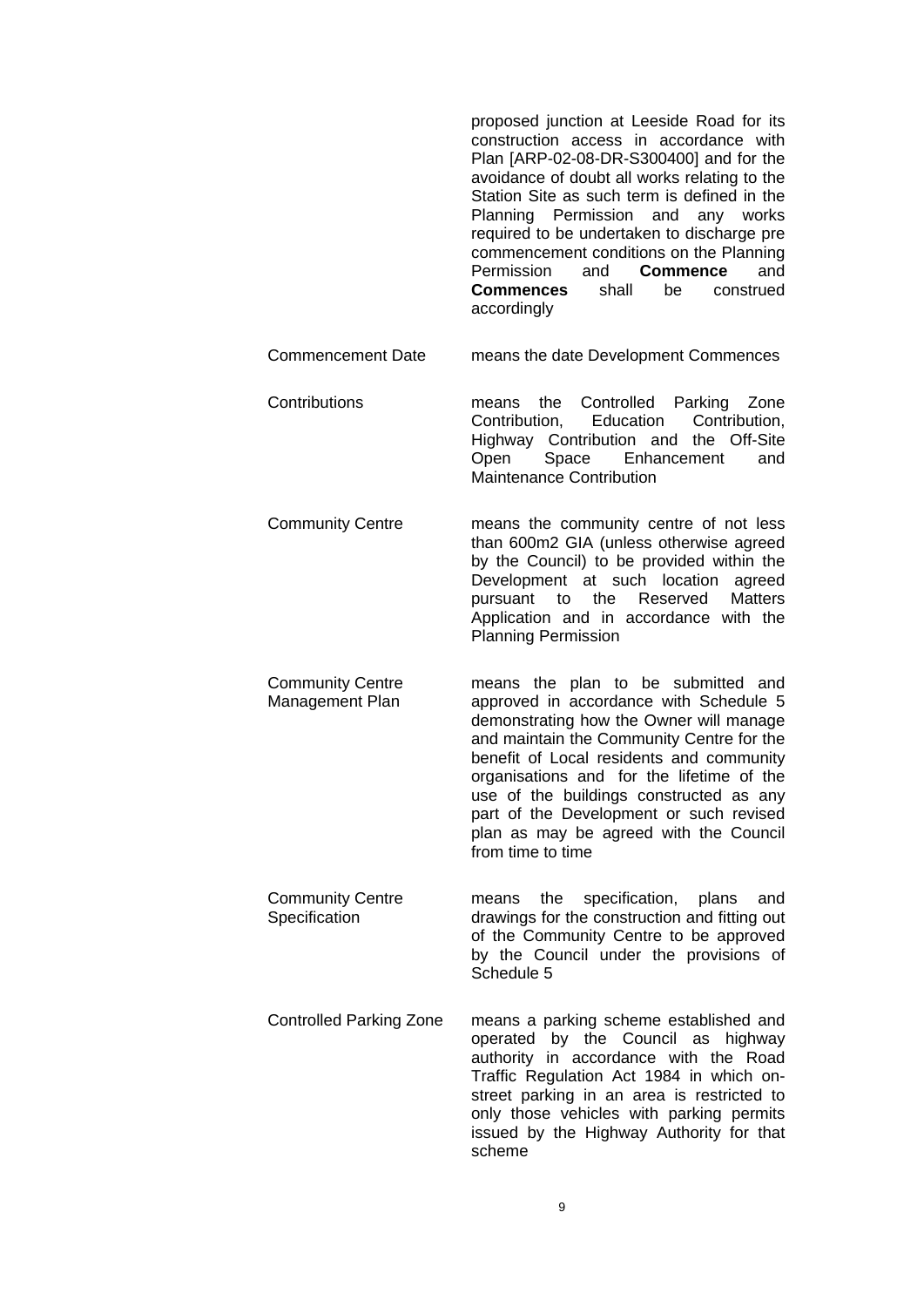| | |
|---|---|
| | proposed junction at Leeside Road for its construction access in accordance with Plan [ARP-02-08-DR-S300400] and for the avoidance of doubt all works relating to the Station Site as such term is defined in the Planning Permission and any works required to be undertaken to discharge pre commencement conditions on the Planning Permission and **Commence** and **Commences** shall be construed accordingly |
| Commencement Date | means the date Development Commences |
| Contributions | means the Controlled Parking Zone Contribution, Education Contribution, Highway Contribution and the Off-Site Open Space Enhancement and Maintenance Contribution |
| Community Centre | means the community centre of not less than 600m2 GIA (unless otherwise agreed by the Council) to be provided within the Development at such location agreed pursuant to the Reserved Matters Application and in accordance with the Planning Permission |
| Community Centre Management Plan | means the plan to be submitted and approved in accordance with Schedule 5 demonstrating how the Owner will manage and maintain the Community Centre for the benefit of Local residents and community organisations and for the lifetime of the use of the buildings constructed as any part of the Development or such revised plan as may be agreed with the Council from time to time |
| Community Centre Specification | means the specification, plans and drawings for the construction and fitting out of the Community Centre to be approved by the Council under the provisions of Schedule 5 |
| Controlled Parking Zone | means a parking scheme established and operated by the Council as highway authority in accordance with the Road Traffic Regulation Act 1984 in which on-street parking in an area is restricted to only those vehicles with parking permits issued by the Highway Authority for that scheme |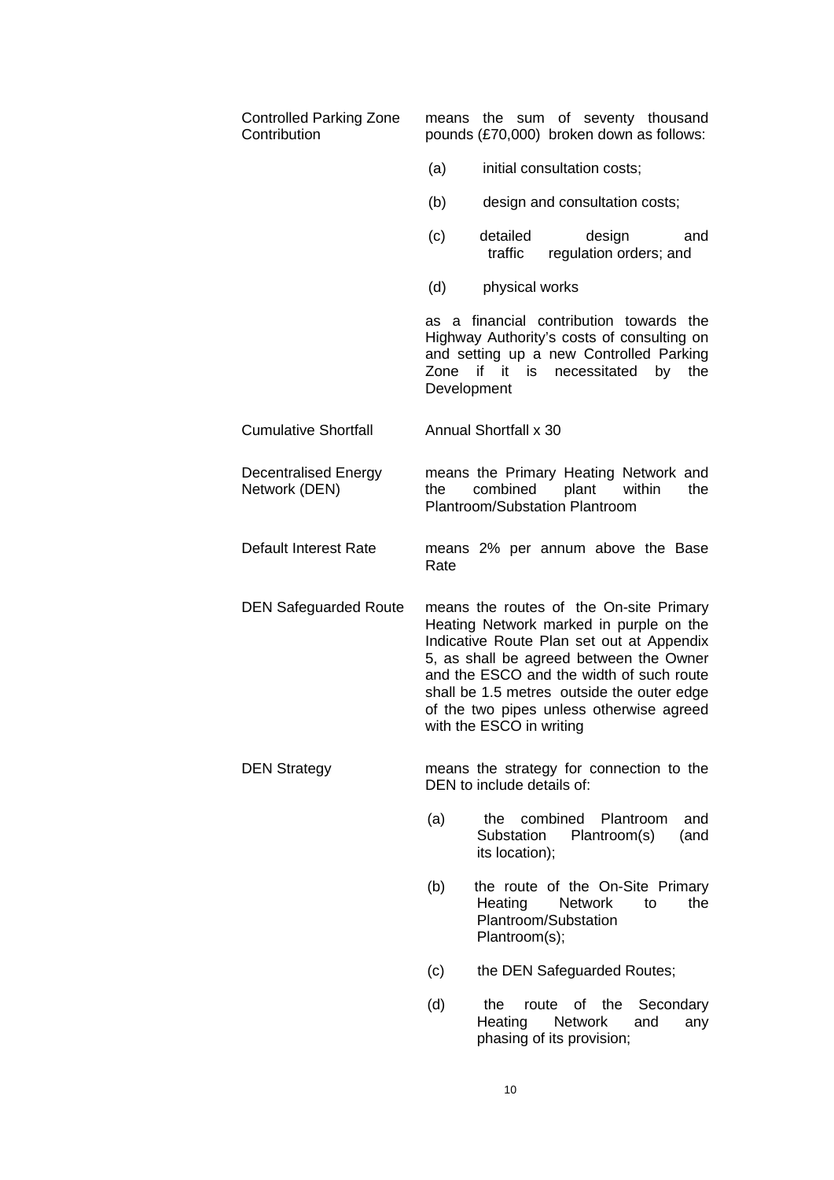| | |
|---|---|
| Controlled Parking Zone Contribution | means the sum of seventy thousand pounds (£70,000) broken down as follows:<br><br>(a) initial consultation costs;<br><br>(b) design and consultation costs;<br><br>(c) detailed design and traffic regulation orders; and<br><br>(d) physical works<br><br>as a financial contribution towards the Highway Authority's costs of consulting on and setting up a new Controlled Parking Zone if it is necessitated by the Development |
| Cumulative Shortfall | Annual Shortfall x 30 |
| Decentralised Energy Network (DEN) | means the Primary Heating Network and the combined plant within the Plantroom/Substation Plantroom |
| Default Interest Rate | means 2% per annum above the Base Rate |
| DEN Safeguarded Route | means the routes of the On-site Primary Heating Network marked in purple on the Indicative Route Plan set out at Appendix 5, as shall be agreed between the Owner and the ESCO and the width of such route shall be 1.5 metres outside the outer edge of the two pipes unless otherwise agreed with the ESCO in writing |
| DEN Strategy | means the strategy for connection to the DEN to include details of:<br><br>(a) the combined Plantroom and Substation Plantroom(s) (and its location);<br><br>(b) the route of the On-Site Primary Heating Network to the Plantroom/Substation Plantroom(s);<br><br>(c) the DEN Safeguarded Routes;<br><br>(d) the route of the Secondary Heating Network and any phasing of its provision; |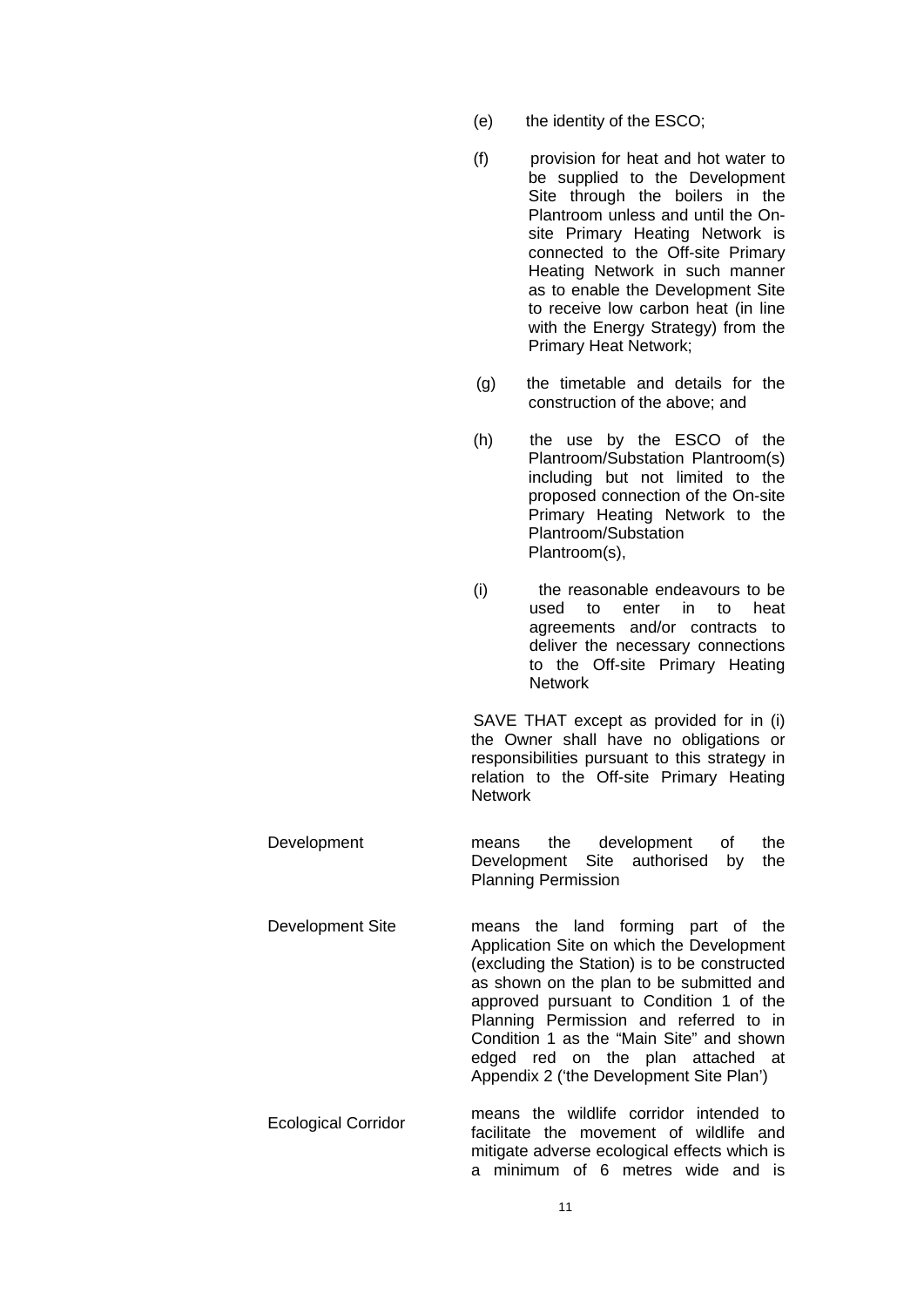(e) the identity of the ESCO;

(f) provision for heat and hot water to be supplied to the Development Site through the boilers in the Plantroom unless and until the On-site Primary Heating Network is connected to the Off-site Primary Heating Network in such manner as to enable the Development Site to receive low carbon heat (in line with the Energy Strategy) from the Primary Heat Network;

(g) the timetable and details for the construction of the above; and

(h) the use by the ESCO of the Plantroom/Substation Plantroom(s) including but not limited to the proposed connection of the On-site Primary Heating Network to the Plantroom/Substation Plantroom(s),

(i) the reasonable endeavours to be used to enter in to heat agreements and/or contracts to deliver the necessary connections to the Off-site Primary Heating Network

SAVE THAT except as provided for in (i) the Owner shall have no obligations or responsibilities pursuant to this strategy in relation to the Off-site Primary Heating Network

| | |
|---|---|
| Development | means the development of the Development Site authorised by the Planning Permission |
| Development Site | means the land forming part of the Application Site on which the Development (excluding the Station) is to be constructed as shown on the plan to be submitted and approved pursuant to Condition 1 of the Planning Permission and referred to in Condition 1 as the "Main Site" and shown edged red on the plan attached at Appendix 2 ('the Development Site Plan') |
| Ecological Corridor | means the wildlife corridor intended to facilitate the movement of wildlife and mitigate adverse ecological effects which is a minimum of 6 metres wide and is |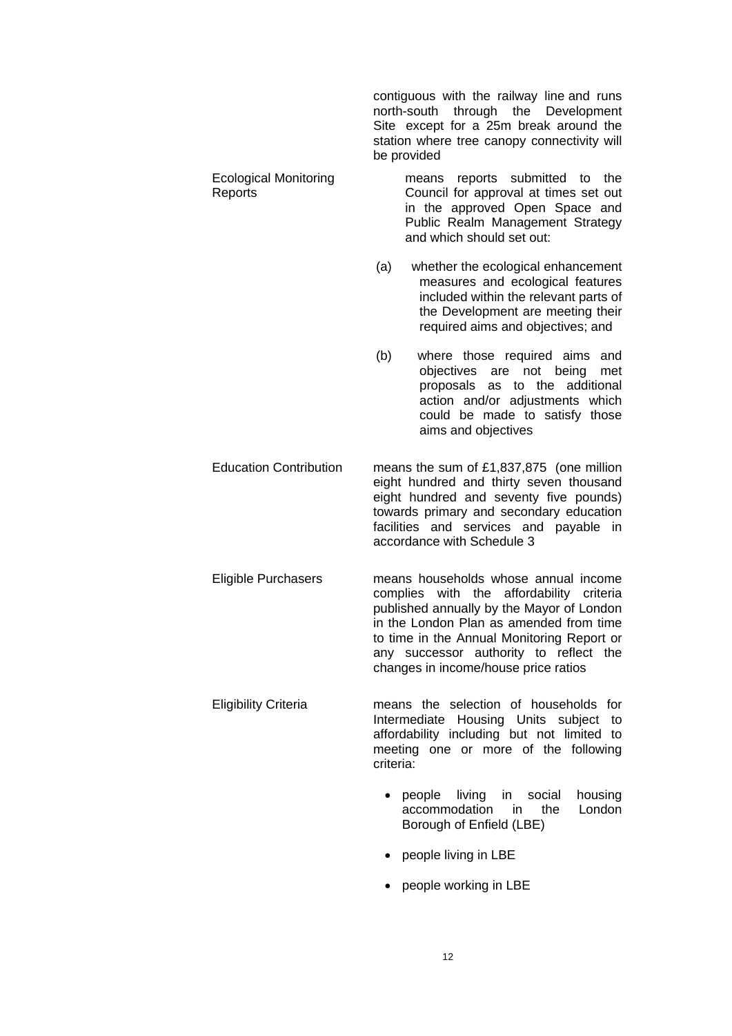contiguous with the railway line and runs north-south through the Development Site except for a 25m break around the station where tree canopy connectivity will be provided

| | |
|---|---|
| Ecological Monitoring Reports | means reports submitted to the Council for approval at times set out in the approved Open Space and Public Realm Management Strategy and which should set out:<br><br>(a) whether the ecological enhancement measures and ecological features included within the relevant parts of the Development are meeting their required aims and objectives; and<br><br>(b) where those required aims and objectives are not being met proposals as to the additional action and/or adjustments which could be made to satisfy those aims and objectives |
| Education Contribution | means the sum of £1,837,875 (one million eight hundred and thirty seven thousand eight hundred and seventy five pounds) towards primary and secondary education facilities and services and payable in accordance with Schedule 3 |
| Eligible Purchasers | means households whose annual income complies with the affordability criteria published annually by the Mayor of London in the London Plan as amended from time to time in the Annual Monitoring Report or any successor authority to reflect the changes in income/house price ratios |
| Eligibility Criteria | means the selection of households for Intermediate Housing Units subject to affordability including but not limited to meeting one or more of the following criteria:<br><br>• people living in social housing accommodation in the London Borough of Enfield (LBE)<br><br>• people living in LBE<br><br>• people working in LBE |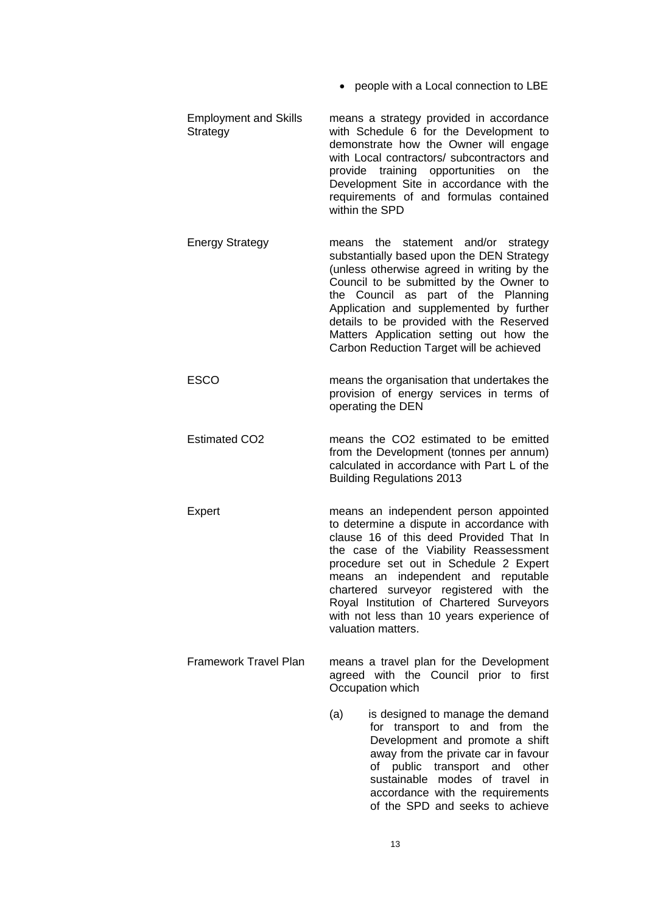- people with a Local connection to LBE

| | |
|---|---|
| Employment and Skills Strategy | means a strategy provided in accordance with Schedule 6 for the Development to demonstrate how the Owner will engage with Local contractors/ subcontractors and provide training opportunities on the Development Site in accordance with the requirements of and formulas contained within the SPD |
| Energy Strategy | means the statement and/or strategy substantially based upon the DEN Strategy (unless otherwise agreed in writing by the Council to be submitted by the Owner to the Council as part of the Planning Application and supplemented by further details to be provided with the Reserved Matters Application setting out how the Carbon Reduction Target will be achieved |
| ESCO | means the organisation that undertakes the provision of energy services in terms of operating the DEN |
| Estimated $CO_2$ | means the $CO_2$ estimated to be emitted from the Development (tonnes per annum) calculated in accordance with Part L of the Building Regulations 2013 |
| Expert | means an independent person appointed to determine a dispute in accordance with clause 16 of this deed Provided That In the case of the Viability Reassessment procedure set out in Schedule 2 Expert means an independent and reputable chartered surveyor registered with the Royal Institution of Chartered Surveyors with not less than 10 years experience of valuation matters. |
| Framework Travel Plan | means a travel plan for the Development agreed with the Council prior to first Occupation which |

(a) is designed to manage the demand for transport to and from the Development and promote a shift away from the private car in favour of public transport and other sustainable modes of travel in accordance with the requirements of the SPD and seeks to achieve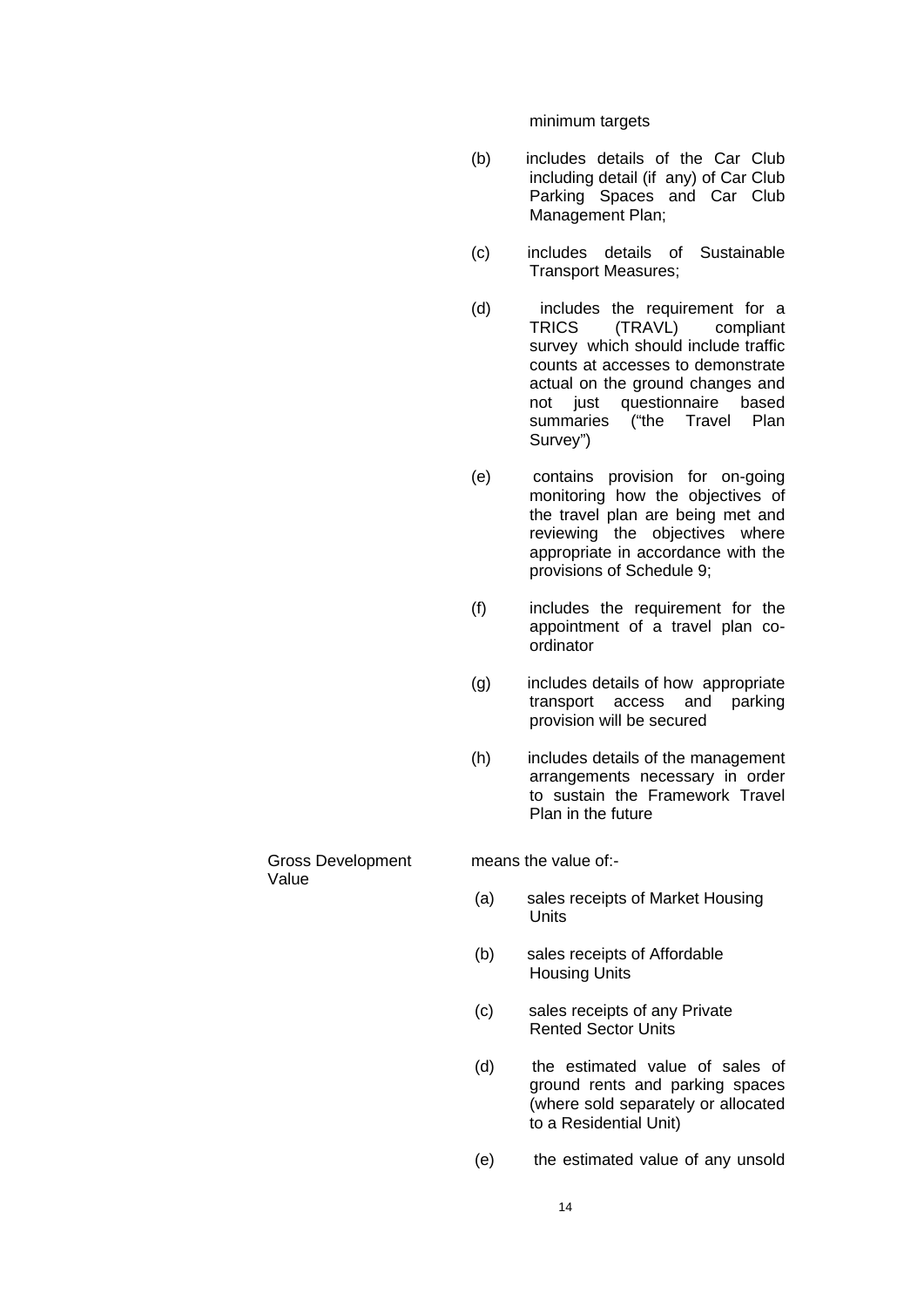minimum targets

(b) includes details of the Car Club including detail (if any) of Car Club Parking Spaces and Car Club Management Plan;

(c) includes details of Sustainable Transport Measures;

(d) includes the requirement for a TRICS (TRAVL) compliant survey which should include traffic counts at accesses to demonstrate actual on the ground changes and not just questionnaire based summaries ("the Travel Plan Survey")

(e) contains provision for on-going monitoring how the objectives of the travel plan are being met and reviewing the objectives where appropriate in accordance with the provisions of Schedule 9;

(f) includes the requirement for the appointment of a travel plan co-ordinator

(g) includes details of how appropriate transport access and parking provision will be secured

(h) includes details of the management arrangements necessary in order to sustain the Framework Travel Plan in the future

**Gross Development Value** means the value of:-

(a) sales receipts of Market Housing Units

(b) sales receipts of Affordable Housing Units

(c) sales receipts of any Private Rented Sector Units

(d) the estimated value of sales of ground rents and parking spaces (where sold separately or allocated to a Residential Unit)

(e) the estimated value of any unsold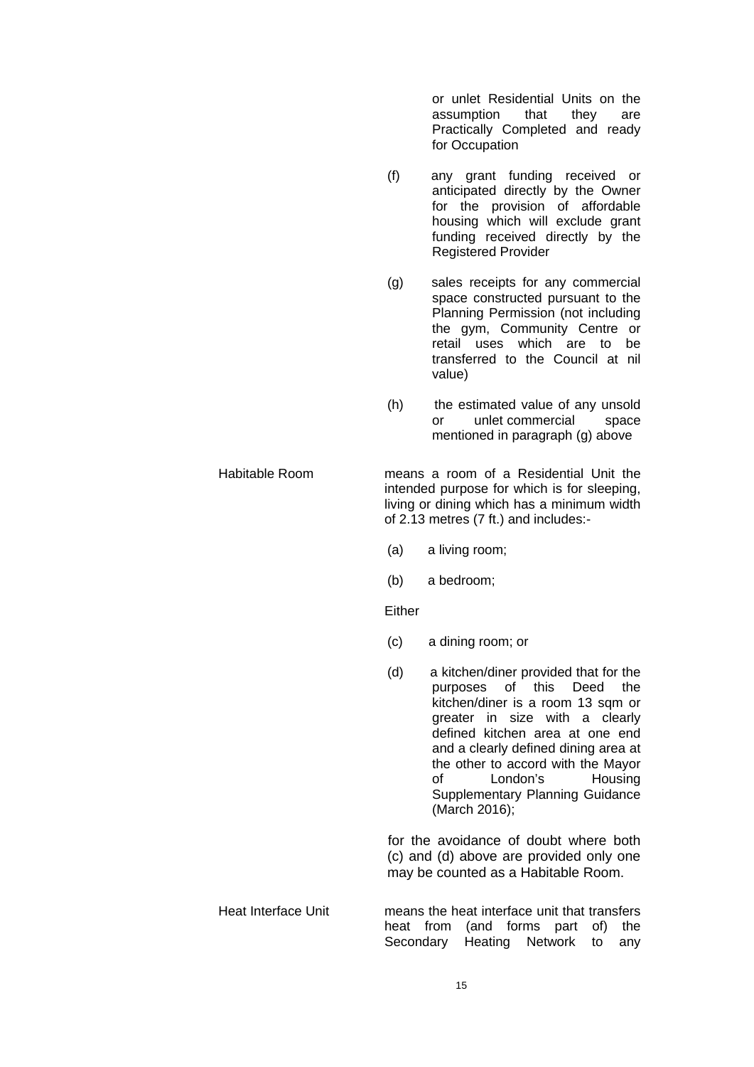or unlet Residential Units on the assumption that they are Practically Completed and ready for Occupation

(f) any grant funding received or anticipated directly by the Owner for the provision of affordable housing which will exclude grant funding received directly by the Registered Provider

(g) sales receipts for any commercial space constructed pursuant to the Planning Permission (not including the gym, Community Centre or retail uses which are to be transferred to the Council at nil value)

(h) the estimated value of any unsold or unlet commercial space mentioned in paragraph (g) above

**Habitable Room** means a room of a Residential Unit the intended purpose for which is for sleeping, living or dining which has a minimum width of 2.13 metres (7 ft.) and includes:-

(a) a living room;

(b) a bedroom;

Either

(c) a dining room; or

(d) a kitchen/diner provided that for the purposes of this Deed the kitchen/diner is a room 13 sqm or greater in size with a clearly defined kitchen area at one end and a clearly defined dining area at the other to accord with the Mayor of London's Housing Supplementary Planning Guidance (March 2016);

for the avoidance of doubt where both (c) and (d) above are provided only one may be counted as a Habitable Room.

**Heat Interface Unit** means the heat interface unit that transfers heat from (and forms part of) the Secondary Heating Network to any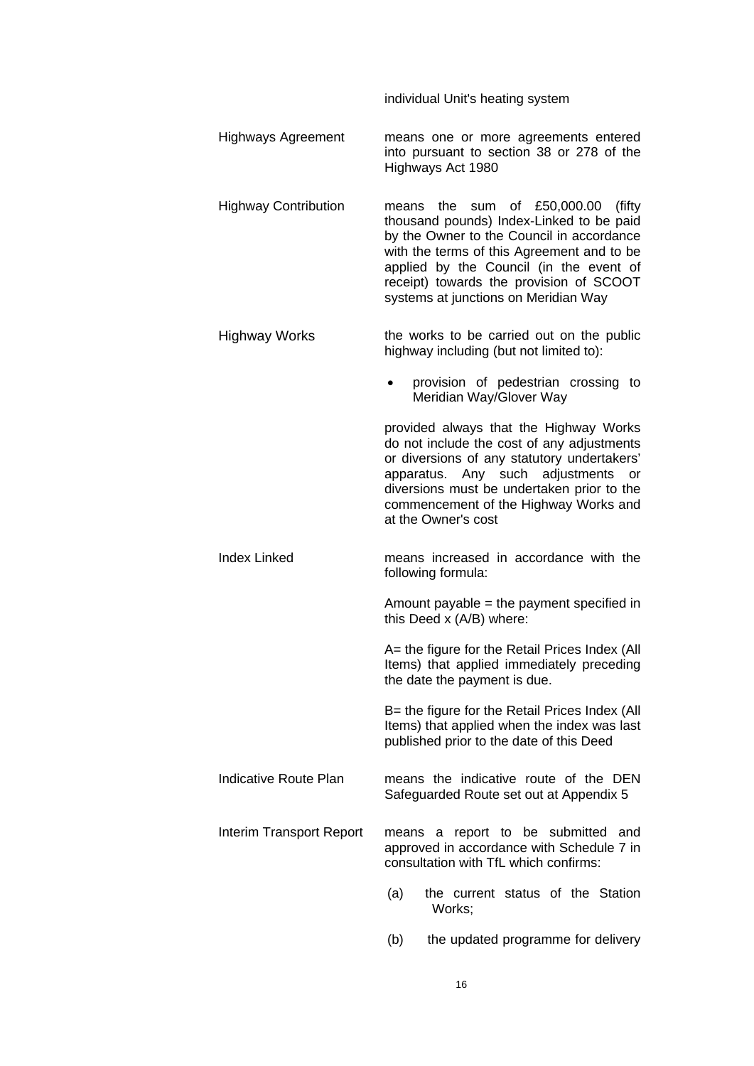individual Unit's heating system

| | |
|---|---|
| Highways Agreement | means one or more agreements entered into pursuant to section 38 or 278 of the Highways Act 1980 |
| Highway Contribution | means the sum of £50,000.00 (fifty thousand pounds) Index-Linked to be paid by the Owner to the Council in accordance with the terms of this Agreement and to be applied by the Council (in the event of receipt) towards the provision of SCOOT systems at junctions on Meridian Way |
| Highway Works | the works to be carried out on the public highway including (but not limited to):<br><br>• provision of pedestrian crossing to Meridian Way/Glover Way<br><br>provided always that the Highway Works do not include the cost of any adjustments or diversions of any statutory undertakers' apparatus. Any such adjustments or diversions must be undertaken prior to the commencement of the Highway Works and at the Owner's cost |
| Index Linked | means increased in accordance with the following formula:<br><br>Amount payable = the payment specified in this Deed x (A/B) where:<br><br>A= the figure for the Retail Prices Index (All Items) that applied immediately preceding the date the payment is due.<br><br>B= the figure for the Retail Prices Index (All Items) that applied when the index was last published prior to the date of this Deed |
| Indicative Route Plan | means the indicative route of the DEN Safeguarded Route set out at Appendix 5 |
| Interim Transport Report | means a report to be submitted and approved in accordance with Schedule 7 in consultation with TfL which confirms:<br><br>(a) the current status of the Station Works;<br><br>(b) the updated programme for delivery |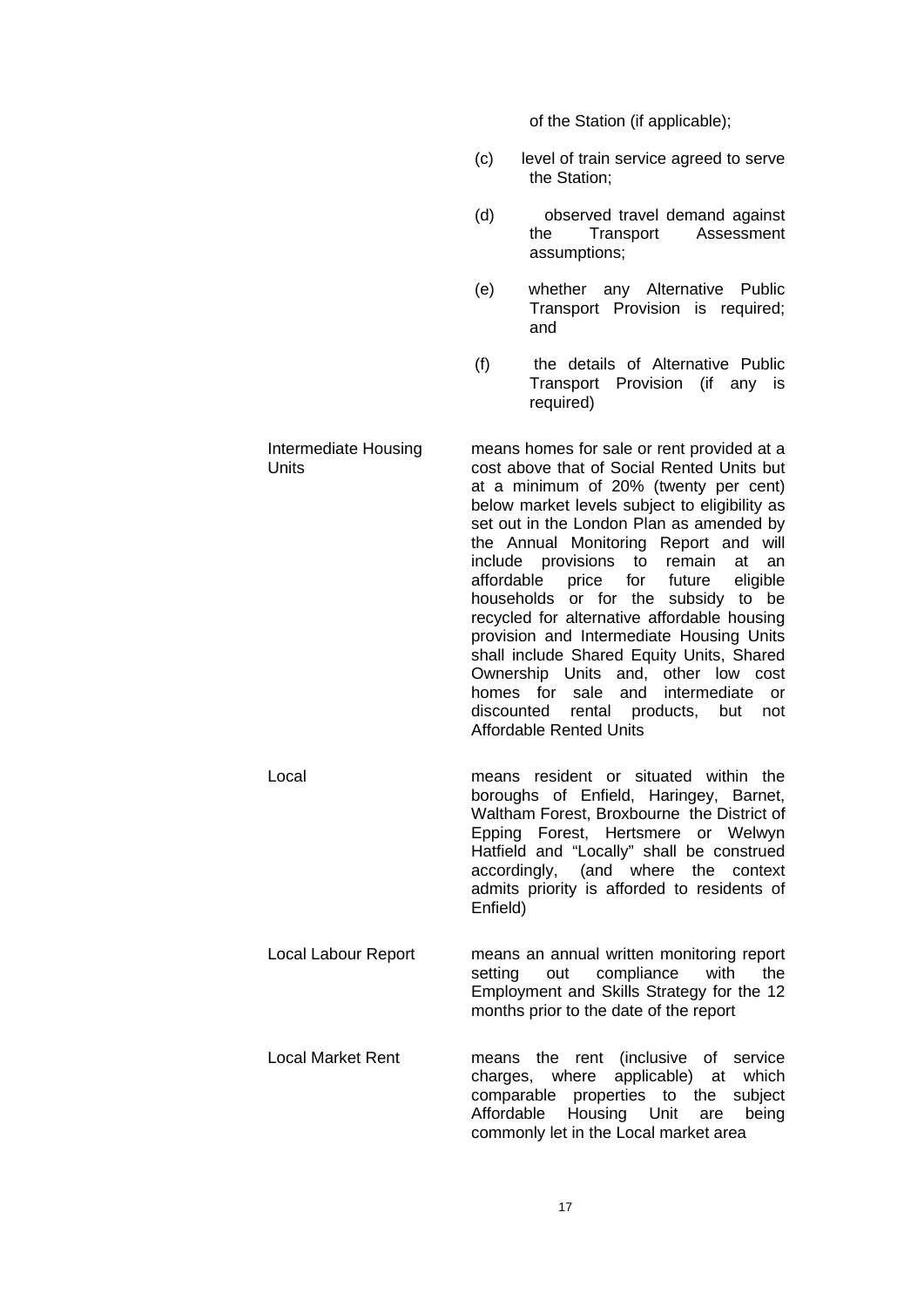of the Station (if applicable);

(c) level of train service agreed to serve the Station;

(d) observed travel demand against the Transport Assessment assumptions;

(e) whether any Alternative Public Transport Provision is required; and

(f) the details of Alternative Public Transport Provision (if any is required)

| | |
|---|---|
| Intermediate Housing Units | means homes for sale or rent provided at a cost above that of Social Rented Units but at a minimum of 20% (twenty per cent) below market levels subject to eligibility as set out in the London Plan as amended by the Annual Monitoring Report and will include provisions to remain at an affordable price for future eligible households or for the subsidy to be recycled for alternative affordable housing provision and Intermediate Housing Units shall include Shared Equity Units, Shared Ownership Units and, other low cost homes for sale and intermediate or discounted rental products, but not Affordable Rented Units |
| Local | means resident or situated within the boroughs of Enfield, Haringey, Barnet, Waltham Forest, Broxbourne the District of Epping Forest, Hertsmere or Welwyn Hatfield and "Locally" shall be construed accordingly, (and where the context admits priority is afforded to residents of Enfield) |
| Local Labour Report | means an annual written monitoring report setting out compliance with the Employment and Skills Strategy for the 12 months prior to the date of the report |
| Local Market Rent | means the rent (inclusive of service charges, where applicable) at which comparable properties to the subject Affordable Housing Unit are being commonly let in the Local market area |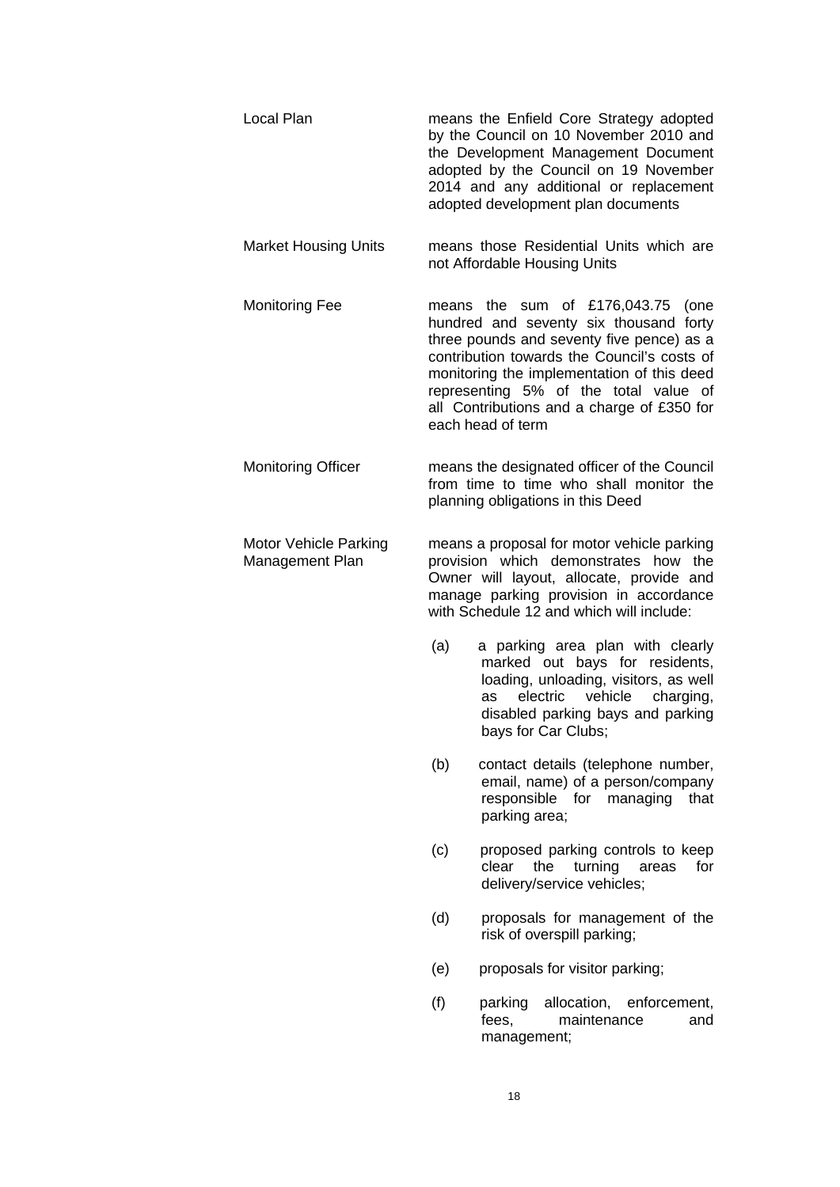**Local Plan** means the Enfield Core Strategy adopted by the Council on 10 November 2010 and the Development Management Document adopted by the Council on 19 November 2014 and any additional or replacement adopted development plan documents

**Market Housing Units** means those Residential Units which are not Affordable Housing Units

**Monitoring Fee** means the sum of £176,043.75 (one hundred and seventy six thousand forty three pounds and seventy five pence) as a contribution towards the Council's costs of monitoring the implementation of this deed representing 5% of the total value of all Contributions and a charge of £350 for each head of term

**Monitoring Officer** means the designated officer of the Council from time to time who shall monitor the planning obligations in this Deed

**Motor Vehicle Parking Management Plan** means a proposal for motor vehicle parking provision which demonstrates how the Owner will layout, allocate, provide and manage parking provision in accordance with Schedule 12 and which will include:

(a) a parking area plan with clearly marked out bays for residents, loading, unloading, visitors, as well as electric vehicle charging, disabled parking bays and parking bays for Car Clubs;

(b) contact details (telephone number, email, name) of a person/company responsible for managing that parking area;

(c) proposed parking controls to keep clear the turning areas for delivery/service vehicles;

(d) proposals for management of the risk of overspill parking;

(e) proposals for visitor parking;

(f) parking allocation, enforcement, fees, maintenance and management;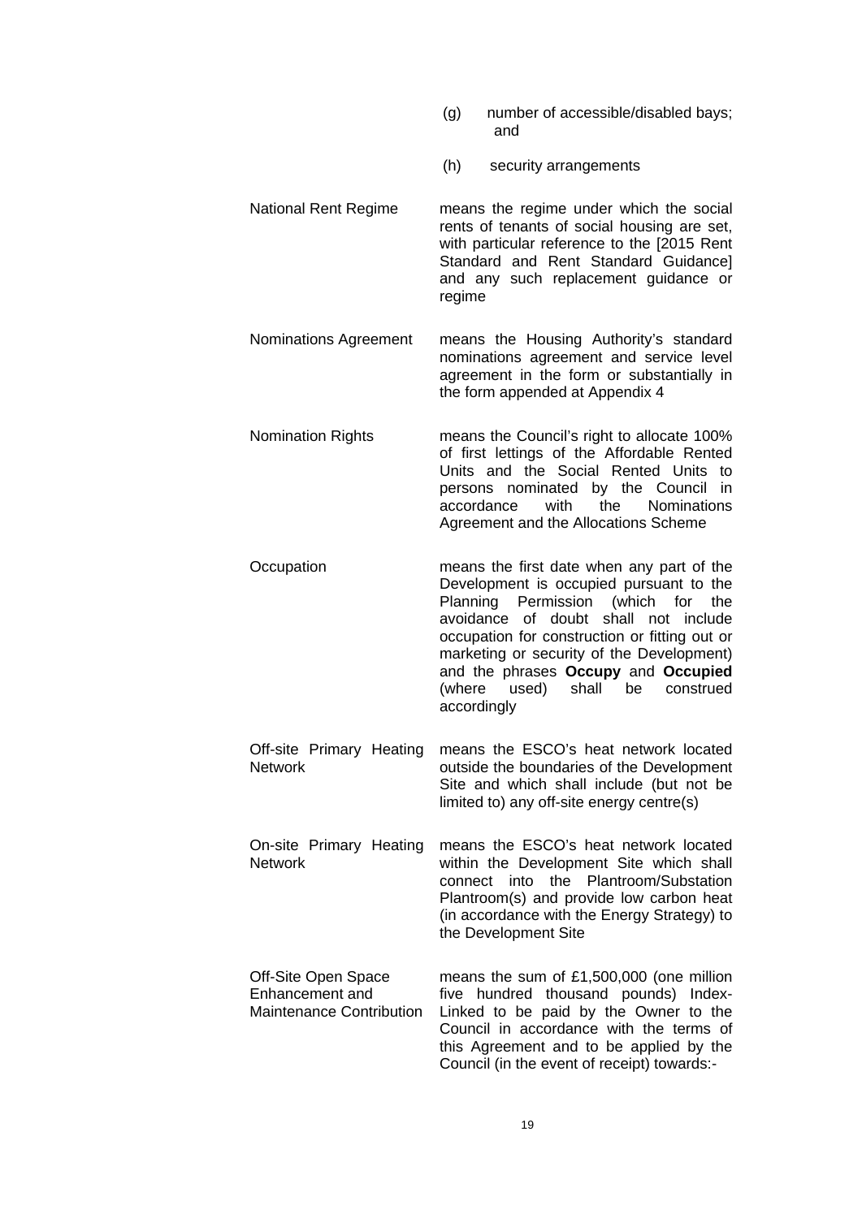(g) number of accessible/disabled bays; and

(h) security arrangements

| | |
|---|---|
| National Rent Regime | means the regime under which the social rents of tenants of social housing are set, with particular reference to the [2015 Rent Standard and Rent Standard Guidance] and any such replacement guidance or regime |
| Nominations Agreement | means the Housing Authority's standard nominations agreement and service level agreement in the form or substantially in the form appended at Appendix 4 |
| Nomination Rights | means the Council's right to allocate 100% of first lettings of the Affordable Rented Units and the Social Rented Units to persons nominated by the Council in accordance with the Nominations Agreement and the Allocations Scheme |
| Occupation | means the first date when any part of the Development is occupied pursuant to the Planning Permission (which for the avoidance of doubt shall not include occupation for construction or fitting out or marketing or security of the Development) and the phrases **Occupy** and **Occupied** (where used) shall be construed accordingly |
| Off-site Primary Heating Network | means the ESCO's heat network located outside the boundaries of the Development Site and which shall include (but not be limited to) any off-site energy centre(s) |
| On-site Primary Heating Network | means the ESCO's heat network located within the Development Site which shall connect into the Plantroom/Substation Plantroom(s) and provide low carbon heat (in accordance with the Energy Strategy) to the Development Site |
| Off-Site Open Space Enhancement and Maintenance Contribution | means the sum of £1,500,000 (one million five hundred thousand pounds) Index-Linked to be paid by the Owner to the Council in accordance with the terms of this Agreement and to be applied by the Council (in the event of receipt) towards:- |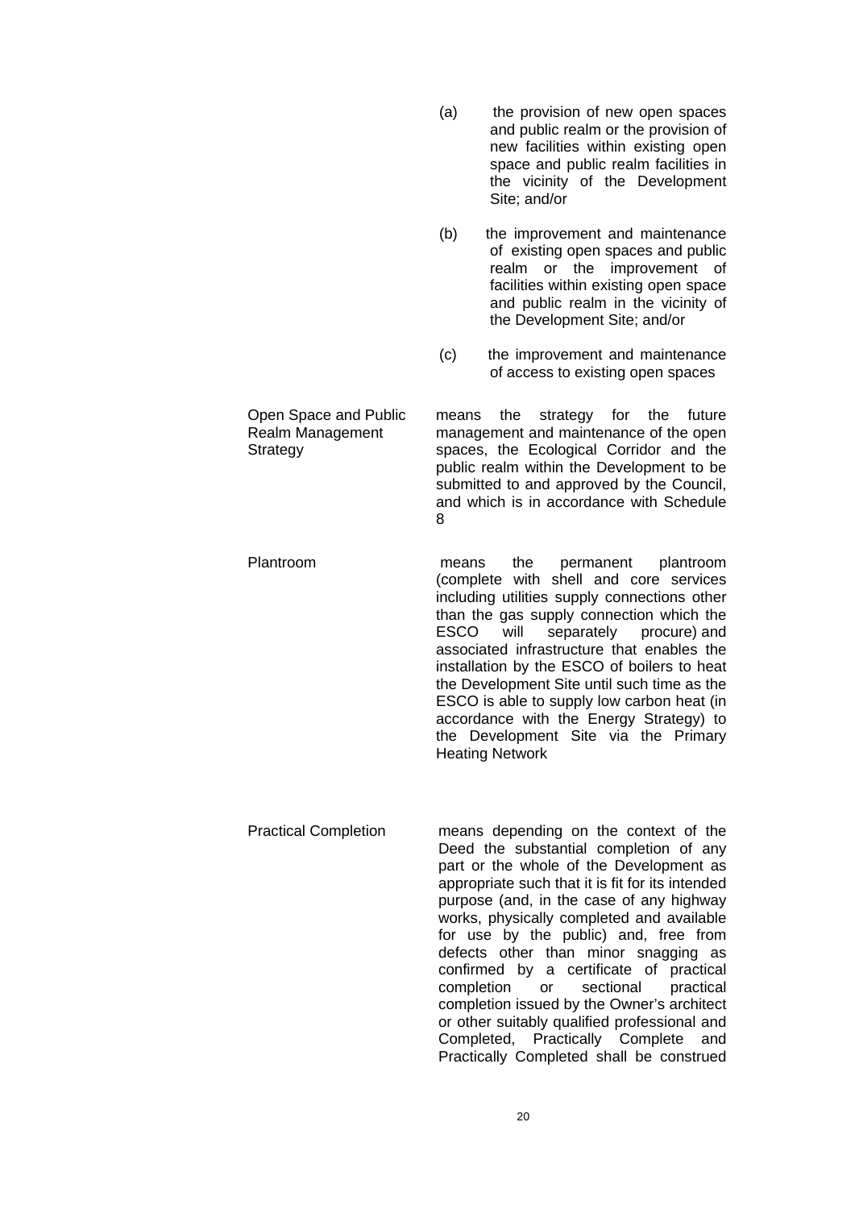(a) the provision of new open spaces and public realm or the provision of new facilities within existing open space and public realm facilities in the vicinity of the Development Site; and/or

(b) the improvement and maintenance of existing open spaces and public realm or the improvement of facilities within existing open space and public realm in the vicinity of the Development Site; and/or

(c) the improvement and maintenance of access to existing open spaces

| | |
|---|---|
| Open Space and Public Realm Management Strategy | means the strategy for the future management and maintenance of the open spaces, the Ecological Corridor and the public realm within the Development to be submitted to and approved by the Council, and which is in accordance with Schedule 8 |
| Plantroom | means the permanent plantroom (complete with shell and core services including utilities supply connections other than the gas supply connection which the ESCO will separately procure) and associated infrastructure that enables the installation by the ESCO of boilers to heat the Development Site until such time as the ESCO is able to supply low carbon heat (in accordance with the Energy Strategy) to the Development Site via the Primary Heating Network |
| Practical Completion | means depending on the context of the Deed the substantial completion of any part or the whole of the Development as appropriate such that it is fit for its intended purpose (and, in the case of any highway works, physically completed and available for use by the public) and, free from defects other than minor snagging as confirmed by a certificate of practical completion or sectional practical completion issued by the Owner's architect or other suitably qualified professional and Completed, Practically Complete and Practically Completed shall be construed |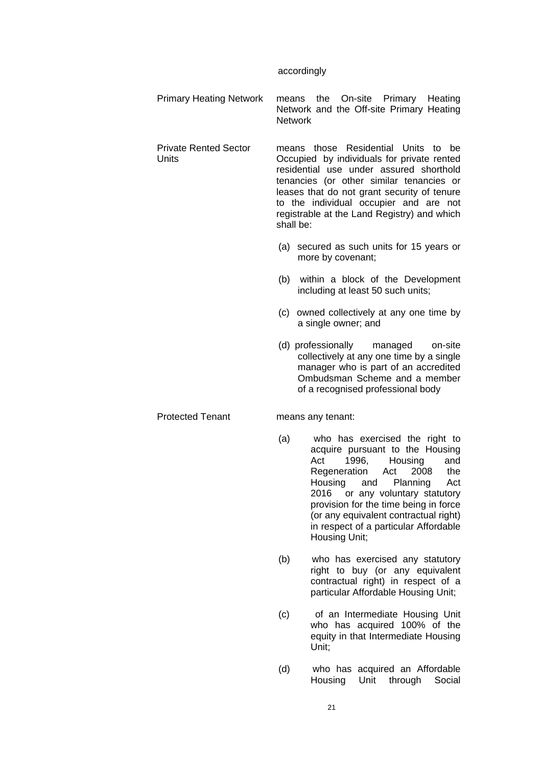accordingly

**Primary Heating Network** means the On-site Primary Heating Network and the Off-site Primary Heating Network

**Private Rented Sector Units** means those Residential Units to be Occupied by individuals for private rented residential use under assured shorthold tenancies (or other similar tenancies or leases that do not grant security of tenure to the individual occupier and are not registrable at the Land Registry) and which shall be:

(a) secured as such units for 15 years or more by covenant;

(b) within a block of the Development including at least 50 such units;

(c) owned collectively at any one time by a single owner; and

(d) professionally managed on-site collectively at any one time by a single manager who is part of an accredited Ombudsman Scheme and a member of a recognised professional body

**Protected Tenant** means any tenant:

(a) who has exercised the right to acquire pursuant to the Housing Act 1996, Housing and Regeneration Act 2008 the Housing and Planning Act 2016 or any voluntary statutory provision for the time being in force (or any equivalent contractual right) in respect of a particular Affordable Housing Unit;

(b) who has exercised any statutory right to buy (or any equivalent contractual right) in respect of a particular Affordable Housing Unit;

(c) of an Intermediate Housing Unit who has acquired 100% of the equity in that Intermediate Housing Unit;

(d) who has acquired an Affordable Housing Unit through Social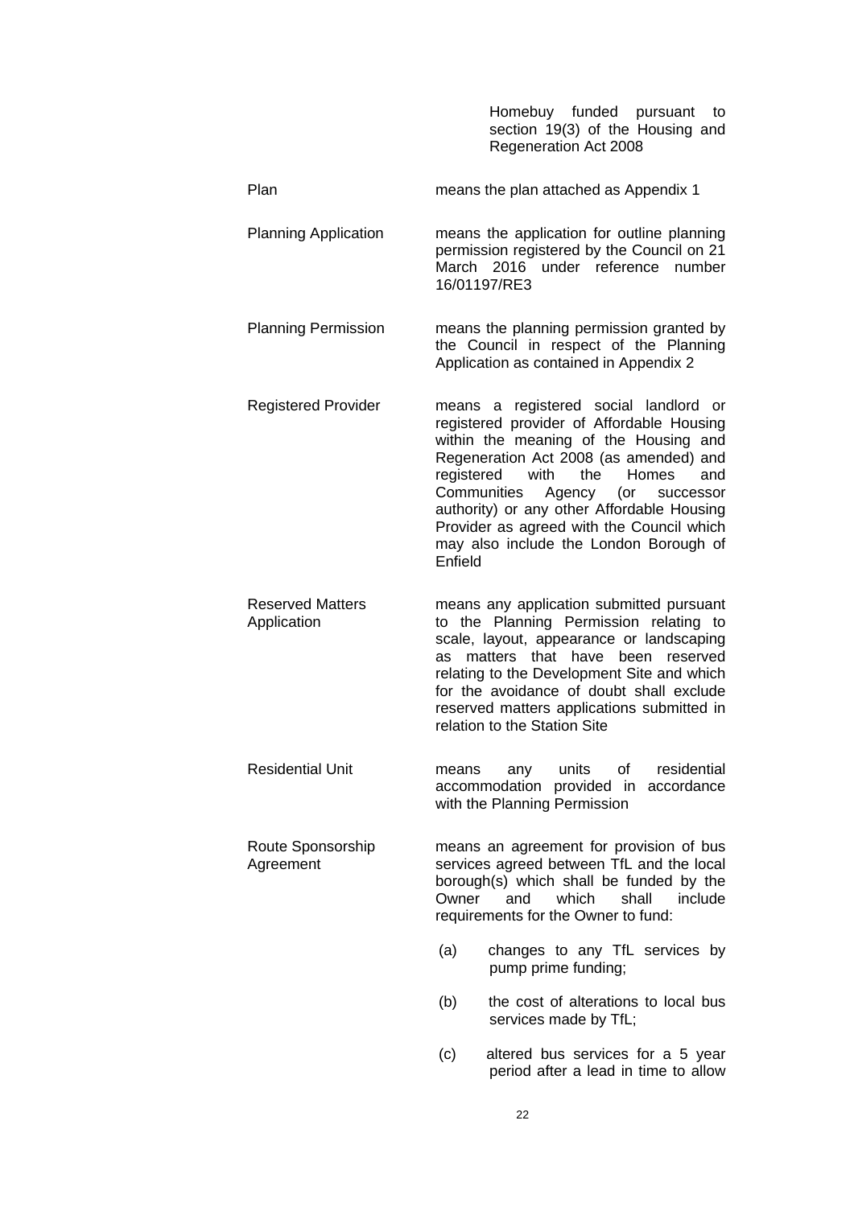Homebuy funded pursuant to section 19(3) of the Housing and Regeneration Act 2008

| | |
|---|---|
| Plan | means the plan attached as Appendix 1 |
| Planning Application | means the application for outline planning permission registered by the Council on 21 March 2016 under reference number 16/01197/RE3 |
| Planning Permission | means the planning permission granted by the Council in respect of the Planning Application as contained in Appendix 2 |
| Registered Provider | means a registered social landlord or registered provider of Affordable Housing within the meaning of the Housing and Regeneration Act 2008 (as amended) and registered with the Homes and Communities Agency (or successor authority) or any other Affordable Housing Provider as agreed with the Council which may also include the London Borough of Enfield |
| Reserved Matters Application | means any application submitted pursuant to the Planning Permission relating to scale, layout, appearance or landscaping as matters that have been reserved relating to the Development Site and which for the avoidance of doubt shall exclude reserved matters applications submitted in relation to the Station Site |
| Residential Unit | means any units of residential accommodation provided in accordance with the Planning Permission |
| Route Sponsorship Agreement | means an agreement for provision of bus services agreed between TfL and the local borough(s) which shall be funded by the Owner and which shall include requirements for the Owner to fund: |

(a) changes to any TfL services by pump prime funding;

(b) the cost of alterations to local bus services made by TfL;

(c) altered bus services for a 5 year period after a lead in time to allow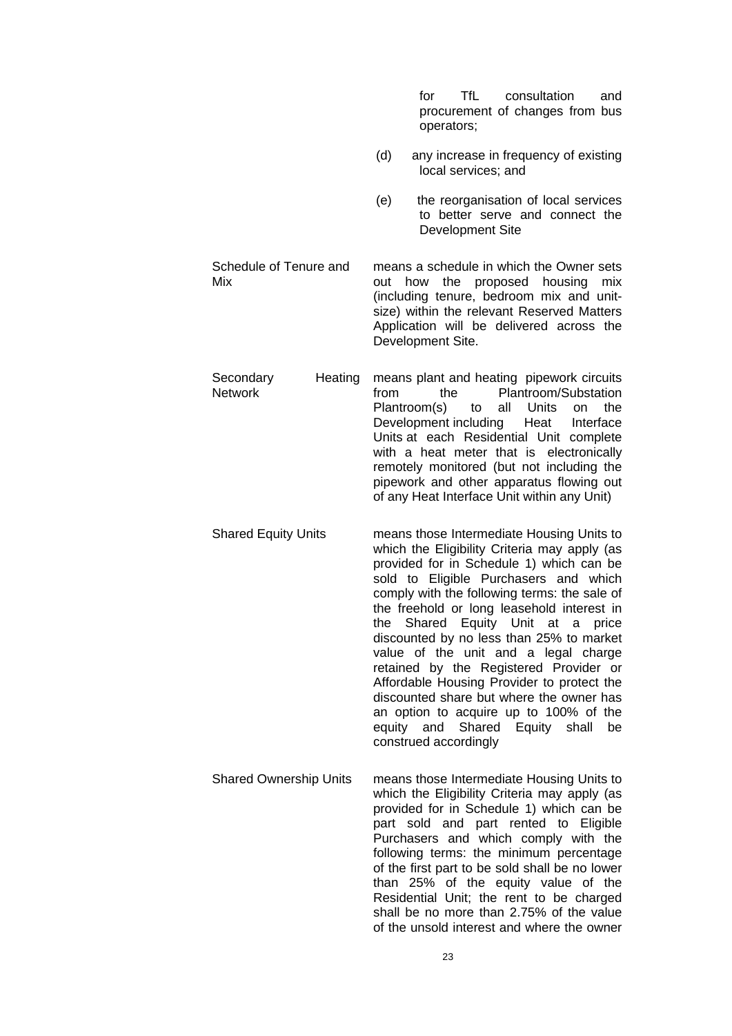for TfL consultation and procurement of changes from bus operators;

(d) any increase in frequency of existing local services; and

(e) the reorganisation of local services to better serve and connect the Development Site

| | |
|---|---|
| Schedule of Tenure and Mix | means a schedule in which the Owner sets out how the proposed housing mix (including tenure, bedroom mix and unit-size) within the relevant Reserved Matters Application will be delivered across the Development Site. |
| Secondary Heating Network | means plant and heating pipework circuits from the Plantroom/Substation Plantroom(s) to all Units on the Development including Heat Interface Units at each Residential Unit complete with a heat meter that is electronically remotely monitored (but not including the pipework and other apparatus flowing out of any Heat Interface Unit within any Unit) |
| Shared Equity Units | means those Intermediate Housing Units to which the Eligibility Criteria may apply (as provided for in Schedule 1) which can be sold to Eligible Purchasers and which comply with the following terms: the sale of the freehold or long leasehold interest in the Shared Equity Unit at a price discounted by no less than 25% to market value of the unit and a legal charge retained by the Registered Provider or Affordable Housing Provider to protect the discounted share but where the owner has an option to acquire up to 100% of the equity and Shared Equity shall be construed accordingly |
| Shared Ownership Units | means those Intermediate Housing Units to which the Eligibility Criteria may apply (as provided for in Schedule 1) which can be part sold and part rented to Eligible Purchasers and which comply with the following terms: the minimum percentage of the first part to be sold shall be no lower than 25% of the equity value of the Residential Unit; the rent to be charged shall be no more than 2.75% of the value of the unsold interest and where the owner |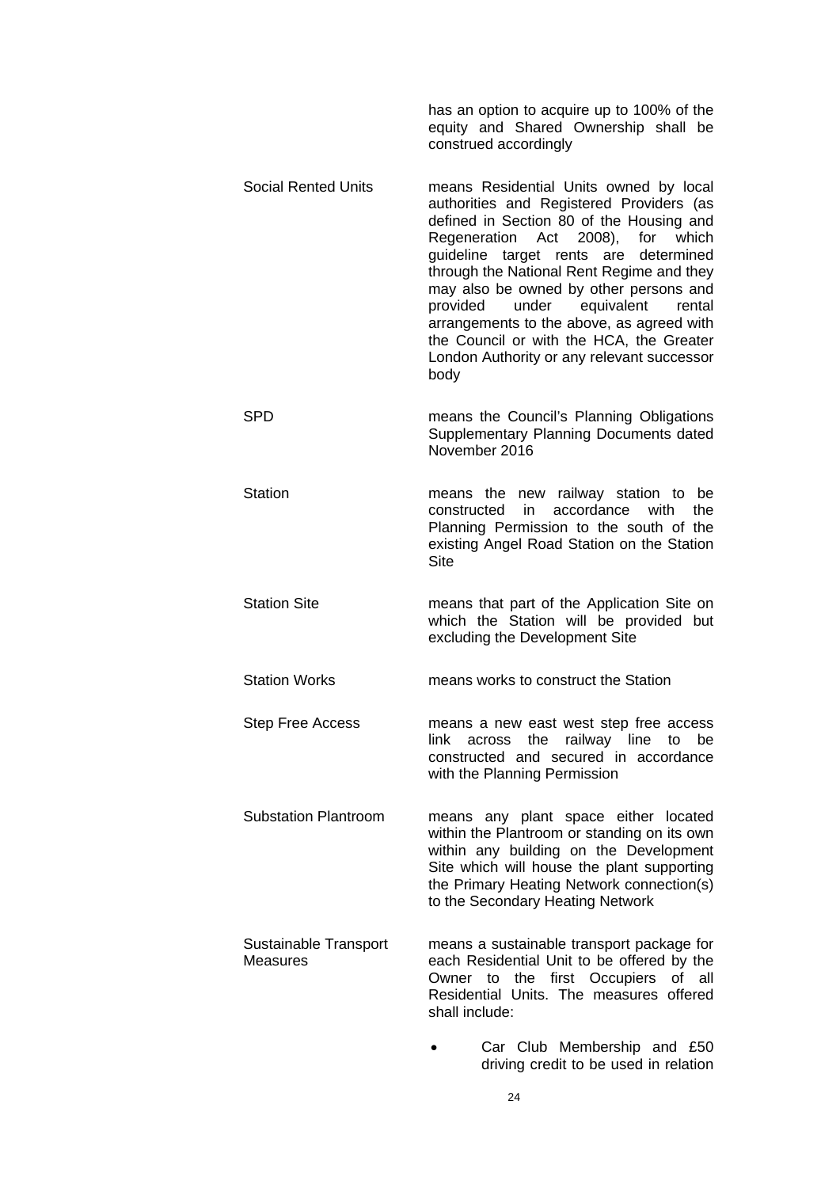has an option to acquire up to 100% of the equity and Shared Ownership shall be construed accordingly

| | |
|---|---|
| Social Rented Units | means Residential Units owned by local authorities and Registered Providers (as defined in Section 80 of the Housing and Regeneration Act 2008), for which guideline target rents are determined through the National Rent Regime and they may also be owned by other persons and provided under equivalent rental arrangements to the above, as agreed with the Council or with the HCA, the Greater London Authority or any relevant successor body |
| SPD | means the Council's Planning Obligations Supplementary Planning Documents dated November 2016 |
| Station | means the new railway station to be constructed in accordance with the Planning Permission to the south of the existing Angel Road Station on the Station Site |
| Station Site | means that part of the Application Site on which the Station will be provided but excluding the Development Site |
| Station Works | means works to construct the Station |
| Step Free Access | means a new east west step free access link across the railway line to be constructed and secured in accordance with the Planning Permission |
| Substation Plantroom | means any plant space either located within the Plantroom or standing on its own within any building on the Development Site which will house the plant supporting the Primary Heating Network connection(s) to the Secondary Heating Network |
| Sustainable Transport Measures | means a sustainable transport package for each Residential Unit to be offered by the Owner to the first Occupiers of all Residential Units. The measures offered shall include: |

- Car Club Membership and £50 driving credit to be used in relation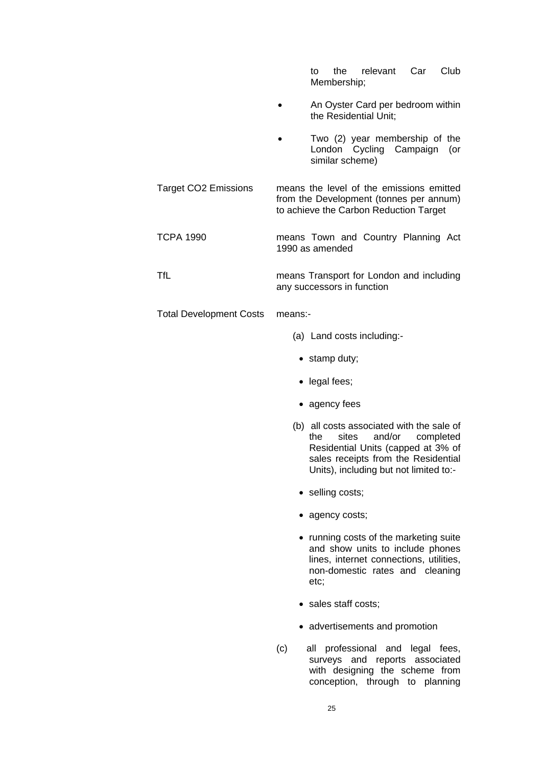to the relevant Car Club Membership;

- An Oyster Card per bedroom within the Residential Unit;
- Two (2) year membership of the London Cycling Campaign (or similar scheme)

**Target CO2 Emissions** means the level of the emissions emitted from the Development (tonnes per annum) to achieve the Carbon Reduction Target

**TCPA 1990** means Town and Country Planning Act 1990 as amended

**TfL** means Transport for London and including any successors in function

**Total Development Costs** means:-

(a) Land costs including:-

- stamp duty;
- legal fees;
- agency fees

(b) all costs associated with the sale of the sites and/or completed Residential Units (capped at 3% of sales receipts from the Residential Units), including but not limited to:-

- selling costs;
- agency costs;
- running costs of the marketing suite and show units to include phones lines, internet connections, utilities, non-domestic rates and cleaning etc;
- sales staff costs;
- advertisements and promotion

(c) all professional and legal fees, surveys and reports associated with designing the scheme from conception, through to planning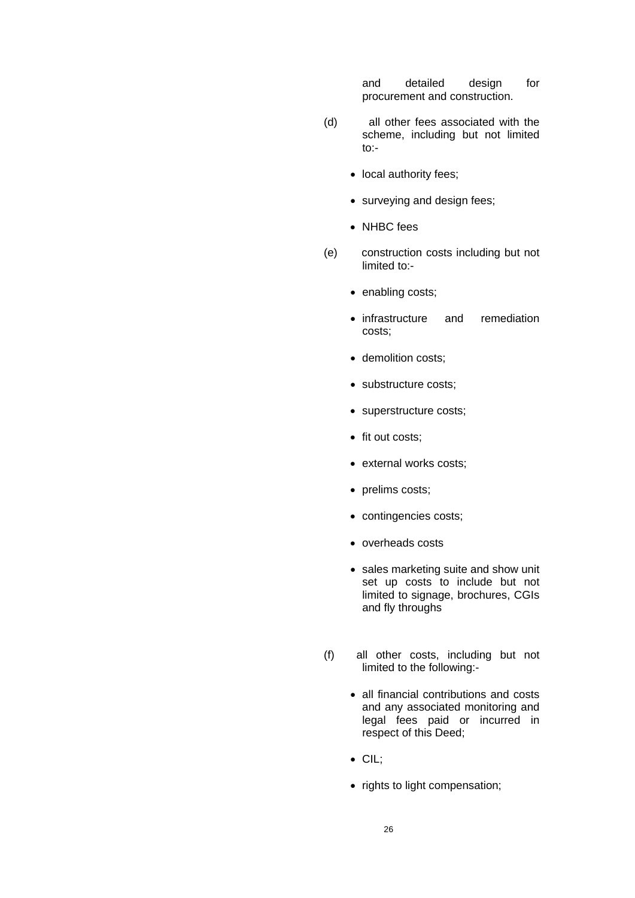and detailed design for procurement and construction.

(d) all other fees associated with the scheme, including but not limited to:-

- local authority fees;
- surveying and design fees;
- NHBC fees

(e) construction costs including but not limited to:-

- enabling costs;
- infrastructure and remediation costs;
- demolition costs;
- substructure costs;
- superstructure costs;
- fit out costs;
- external works costs;
- prelims costs;
- contingencies costs;
- overheads costs
- sales marketing suite and show unit set up costs to include but not limited to signage, brochures, CGIs and fly throughs

(f) all other costs, including but not limited to the following:-

- all financial contributions and costs and any associated monitoring and legal fees paid or incurred in respect of this Deed;
- CIL;
- rights to light compensation;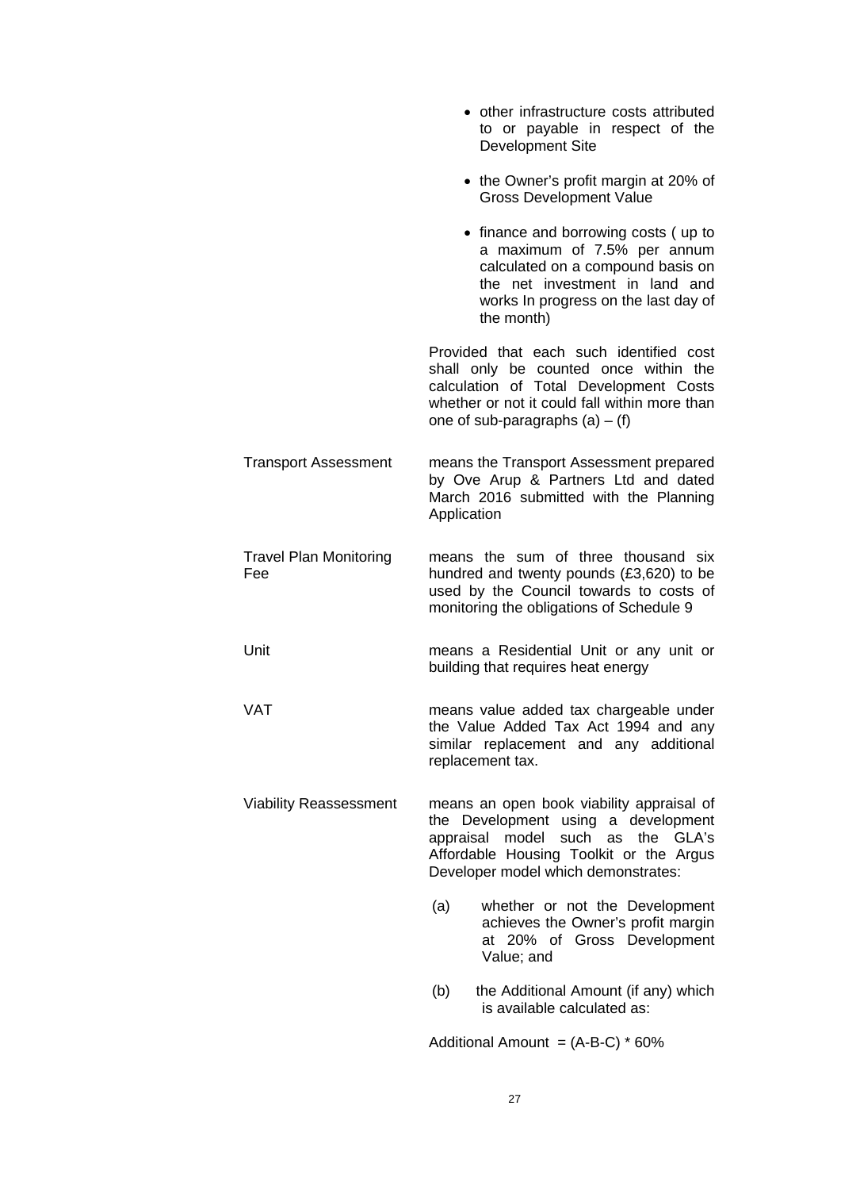- other infrastructure costs attributed to or payable in respect of the Development Site

- the Owner's profit margin at 20% of Gross Development Value

- finance and borrowing costs ( up to a maximum of 7.5% per annum calculated on a compound basis on the net investment in land and works In progress on the last day of the month)

Provided that each such identified cost shall only be counted once within the calculation of Total Development Costs whether or not it could fall within more than one of sub-paragraphs (a) – (f)

| | |
|---|---|
| Transport Assessment | means the Transport Assessment prepared by Ove Arup & Partners Ltd and dated March 2016 submitted with the Planning Application |
| Travel Plan Monitoring Fee | means the sum of three thousand six hundred and twenty pounds (£3,620) to be used by the Council towards to costs of monitoring the obligations of Schedule 9 |
| Unit | means a Residential Unit or any unit or building that requires heat energy |
| VAT | means value added tax chargeable under the Value Added Tax Act 1994 and any similar replacement and any additional replacement tax. |
| Viability Reassessment | means an open book viability appraisal of the Development using a development appraisal model such as the GLA's Affordable Housing Toolkit or the Argus Developer model which demonstrates: |

(a) whether or not the Development achieves the Owner's profit margin at 20% of Gross Development Value; and

(b) the Additional Amount (if any) which is available calculated as:

Additional Amount = (A-B-C) * 60%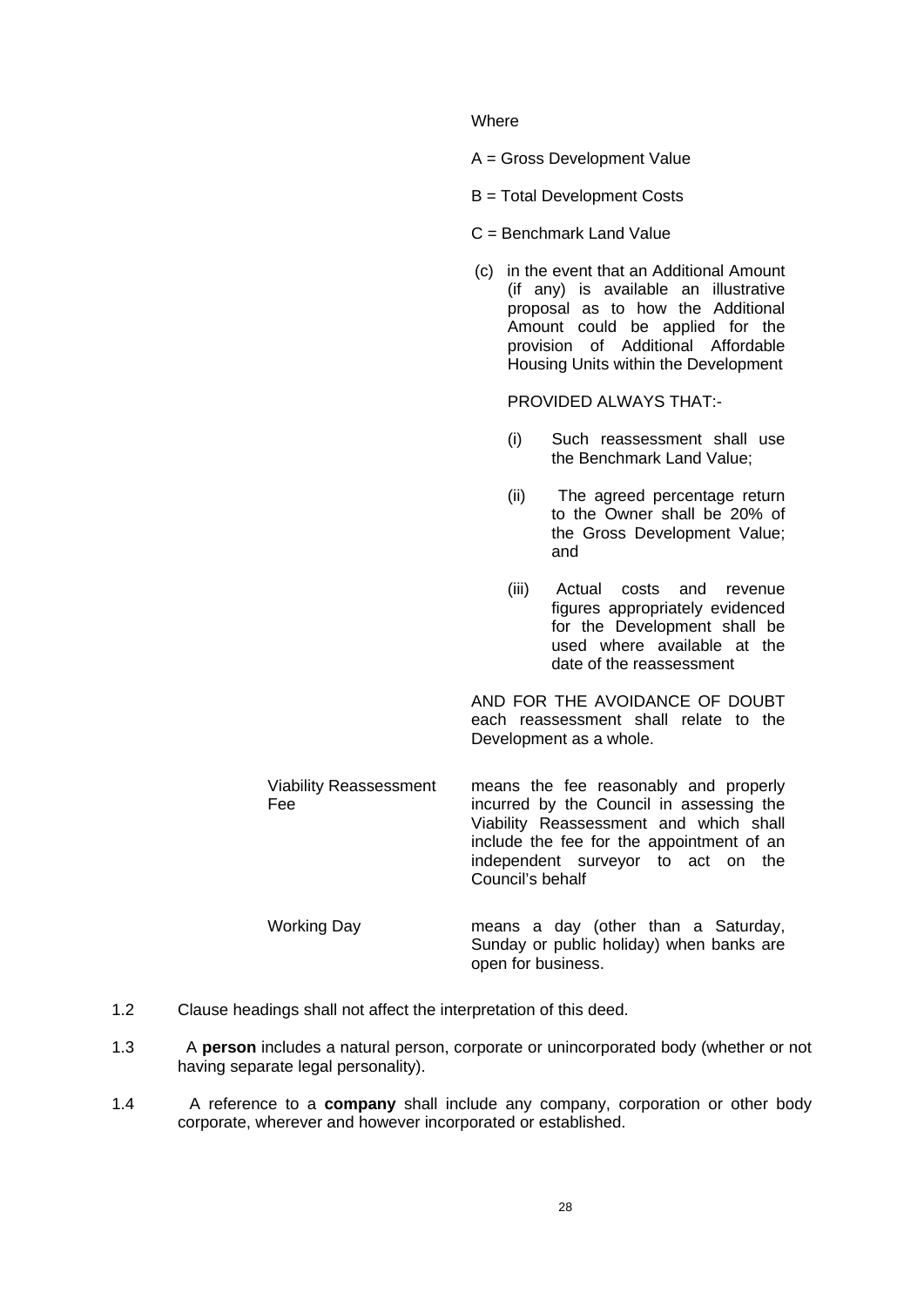Where

A = Gross Development Value

B = Total Development Costs

C = Benchmark Land Value

(c) in the event that an Additional Amount (if any) is available an illustrative proposal as to how the Additional Amount could be applied for the provision of Additional Affordable Housing Units within the Development

PROVIDED ALWAYS THAT:-

(i) Such reassessment shall use the Benchmark Land Value;

(ii) The agreed percentage return to the Owner shall be 20% of the Gross Development Value; and

(iii) Actual costs and revenue figures appropriately evidenced for the Development shall be used where available at the date of the reassessment

AND FOR THE AVOIDANCE OF DOUBT each reassessment shall relate to the Development as a whole.

| | |
|---|---|
| Viability Reassessment Fee | means the fee reasonably and properly incurred by the Council in assessing the Viability Reassessment and which shall include the fee for the appointment of an independent surveyor to act on the Council's behalf |
| Working Day | means a day (other than a Saturday, Sunday or public holiday) when banks are open for business. |

1.2 Clause headings shall not affect the interpretation of this deed.

1.3 A **person** includes a natural person, corporate or unincorporated body (whether or not having separate legal personality).

1.4 A reference to a **company** shall include any company, corporation or other body corporate, wherever and however incorporated or established.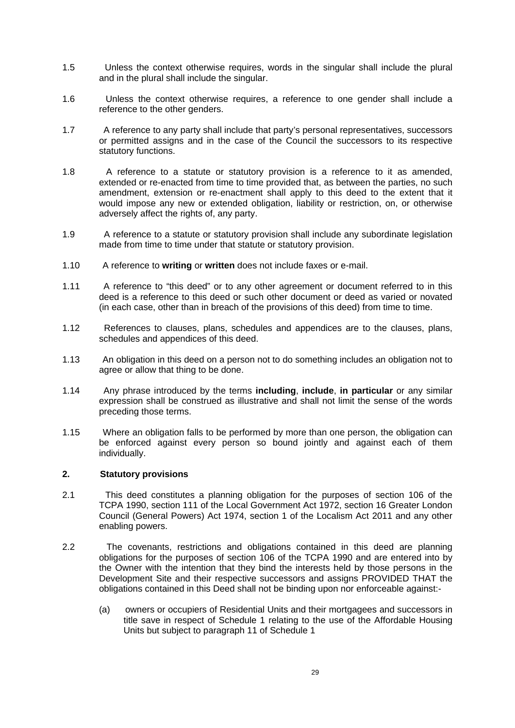1.5 Unless the context otherwise requires, words in the singular shall include the plural and in the plural shall include the singular.

1.6 Unless the context otherwise requires, a reference to one gender shall include a reference to the other genders.

1.7 A reference to any party shall include that party's personal representatives, successors or permitted assigns and in the case of the Council the successors to its respective statutory functions.

1.8 A reference to a statute or statutory provision is a reference to it as amended, extended or re-enacted from time to time provided that, as between the parties, no such amendment, extension or re-enactment shall apply to this deed to the extent that it would impose any new or extended obligation, liability or restriction, on, or otherwise adversely affect the rights of, any party.

1.9 A reference to a statute or statutory provision shall include any subordinate legislation made from time to time under that statute or statutory provision.

1.10 A reference to **writing** or **written** does not include faxes or e-mail.

1.11 A reference to "this deed" or to any other agreement or document referred to in this deed is a reference to this deed or such other document or deed as varied or novated (in each case, other than in breach of the provisions of this deed) from time to time.

1.12 References to clauses, plans, schedules and appendices are to the clauses, plans, schedules and appendices of this deed.

1.13 An obligation in this deed on a person not to do something includes an obligation not to agree or allow that thing to be done.

1.14 Any phrase introduced by the terms **including**, **include**, **in particular** or any similar expression shall be construed as illustrative and shall not limit the sense of the words preceding those terms.

1.15 Where an obligation falls to be performed by more than one person, the obligation can be enforced against every person so bound jointly and against each of them individually.

## 2. Statutory provisions

2.1 This deed constitutes a planning obligation for the purposes of section 106 of the TCPA 1990, section 111 of the Local Government Act 1972, section 16 Greater London Council (General Powers) Act 1974, section 1 of the Localism Act 2011 and any other enabling powers.

2.2 The covenants, restrictions and obligations contained in this deed are planning obligations for the purposes of section 106 of the TCPA 1990 and are entered into by the Owner with the intention that they bind the interests held by those persons in the Development Site and their respective successors and assigns PROVIDED THAT the obligations contained in this Deed shall not be binding upon nor enforceable against:-

(a) owners or occupiers of Residential Units and their mortgagees and successors in title save in respect of Schedule 1 relating to the use of the Affordable Housing Units but subject to paragraph 11 of Schedule 1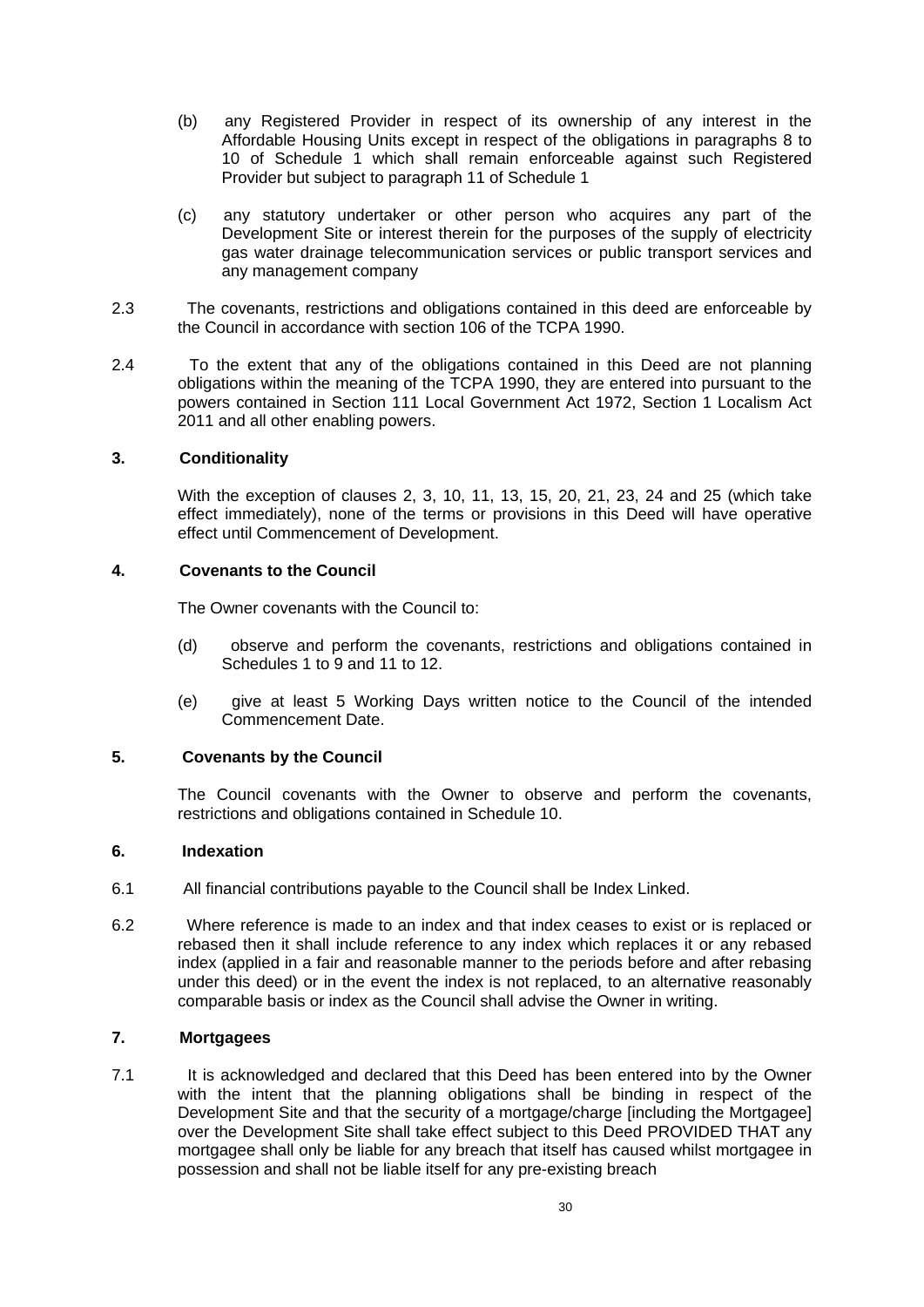(b) any Registered Provider in respect of its ownership of any interest in the Affordable Housing Units except in respect of the obligations in paragraphs 8 to 10 of Schedule 1 which shall remain enforceable against such Registered Provider but subject to paragraph 11 of Schedule 1

(c) any statutory undertaker or other person who acquires any part of the Development Site or interest therein for the purposes of the supply of electricity gas water drainage telecommunication services or public transport services and any management company

2.3 The covenants, restrictions and obligations contained in this deed are enforceable by the Council in accordance with section 106 of the TCPA 1990.

2.4 To the extent that any of the obligations contained in this Deed are not planning obligations within the meaning of the TCPA 1990, they are entered into pursuant to the powers contained in Section 111 Local Government Act 1972, Section 1 Localism Act 2011 and all other enabling powers.

**3. Conditionality**

With the exception of clauses 2, 3, 10, 11, 13, 15, 20, 21, 23, 24 and 25 (which take effect immediately), none of the terms or provisions in this Deed will have operative effect until Commencement of Development.

**4. Covenants to the Council**

The Owner covenants with the Council to:

(d) observe and perform the covenants, restrictions and obligations contained in Schedules 1 to 9 and 11 to 12.

(e) give at least 5 Working Days written notice to the Council of the intended Commencement Date.

**5. Covenants by the Council**

The Council covenants with the Owner to observe and perform the covenants, restrictions and obligations contained in Schedule 10.

**6. Indexation**

6.1 All financial contributions payable to the Council shall be Index Linked.

6.2 Where reference is made to an index and that index ceases to exist or is replaced or rebased then it shall include reference to any index which replaces it or any rebased index (applied in a fair and reasonable manner to the periods before and after rebasing under this deed) or in the event the index is not replaced, to an alternative reasonably comparable basis or index as the Council shall advise the Owner in writing.

**7. Mortgagees**

7.1 It is acknowledged and declared that this Deed has been entered into by the Owner with the intent that the planning obligations shall be binding in respect of the Development Site and that the security of a mortgage/charge [including the Mortgagee] over the Development Site shall take effect subject to this Deed PROVIDED THAT any mortgagee shall only be liable for any breach that itself has caused whilst mortgagee in possession and shall not be liable itself for any pre-existing breach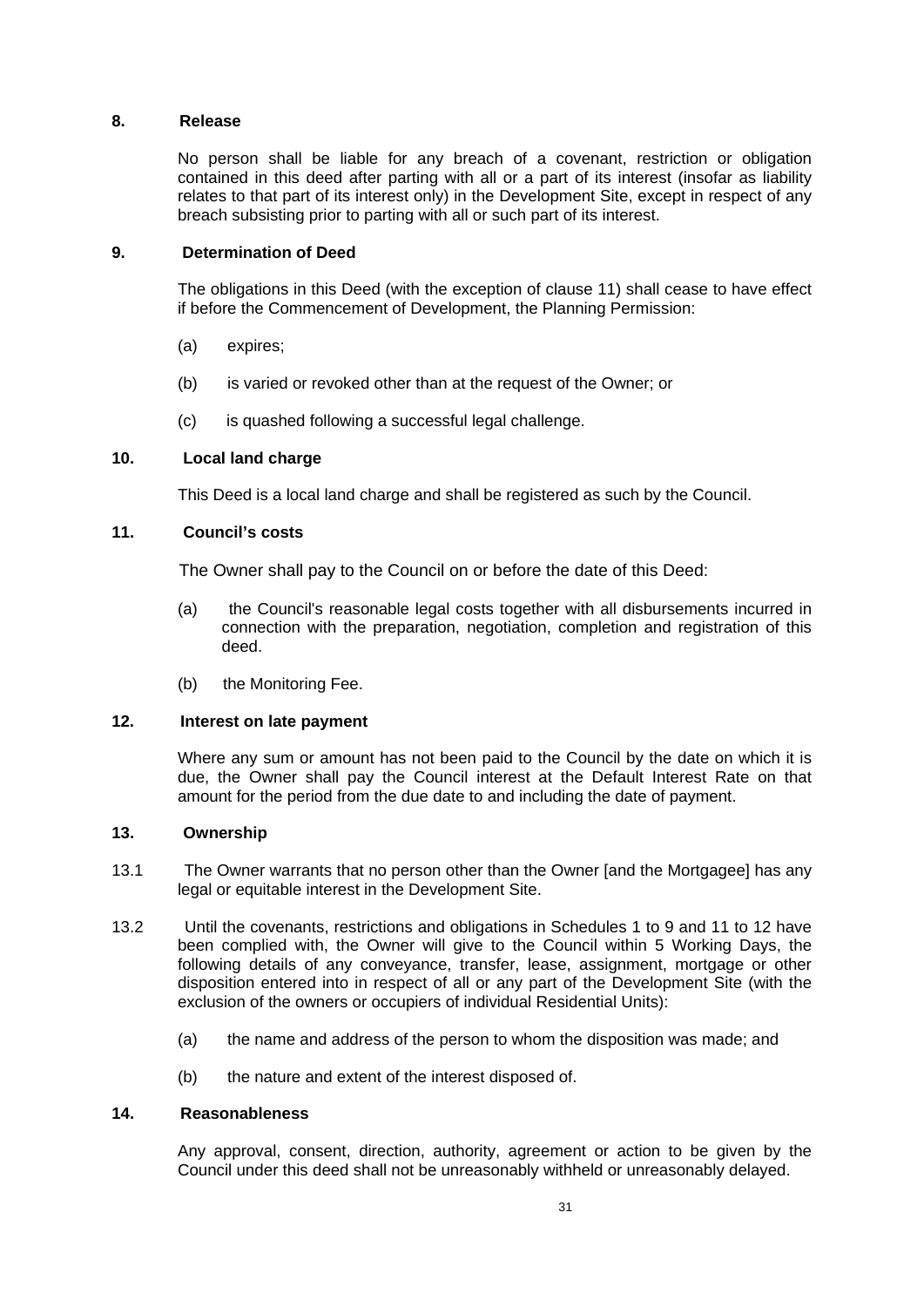**8. Release**

No person shall be liable for any breach of a covenant, restriction or obligation contained in this deed after parting with all or a part of its interest (insofar as liability relates to that part of its interest only) in the Development Site, except in respect of any breach subsisting prior to parting with all or such part of its interest.

**9. Determination of Deed**

The obligations in this Deed (with the exception of clause 11) shall cease to have effect if before the Commencement of Development, the Planning Permission:

(a) expires;

(b) is varied or revoked other than at the request of the Owner; or

(c) is quashed following a successful legal challenge.

**10. Local land charge**

This Deed is a local land charge and shall be registered as such by the Council.

**11. Council's costs**

The Owner shall pay to the Council on or before the date of this Deed:

(a) the Council's reasonable legal costs together with all disbursements incurred in connection with the preparation, negotiation, completion and registration of this deed.

(b) the Monitoring Fee.

**12. Interest on late payment**

Where any sum or amount has not been paid to the Council by the date on which it is due, the Owner shall pay the Council interest at the Default Interest Rate on that amount for the period from the due date to and including the date of payment.

**13. Ownership**

13.1 The Owner warrants that no person other than the Owner [and the Mortgagee] has any legal or equitable interest in the Development Site.

13.2 Until the covenants, restrictions and obligations in Schedules 1 to 9 and 11 to 12 have been complied with, the Owner will give to the Council within 5 Working Days, the following details of any conveyance, transfer, lease, assignment, mortgage or other disposition entered into in respect of all or any part of the Development Site (with the exclusion of the owners or occupiers of individual Residential Units):

(a) the name and address of the person to whom the disposition was made; and

(b) the nature and extent of the interest disposed of.

**14. Reasonableness**

Any approval, consent, direction, authority, agreement or action to be given by the Council under this deed shall not be unreasonably withheld or unreasonably delayed.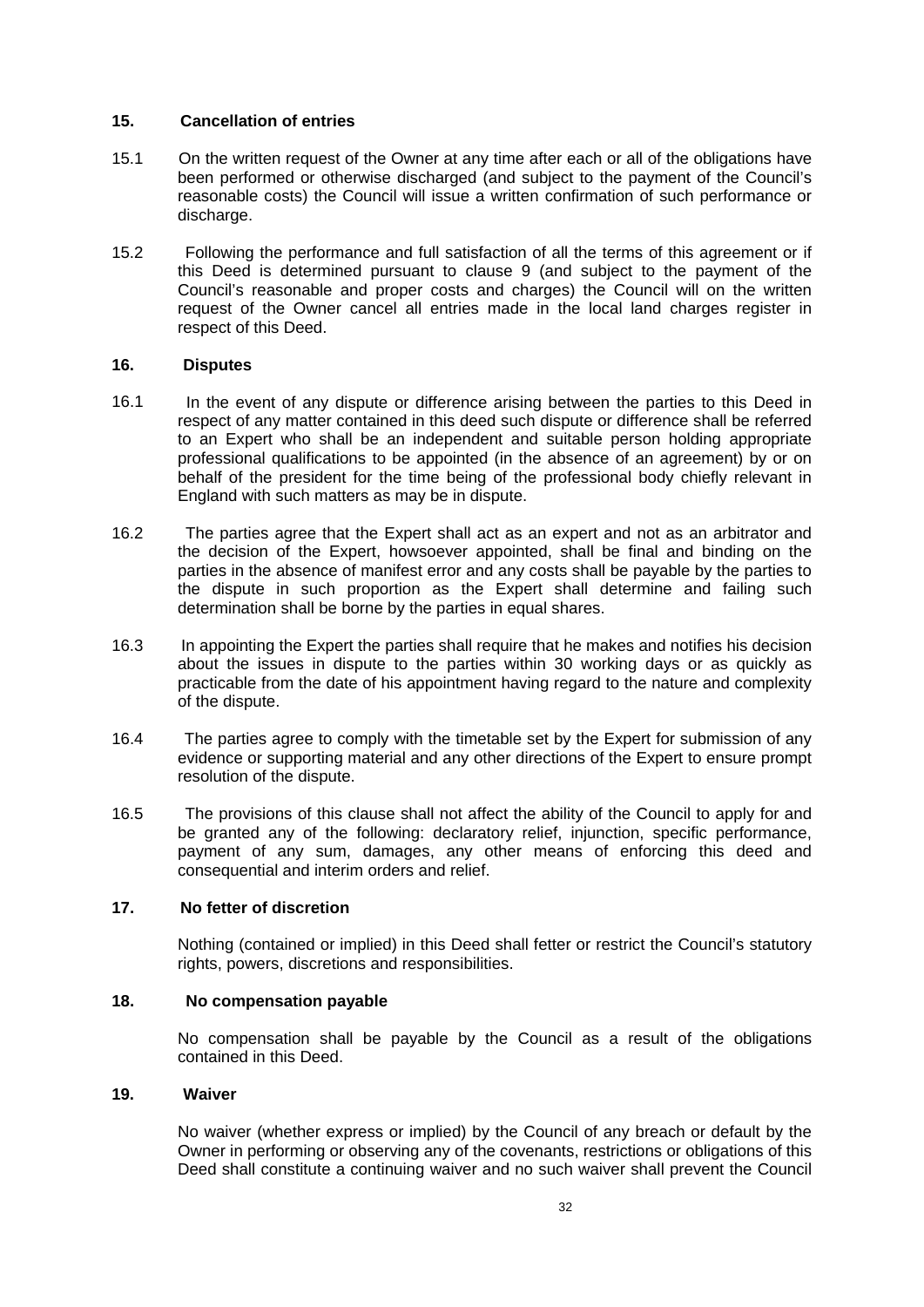## 15. Cancellation of entries

15.1 On the written request of the Owner at any time after each or all of the obligations have been performed or otherwise discharged (and subject to the payment of the Council's reasonable costs) the Council will issue a written confirmation of such performance or discharge.

15.2 Following the performance and full satisfaction of all the terms of this agreement or if this Deed is determined pursuant to clause 9 (and subject to the payment of the Council's reasonable and proper costs and charges) the Council will on the written request of the Owner cancel all entries made in the local land charges register in respect of this Deed.

## 16. Disputes

16.1 In the event of any dispute or difference arising between the parties to this Deed in respect of any matter contained in this deed such dispute or difference shall be referred to an Expert who shall be an independent and suitable person holding appropriate professional qualifications to be appointed (in the absence of an agreement) by or on behalf of the president for the time being of the professional body chiefly relevant in England with such matters as may be in dispute.

16.2 The parties agree that the Expert shall act as an expert and not as an arbitrator and the decision of the Expert, howsoever appointed, shall be final and binding on the parties in the absence of manifest error and any costs shall be payable by the parties to the dispute in such proportion as the Expert shall determine and failing such determination shall be borne by the parties in equal shares.

16.3 In appointing the Expert the parties shall require that he makes and notifies his decision about the issues in dispute to the parties within 30 working days or as quickly as practicable from the date of his appointment having regard to the nature and complexity of the dispute.

16.4 The parties agree to comply with the timetable set by the Expert for submission of any evidence or supporting material and any other directions of the Expert to ensure prompt resolution of the dispute.

16.5 The provisions of this clause shall not affect the ability of the Council to apply for and be granted any of the following: declaratory relief, injunction, specific performance, payment of any sum, damages, any other means of enforcing this deed and consequential and interim orders and relief.

## 17. No fetter of discretion

Nothing (contained or implied) in this Deed shall fetter or restrict the Council's statutory rights, powers, discretions and responsibilities.

## 18. No compensation payable

No compensation shall be payable by the Council as a result of the obligations contained in this Deed.

## 19. Waiver

No waiver (whether express or implied) by the Council of any breach or default by the Owner in performing or observing any of the covenants, restrictions or obligations of this Deed shall constitute a continuing waiver and no such waiver shall prevent the Council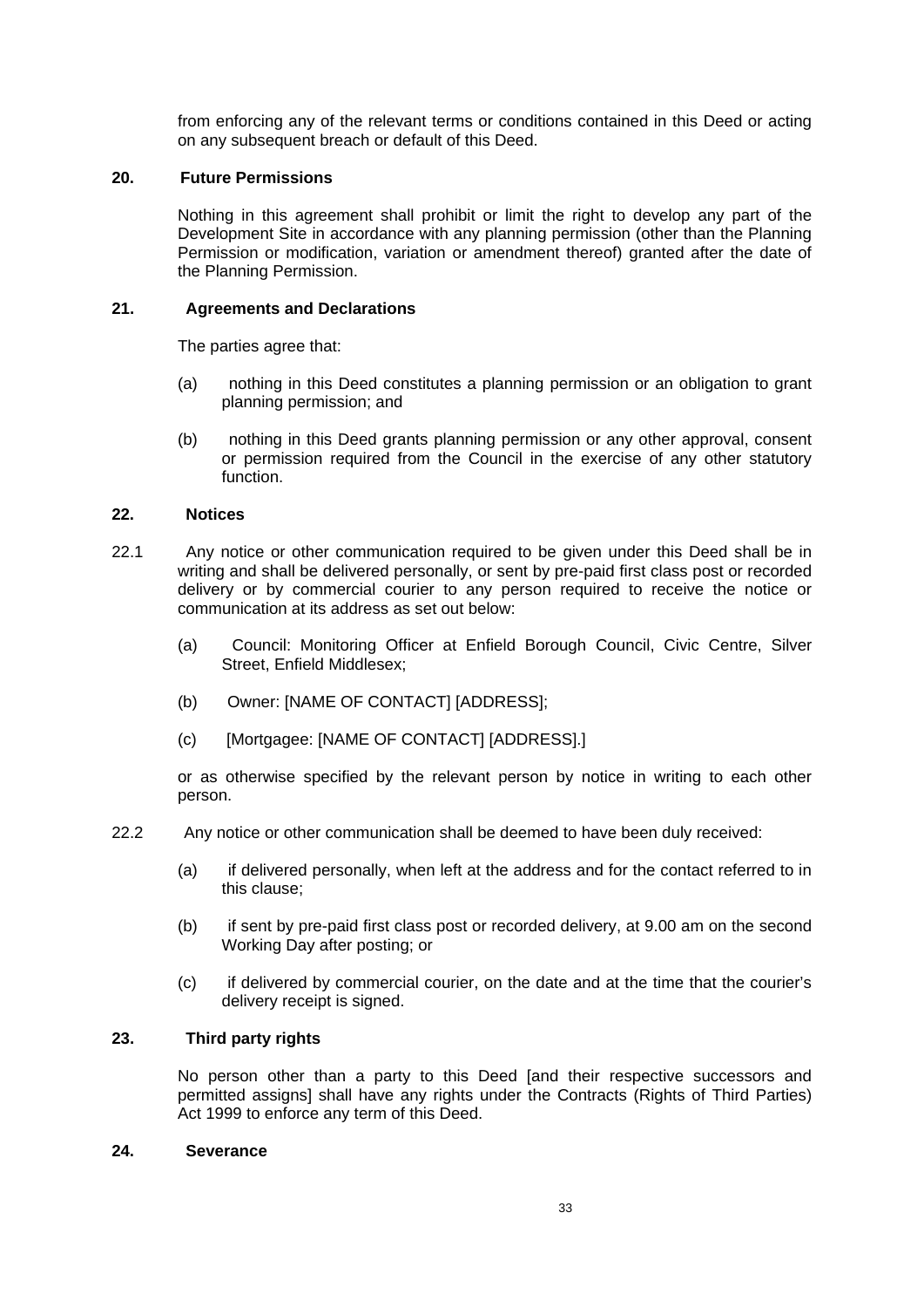from enforcing any of the relevant terms or conditions contained in this Deed or acting on any subsequent breach or default of this Deed.

**20. Future Permissions**

Nothing in this agreement shall prohibit or limit the right to develop any part of the Development Site in accordance with any planning permission (other than the Planning Permission or modification, variation or amendment thereof) granted after the date of the Planning Permission.

**21. Agreements and Declarations**

The parties agree that:

(a) nothing in this Deed constitutes a planning permission or an obligation to grant planning permission; and

(b) nothing in this Deed grants planning permission or any other approval, consent or permission required from the Council in the exercise of any other statutory function.

**22. Notices**

22.1 Any notice or other communication required to be given under this Deed shall be in writing and shall be delivered personally, or sent by pre-paid first class post or recorded delivery or by commercial courier to any person required to receive the notice or communication at its address as set out below:

(a) Council: Monitoring Officer at Enfield Borough Council, Civic Centre, Silver Street, Enfield Middlesex;

(b) Owner: [NAME OF CONTACT] [ADDRESS];

(c) [Mortgagee: [NAME OF CONTACT] [ADDRESS].]

or as otherwise specified by the relevant person by notice in writing to each other person.

22.2 Any notice or other communication shall be deemed to have been duly received:

(a) if delivered personally, when left at the address and for the contact referred to in this clause;

(b) if sent by pre-paid first class post or recorded delivery, at 9.00 am on the second Working Day after posting; or

(c) if delivered by commercial courier, on the date and at the time that the courier's delivery receipt is signed.

**23. Third party rights**

No person other than a party to this Deed [and their respective successors and permitted assigns] shall have any rights under the Contracts (Rights of Third Parties) Act 1999 to enforce any term of this Deed.

**24. Severance**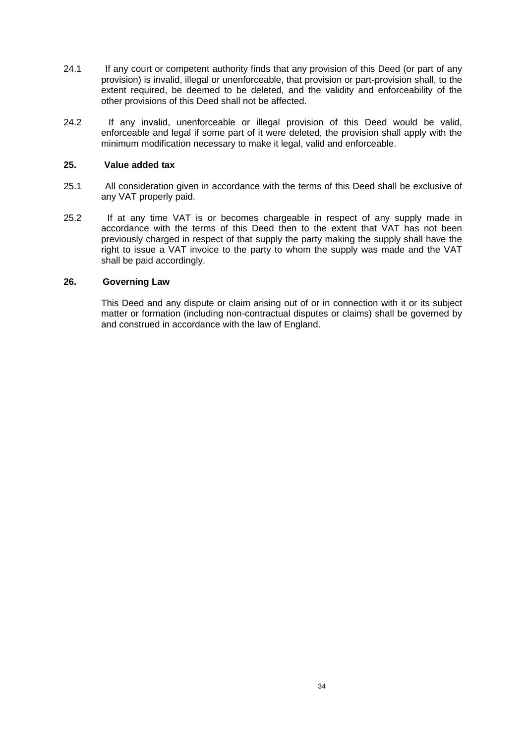24.1 If any court or competent authority finds that any provision of this Deed (or part of any provision) is invalid, illegal or unenforceable, that provision or part-provision shall, to the extent required, be deemed to be deleted, and the validity and enforceability of the other provisions of this Deed shall not be affected.

24.2 If any invalid, unenforceable or illegal provision of this Deed would be valid, enforceable and legal if some part of it were deleted, the provision shall apply with the minimum modification necessary to make it legal, valid and enforceable.

## 25. Value added tax

25.1 All consideration given in accordance with the terms of this Deed shall be exclusive of any VAT properly paid.

25.2 If at any time VAT is or becomes chargeable in respect of any supply made in accordance with the terms of this Deed then to the extent that VAT has not been previously charged in respect of that supply the party making the supply shall have the right to issue a VAT invoice to the party to whom the supply was made and the VAT shall be paid accordingly.

## 26. Governing Law

This Deed and any dispute or claim arising out of or in connection with it or its subject matter or formation (including non-contractual disputes or claims) shall be governed by and construed in accordance with the law of England.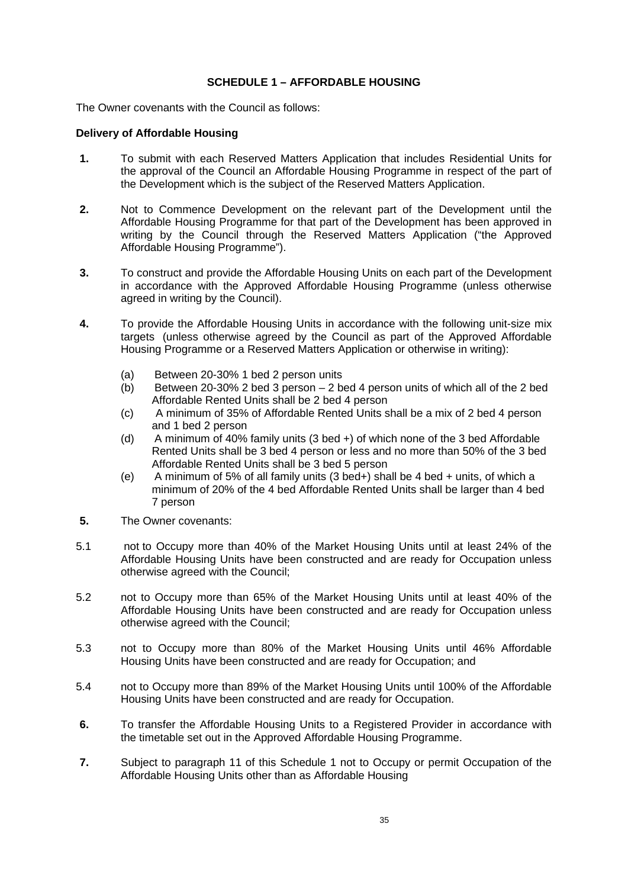## SCHEDULE 1 – AFFORDABLE HOUSING

The Owner covenants with the Council as follows:

**Delivery of Affordable Housing**

**1.** To submit with each Reserved Matters Application that includes Residential Units for the approval of the Council an Affordable Housing Programme in respect of the part of the Development which is the subject of the Reserved Matters Application.

**2.** Not to Commence Development on the relevant part of the Development until the Affordable Housing Programme for that part of the Development has been approved in writing by the Council through the Reserved Matters Application ("the Approved Affordable Housing Programme").

**3.** To construct and provide the Affordable Housing Units on each part of the Development in accordance with the Approved Affordable Housing Programme (unless otherwise agreed in writing by the Council).

**4.** To provide the Affordable Housing Units in accordance with the following unit-size mix targets (unless otherwise agreed by the Council as part of the Approved Affordable Housing Programme or a Reserved Matters Application or otherwise in writing):

(a) Between 20-30% 1 bed 2 person units

(b) Between 20-30% 2 bed 3 person – 2 bed 4 person units of which all of the 2 bed Affordable Rented Units shall be 2 bed 4 person

(c) A minimum of 35% of Affordable Rented Units shall be a mix of 2 bed 4 person and 1 bed 2 person

(d) A minimum of 40% family units (3 bed +) of which none of the 3 bed Affordable Rented Units shall be 3 bed 4 person or less and no more than 50% of the 3 bed Affordable Rented Units shall be 3 bed 5 person

(e) A minimum of 5% of all family units (3 bed+) shall be 4 bed + units, of which a minimum of 20% of the 4 bed Affordable Rented Units shall be larger than 4 bed 7 person

**5.** The Owner covenants:

5.1 not to Occupy more than 40% of the Market Housing Units until at least 24% of the Affordable Housing Units have been constructed and are ready for Occupation unless otherwise agreed with the Council;

5.2 not to Occupy more than 65% of the Market Housing Units until at least 40% of the Affordable Housing Units have been constructed and are ready for Occupation unless otherwise agreed with the Council;

5.3 not to Occupy more than 80% of the Market Housing Units until 46% Affordable Housing Units have been constructed and are ready for Occupation; and

5.4 not to Occupy more than 89% of the Market Housing Units until 100% of the Affordable Housing Units have been constructed and are ready for Occupation.

**6.** To transfer the Affordable Housing Units to a Registered Provider in accordance with the timetable set out in the Approved Affordable Housing Programme.

**7.** Subject to paragraph 11 of this Schedule 1 not to Occupy or permit Occupation of the Affordable Housing Units other than as Affordable Housing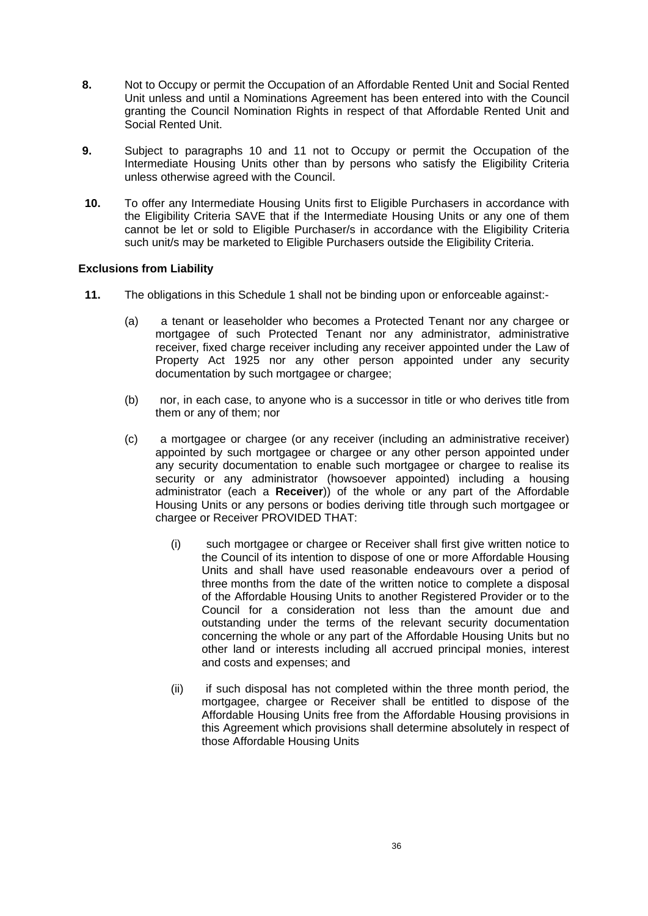**8.** Not to Occupy or permit the Occupation of an Affordable Rented Unit and Social Rented Unit unless and until a Nominations Agreement has been entered into with the Council granting the Council Nomination Rights in respect of that Affordable Rented Unit and Social Rented Unit.

**9.** Subject to paragraphs 10 and 11 not to Occupy or permit the Occupation of the Intermediate Housing Units other than by persons who satisfy the Eligibility Criteria unless otherwise agreed with the Council.

**10.** To offer any Intermediate Housing Units first to Eligible Purchasers in accordance with the Eligibility Criteria SAVE that if the Intermediate Housing Units or any one of them cannot be let or sold to Eligible Purchaser/s in accordance with the Eligibility Criteria such unit/s may be marketed to Eligible Purchasers outside the Eligibility Criteria.

**Exclusions from Liability**

**11.** The obligations in this Schedule 1 shall not be binding upon or enforceable against:-

(a) a tenant or leaseholder who becomes a Protected Tenant nor any chargee or mortgagee of such Protected Tenant nor any administrator, administrative receiver, fixed charge receiver including any receiver appointed under the Law of Property Act 1925 nor any other person appointed under any security documentation by such mortgagee or chargee;

(b) nor, in each case, to anyone who is a successor in title or who derives title from them or any of them; nor

(c) a mortgagee or chargee (or any receiver (including an administrative receiver) appointed by such mortgagee or chargee or any other person appointed under any security documentation to enable such mortgagee or chargee to realise its security or any administrator (howsoever appointed) including a housing administrator (each a **Receiver**)) of the whole or any part of the Affordable Housing Units or any persons or bodies deriving title through such mortgagee or chargee or Receiver PROVIDED THAT:

(i) such mortgagee or chargee or Receiver shall first give written notice to the Council of its intention to dispose of one or more Affordable Housing Units and shall have used reasonable endeavours over a period of three months from the date of the written notice to complete a disposal of the Affordable Housing Units to another Registered Provider or to the Council for a consideration not less than the amount due and outstanding under the terms of the relevant security documentation concerning the whole or any part of the Affordable Housing Units but no other land or interests including all accrued principal monies, interest and costs and expenses; and

(ii) if such disposal has not completed within the three month period, the mortgagee, chargee or Receiver shall be entitled to dispose of the Affordable Housing Units free from the Affordable Housing provisions in this Agreement which provisions shall determine absolutely in respect of those Affordable Housing Units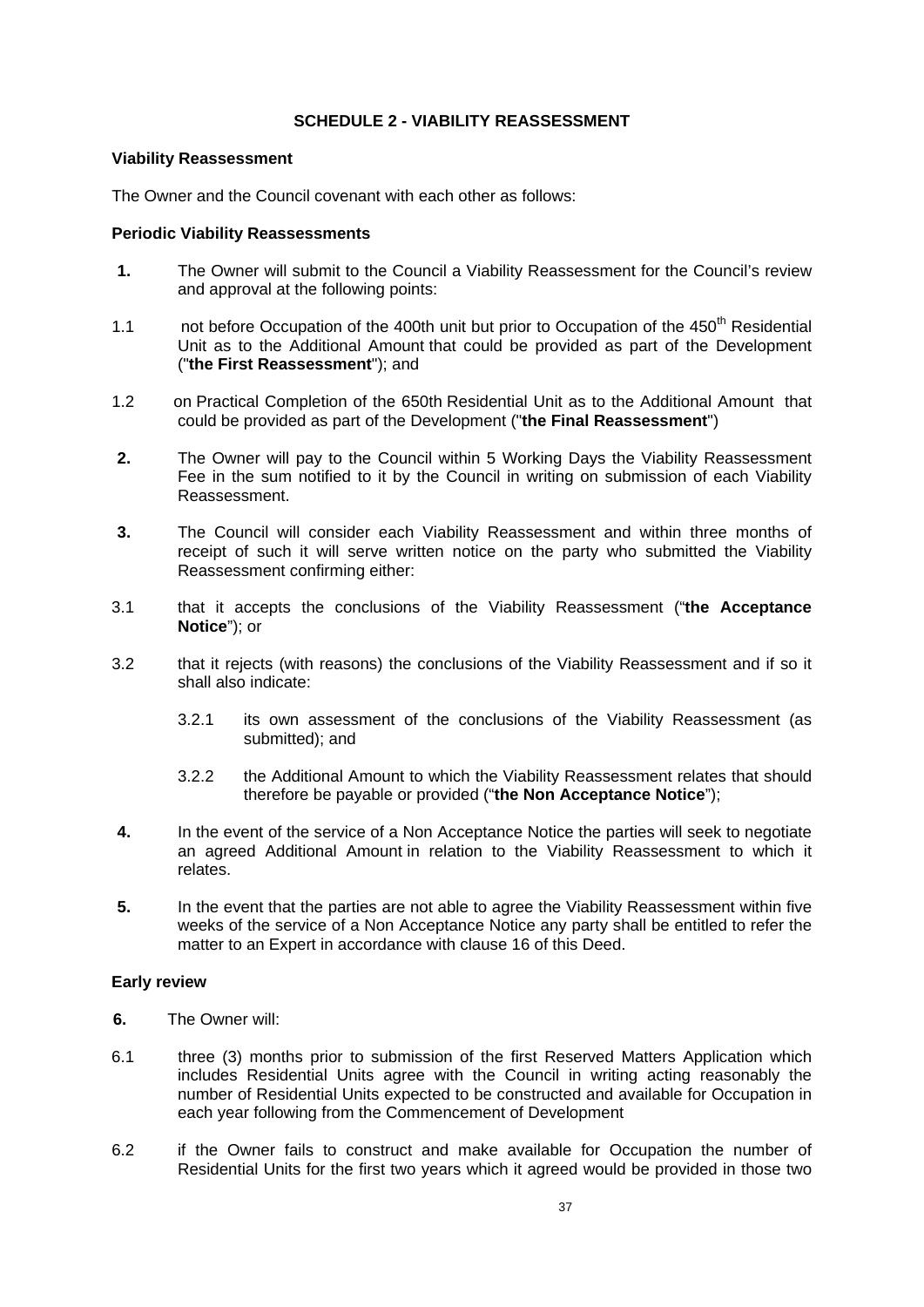## SCHEDULE 2 - VIABILITY REASSESSMENT

**Viability Reassessment**

The Owner and the Council covenant with each other as follows:

**Periodic Viability Reassessments**

**1.** The Owner will submit to the Council a Viability Reassessment for the Council's review and approval at the following points:

1.1 not before Occupation of the 400th unit but prior to Occupation of the 450th Residential Unit as to the Additional Amount that could be provided as part of the Development ("**the First Reassessment**"); and

1.2 on Practical Completion of the 650th Residential Unit as to the Additional Amount that could be provided as part of the Development ("**the Final Reassessment**")

**2.** The Owner will pay to the Council within 5 Working Days the Viability Reassessment Fee in the sum notified to it by the Council in writing on submission of each Viability Reassessment.

**3.** The Council will consider each Viability Reassessment and within three months of receipt of such it will serve written notice on the party who submitted the Viability Reassessment confirming either:

3.1 that it accepts the conclusions of the Viability Reassessment ("**the Acceptance Notice**"); or

3.2 that it rejects (with reasons) the conclusions of the Viability Reassessment and if so it shall also indicate:

3.2.1 its own assessment of the conclusions of the Viability Reassessment (as submitted); and

3.2.2 the Additional Amount to which the Viability Reassessment relates that should therefore be payable or provided ("**the Non Acceptance Notice**");

**4.** In the event of the service of a Non Acceptance Notice the parties will seek to negotiate an agreed Additional Amount in relation to the Viability Reassessment to which it relates.

**5.** In the event that the parties are not able to agree the Viability Reassessment within five weeks of the service of a Non Acceptance Notice any party shall be entitled to refer the matter to an Expert in accordance with clause 16 of this Deed.

**Early review**

**6.** The Owner will:

6.1 three (3) months prior to submission of the first Reserved Matters Application which includes Residential Units agree with the Council in writing acting reasonably the number of Residential Units expected to be constructed and available for Occupation in each year following from the Commencement of Development

6.2 if the Owner fails to construct and make available for Occupation the number of Residential Units for the first two years which it agreed would be provided in those two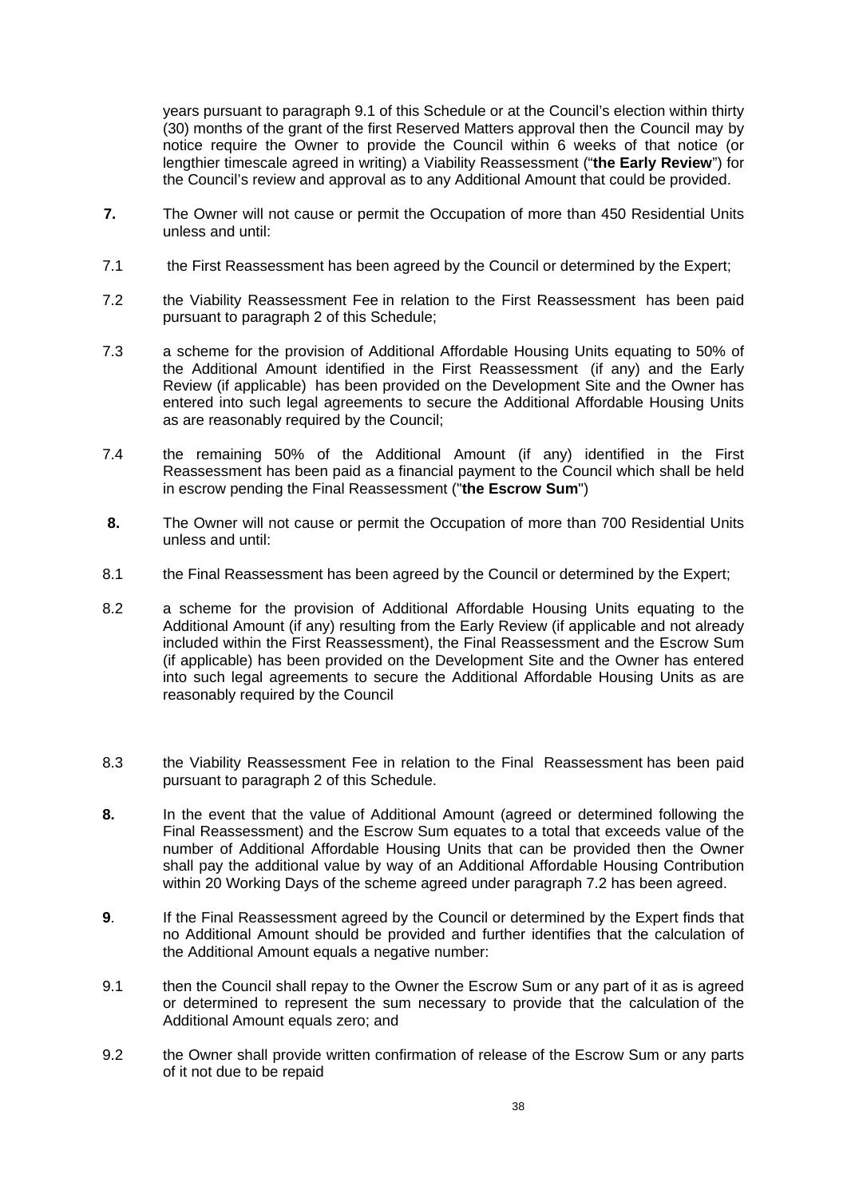years pursuant to paragraph 9.1 of this Schedule or at the Council's election within thirty (30) months of the grant of the first Reserved Matters approval then the Council may by notice require the Owner to provide the Council within 6 weeks of that notice (or lengthier timescale agreed in writing) a Viability Reassessment ("**the Early Review**") for the Council's review and approval as to any Additional Amount that could be provided.

**7.** The Owner will not cause or permit the Occupation of more than 450 Residential Units unless and until:

7.1 the First Reassessment has been agreed by the Council or determined by the Expert;

7.2 the Viability Reassessment Fee in relation to the First Reassessment has been paid pursuant to paragraph 2 of this Schedule;

7.3 a scheme for the provision of Additional Affordable Housing Units equating to 50% of the Additional Amount identified in the First Reassessment (if any) and the Early Review (if applicable) has been provided on the Development Site and the Owner has entered into such legal agreements to secure the Additional Affordable Housing Units as are reasonably required by the Council;

7.4 the remaining 50% of the Additional Amount (if any) identified in the First Reassessment has been paid as a financial payment to the Council which shall be held in escrow pending the Final Reassessment ("**the Escrow Sum**")

**8.** The Owner will not cause or permit the Occupation of more than 700 Residential Units unless and until:

8.1 the Final Reassessment has been agreed by the Council or determined by the Expert;

8.2 a scheme for the provision of Additional Affordable Housing Units equating to the Additional Amount (if any) resulting from the Early Review (if applicable and not already included within the First Reassessment), the Final Reassessment and the Escrow Sum (if applicable) has been provided on the Development Site and the Owner has entered into such legal agreements to secure the Additional Affordable Housing Units as are reasonably required by the Council

8.3 the Viability Reassessment Fee in relation to the Final Reassessment has been paid pursuant to paragraph 2 of this Schedule.

**8.** In the event that the value of Additional Amount (agreed or determined following the Final Reassessment) and the Escrow Sum equates to a total that exceeds value of the number of Additional Affordable Housing Units that can be provided then the Owner shall pay the additional value by way of an Additional Affordable Housing Contribution within 20 Working Days of the scheme agreed under paragraph 7.2 has been agreed.

**9**. If the Final Reassessment agreed by the Council or determined by the Expert finds that no Additional Amount should be provided and further identifies that the calculation of the Additional Amount equals a negative number:

9.1 then the Council shall repay to the Owner the Escrow Sum or any part of it as is agreed or determined to represent the sum necessary to provide that the calculation of the Additional Amount equals zero; and

9.2 the Owner shall provide written confirmation of release of the Escrow Sum or any parts of it not due to be repaid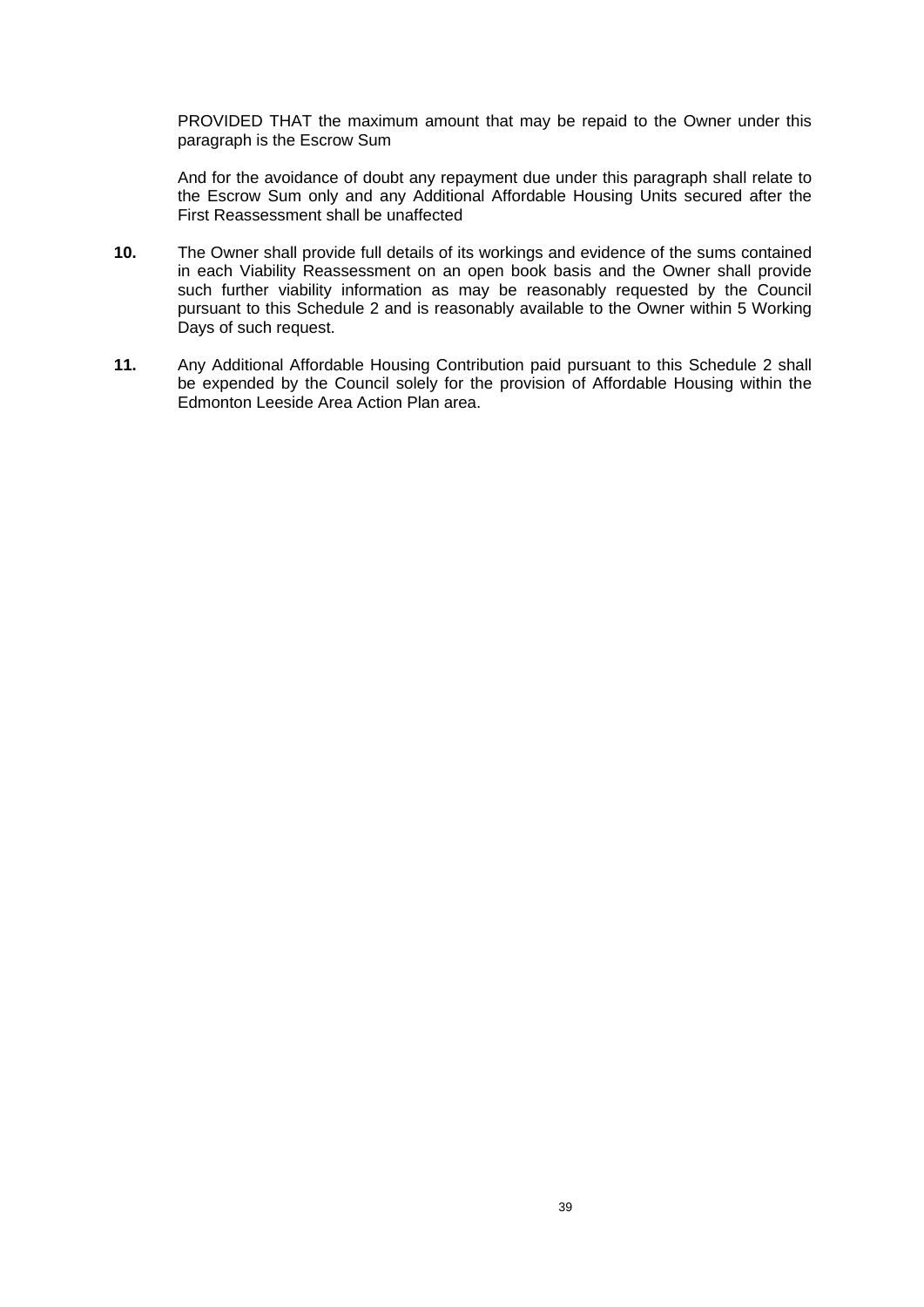PROVIDED THAT the maximum amount that may be repaid to the Owner under this paragraph is the Escrow Sum

And for the avoidance of doubt any repayment due under this paragraph shall relate to the Escrow Sum only and any Additional Affordable Housing Units secured after the First Reassessment shall be unaffected

**10.** The Owner shall provide full details of its workings and evidence of the sums contained in each Viability Reassessment on an open book basis and the Owner shall provide such further viability information as may be reasonably requested by the Council pursuant to this Schedule 2 and is reasonably available to the Owner within 5 Working Days of such request.

**11.** Any Additional Affordable Housing Contribution paid pursuant to this Schedule 2 shall be expended by the Council solely for the provision of Affordable Housing within the Edmonton Leeside Area Action Plan area.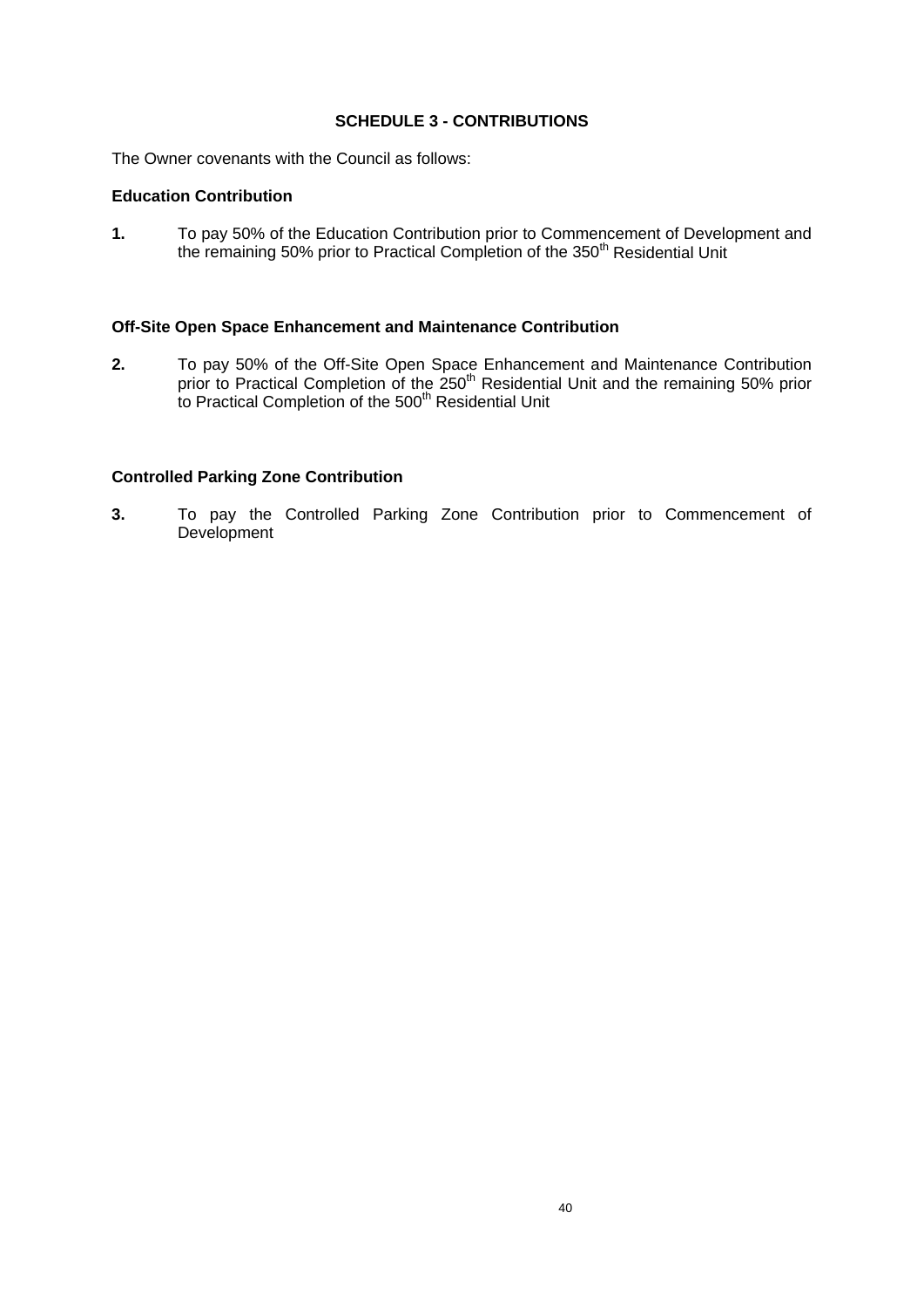## SCHEDULE 3 - CONTRIBUTIONS

The Owner covenants with the Council as follows:

**Education Contribution**

**1.** To pay 50% of the Education Contribution prior to Commencement of Development and the remaining 50% prior to Practical Completion of the 350th Residential Unit

**Off-Site Open Space Enhancement and Maintenance Contribution**

**2.** To pay 50% of the Off-Site Open Space Enhancement and Maintenance Contribution prior to Practical Completion of the 250th Residential Unit and the remaining 50% prior to Practical Completion of the 500th Residential Unit

**Controlled Parking Zone Contribution**

**3.** To pay the Controlled Parking Zone Contribution prior to Commencement of Development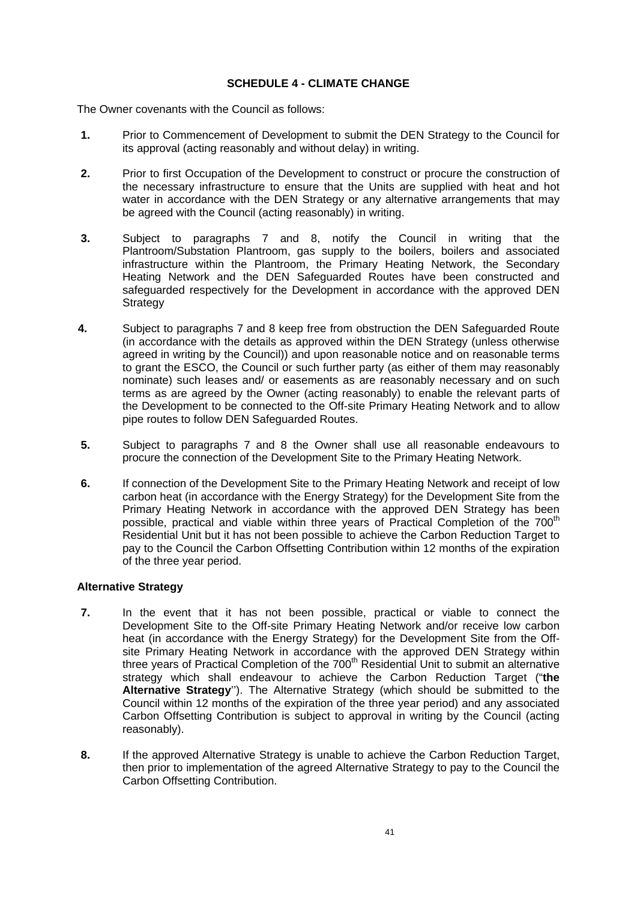## SCHEDULE 4 - CLIMATE CHANGE

The Owner covenants with the Council as follows:

**1.** Prior to Commencement of Development to submit the DEN Strategy to the Council for its approval (acting reasonably and without delay) in writing.

**2.** Prior to first Occupation of the Development to construct or procure the construction of the necessary infrastructure to ensure that the Units are supplied with heat and hot water in accordance with the DEN Strategy or any alternative arrangements that may be agreed with the Council (acting reasonably) in writing.

**3.** Subject to paragraphs 7 and 8, notify the Council in writing that the Plantroom/Substation Plantroom, gas supply to the boilers, boilers and associated infrastructure within the Plantroom, the Primary Heating Network, the Secondary Heating Network and the DEN Safeguarded Routes have been constructed and safeguarded respectively for the Development in accordance with the approved DEN Strategy

**4.** Subject to paragraphs 7 and 8 keep free from obstruction the DEN Safeguarded Route (in accordance with the details as approved within the DEN Strategy (unless otherwise agreed in writing by the Council)) and upon reasonable notice and on reasonable terms to grant the ESCO, the Council or such further party (as either of them may reasonably nominate) such leases and/ or easements as are reasonably necessary and on such terms as are agreed by the Owner (acting reasonably) to enable the relevant parts of the Development to be connected to the Off-site Primary Heating Network and to allow pipe routes to follow DEN Safeguarded Routes.

**5.** Subject to paragraphs 7 and 8 the Owner shall use all reasonable endeavours to procure the connection of the Development Site to the Primary Heating Network.

**6.** If connection of the Development Site to the Primary Heating Network and receipt of low carbon heat (in accordance with the Energy Strategy) for the Development Site from the Primary Heating Network in accordance with the approved DEN Strategy has been possible, practical and viable within three years of Practical Completion of the 700th Residential Unit but it has not been possible to achieve the Carbon Reduction Target to pay to the Council the Carbon Offsetting Contribution within 12 months of the expiration of the three year period.

### Alternative Strategy

**7.** In the event that it has not been possible, practical or viable to connect the Development Site to the Off-site Primary Heating Network and/or receive low carbon heat (in accordance with the Energy Strategy) for the Development Site from the Off-site Primary Heating Network in accordance with the approved DEN Strategy within three years of Practical Completion of the 700th Residential Unit to submit an alternative strategy which shall endeavour to achieve the Carbon Reduction Target ("**the Alternative Strategy**"). The Alternative Strategy (which should be submitted to the Council within 12 months of the expiration of the three year period) and any associated Carbon Offsetting Contribution is subject to approval in writing by the Council (acting reasonably).

**8.** If the approved Alternative Strategy is unable to achieve the Carbon Reduction Target, then prior to implementation of the agreed Alternative Strategy to pay to the Council the Carbon Offsetting Contribution.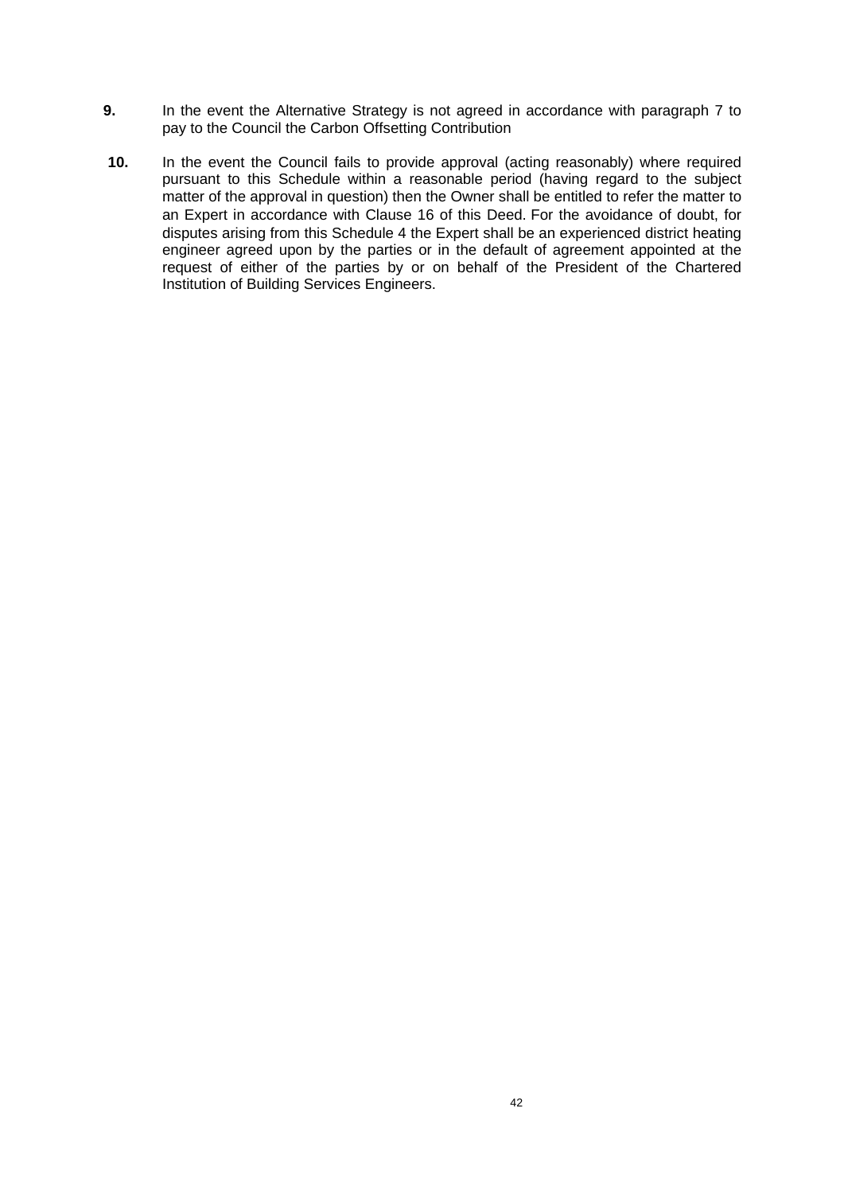**9.** In the event the Alternative Strategy is not agreed in accordance with paragraph 7 to pay to the Council the Carbon Offsetting Contribution

**10.** In the event the Council fails to provide approval (acting reasonably) where required pursuant to this Schedule within a reasonable period (having regard to the subject matter of the approval in question) then the Owner shall be entitled to refer the matter to an Expert in accordance with Clause 16 of this Deed. For the avoidance of doubt, for disputes arising from this Schedule 4 the Expert shall be an experienced district heating engineer agreed upon by the parties or in the default of agreement appointed at the request of either of the parties by or on behalf of the President of the Chartered Institution of Building Services Engineers.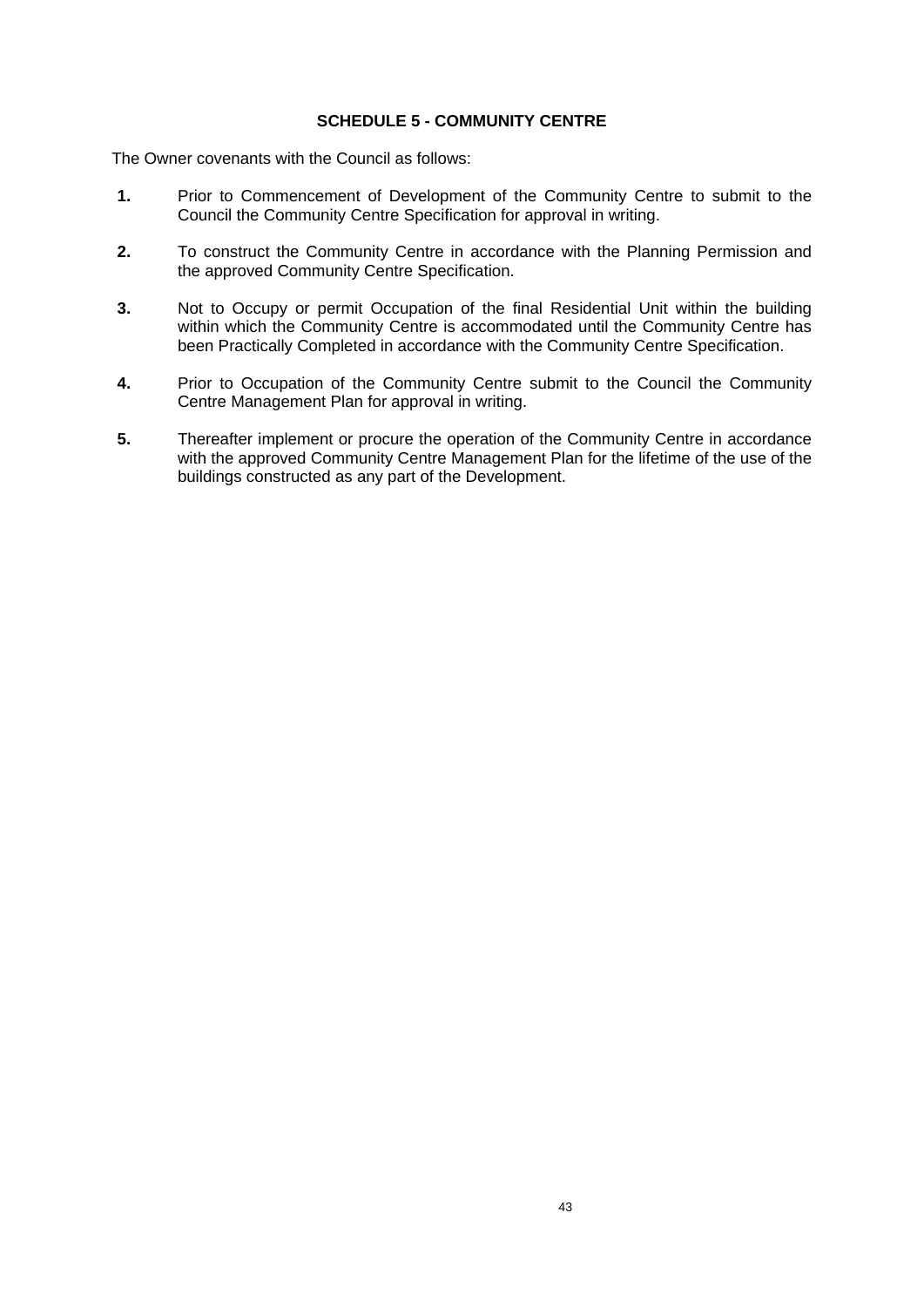## SCHEDULE 5 - COMMUNITY CENTRE

The Owner covenants with the Council as follows:

**1.** Prior to Commencement of Development of the Community Centre to submit to the Council the Community Centre Specification for approval in writing.

**2.** To construct the Community Centre in accordance with the Planning Permission and the approved Community Centre Specification.

**3.** Not to Occupy or permit Occupation of the final Residential Unit within the building within which the Community Centre is accommodated until the Community Centre has been Practically Completed in accordance with the Community Centre Specification.

**4.** Prior to Occupation of the Community Centre submit to the Council the Community Centre Management Plan for approval in writing.

**5.** Thereafter implement or procure the operation of the Community Centre in accordance with the approved Community Centre Management Plan for the lifetime of the use of the buildings constructed as any part of the Development.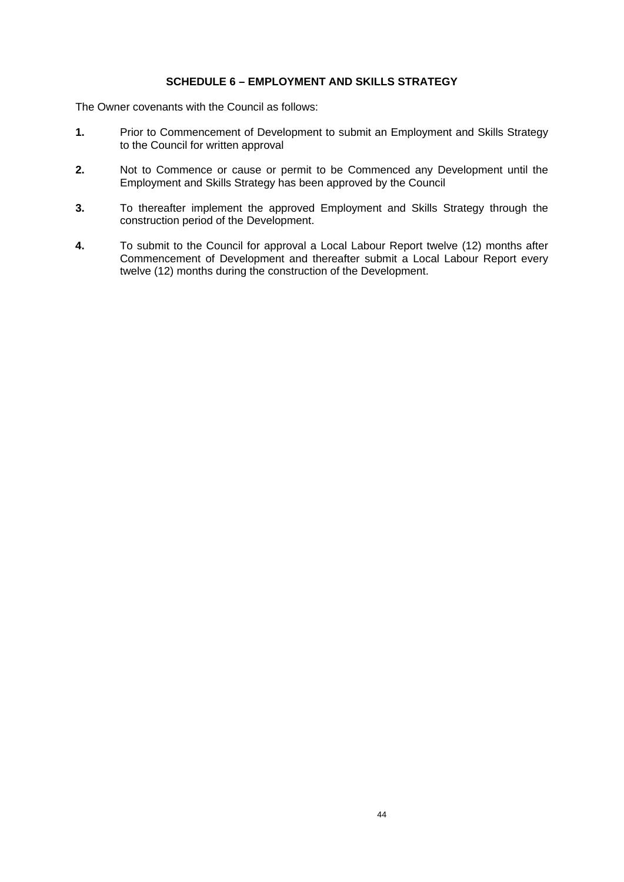## SCHEDULE 6 – EMPLOYMENT AND SKILLS STRATEGY

The Owner covenants with the Council as follows:

**1.** Prior to Commencement of Development to submit an Employment and Skills Strategy to the Council for written approval

**2.** Not to Commence or cause or permit to be Commenced any Development until the Employment and Skills Strategy has been approved by the Council

**3.** To thereafter implement the approved Employment and Skills Strategy through the construction period of the Development.

**4.** To submit to the Council for approval a Local Labour Report twelve (12) months after Commencement of Development and thereafter submit a Local Labour Report every twelve (12) months during the construction of the Development.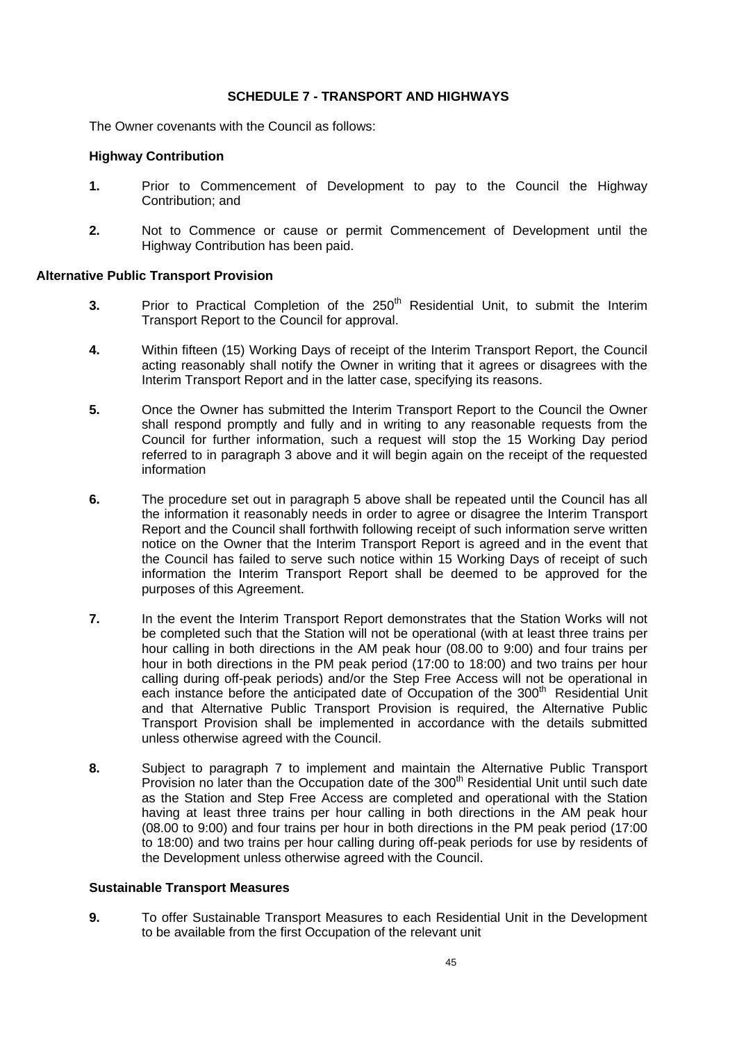## SCHEDULE 7 - TRANSPORT AND HIGHWAYS

The Owner covenants with the Council as follows:

### Highway Contribution

**1.** Prior to Commencement of Development to pay to the Council the Highway Contribution; and

**2.** Not to Commence or cause or permit Commencement of Development until the Highway Contribution has been paid.

### Alternative Public Transport Provision

**3.** Prior to Practical Completion of the 250th Residential Unit, to submit the Interim Transport Report to the Council for approval.

**4.** Within fifteen (15) Working Days of receipt of the Interim Transport Report, the Council acting reasonably shall notify the Owner in writing that it agrees or disagrees with the Interim Transport Report and in the latter case, specifying its reasons.

**5.** Once the Owner has submitted the Interim Transport Report to the Council the Owner shall respond promptly and fully and in writing to any reasonable requests from the Council for further information, such a request will stop the 15 Working Day period referred to in paragraph 3 above and it will begin again on the receipt of the requested information

**6.** The procedure set out in paragraph 5 above shall be repeated until the Council has all the information it reasonably needs in order to agree or disagree the Interim Transport Report and the Council shall forthwith following receipt of such information serve written notice on the Owner that the Interim Transport Report is agreed and in the event that the Council has failed to serve such notice within 15 Working Days of receipt of such information the Interim Transport Report shall be deemed to be approved for the purposes of this Agreement.

**7.** In the event the Interim Transport Report demonstrates that the Station Works will not be completed such that the Station will not be operational (with at least three trains per hour calling in both directions in the AM peak hour (08.00 to 9:00) and four trains per hour in both directions in the PM peak period (17:00 to 18:00) and two trains per hour calling during off-peak periods) and/or the Step Free Access will not be operational in each instance before the anticipated date of Occupation of the 300th Residential Unit and that Alternative Public Transport Provision is required, the Alternative Public Transport Provision shall be implemented in accordance with the details submitted unless otherwise agreed with the Council.

**8.** Subject to paragraph 7 to implement and maintain the Alternative Public Transport Provision no later than the Occupation date of the 300th Residential Unit until such date as the Station and Step Free Access are completed and operational with the Station having at least three trains per hour calling in both directions in the AM peak hour (08.00 to 9:00) and four trains per hour in both directions in the PM peak period (17:00 to 18:00) and two trains per hour calling during off-peak periods for use by residents of the Development unless otherwise agreed with the Council.

### Sustainable Transport Measures

**9.** To offer Sustainable Transport Measures to each Residential Unit in the Development to be available from the first Occupation of the relevant unit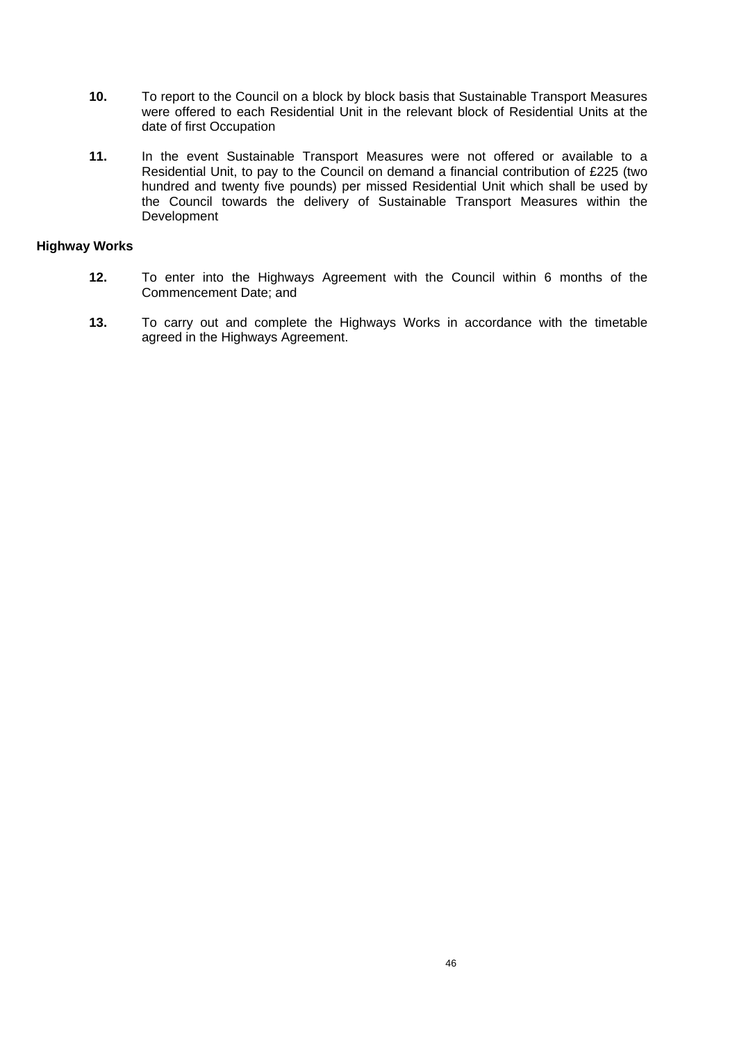**10.** To report to the Council on a block by block basis that Sustainable Transport Measures were offered to each Residential Unit in the relevant block of Residential Units at the date of first Occupation

**11.** In the event Sustainable Transport Measures were not offered or available to a Residential Unit, to pay to the Council on demand a financial contribution of £225 (two hundred and twenty five pounds) per missed Residential Unit which shall be used by the Council towards the delivery of Sustainable Transport Measures within the Development

**Highway Works**

**12.** To enter into the Highways Agreement with the Council within 6 months of the Commencement Date; and

**13.** To carry out and complete the Highways Works in accordance with the timetable agreed in the Highways Agreement.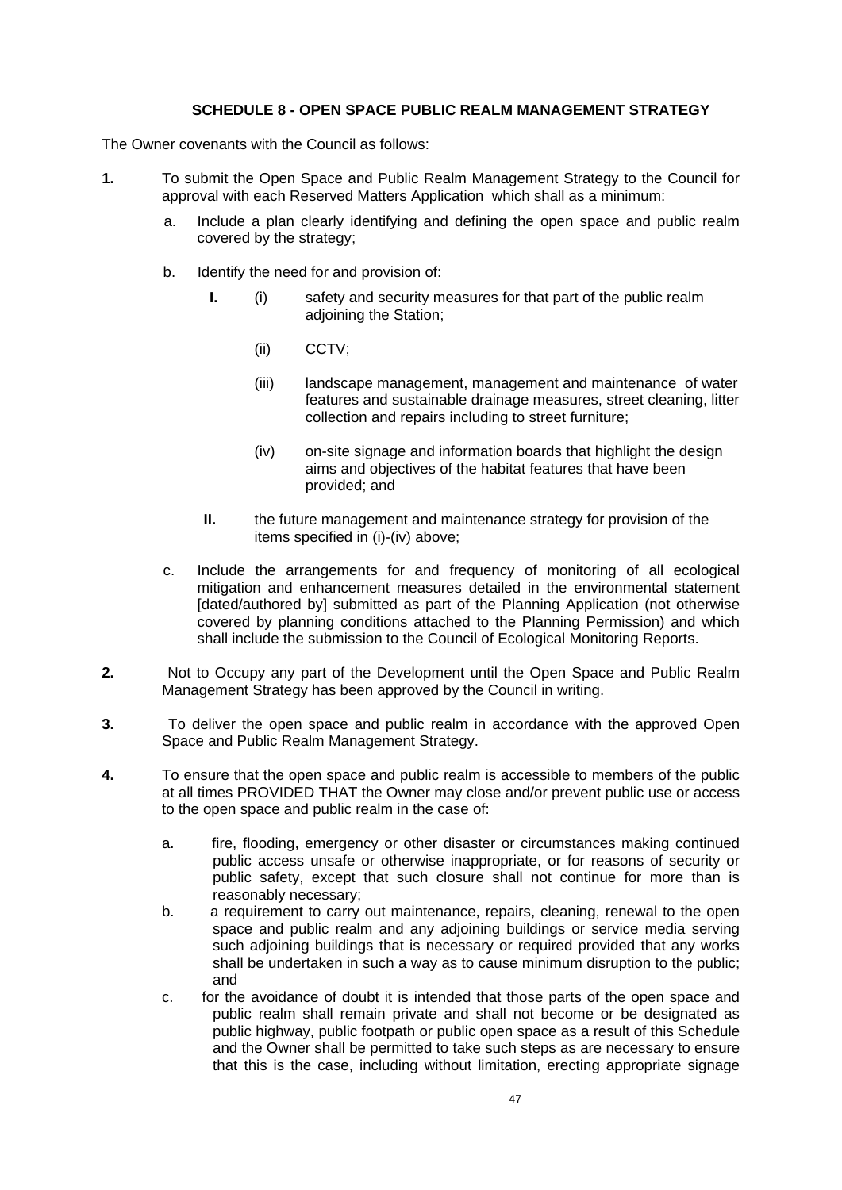## SCHEDULE 8 - OPEN SPACE PUBLIC REALM MANAGEMENT STRATEGY

The Owner covenants with the Council as follows:

**1.** To submit the Open Space and Public Realm Management Strategy to the Council for approval with each Reserved Matters Application which shall as a minimum:

a. Include a plan clearly identifying and defining the open space and public realm covered by the strategy;

b. Identify the need for and provision of:

**I.** (i) safety and security measures for that part of the public realm adjoining the Station;

(ii) CCTV;

(iii) landscape management, management and maintenance of water features and sustainable drainage measures, street cleaning, litter collection and repairs including to street furniture;

(iv) on-site signage and information boards that highlight the design aims and objectives of the habitat features that have been provided; and

**II.** the future management and maintenance strategy for provision of the items specified in (i)-(iv) above;

c. Include the arrangements for and frequency of monitoring of all ecological mitigation and enhancement measures detailed in the environmental statement [dated/authored by] submitted as part of the Planning Application (not otherwise covered by planning conditions attached to the Planning Permission) and which shall include the submission to the Council of Ecological Monitoring Reports.

**2.** Not to Occupy any part of the Development until the Open Space and Public Realm Management Strategy has been approved by the Council in writing.

**3.** To deliver the open space and public realm in accordance with the approved Open Space and Public Realm Management Strategy.

**4.** To ensure that the open space and public realm is accessible to members of the public at all times PROVIDED THAT the Owner may close and/or prevent public use or access to the open space and public realm in the case of:

a. fire, flooding, emergency or other disaster or circumstances making continued public access unsafe or otherwise inappropriate, or for reasons of security or public safety, except that such closure shall not continue for more than is reasonably necessary;

b. a requirement to carry out maintenance, repairs, cleaning, renewal to the open space and public realm and any adjoining buildings or service media serving such adjoining buildings that is necessary or required provided that any works shall be undertaken in such a way as to cause minimum disruption to the public; and

c. for the avoidance of doubt it is intended that those parts of the open space and public realm shall remain private and shall not become or be designated as public highway, public footpath or public open space as a result of this Schedule and the Owner shall be permitted to take such steps as are necessary to ensure that this is the case, including without limitation, erecting appropriate signage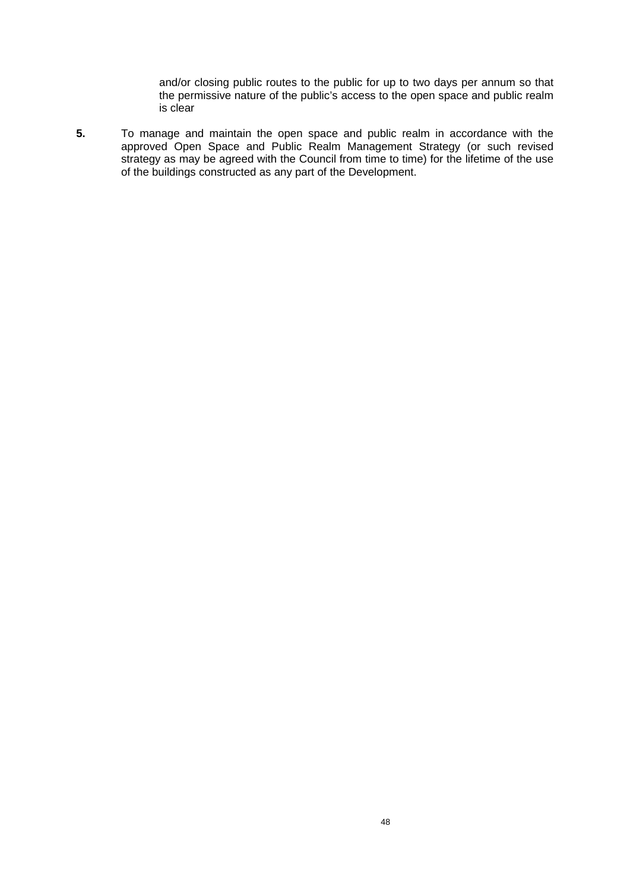and/or closing public routes to the public for up to two days per annum so that the permissive nature of the public's access to the open space and public realm is clear

**5.** To manage and maintain the open space and public realm in accordance with the approved Open Space and Public Realm Management Strategy (or such revised strategy as may be agreed with the Council from time to time) for the lifetime of the use of the buildings constructed as any part of the Development.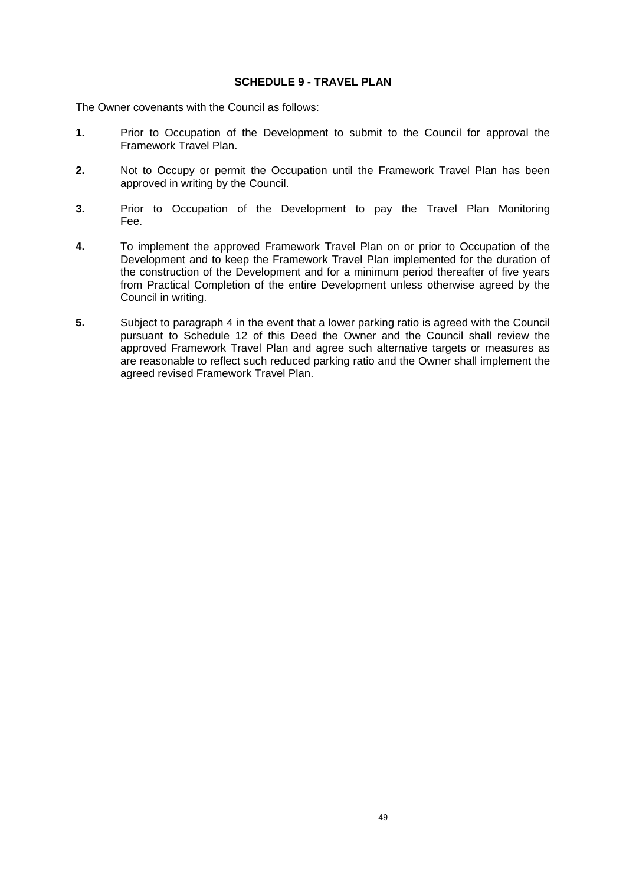## SCHEDULE 9 - TRAVEL PLAN

The Owner covenants with the Council as follows:

**1.** Prior to Occupation of the Development to submit to the Council for approval the Framework Travel Plan.

**2.** Not to Occupy or permit the Occupation until the Framework Travel Plan has been approved in writing by the Council.

**3.** Prior to Occupation of the Development to pay the Travel Plan Monitoring Fee.

**4.** To implement the approved Framework Travel Plan on or prior to Occupation of the Development and to keep the Framework Travel Plan implemented for the duration of the construction of the Development and for a minimum period thereafter of five years from Practical Completion of the entire Development unless otherwise agreed by the Council in writing.

**5.** Subject to paragraph 4 in the event that a lower parking ratio is agreed with the Council pursuant to Schedule 12 of this Deed the Owner and the Council shall review the approved Framework Travel Plan and agree such alternative targets or measures as are reasonable to reflect such reduced parking ratio and the Owner shall implement the agreed revised Framework Travel Plan.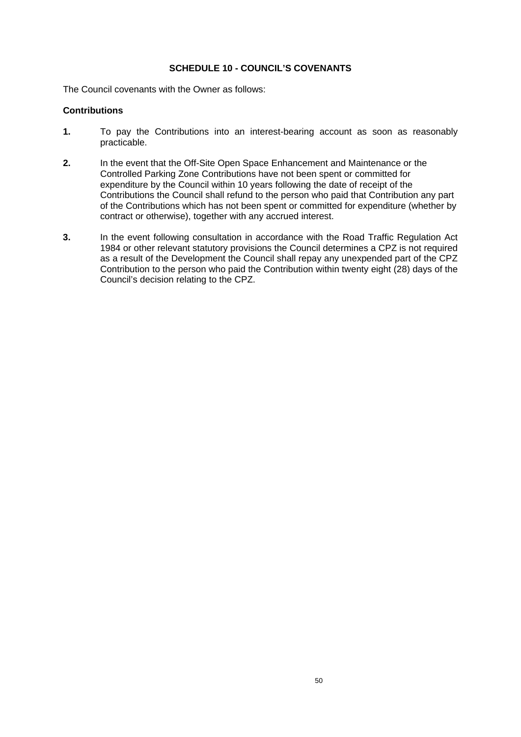## SCHEDULE 10 - COUNCIL'S COVENANTS

The Council covenants with the Owner as follows:

**Contributions**

**1.** To pay the Contributions into an interest-bearing account as soon as reasonably practicable.

**2.** In the event that the Off-Site Open Space Enhancement and Maintenance or the Controlled Parking Zone Contributions have not been spent or committed for expenditure by the Council within 10 years following the date of receipt of the Contributions the Council shall refund to the person who paid that Contribution any part of the Contributions which has not been spent or committed for expenditure (whether by contract or otherwise), together with any accrued interest.

**3.** In the event following consultation in accordance with the Road Traffic Regulation Act 1984 or other relevant statutory provisions the Council determines a CPZ is not required as a result of the Development the Council shall repay any unexpended part of the CPZ Contribution to the person who paid the Contribution within twenty eight (28) days of the Council's decision relating to the CPZ.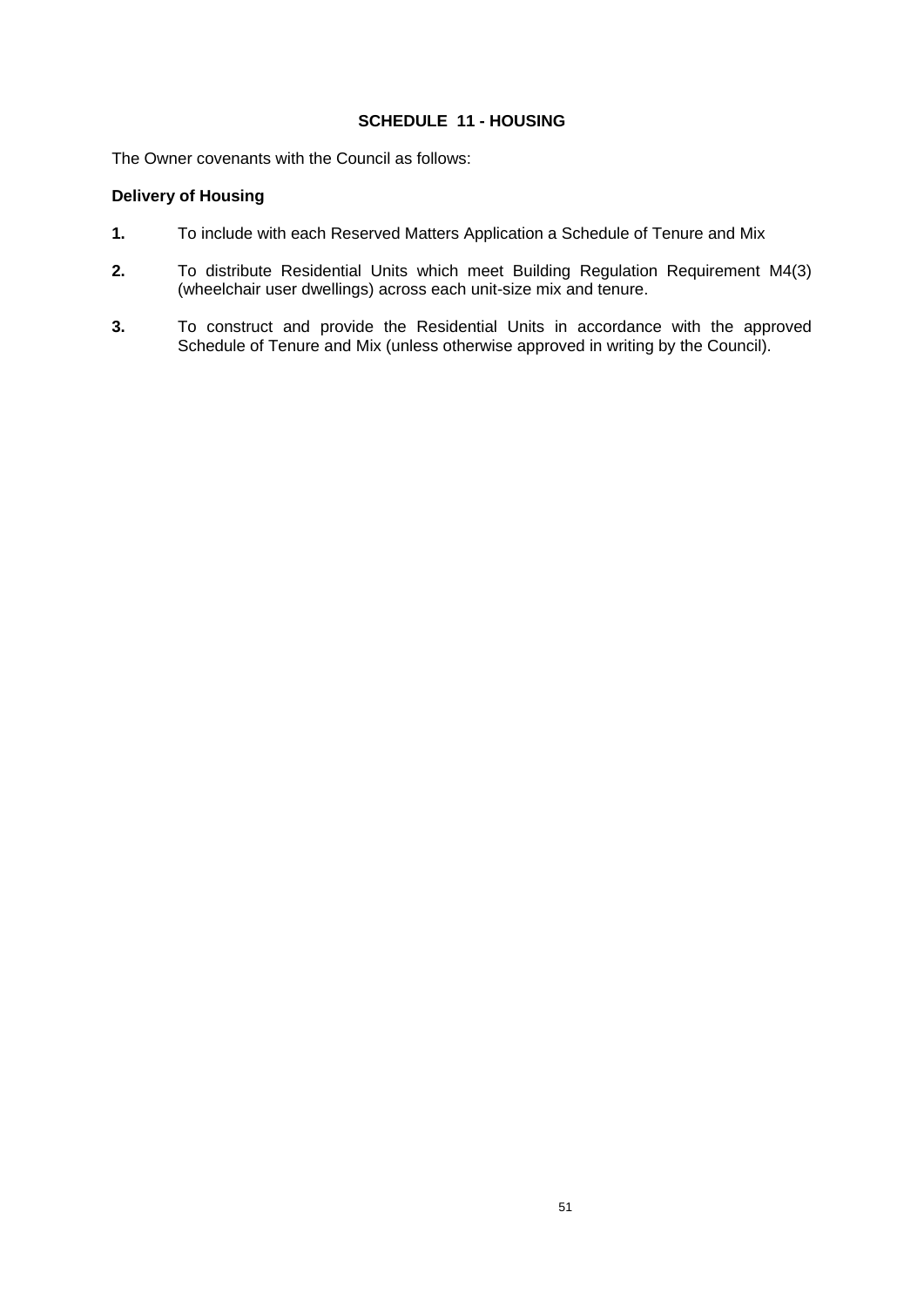## SCHEDULE 11 - HOUSING

The Owner covenants with the Council as follows:

**Delivery of Housing**

**1.** To include with each Reserved Matters Application a Schedule of Tenure and Mix

**2.** To distribute Residential Units which meet Building Regulation Requirement M4(3) (wheelchair user dwellings) across each unit-size mix and tenure.

**3.** To construct and provide the Residential Units in accordance with the approved Schedule of Tenure and Mix (unless otherwise approved in writing by the Council).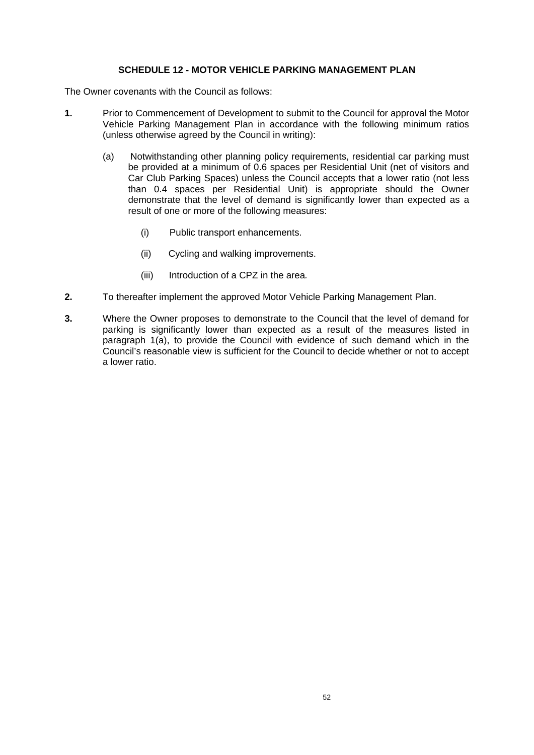## SCHEDULE 12 - MOTOR VEHICLE PARKING MANAGEMENT PLAN

The Owner covenants with the Council as follows:

**1.** Prior to Commencement of Development to submit to the Council for approval the Motor Vehicle Parking Management Plan in accordance with the following minimum ratios (unless otherwise agreed by the Council in writing):

(a) Notwithstanding other planning policy requirements, residential car parking must be provided at a minimum of 0.6 spaces per Residential Unit (net of visitors and Car Club Parking Spaces) unless the Council accepts that a lower ratio (not less than 0.4 spaces per Residential Unit) is appropriate should the Owner demonstrate that the level of demand is significantly lower than expected as a result of one or more of the following measures:

(i) Public transport enhancements.

(ii) Cycling and walking improvements.

(iii) Introduction of a CPZ in the area*.*

**2.** To thereafter implement the approved Motor Vehicle Parking Management Plan.

**3.** Where the Owner proposes to demonstrate to the Council that the level of demand for parking is significantly lower than expected as a result of the measures listed in paragraph 1(a), to provide the Council with evidence of such demand which in the Council's reasonable view is sufficient for the Council to decide whether or not to accept a lower ratio.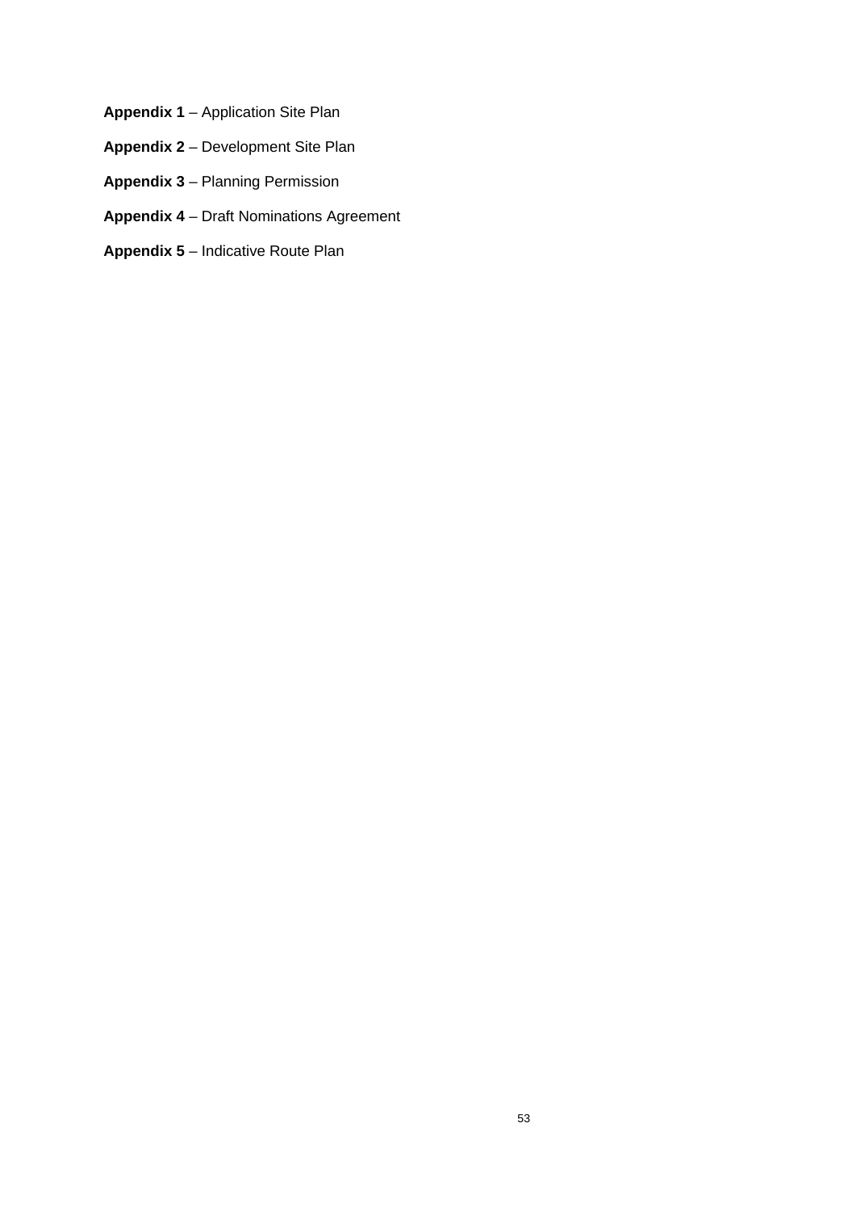**Appendix 1** – Application Site Plan

**Appendix 2** – Development Site Plan

**Appendix 3** – Planning Permission

**Appendix 4** – Draft Nominations Agreement

**Appendix 5** – Indicative Route Plan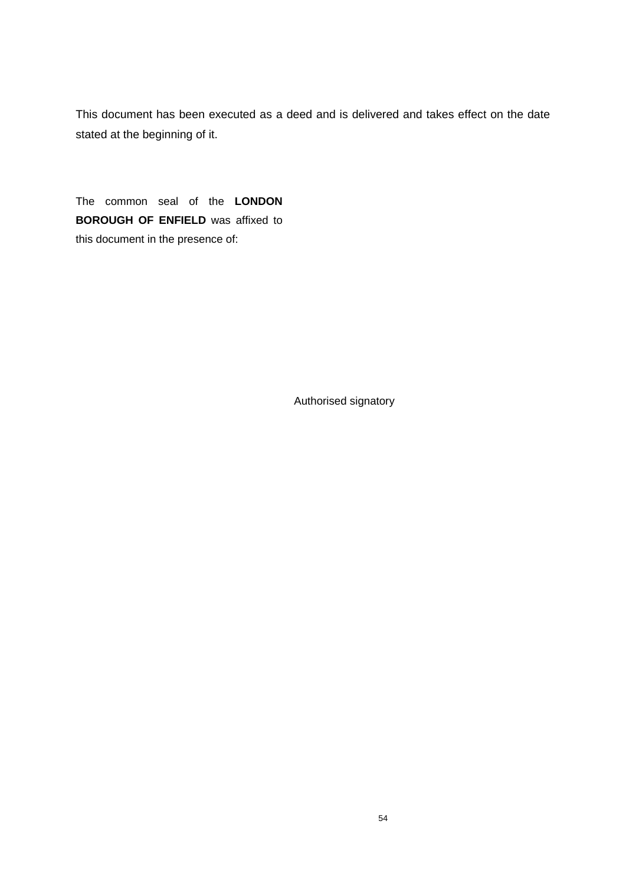This document has been executed as a deed and is delivered and takes effect on the date stated at the beginning of it.

The common seal of the **LONDON BOROUGH OF ENFIELD** was affixed to this document in the presence of:

Authorised signatory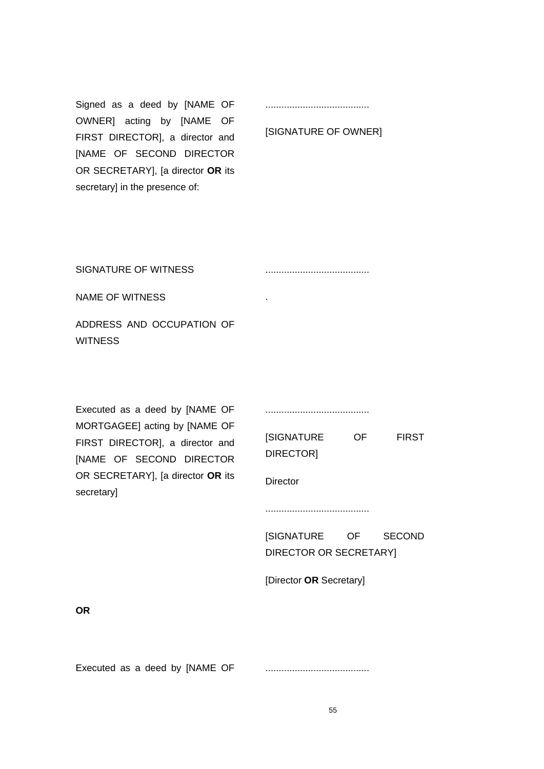| | |
|---|---|
| Signed as a deed by [NAME OF OWNER] acting by [NAME OF FIRST DIRECTOR], a director and [NAME OF SECOND DIRECTOR OR SECRETARY], [a director **OR** its secretary] in the presence of: | ....................................... <br><br> [SIGNATURE OF OWNER] |
| SIGNATURE OF WITNESS | ....................................... |
| NAME OF WITNESS | . |
| ADDRESS AND OCCUPATION OF WITNESS | |

| | |
|---|---|
| Executed as a deed by [NAME OF MORTGAGEE] acting by [NAME OF FIRST DIRECTOR], a director and [NAME OF SECOND DIRECTOR OR SECRETARY], [a director **OR** its secretary] | ....................................... <br><br> [SIGNATURE OF FIRST DIRECTOR] <br><br> Director <br><br> ....................................... <br><br> [SIGNATURE OF SECOND DIRECTOR OR SECRETARY] <br><br> [Director **OR** Secretary] |

**OR**

| | |
|---|---|
| Executed as a deed by [NAME OF | ....................................... |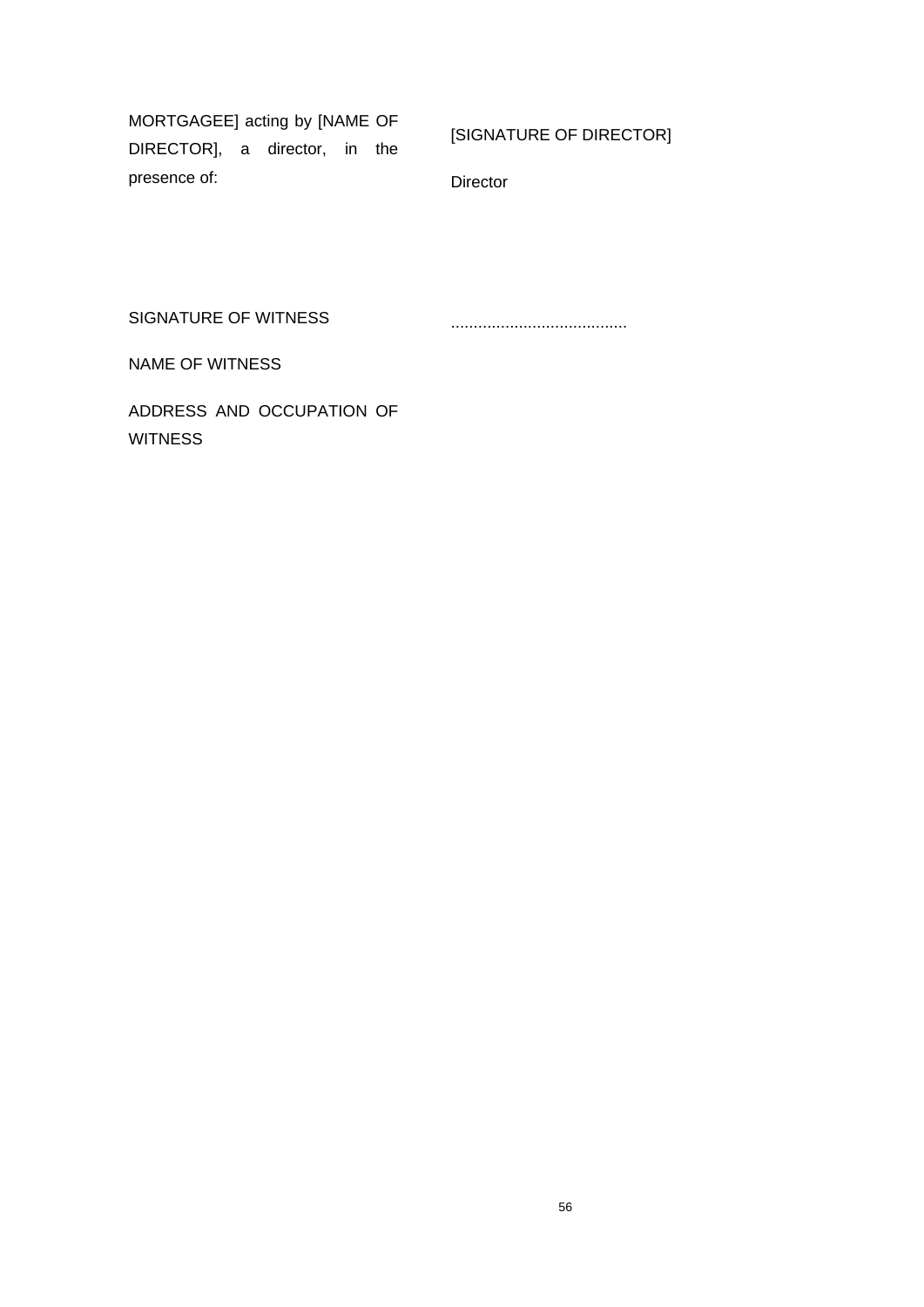| | |
|---|---|
| MORTGAGEE] acting by [NAME OF DIRECTOR], a director, in the presence of: | [SIGNATURE OF DIRECTOR]<br><br>Director |

SIGNATURE OF WITNESS .......................................

NAME OF WITNESS

ADDRESS AND OCCUPATION OF WITNESS